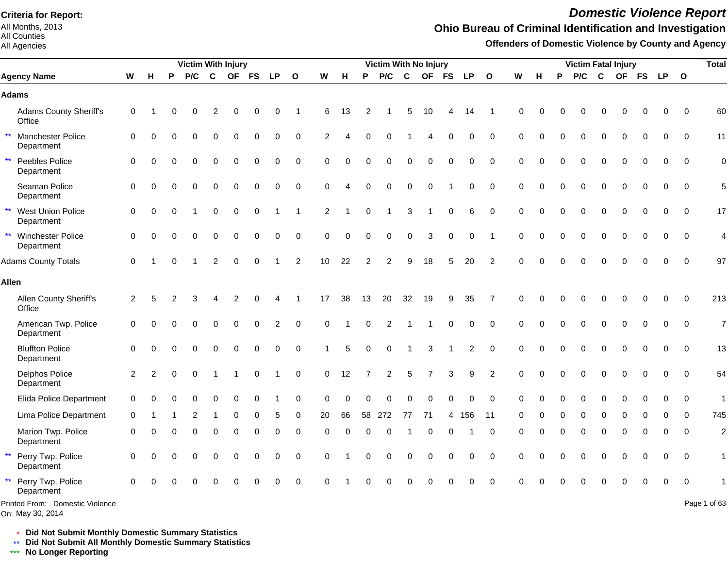**Criteria for Report:**
All Months, 2013
All Counties
All Agencies

# *Domestic Violence Report*

## Ohio Bureau of Criminal Identification and Investigation

### Offenders of Domestic Violence by County and Agency

| Agency Name | Victim With Injury | | | | | | | | | Victim With No Injury | | | | | | | | | Victim Fatal Injury | | | | | | | | | Total |
|---|---|---|---|---|---|---|---|---|---|---|---|---|---|---|---|---|---|---|---|---|---|---|---|---|---|---|---|---|
| | W | H | P | P/C | C | OF | FS | LP | O | W | H | P | P/C | C | OF | FS | LP | O | W | H | P | P/C | C | OF | FS | LP | O | |
| **Adams** | | | | | | | | | | | | | | | | | | | | | | | | | | | | |
| Adams County Sheriff's Office | 0 | 1 | 0 | 0 | 2 | 0 | 0 | 0 | 1 | 6 | 13 | 2 | 1 | 5 | 10 | 4 | 14 | 1 | 0 | 0 | 0 | 0 | 0 | 0 | 0 | 0 | 0 | 60 |
| ** Manchester Police Department | 0 | 0 | 0 | 0 | 0 | 0 | 0 | 0 | 0 | 2 | 4 | 0 | 0 | 1 | 4 | 0 | 0 | 0 | 0 | 0 | 0 | 0 | 0 | 0 | 0 | 0 | 0 | 11 |
| ** Peebles Police Department | 0 | 0 | 0 | 0 | 0 | 0 | 0 | 0 | 0 | 0 | 0 | 0 | 0 | 0 | 0 | 0 | 0 | 0 | 0 | 0 | 0 | 0 | 0 | 0 | 0 | 0 | 0 | 0 |
| Seaman Police Department | 0 | 0 | 0 | 0 | 0 | 0 | 0 | 0 | 0 | 0 | 4 | 0 | 0 | 0 | 0 | 1 | 0 | 0 | 0 | 0 | 0 | 0 | 0 | 0 | 0 | 0 | 0 | 5 |
| ** West Union Police Department | 0 | 0 | 0 | 1 | 0 | 0 | 0 | 1 | 1 | 2 | 1 | 0 | 1 | 3 | 1 | 0 | 6 | 0 | 0 | 0 | 0 | 0 | 0 | 0 | 0 | 0 | 0 | 17 |
| ** Winchester Police Department | 0 | 0 | 0 | 0 | 0 | 0 | 0 | 0 | 0 | 0 | 0 | 0 | 0 | 0 | 3 | 0 | 0 | 1 | 0 | 0 | 0 | 0 | 0 | 0 | 0 | 0 | 0 | 4 |
| Adams County Totals | 0 | 1 | 0 | 1 | 2 | 0 | 0 | 1 | 2 | 10 | 22 | 2 | 2 | 9 | 18 | 5 | 20 | 2 | 0 | 0 | 0 | 0 | 0 | 0 | 0 | 0 | 0 | 97 |
| **Allen** | | | | | | | | | | | | | | | | | | | | | | | | | | | | |
| Allen County Sheriff's Office | 2 | 5 | 2 | 3 | 4 | 2 | 0 | 4 | 1 | 17 | 38 | 13 | 20 | 32 | 19 | 9 | 35 | 7 | 0 | 0 | 0 | 0 | 0 | 0 | 0 | 0 | 0 | 213 |
| American Twp. Police Department | 0 | 0 | 0 | 0 | 0 | 0 | 0 | 2 | 0 | 0 | 1 | 0 | 2 | 1 | 1 | 0 | 0 | 0 | 0 | 0 | 0 | 0 | 0 | 0 | 0 | 0 | 0 | 7 |
| Bluffton Police Department | 0 | 0 | 0 | 0 | 0 | 0 | 0 | 0 | 0 | 1 | 5 | 0 | 0 | 1 | 3 | 1 | 2 | 0 | 0 | 0 | 0 | 0 | 0 | 0 | 0 | 0 | 0 | 13 |
| Delphos Police Department | 2 | 2 | 0 | 0 | 1 | 1 | 0 | 1 | 0 | 0 | 12 | 7 | 2 | 5 | 7 | 3 | 9 | 2 | 0 | 0 | 0 | 0 | 0 | 0 | 0 | 0 | 0 | 54 |
| Elida Police Department | 0 | 0 | 0 | 0 | 0 | 0 | 0 | 1 | 0 | 0 | 0 | 0 | 0 | 0 | 0 | 0 | 0 | 0 | 0 | 0 | 0 | 0 | 0 | 0 | 0 | 0 | 0 | 1 |
| Lima Police Department | 0 | 1 | 1 | 2 | 1 | 0 | 0 | 5 | 0 | 20 | 66 | 58 | 272 | 77 | 71 | 4 | 156 | 11 | 0 | 0 | 0 | 0 | 0 | 0 | 0 | 0 | 0 | 745 |
| Marion Twp. Police Department | 0 | 0 | 0 | 0 | 0 | 0 | 0 | 0 | 0 | 0 | 0 | 0 | 0 | 1 | 0 | 0 | 1 | 0 | 0 | 0 | 0 | 0 | 0 | 0 | 0 | 0 | 0 | 2 |
| ** Perry Twp. Police Department | 0 | 0 | 0 | 0 | 0 | 0 | 0 | 0 | 0 | 0 | 1 | 0 | 0 | 0 | 0 | 0 | 0 | 0 | 0 | 0 | 0 | 0 | 0 | 0 | 0 | 0 | 0 | 1 |
| ** Perry Twp. Police Department | 0 | 0 | 0 | 0 | 0 | 0 | 0 | 0 | 0 | 0 | 1 | 0 | 0 | 0 | 0 | 0 | 0 | 0 | 0 | 0 | 0 | 0 | 0 | 0 | 0 | 0 | 0 | 1 |

Printed From: Domestic Violence
On: May 30, 2014

\* **Did Not Submit Monthly Domestic Summary Statistics**
\*\* **Did Not Submit All Monthly Domestic Summary Statistics**
\*\*\* **No Longer Reporting**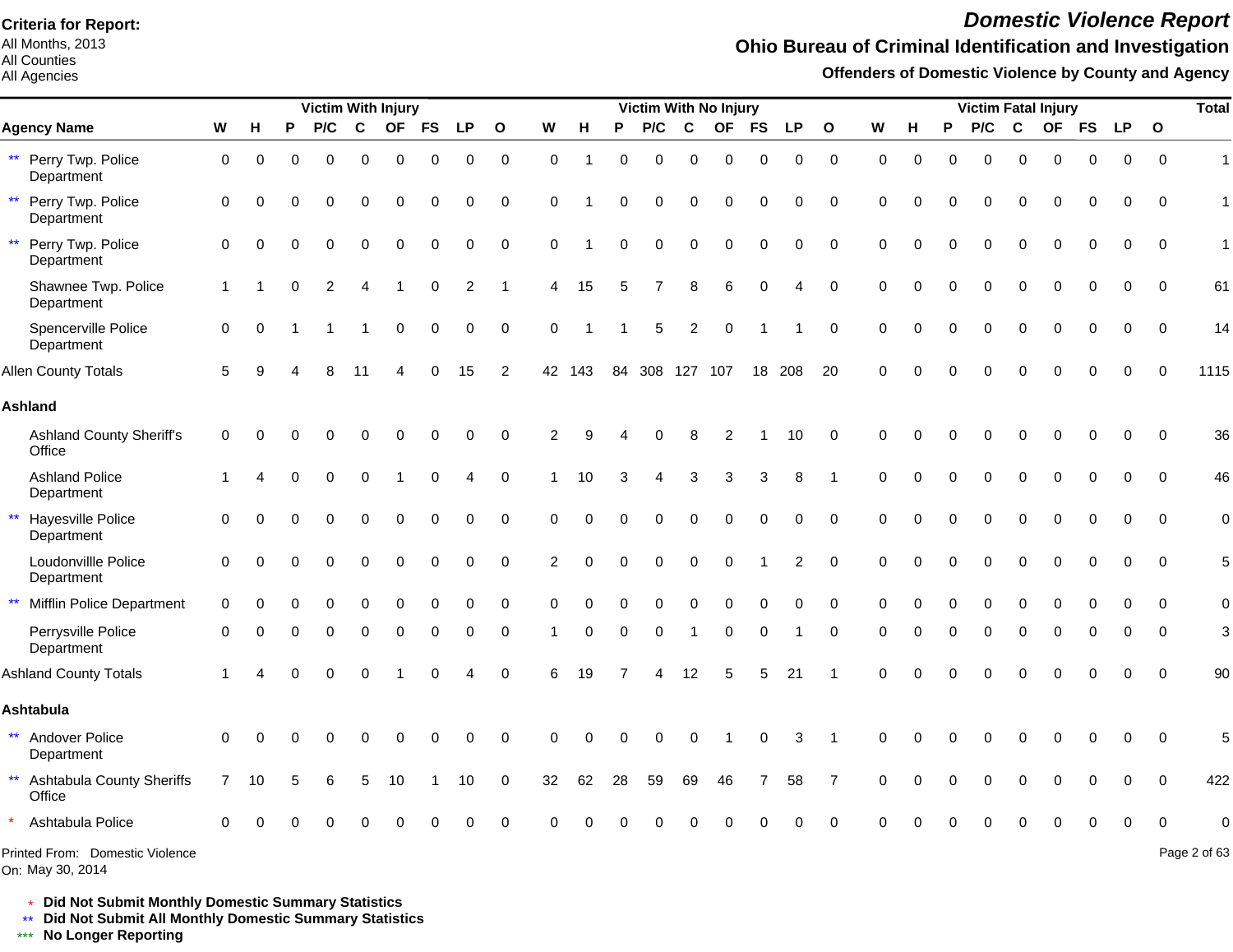**Criteria for Report:**
All Months, 2013
All Counties
All Agencies

# *Domestic Violence Report*

## Ohio Bureau of Criminal Identification and Investigation

### Offenders of Domestic Violence by County and Agency

| Agency Name | Victim With Injury | | | | | | | | | Victim With No Injury | | | | | | | | | Victim Fatal Injury | | | | | | | | | Total |
|---|---|---|---|---|---|---|---|---|---|---|---|---|---|---|---|---|---|---|---|---|---|---|---|---|---|---|---|---|
| | W | H | P | P/C | C | OF | FS | LP | O | W | H | P | P/C | C | OF | FS | LP | O | W | H | P | P/C | C | OF | FS | LP | O | |
| ** Perry Twp. Police Department | 0 | 0 | 0 | 0 | 0 | 0 | 0 | 0 | 0 | 0 | 1 | 0 | 0 | 0 | 0 | 0 | 0 | 0 | 0 | 0 | 0 | 0 | 0 | 0 | 0 | 0 | 0 | 1 |
| ** Perry Twp. Police Department | 0 | 0 | 0 | 0 | 0 | 0 | 0 | 0 | 0 | 0 | 1 | 0 | 0 | 0 | 0 | 0 | 0 | 0 | 0 | 0 | 0 | 0 | 0 | 0 | 0 | 0 | 0 | 1 |
| ** Perry Twp. Police Department | 0 | 0 | 0 | 0 | 0 | 0 | 0 | 0 | 0 | 0 | 1 | 0 | 0 | 0 | 0 | 0 | 0 | 0 | 0 | 0 | 0 | 0 | 0 | 0 | 0 | 0 | 0 | 1 |
| Shawnee Twp. Police Department | 1 | 1 | 0 | 2 | 4 | 1 | 0 | 2 | 1 | 4 | 15 | 5 | 7 | 8 | 6 | 0 | 4 | 0 | 0 | 0 | 0 | 0 | 0 | 0 | 0 | 0 | 0 | 61 |
| Spencerville Police Department | 0 | 0 | 1 | 1 | 1 | 0 | 0 | 0 | 0 | 0 | 1 | 1 | 5 | 2 | 0 | 1 | 1 | 0 | 0 | 0 | 0 | 0 | 0 | 0 | 0 | 0 | 0 | 14 |
| Allen County Totals | 5 | 9 | 4 | 8 | 11 | 4 | 0 | 15 | 2 | 42 | 143 | 84 | 308 | 127 | 107 | 18 | 208 | 20 | 0 | 0 | 0 | 0 | 0 | 0 | 0 | 0 | 0 | 1115 |
| **Ashland** | | | | | | | | | | | | | | | | | | | | | | | | | | | | |
| Ashland County Sheriff's Office | 0 | 0 | 0 | 0 | 0 | 0 | 0 | 0 | 0 | 2 | 9 | 4 | 0 | 8 | 2 | 1 | 10 | 0 | 0 | 0 | 0 | 0 | 0 | 0 | 0 | 0 | 0 | 36 |
| Ashland Police Department | 1 | 4 | 0 | 0 | 0 | 1 | 0 | 4 | 0 | 1 | 10 | 3 | 4 | 3 | 3 | 3 | 8 | 1 | 0 | 0 | 0 | 0 | 0 | 0 | 0 | 0 | 0 | 46 |
| ** Hayesville Police Department | 0 | 0 | 0 | 0 | 0 | 0 | 0 | 0 | 0 | 0 | 0 | 0 | 0 | 0 | 0 | 0 | 0 | 0 | 0 | 0 | 0 | 0 | 0 | 0 | 0 | 0 | 0 | 0 |
| Loudonvillle Police Department | 0 | 0 | 0 | 0 | 0 | 0 | 0 | 0 | 0 | 2 | 0 | 0 | 0 | 0 | 0 | 1 | 2 | 0 | 0 | 0 | 0 | 0 | 0 | 0 | 0 | 0 | 0 | 5 |
| ** Mifflin Police Department | 0 | 0 | 0 | 0 | 0 | 0 | 0 | 0 | 0 | 0 | 0 | 0 | 0 | 0 | 0 | 0 | 0 | 0 | 0 | 0 | 0 | 0 | 0 | 0 | 0 | 0 | 0 | 0 |
| Perrysville Police Department | 0 | 0 | 0 | 0 | 0 | 0 | 0 | 0 | 0 | 1 | 0 | 0 | 0 | 1 | 0 | 0 | 1 | 0 | 0 | 0 | 0 | 0 | 0 | 0 | 0 | 0 | 0 | 3 |
| Ashland County Totals | 1 | 4 | 0 | 0 | 0 | 1 | 0 | 4 | 0 | 6 | 19 | 7 | 4 | 12 | 5 | 5 | 21 | 1 | 0 | 0 | 0 | 0 | 0 | 0 | 0 | 0 | 0 | 90 |
| **Ashtabula** | | | | | | | | | | | | | | | | | | | | | | | | | | | | |
| ** Andover Police Department | 0 | 0 | 0 | 0 | 0 | 0 | 0 | 0 | 0 | 0 | 0 | 0 | 0 | 0 | 1 | 0 | 3 | 1 | 0 | 0 | 0 | 0 | 0 | 0 | 0 | 0 | 0 | 5 |
| ** Ashtabula County Sheriffs Office | 7 | 10 | 5 | 6 | 5 | 10 | 1 | 10 | 0 | 32 | 62 | 28 | 59 | 69 | 46 | 7 | 58 | 7 | 0 | 0 | 0 | 0 | 0 | 0 | 0 | 0 | 0 | 422 |
| * Ashtabula Police | 0 | 0 | 0 | 0 | 0 | 0 | 0 | 0 | 0 | 0 | 0 | 0 | 0 | 0 | 0 | 0 | 0 | 0 | 0 | 0 | 0 | 0 | 0 | 0 | 0 | 0 | 0 | 0 |

Printed From: Domestic Violence
On: May 30, 2014

\* **Did Not Submit Monthly Domestic Summary Statistics**
\*\* **Did Not Submit All Monthly Domestic Summary Statistics**
\*\*\* **No Longer Reporting**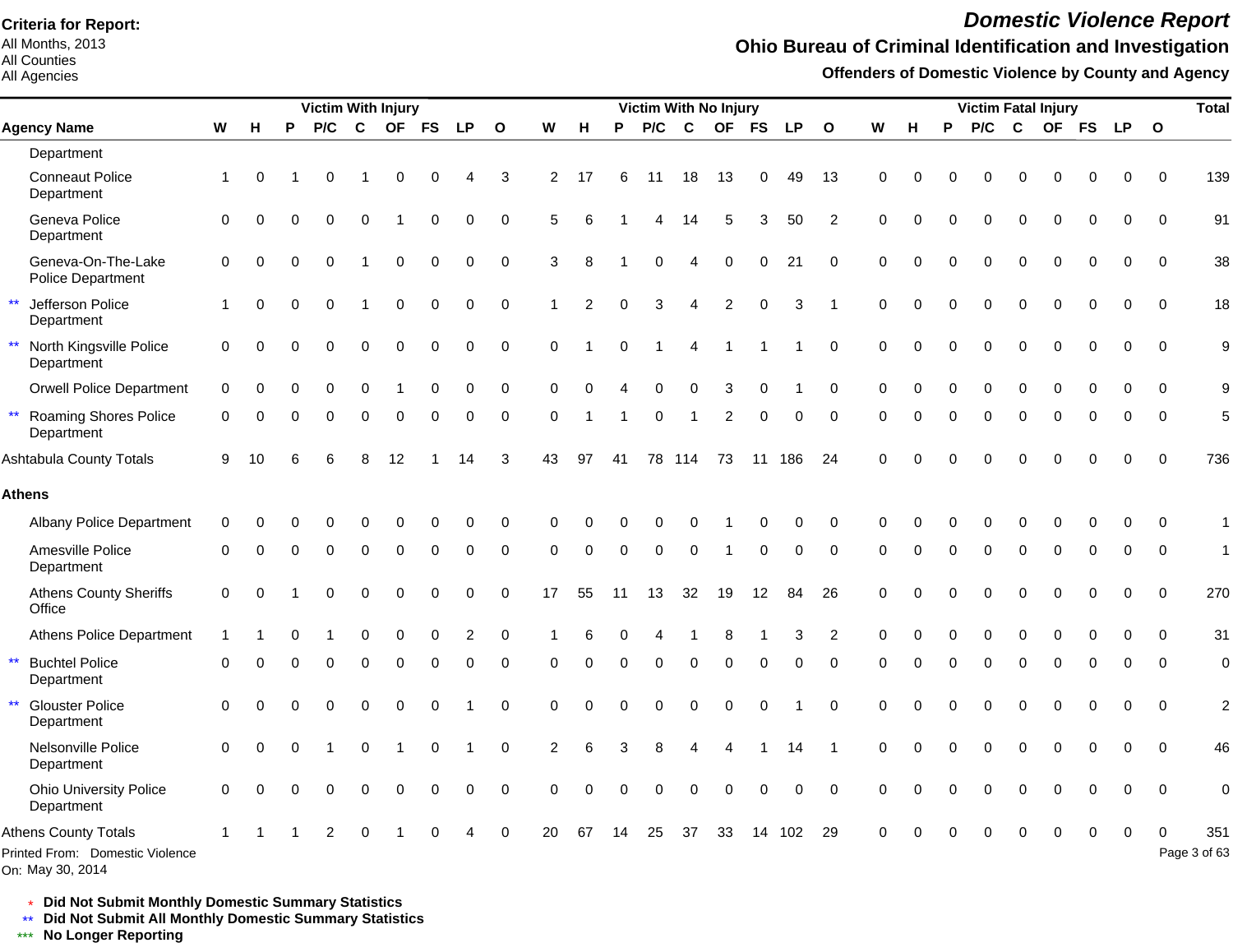**Criteria for Report:**
All Months, 2013
All Counties
All Agencies

# Domestic Violence Report

## Ohio Bureau of Criminal Identification and Investigation

### Offenders of Domestic Violence by County and Agency

| Agency Name | Victim With Injury | | | | | | | | | Victim With No Injury | | | | | | | | | Victim Fatal Injury | | | | | | | | | Total |
|---|---|---|---|---|---|---|---|---|---|---|---|---|---|---|---|---|---|---|---|---|---|---|---|---|---|---|---|---|
| | W | H | P | P/C | C | OF | FS | LP | O | W | H | P | P/C | C | OF | FS | LP | O | W | H | P | P/C | C | OF | FS | LP | O | |
| Department | | | | | | | | | | | | | | | | | | | | | | | | | | | | |
| Conneaut Police Department | 1 | 0 | 1 | 0 | 1 | 0 | 0 | 4 | 3 | 2 | 17 | 6 | 11 | 18 | 13 | 0 | 49 | 13 | 0 | 0 | 0 | 0 | 0 | 0 | 0 | 0 | 0 | 139 |
| Geneva Police Department | 0 | 0 | 0 | 0 | 0 | 1 | 0 | 0 | 0 | 5 | 6 | 1 | 4 | 14 | 5 | 3 | 50 | 2 | 0 | 0 | 0 | 0 | 0 | 0 | 0 | 0 | 0 | 91 |
| Geneva-On-The-Lake Police Department | 0 | 0 | 0 | 0 | 1 | 0 | 0 | 0 | 0 | 3 | 8 | 1 | 0 | 4 | 0 | 0 | 21 | 0 | 0 | 0 | 0 | 0 | 0 | 0 | 0 | 0 | 0 | 38 |
| ** Jefferson Police Department | 1 | 0 | 0 | 0 | 1 | 0 | 0 | 0 | 0 | 1 | 2 | 0 | 3 | 4 | 2 | 0 | 3 | 1 | 0 | 0 | 0 | 0 | 0 | 0 | 0 | 0 | 0 | 18 |
| ** North Kingsville Police Department | 0 | 0 | 0 | 0 | 0 | 0 | 0 | 0 | 0 | 0 | 1 | 0 | 1 | 4 | 1 | 1 | 1 | 0 | 0 | 0 | 0 | 0 | 0 | 0 | 0 | 0 | 0 | 9 |
| Orwell Police Department | 0 | 0 | 0 | 0 | 0 | 1 | 0 | 0 | 0 | 0 | 0 | 4 | 0 | 0 | 3 | 0 | 1 | 0 | 0 | 0 | 0 | 0 | 0 | 0 | 0 | 0 | 0 | 9 |
| ** Roaming Shores Police Department | 0 | 0 | 0 | 0 | 0 | 0 | 0 | 0 | 0 | 0 | 1 | 1 | 0 | 1 | 2 | 0 | 0 | 0 | 0 | 0 | 0 | 0 | 0 | 0 | 0 | 0 | 0 | 5 |
| Ashtabula County Totals | 9 | 10 | 6 | 6 | 8 | 12 | 1 | 14 | 3 | 43 | 97 | 41 | 78 | 114 | 73 | 11 | 186 | 24 | 0 | 0 | 0 | 0 | 0 | 0 | 0 | 0 | 0 | 736 |
| **Athens** | | | | | | | | | | | | | | | | | | | | | | | | | | | | |
| Albany Police Department | 0 | 0 | 0 | 0 | 0 | 0 | 0 | 0 | 0 | 0 | 0 | 0 | 0 | 0 | 1 | 0 | 0 | 0 | 0 | 0 | 0 | 0 | 0 | 0 | 0 | 0 | 0 | 1 |
| Amesville Police Department | 0 | 0 | 0 | 0 | 0 | 0 | 0 | 0 | 0 | 0 | 0 | 0 | 0 | 0 | 1 | 0 | 0 | 0 | 0 | 0 | 0 | 0 | 0 | 0 | 0 | 0 | 0 | 1 |
| Athens County Sheriffs Office | 0 | 0 | 1 | 0 | 0 | 0 | 0 | 0 | 0 | 17 | 55 | 11 | 13 | 32 | 19 | 12 | 84 | 26 | 0 | 0 | 0 | 0 | 0 | 0 | 0 | 0 | 0 | 270 |
| Athens Police Department | 1 | 1 | 0 | 1 | 0 | 0 | 0 | 2 | 0 | 1 | 6 | 0 | 4 | 1 | 8 | 1 | 3 | 2 | 0 | 0 | 0 | 0 | 0 | 0 | 0 | 0 | 0 | 31 |
| ** Buchtel Police Department | 0 | 0 | 0 | 0 | 0 | 0 | 0 | 0 | 0 | 0 | 0 | 0 | 0 | 0 | 0 | 0 | 0 | 0 | 0 | 0 | 0 | 0 | 0 | 0 | 0 | 0 | 0 | 0 |
| ** Glouster Police Department | 0 | 0 | 0 | 0 | 0 | 0 | 0 | 1 | 0 | 0 | 0 | 0 | 0 | 0 | 0 | 0 | 1 | 0 | 0 | 0 | 0 | 0 | 0 | 0 | 0 | 0 | 0 | 2 |
| Nelsonville Police Department | 0 | 0 | 0 | 1 | 0 | 1 | 0 | 1 | 0 | 2 | 6 | 3 | 8 | 4 | 4 | 1 | 14 | 1 | 0 | 0 | 0 | 0 | 0 | 0 | 0 | 0 | 0 | 46 |
| Ohio University Police Department | 0 | 0 | 0 | 0 | 0 | 0 | 0 | 0 | 0 | 0 | 0 | 0 | 0 | 0 | 0 | 0 | 0 | 0 | 0 | 0 | 0 | 0 | 0 | 0 | 0 | 0 | 0 | 0 |
| Athens County Totals | 1 | 1 | 1 | 2 | 0 | 1 | 0 | 4 | 0 | 20 | 67 | 14 | 25 | 37 | 33 | 14 | 102 | 29 | 0 | 0 | 0 | 0 | 0 | 0 | 0 | 0 | 0 | 351 |

Printed From: Domestic Violence
On: May 30, 2014

\* Did Not Submit Monthly Domestic Summary Statistics
\** Did Not Submit All Monthly Domestic Summary Statistics
\*** No Longer Reporting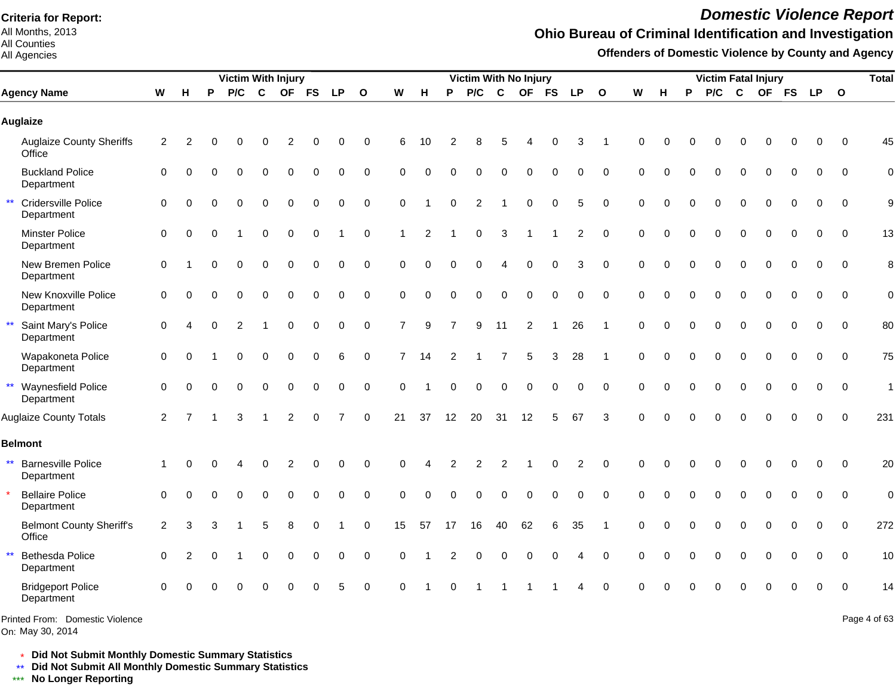**Criteria for Report:**
All Months, 2013
All Counties
All Agencies

# Domestic Violence Report

## Ohio Bureau of Criminal Identification and Investigation

### Offenders of Domestic Violence by County and Agency

| Agency Name | Victim With Injury | | | | | | | | | Victim With No Injury | | | | | | | | | Victim Fatal Injury | | | | | | | | | Total |
|---|---|---|---|---|---|---|---|---|---|---|---|---|---|---|---|---|---|---|---|---|---|---|---|---|---|---|---|---|
| | W | H | P | P/C | C | OF | FS | LP | O | W | H | P | P/C | C | OF | FS | LP | O | W | H | P | P/C | C | OF | FS | LP | O | |
| **Auglaize** | | | | | | | | | | | | | | | | | | | | | | | | | | | | |
| Auglaize County Sheriffs Office | 2 | 2 | 0 | 0 | 0 | 2 | 0 | 0 | 0 | 6 | 10 | 2 | 8 | 5 | 4 | 0 | 3 | 1 | 0 | 0 | 0 | 0 | 0 | 0 | 0 | 0 | 0 | 45 |
| Buckland Police Department | 0 | 0 | 0 | 0 | 0 | 0 | 0 | 0 | 0 | 0 | 0 | 0 | 0 | 0 | 0 | 0 | 0 | 0 | 0 | 0 | 0 | 0 | 0 | 0 | 0 | 0 | 0 | 0 |
| ** Cridersville Police Department | 0 | 0 | 0 | 0 | 0 | 0 | 0 | 0 | 0 | 0 | 1 | 0 | 2 | 1 | 0 | 0 | 5 | 0 | 0 | 0 | 0 | 0 | 0 | 0 | 0 | 0 | 0 | 9 |
| Minster Police Department | 0 | 0 | 0 | 1 | 0 | 0 | 0 | 1 | 0 | 1 | 2 | 1 | 0 | 3 | 1 | 1 | 2 | 0 | 0 | 0 | 0 | 0 | 0 | 0 | 0 | 0 | 0 | 13 |
| New Bremen Police Department | 0 | 1 | 0 | 0 | 0 | 0 | 0 | 0 | 0 | 0 | 0 | 0 | 0 | 4 | 0 | 0 | 3 | 0 | 0 | 0 | 0 | 0 | 0 | 0 | 0 | 0 | 0 | 8 |
| New Knoxville Police Department | 0 | 0 | 0 | 0 | 0 | 0 | 0 | 0 | 0 | 0 | 0 | 0 | 0 | 0 | 0 | 0 | 0 | 0 | 0 | 0 | 0 | 0 | 0 | 0 | 0 | 0 | 0 | 0 |
| ** Saint Mary's Police Department | 0 | 4 | 0 | 2 | 1 | 0 | 0 | 0 | 0 | 7 | 9 | 7 | 9 | 11 | 2 | 1 | 26 | 1 | 0 | 0 | 0 | 0 | 0 | 0 | 0 | 0 | 0 | 80 |
| Wapakoneta Police Department | 0 | 0 | 1 | 0 | 0 | 0 | 0 | 6 | 0 | 7 | 14 | 2 | 1 | 7 | 5 | 3 | 28 | 1 | 0 | 0 | 0 | 0 | 0 | 0 | 0 | 0 | 0 | 75 |
| ** Waynesfield Police Department | 0 | 0 | 0 | 0 | 0 | 0 | 0 | 0 | 0 | 0 | 1 | 0 | 0 | 0 | 0 | 0 | 0 | 0 | 0 | 0 | 0 | 0 | 0 | 0 | 0 | 0 | 0 | 1 |
| Auglaize County Totals | 2 | 7 | 1 | 3 | 1 | 2 | 0 | 7 | 0 | 21 | 37 | 12 | 20 | 31 | 12 | 5 | 67 | 3 | 0 | 0 | 0 | 0 | 0 | 0 | 0 | 0 | 0 | 231 |
| **Belmont** | | | | | | | | | | | | | | | | | | | | | | | | | | | | |
| ** Barnesville Police Department | 1 | 0 | 0 | 4 | 0 | 2 | 0 | 0 | 0 | 0 | 4 | 2 | 2 | 2 | 1 | 0 | 2 | 0 | 0 | 0 | 0 | 0 | 0 | 0 | 0 | 0 | 0 | 20 |
| * Bellaire Police Department | 0 | 0 | 0 | 0 | 0 | 0 | 0 | 0 | 0 | 0 | 0 | 0 | 0 | 0 | 0 | 0 | 0 | 0 | 0 | 0 | 0 | 0 | 0 | 0 | 0 | 0 | 0 | 0 |
| Belmont County Sheriff's Office | 2 | 3 | 3 | 1 | 5 | 8 | 0 | 1 | 0 | 15 | 57 | 17 | 16 | 40 | 62 | 6 | 35 | 1 | 0 | 0 | 0 | 0 | 0 | 0 | 0 | 0 | 0 | 272 |
| ** Bethesda Police Department | 0 | 2 | 0 | 1 | 0 | 0 | 0 | 0 | 0 | 0 | 1 | 2 | 0 | 0 | 0 | 0 | 4 | 0 | 0 | 0 | 0 | 0 | 0 | 0 | 0 | 0 | 0 | 10 |
| Bridgeport Police Department | 0 | 0 | 0 | 0 | 0 | 0 | 0 | 5 | 0 | 0 | 1 | 0 | 1 | 1 | 1 | 1 | 4 | 0 | 0 | 0 | 0 | 0 | 0 | 0 | 0 | 0 | 0 | 14 |

Printed From: Domestic Violence
On: May 30, 2014

\* **Did Not Submit Monthly Domestic Summary Statistics**
\*\* **Did Not Submit All Monthly Domestic Summary Statistics**
\*\*\* **No Longer Reporting**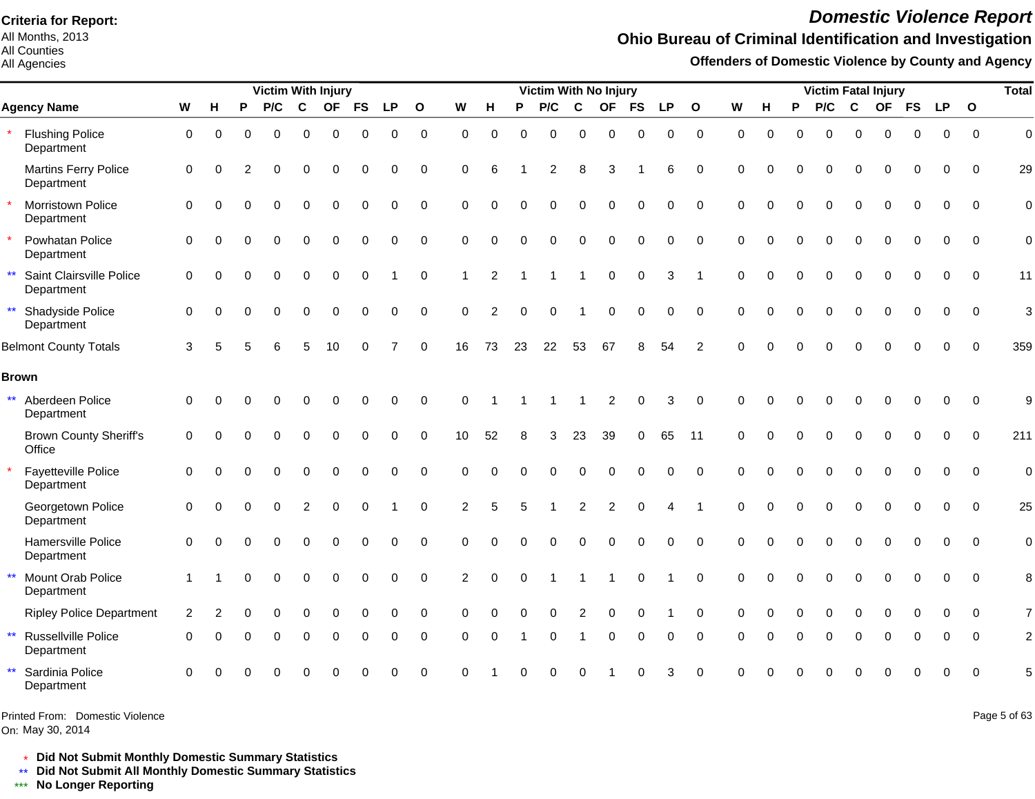**Criteria for Report:**
All Months, 2013
All Counties
All Agencies

# Domestic Violence Report

## Ohio Bureau of Criminal Identification and Investigation

### Offenders of Domestic Violence by County and Agency

| | Agency Name | Victim With Injury | | | | | | | | | Victim With No Injury | | | | | | | | | Victim Fatal Injury | | | | | | | | | Total |
|---|---|---|---|---|---|---|---|---|---|---|---|---|---|---|---|---|---|---|---|---|---|---|---|---|---|---|---|---|---|
| | | W | H | P | P/C | C | OF | FS | LP | O | W | H | P | P/C | C | OF | FS | LP | O | W | H | P | P/C | C | OF | FS | LP | O | |
| * | Flushing Police Department | 0 | 0 | 0 | 0 | 0 | 0 | 0 | 0 | 0 | 0 | 0 | 0 | 0 | 0 | 0 | 0 | 0 | 0 | 0 | 0 | 0 | 0 | 0 | 0 | 0 | 0 | 0 | 0 |
| | Martins Ferry Police Department | 0 | 0 | 2 | 0 | 0 | 0 | 0 | 0 | 0 | 0 | 6 | 1 | 2 | 8 | 3 | 1 | 6 | 0 | 0 | 0 | 0 | 0 | 0 | 0 | 0 | 0 | 0 | 29 |
| * | Morristown Police Department | 0 | 0 | 0 | 0 | 0 | 0 | 0 | 0 | 0 | 0 | 0 | 0 | 0 | 0 | 0 | 0 | 0 | 0 | 0 | 0 | 0 | 0 | 0 | 0 | 0 | 0 | 0 | 0 |
| * | Powhatan Police Department | 0 | 0 | 0 | 0 | 0 | 0 | 0 | 0 | 0 | 0 | 0 | 0 | 0 | 0 | 0 | 0 | 0 | 0 | 0 | 0 | 0 | 0 | 0 | 0 | 0 | 0 | 0 | 0 |
| ** | Saint Clairsville Police Department | 0 | 0 | 0 | 0 | 0 | 0 | 0 | 1 | 0 | 1 | 2 | 1 | 1 | 1 | 0 | 0 | 3 | 1 | 0 | 0 | 0 | 0 | 0 | 0 | 0 | 0 | 0 | 11 |
| ** | Shadyside Police Department | 0 | 0 | 0 | 0 | 0 | 0 | 0 | 0 | 0 | 0 | 2 | 0 | 0 | 1 | 0 | 0 | 0 | 0 | 0 | 0 | 0 | 0 | 0 | 0 | 0 | 0 | 0 | 3 |
| | Belmont County Totals | 3 | 5 | 5 | 6 | 5 | 10 | 0 | 7 | 0 | 16 | 73 | 23 | 22 | 53 | 67 | 8 | 54 | 2 | 0 | 0 | 0 | 0 | 0 | 0 | 0 | 0 | 0 | 359 |
| | **Brown** | | | | | | | | | | | | | | | | | | | | | | | | | | | | |
| ** | Aberdeen Police Department | 0 | 0 | 0 | 0 | 0 | 0 | 0 | 0 | 0 | 0 | 1 | 1 | 1 | 1 | 2 | 0 | 3 | 0 | 0 | 0 | 0 | 0 | 0 | 0 | 0 | 0 | 0 | 9 |
| | Brown County Sheriff's Office | 0 | 0 | 0 | 0 | 0 | 0 | 0 | 0 | 0 | 10 | 52 | 8 | 3 | 23 | 39 | 0 | 65 | 11 | 0 | 0 | 0 | 0 | 0 | 0 | 0 | 0 | 0 | 211 |
| * | Fayetteville Police Department | 0 | 0 | 0 | 0 | 0 | 0 | 0 | 0 | 0 | 0 | 0 | 0 | 0 | 0 | 0 | 0 | 0 | 0 | 0 | 0 | 0 | 0 | 0 | 0 | 0 | 0 | 0 | 0 |
| | Georgetown Police Department | 0 | 0 | 0 | 0 | 2 | 0 | 0 | 1 | 0 | 2 | 5 | 5 | 1 | 2 | 2 | 0 | 4 | 1 | 0 | 0 | 0 | 0 | 0 | 0 | 0 | 0 | 0 | 25 |
| | Hamersville Police Department | 0 | 0 | 0 | 0 | 0 | 0 | 0 | 0 | 0 | 0 | 0 | 0 | 0 | 0 | 0 | 0 | 0 | 0 | 0 | 0 | 0 | 0 | 0 | 0 | 0 | 0 | 0 | 0 |
| ** | Mount Orab Police Department | 1 | 1 | 0 | 0 | 0 | 0 | 0 | 0 | 0 | 2 | 0 | 0 | 1 | 1 | 1 | 0 | 1 | 0 | 0 | 0 | 0 | 0 | 0 | 0 | 0 | 0 | 0 | 8 |
| | Ripley Police Department | 2 | 2 | 0 | 0 | 0 | 0 | 0 | 0 | 0 | 0 | 0 | 0 | 0 | 2 | 0 | 0 | 1 | 0 | 0 | 0 | 0 | 0 | 0 | 0 | 0 | 0 | 0 | 7 |
| ** | Russellville Police Department | 0 | 0 | 0 | 0 | 0 | 0 | 0 | 0 | 0 | 0 | 0 | 1 | 0 | 1 | 0 | 0 | 0 | 0 | 0 | 0 | 0 | 0 | 0 | 0 | 0 | 0 | 0 | 2 |
| ** | Sardinia Police Department | 0 | 0 | 0 | 0 | 0 | 0 | 0 | 0 | 0 | 0 | 1 | 0 | 0 | 0 | 1 | 0 | 3 | 0 | 0 | 0 | 0 | 0 | 0 | 0 | 0 | 0 | 0 | 5 |

Printed From: Domestic Violence
On: May 30, 2014

\* **Did Not Submit Monthly Domestic Summary Statistics**
\*\* **Did Not Submit All Monthly Domestic Summary Statistics**
\*\*\* **No Longer Reporting**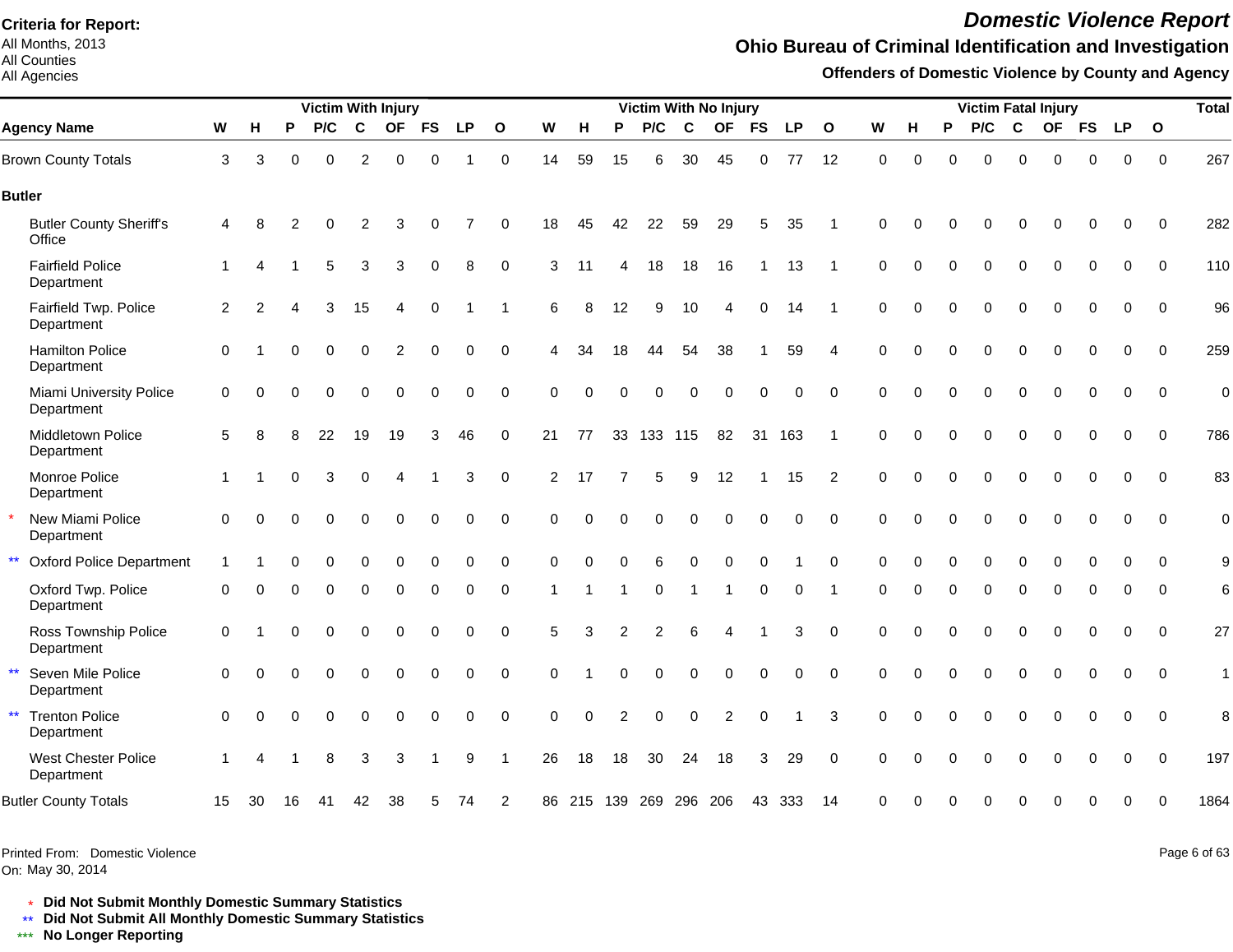**Criteria for Report:**
All Months, 2013
All Counties
All Agencies

# *Domestic Violence Report*

## Ohio Bureau of Criminal Identification and Investigation

### Offenders of Domestic Violence by County and Agency

| | Agency Name | Victim With Injury | | | | | | | | | Victim With No Injury | | | | | | | | | Victim Fatal Injury | | | | | | | | | Total |
|---|---|---|---|---|---|---|---|---|---|---|---|---|---|---|---|---|---|---|---|---|---|---|---|---|---|---|---|---|---|
| | | W | H | P | P/C | C | OF | FS | LP | O | W | H | P | P/C | C | OF | FS | LP | O | W | H | P | P/C | C | OF | FS | LP | O | |
| | Brown County Totals | 3 | 3 | 0 | 0 | 2 | 0 | 0 | 1 | 0 | 14 | 59 | 15 | 6 | 30 | 45 | 0 | 77 | 12 | 0 | 0 | 0 | 0 | 0 | 0 | 0 | 0 | 0 | 267 |
| | **Butler** | | | | | | | | | | | | | | | | | | | | | | | | | | | | |
| | Butler County Sheriff's Office | 4 | 8 | 2 | 0 | 2 | 3 | 0 | 7 | 0 | 18 | 45 | 42 | 22 | 59 | 29 | 5 | 35 | 1 | 0 | 0 | 0 | 0 | 0 | 0 | 0 | 0 | 0 | 282 |
| | Fairfield Police Department | 1 | 4 | 1 | 5 | 3 | 3 | 0 | 8 | 0 | 3 | 11 | 4 | 18 | 18 | 16 | 1 | 13 | 1 | 0 | 0 | 0 | 0 | 0 | 0 | 0 | 0 | 0 | 110 |
| | Fairfield Twp. Police Department | 2 | 2 | 4 | 3 | 15 | 4 | 0 | 1 | 1 | 6 | 8 | 12 | 9 | 10 | 4 | 0 | 14 | 1 | 0 | 0 | 0 | 0 | 0 | 0 | 0 | 0 | 0 | 96 |
| | Hamilton Police Department | 0 | 1 | 0 | 0 | 0 | 2 | 0 | 0 | 0 | 4 | 34 | 18 | 44 | 54 | 38 | 1 | 59 | 4 | 0 | 0 | 0 | 0 | 0 | 0 | 0 | 0 | 0 | 259 |
| | Miami University Police Department | 0 | 0 | 0 | 0 | 0 | 0 | 0 | 0 | 0 | 0 | 0 | 0 | 0 | 0 | 0 | 0 | 0 | 0 | 0 | 0 | 0 | 0 | 0 | 0 | 0 | 0 | 0 | 0 |
| | Middletown Police Department | 5 | 8 | 8 | 22 | 19 | 19 | 3 | 46 | 0 | 21 | 77 | 33 | 133 | 115 | 82 | 31 | 163 | 1 | 0 | 0 | 0 | 0 | 0 | 0 | 0 | 0 | 0 | 786 |
| | Monroe Police Department | 1 | 1 | 0 | 3 | 0 | 4 | 1 | 3 | 0 | 2 | 17 | 7 | 5 | 9 | 12 | 1 | 15 | 2 | 0 | 0 | 0 | 0 | 0 | 0 | 0 | 0 | 0 | 83 |
| * | New Miami Police Department | 0 | 0 | 0 | 0 | 0 | 0 | 0 | 0 | 0 | 0 | 0 | 0 | 0 | 0 | 0 | 0 | 0 | 0 | 0 | 0 | 0 | 0 | 0 | 0 | 0 | 0 | 0 | 0 |
| ** | Oxford Police Department | 1 | 1 | 0 | 0 | 0 | 0 | 0 | 0 | 0 | 0 | 0 | 0 | 6 | 0 | 0 | 0 | 1 | 0 | 0 | 0 | 0 | 0 | 0 | 0 | 0 | 0 | 0 | 9 |
| | Oxford Twp. Police Department | 0 | 0 | 0 | 0 | 0 | 0 | 0 | 0 | 0 | 1 | 1 | 1 | 0 | 1 | 1 | 0 | 0 | 1 | 0 | 0 | 0 | 0 | 0 | 0 | 0 | 0 | 0 | 6 |
| | Ross Township Police Department | 0 | 1 | 0 | 0 | 0 | 0 | 0 | 0 | 0 | 5 | 3 | 2 | 2 | 6 | 4 | 1 | 3 | 0 | 0 | 0 | 0 | 0 | 0 | 0 | 0 | 0 | 0 | 27 |
| ** | Seven Mile Police Department | 0 | 0 | 0 | 0 | 0 | 0 | 0 | 0 | 0 | 0 | 1 | 0 | 0 | 0 | 0 | 0 | 0 | 0 | 0 | 0 | 0 | 0 | 0 | 0 | 0 | 0 | 0 | 1 |
| ** | Trenton Police Department | 0 | 0 | 0 | 0 | 0 | 0 | 0 | 0 | 0 | 0 | 0 | 2 | 0 | 0 | 2 | 0 | 1 | 3 | 0 | 0 | 0 | 0 | 0 | 0 | 0 | 0 | 0 | 8 |
| | West Chester Police Department | 1 | 4 | 1 | 8 | 3 | 3 | 1 | 9 | 1 | 26 | 18 | 18 | 30 | 24 | 18 | 3 | 29 | 0 | 0 | 0 | 0 | 0 | 0 | 0 | 0 | 0 | 0 | 197 |
| | Butler County Totals | 15 | 30 | 16 | 41 | 42 | 38 | 5 | 74 | 2 | 86 | 215 | 139 | 269 | 296 | 206 | 43 | 333 | 14 | 0 | 0 | 0 | 0 | 0 | 0 | 0 | 0 | 0 | 1864 |

Printed From: Domestic Violence
On: May 30, 2014

\* **Did Not Submit Monthly Domestic Summary Statistics**
\*\* **Did Not Submit All Monthly Domestic Summary Statistics**
\*\*\* **No Longer Reporting**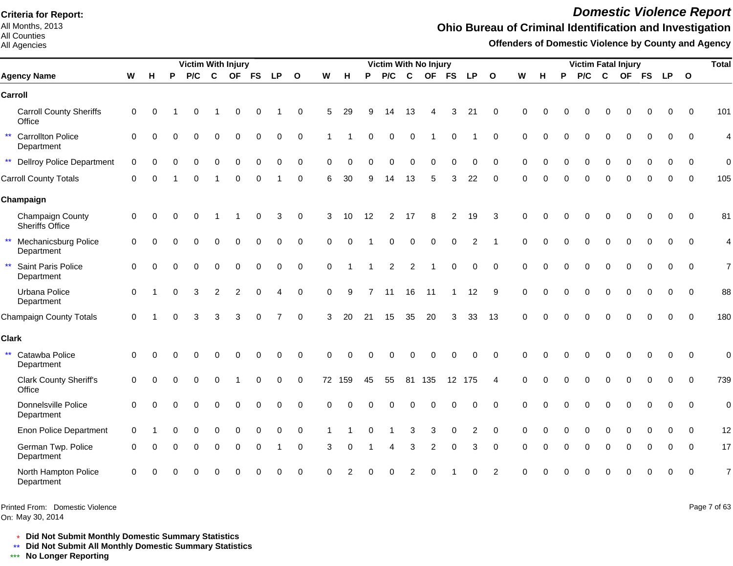**Criteria for Report:**
All Months, 2013
All Counties
All Agencies

# Domestic Violence Report

## Ohio Bureau of Criminal Identification and Investigation

### Offenders of Domestic Violence by County and Agency

| Agency Name | Victim With Injury | | | | | | | | | Victim With No Injury | | | | | | | | | Victim Fatal Injury | | | | | | | | | Total |
|---|---|---|---|---|---|---|---|---|---|---|---|---|---|---|---|---|---|---|---|---|---|---|---|---|---|---|---|---|
| | W | H | P | P/C | C | OF | FS | LP | O | W | H | P | P/C | C | OF | FS | LP | O | W | H | P | P/C | C | OF | FS | LP | O | |
| **Carroll** | | | | | | | | | | | | | | | | | | | | | | | | | | | | |
| Carroll County Sheriffs Office | 0 | 0 | 1 | 0 | 1 | 0 | 0 | 1 | 0 | 5 | 29 | 9 | 14 | 13 | 4 | 3 | 21 | 0 | 0 | 0 | 0 | 0 | 0 | 0 | 0 | 0 | 0 | 101 |
| ** Carrollton Police Department | 0 | 0 | 0 | 0 | 0 | 0 | 0 | 0 | 0 | 1 | 1 | 0 | 0 | 0 | 1 | 0 | 1 | 0 | 0 | 0 | 0 | 0 | 0 | 0 | 0 | 0 | 0 | 4 |
| ** Dellroy Police Department | 0 | 0 | 0 | 0 | 0 | 0 | 0 | 0 | 0 | 0 | 0 | 0 | 0 | 0 | 0 | 0 | 0 | 0 | 0 | 0 | 0 | 0 | 0 | 0 | 0 | 0 | 0 | 0 |
| Carroll County Totals | 0 | 0 | 1 | 0 | 1 | 0 | 0 | 1 | 0 | 6 | 30 | 9 | 14 | 13 | 5 | 3 | 22 | 0 | 0 | 0 | 0 | 0 | 0 | 0 | 0 | 0 | 0 | 105 |
| **Champaign** | | | | | | | | | | | | | | | | | | | | | | | | | | | | |
| Champaign County Sheriffs Office | 0 | 0 | 0 | 0 | 1 | 1 | 0 | 3 | 0 | 3 | 10 | 12 | 2 | 17 | 8 | 2 | 19 | 3 | 0 | 0 | 0 | 0 | 0 | 0 | 0 | 0 | 0 | 81 |
| ** Mechanicsburg Police Department | 0 | 0 | 0 | 0 | 0 | 0 | 0 | 0 | 0 | 0 | 0 | 1 | 0 | 0 | 0 | 0 | 2 | 1 | 0 | 0 | 0 | 0 | 0 | 0 | 0 | 0 | 0 | 4 |
| ** Saint Paris Police Department | 0 | 0 | 0 | 0 | 0 | 0 | 0 | 0 | 0 | 0 | 1 | 1 | 2 | 2 | 1 | 0 | 0 | 0 | 0 | 0 | 0 | 0 | 0 | 0 | 0 | 0 | 0 | 7 |
| Urbana Police Department | 0 | 1 | 0 | 3 | 2 | 2 | 0 | 4 | 0 | 0 | 9 | 7 | 11 | 16 | 11 | 1 | 12 | 9 | 0 | 0 | 0 | 0 | 0 | 0 | 0 | 0 | 0 | 88 |
| Champaign County Totals | 0 | 1 | 0 | 3 | 3 | 3 | 0 | 7 | 0 | 3 | 20 | 21 | 15 | 35 | 20 | 3 | 33 | 13 | 0 | 0 | 0 | 0 | 0 | 0 | 0 | 0 | 0 | 180 |
| **Clark** | | | | | | | | | | | | | | | | | | | | | | | | | | | | |
| ** Catawba Police Department | 0 | 0 | 0 | 0 | 0 | 0 | 0 | 0 | 0 | 0 | 0 | 0 | 0 | 0 | 0 | 0 | 0 | 0 | 0 | 0 | 0 | 0 | 0 | 0 | 0 | 0 | 0 | 0 |
| Clark County Sheriff's Office | 0 | 0 | 0 | 0 | 0 | 1 | 0 | 0 | 0 | 72 | 159 | 45 | 55 | 81 | 135 | 12 | 175 | 4 | 0 | 0 | 0 | 0 | 0 | 0 | 0 | 0 | 0 | 739 |
| Donnelsville Police Department | 0 | 0 | 0 | 0 | 0 | 0 | 0 | 0 | 0 | 0 | 0 | 0 | 0 | 0 | 0 | 0 | 0 | 0 | 0 | 0 | 0 | 0 | 0 | 0 | 0 | 0 | 0 | 0 |
| Enon Police Department | 0 | 1 | 0 | 0 | 0 | 0 | 0 | 0 | 0 | 1 | 1 | 0 | 1 | 3 | 3 | 0 | 2 | 0 | 0 | 0 | 0 | 0 | 0 | 0 | 0 | 0 | 0 | 12 |
| German Twp. Police Department | 0 | 0 | 0 | 0 | 0 | 0 | 0 | 1 | 0 | 3 | 0 | 1 | 4 | 3 | 2 | 0 | 3 | 0 | 0 | 0 | 0 | 0 | 0 | 0 | 0 | 0 | 0 | 17 |
| North Hampton Police Department | 0 | 0 | 0 | 0 | 0 | 0 | 0 | 0 | 0 | 0 | 2 | 0 | 0 | 2 | 0 | 1 | 0 | 2 | 0 | 0 | 0 | 0 | 0 | 0 | 0 | 0 | 0 | 7 |

Printed From: Domestic Violence
On: May 30, 2014

\* **Did Not Submit Monthly Domestic Summary Statistics**
** **Did Not Submit All Monthly Domestic Summary Statistics**
*** **No Longer Reporting**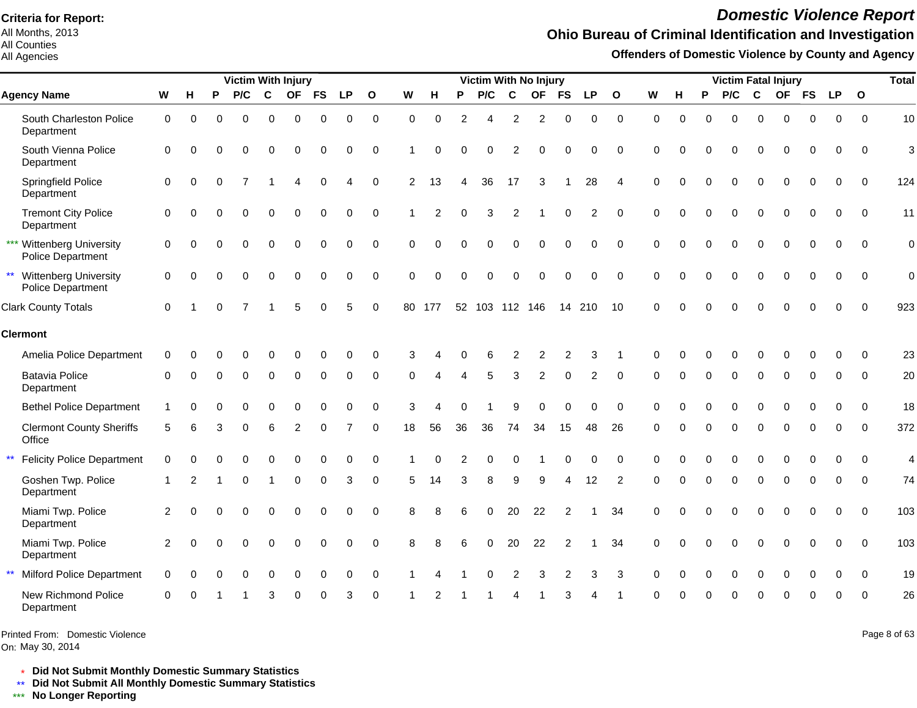**Criteria for Report:**
All Months, 2013
All Counties
All Agencies

# *Domestic Violence Report*

## Ohio Bureau of Criminal Identification and Investigation

### Offenders of Domestic Violence by County and Agency

| Agency Name | Victim With Injury | | | | | | | | | Victim With No Injury | | | | | | | | | Victim Fatal Injury | | | | | | | | | Total |
|---|---|---|---|---|---|---|---|---|---|---|---|---|---|---|---|---|---|---|---|---|---|---|---|---|---|---|---|---|
| | W | H | P | P/C | C | OF | FS | LP | O | W | H | P | P/C | C | OF | FS | LP | O | W | H | P | P/C | C | OF | FS | LP | O | |
| South Charleston Police Department | 0 | 0 | 0 | 0 | 0 | 0 | 0 | 0 | 0 | 0 | 0 | 2 | 4 | 2 | 2 | 0 | 0 | 0 | 0 | 0 | 0 | 0 | 0 | 0 | 0 | 0 | 0 | 10 |
| South Vienna Police Department | 0 | 0 | 0 | 0 | 0 | 0 | 0 | 0 | 0 | 1 | 0 | 0 | 0 | 2 | 0 | 0 | 0 | 0 | 0 | 0 | 0 | 0 | 0 | 0 | 0 | 0 | 0 | 3 |
| Springfield Police Department | 0 | 0 | 0 | 7 | 1 | 4 | 0 | 4 | 0 | 2 | 13 | 4 | 36 | 17 | 3 | 1 | 28 | 4 | 0 | 0 | 0 | 0 | 0 | 0 | 0 | 0 | 0 | 124 |
| Tremont City Police Department | 0 | 0 | 0 | 0 | 0 | 0 | 0 | 0 | 0 | 1 | 2 | 0 | 3 | 2 | 1 | 0 | 2 | 0 | 0 | 0 | 0 | 0 | 0 | 0 | 0 | 0 | 0 | 11 |
| *** Wittenberg University Police Department | 0 | 0 | 0 | 0 | 0 | 0 | 0 | 0 | 0 | 0 | 0 | 0 | 0 | 0 | 0 | 0 | 0 | 0 | 0 | 0 | 0 | 0 | 0 | 0 | 0 | 0 | 0 | 0 |
| ** Wittenberg University Police Department | 0 | 0 | 0 | 0 | 0 | 0 | 0 | 0 | 0 | 0 | 0 | 0 | 0 | 0 | 0 | 0 | 0 | 0 | 0 | 0 | 0 | 0 | 0 | 0 | 0 | 0 | 0 | 0 |
| Clark County Totals | 0 | 1 | 0 | 7 | 1 | 5 | 0 | 5 | 0 | 80 | 177 | 52 | 103 | 112 | 146 | 14 | 210 | 10 | 0 | 0 | 0 | 0 | 0 | 0 | 0 | 0 | 0 | 923 |
| **Clermont** | | | | | | | | | | | | | | | | | | | | | | | | | | | | |
| Amelia Police Department | 0 | 0 | 0 | 0 | 0 | 0 | 0 | 0 | 0 | 3 | 4 | 0 | 6 | 2 | 2 | 2 | 3 | 1 | 0 | 0 | 0 | 0 | 0 | 0 | 0 | 0 | 0 | 23 |
| Batavia Police Department | 0 | 0 | 0 | 0 | 0 | 0 | 0 | 0 | 0 | 0 | 4 | 4 | 5 | 3 | 2 | 0 | 2 | 0 | 0 | 0 | 0 | 0 | 0 | 0 | 0 | 0 | 0 | 20 |
| Bethel Police Department | 1 | 0 | 0 | 0 | 0 | 0 | 0 | 0 | 0 | 3 | 4 | 0 | 1 | 9 | 0 | 0 | 0 | 0 | 0 | 0 | 0 | 0 | 0 | 0 | 0 | 0 | 0 | 18 |
| Clermont County Sheriffs Office | 5 | 6 | 3 | 0 | 6 | 2 | 0 | 7 | 0 | 18 | 56 | 36 | 36 | 74 | 34 | 15 | 48 | 26 | 0 | 0 | 0 | 0 | 0 | 0 | 0 | 0 | 0 | 372 |
| ** Felicity Police Department | 0 | 0 | 0 | 0 | 0 | 0 | 0 | 0 | 0 | 1 | 0 | 2 | 0 | 0 | 1 | 0 | 0 | 0 | 0 | 0 | 0 | 0 | 0 | 0 | 0 | 0 | 0 | 4 |
| Goshen Twp. Police Department | 1 | 2 | 1 | 0 | 1 | 0 | 0 | 3 | 0 | 5 | 14 | 3 | 8 | 9 | 9 | 4 | 12 | 2 | 0 | 0 | 0 | 0 | 0 | 0 | 0 | 0 | 0 | 74 |
| Miami Twp. Police Department | 2 | 0 | 0 | 0 | 0 | 0 | 0 | 0 | 0 | 8 | 8 | 6 | 0 | 20 | 22 | 2 | 1 | 34 | 0 | 0 | 0 | 0 | 0 | 0 | 0 | 0 | 0 | 103 |
| Miami Twp. Police Department | 2 | 0 | 0 | 0 | 0 | 0 | 0 | 0 | 0 | 8 | 8 | 6 | 0 | 20 | 22 | 2 | 1 | 34 | 0 | 0 | 0 | 0 | 0 | 0 | 0 | 0 | 0 | 103 |
| ** Milford Police Department | 0 | 0 | 0 | 0 | 0 | 0 | 0 | 0 | 0 | 1 | 4 | 1 | 0 | 2 | 3 | 2 | 3 | 3 | 0 | 0 | 0 | 0 | 0 | 0 | 0 | 0 | 0 | 19 |
| New Richmond Police Department | 0 | 0 | 1 | 1 | 3 | 0 | 0 | 3 | 0 | 1 | 2 | 1 | 1 | 4 | 1 | 3 | 4 | 1 | 0 | 0 | 0 | 0 | 0 | 0 | 0 | 0 | 0 | 26 |

Printed From: Domestic Violence
On: May 30, 2014

\* **Did Not Submit Monthly Domestic Summary Statistics**
** **Did Not Submit All Monthly Domestic Summary Statistics**
*** **No Longer Reporting**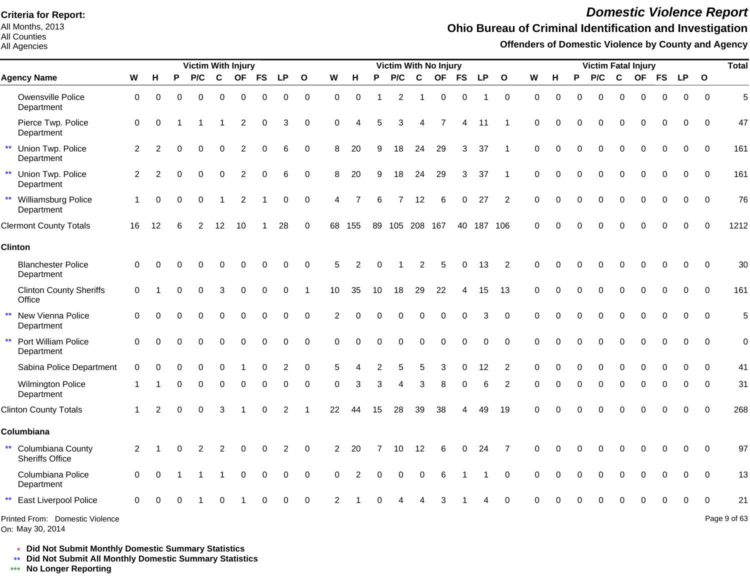**Criteria for Report:**
All Months, 2013
All Counties
All Agencies

# Domestic Violence Report

## Ohio Bureau of Criminal Identification and Investigation

### Offenders of Domestic Violence by County and Agency

| Agency Name | Victim With Injury | | | | | | | | | Victim With No Injury | | | | | | | | | Victim Fatal Injury | | | | | | | | | Total |
|---|---|---|---|---|---|---|---|---|---|---|---|---|---|---|---|---|---|---|---|---|---|---|---|---|---|---|---|---|
| | W | H | P | P/C | C | OF | FS | LP | O | W | H | P | P/C | C | OF | FS | LP | O | W | H | P | P/C | C | OF | FS | LP | O | |
| Owensville Police Department | 0 | 0 | 0 | 0 | 0 | 0 | 0 | 0 | 0 | 0 | 0 | 1 | 2 | 1 | 0 | 0 | 1 | 0 | 0 | 0 | 0 | 0 | 0 | 0 | 0 | 0 | 0 | 5 |
| Pierce Twp. Police Department | 0 | 0 | 1 | 1 | 1 | 2 | 0 | 3 | 0 | 0 | 4 | 5 | 3 | 4 | 7 | 4 | 11 | 1 | 0 | 0 | 0 | 0 | 0 | 0 | 0 | 0 | 0 | 47 |
| ** Union Twp. Police Department | 2 | 2 | 0 | 0 | 0 | 2 | 0 | 6 | 0 | 8 | 20 | 9 | 18 | 24 | 29 | 3 | 37 | 1 | 0 | 0 | 0 | 0 | 0 | 0 | 0 | 0 | 0 | 161 |
| ** Union Twp. Police Department | 2 | 2 | 0 | 0 | 0 | 2 | 0 | 6 | 0 | 8 | 20 | 9 | 18 | 24 | 29 | 3 | 37 | 1 | 0 | 0 | 0 | 0 | 0 | 0 | 0 | 0 | 0 | 161 |
| ** Williamsburg Police Department | 1 | 0 | 0 | 0 | 1 | 2 | 1 | 0 | 0 | 4 | 7 | 6 | 7 | 12 | 6 | 0 | 27 | 2 | 0 | 0 | 0 | 0 | 0 | 0 | 0 | 0 | 0 | 76 |
| Clermont County Totals | 16 | 12 | 6 | 2 | 12 | 10 | 1 | 28 | 0 | 68 | 155 | 89 | 105 | 208 | 167 | 40 | 187 | 106 | 0 | 0 | 0 | 0 | 0 | 0 | 0 | 0 | 0 | 1212 |
| **Clinton** | | | | | | | | | | | | | | | | | | | | | | | | | | | | |
| Blanchester Police Department | 0 | 0 | 0 | 0 | 0 | 0 | 0 | 0 | 0 | 5 | 2 | 0 | 1 | 2 | 5 | 0 | 13 | 2 | 0 | 0 | 0 | 0 | 0 | 0 | 0 | 0 | 0 | 30 |
| Clinton County Sheriffs Office | 0 | 1 | 0 | 0 | 3 | 0 | 0 | 0 | 1 | 10 | 35 | 10 | 18 | 29 | 22 | 4 | 15 | 13 | 0 | 0 | 0 | 0 | 0 | 0 | 0 | 0 | 0 | 161 |
| ** New Vienna Police Department | 0 | 0 | 0 | 0 | 0 | 0 | 0 | 0 | 0 | 2 | 0 | 0 | 0 | 0 | 0 | 0 | 3 | 0 | 0 | 0 | 0 | 0 | 0 | 0 | 0 | 0 | 0 | 5 |
| ** Port William Police Department | 0 | 0 | 0 | 0 | 0 | 0 | 0 | 0 | 0 | 0 | 0 | 0 | 0 | 0 | 0 | 0 | 0 | 0 | 0 | 0 | 0 | 0 | 0 | 0 | 0 | 0 | 0 | 0 |
| Sabina Police Department | 0 | 0 | 0 | 0 | 0 | 1 | 0 | 2 | 0 | 5 | 4 | 2 | 5 | 5 | 3 | 0 | 12 | 2 | 0 | 0 | 0 | 0 | 0 | 0 | 0 | 0 | 0 | 41 |
| Wilmington Police Department | 1 | 1 | 0 | 0 | 0 | 0 | 0 | 0 | 0 | 0 | 3 | 3 | 4 | 3 | 8 | 0 | 6 | 2 | 0 | 0 | 0 | 0 | 0 | 0 | 0 | 0 | 0 | 31 |
| Clinton County Totals | 1 | 2 | 0 | 0 | 3 | 1 | 0 | 2 | 1 | 22 | 44 | 15 | 28 | 39 | 38 | 4 | 49 | 19 | 0 | 0 | 0 | 0 | 0 | 0 | 0 | 0 | 0 | 268 |
| **Columbiana** | | | | | | | | | | | | | | | | | | | | | | | | | | | | |
| ** Columbiana County Sheriffs Office | 2 | 1 | 0 | 2 | 2 | 0 | 0 | 2 | 0 | 2 | 20 | 7 | 10 | 12 | 6 | 0 | 24 | 7 | 0 | 0 | 0 | 0 | 0 | 0 | 0 | 0 | 0 | 97 |
| Columbiana Police Department | 0 | 0 | 1 | 1 | 1 | 0 | 0 | 0 | 0 | 0 | 2 | 0 | 0 | 0 | 6 | 1 | 1 | 0 | 0 | 0 | 0 | 0 | 0 | 0 | 0 | 0 | 0 | 13 |
| ** East Liverpool Police | 0 | 0 | 0 | 1 | 0 | 1 | 0 | 0 | 0 | 2 | 1 | 0 | 4 | 4 | 3 | 1 | 4 | 0 | 0 | 0 | 0 | 0 | 0 | 0 | 0 | 0 | 0 | 21 |

Printed From: Domestic Violence
On: May 30, 2014

\* **Did Not Submit Monthly Domestic Summary Statistics**
\*\* **Did Not Submit All Monthly Domestic Summary Statistics**
\*\*\* **No Longer Reporting**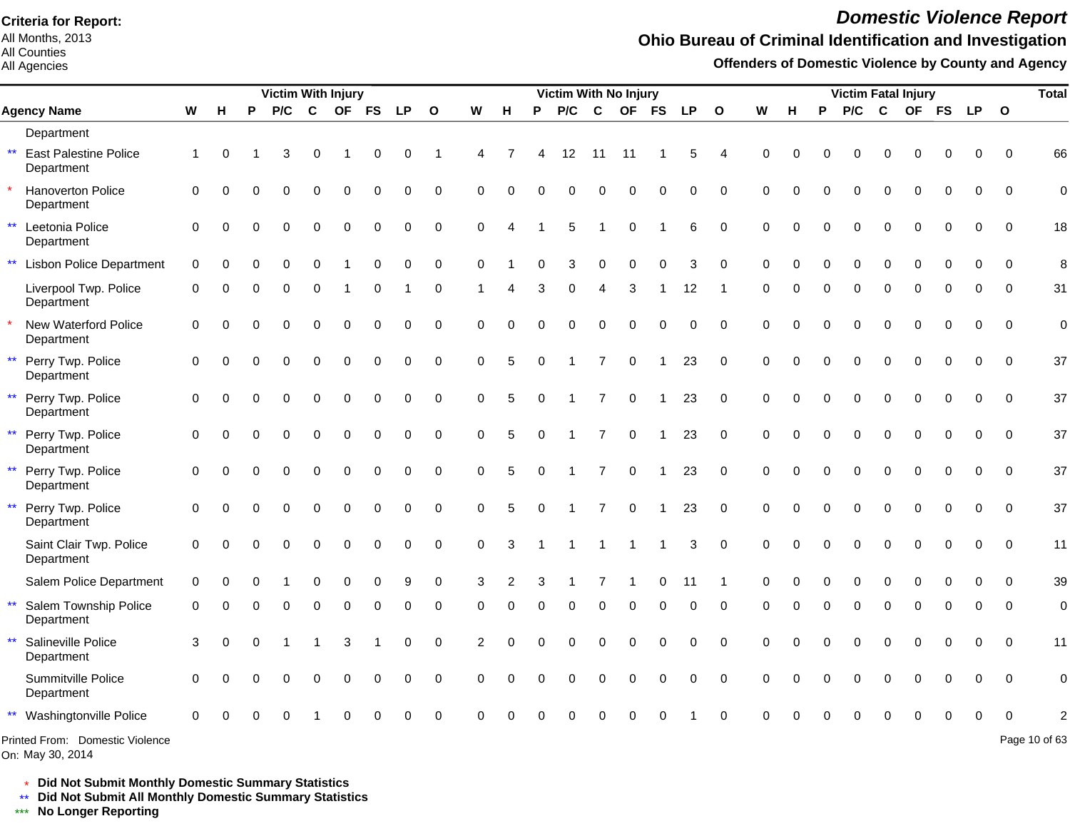**Criteria for Report:**
All Months, 2013
All Counties
All Agencies

# *Domestic Violence Report*

## Ohio Bureau of Criminal Identification and Investigation

### Offenders of Domestic Violence by County and Agency

| | Agency Name | Victim With Injury | | | | | | | | | Victim With No Injury | | | | | | | | | Victim Fatal Injury | | | | | | | | | Total |
|---|---|---|---|---|---|---|---|---|---|---|---|---|---|---|---|---|---|---|---|---|---|---|---|---|---|---|---|---|---|
| | | W | H | P | P/C | C | OF | FS | LP | O | W | H | P | P/C | C | OF | FS | LP | O | W | H | P | P/C | C | OF | FS | LP | O | |
| | Department | | | | | | | | | | | | | | | | | | | | | | | | | | | | |
| ** | East Palestine Police Department | 1 | 0 | 1 | 3 | 0 | 1 | 0 | 0 | 1 | 4 | 7 | 4 | 12 | 11 | 11 | 1 | 5 | 4 | 0 | 0 | 0 | 0 | 0 | 0 | 0 | 0 | 0 | 66 |
| * | Hanoverton Police Department | 0 | 0 | 0 | 0 | 0 | 0 | 0 | 0 | 0 | 0 | 0 | 0 | 0 | 0 | 0 | 0 | 0 | 0 | 0 | 0 | 0 | 0 | 0 | 0 | 0 | 0 | 0 | 0 |
| ** | Leetonia Police Department | 0 | 0 | 0 | 0 | 0 | 0 | 0 | 0 | 0 | 0 | 4 | 1 | 5 | 1 | 0 | 1 | 6 | 0 | 0 | 0 | 0 | 0 | 0 | 0 | 0 | 0 | 0 | 18 |
| ** | Lisbon Police Department | 0 | 0 | 0 | 0 | 0 | 1 | 0 | 0 | 0 | 0 | 1 | 0 | 3 | 0 | 0 | 0 | 3 | 0 | 0 | 0 | 0 | 0 | 0 | 0 | 0 | 0 | 0 | 8 |
| | Liverpool Twp. Police Department | 0 | 0 | 0 | 0 | 0 | 1 | 0 | 1 | 0 | 1 | 4 | 3 | 0 | 4 | 3 | 1 | 12 | 1 | 0 | 0 | 0 | 0 | 0 | 0 | 0 | 0 | 0 | 31 |
| * | New Waterford Police Department | 0 | 0 | 0 | 0 | 0 | 0 | 0 | 0 | 0 | 0 | 0 | 0 | 0 | 0 | 0 | 0 | 0 | 0 | 0 | 0 | 0 | 0 | 0 | 0 | 0 | 0 | 0 | 0 |
| ** | Perry Twp. Police Department | 0 | 0 | 0 | 0 | 0 | 0 | 0 | 0 | 0 | 0 | 5 | 0 | 1 | 7 | 0 | 1 | 23 | 0 | 0 | 0 | 0 | 0 | 0 | 0 | 0 | 0 | 0 | 37 |
| ** | Perry Twp. Police Department | 0 | 0 | 0 | 0 | 0 | 0 | 0 | 0 | 0 | 0 | 5 | 0 | 1 | 7 | 0 | 1 | 23 | 0 | 0 | 0 | 0 | 0 | 0 | 0 | 0 | 0 | 0 | 37 |
| ** | Perry Twp. Police Department | 0 | 0 | 0 | 0 | 0 | 0 | 0 | 0 | 0 | 0 | 5 | 0 | 1 | 7 | 0 | 1 | 23 | 0 | 0 | 0 | 0 | 0 | 0 | 0 | 0 | 0 | 0 | 37 |
| ** | Perry Twp. Police Department | 0 | 0 | 0 | 0 | 0 | 0 | 0 | 0 | 0 | 0 | 5 | 0 | 1 | 7 | 0 | 1 | 23 | 0 | 0 | 0 | 0 | 0 | 0 | 0 | 0 | 0 | 0 | 37 |
| ** | Perry Twp. Police Department | 0 | 0 | 0 | 0 | 0 | 0 | 0 | 0 | 0 | 0 | 5 | 0 | 1 | 7 | 0 | 1 | 23 | 0 | 0 | 0 | 0 | 0 | 0 | 0 | 0 | 0 | 0 | 37 |
| | Saint Clair Twp. Police Department | 0 | 0 | 0 | 0 | 0 | 0 | 0 | 0 | 0 | 0 | 3 | 1 | 1 | 1 | 1 | 1 | 3 | 0 | 0 | 0 | 0 | 0 | 0 | 0 | 0 | 0 | 0 | 11 |
| | Salem Police Department | 0 | 0 | 0 | 1 | 0 | 0 | 0 | 9 | 0 | 3 | 2 | 3 | 1 | 7 | 1 | 0 | 11 | 1 | 0 | 0 | 0 | 0 | 0 | 0 | 0 | 0 | 0 | 39 |
| ** | Salem Township Police Department | 0 | 0 | 0 | 0 | 0 | 0 | 0 | 0 | 0 | 0 | 0 | 0 | 0 | 0 | 0 | 0 | 0 | 0 | 0 | 0 | 0 | 0 | 0 | 0 | 0 | 0 | 0 | 0 |
| ** | Salineville Police Department | 3 | 0 | 0 | 1 | 1 | 3 | 1 | 0 | 0 | 2 | 0 | 0 | 0 | 0 | 0 | 0 | 0 | 0 | 0 | 0 | 0 | 0 | 0 | 0 | 0 | 0 | 0 | 11 |
| | Summitville Police Department | 0 | 0 | 0 | 0 | 0 | 0 | 0 | 0 | 0 | 0 | 0 | 0 | 0 | 0 | 0 | 0 | 0 | 0 | 0 | 0 | 0 | 0 | 0 | 0 | 0 | 0 | 0 | 0 |
| ** | Washingtonville Police | 0 | 0 | 0 | 0 | 1 | 0 | 0 | 0 | 0 | 0 | 0 | 0 | 0 | 0 | 0 | 0 | 1 | 0 | 0 | 0 | 0 | 0 | 0 | 0 | 0 | 0 | 0 | 2 |

Printed From: Domestic Violence
On: May 30, 2014

\* **Did Not Submit Monthly Domestic Summary Statistics**
\*\* **Did Not Submit All Monthly Domestic Summary Statistics**
\*\*\* **No Longer Reporting**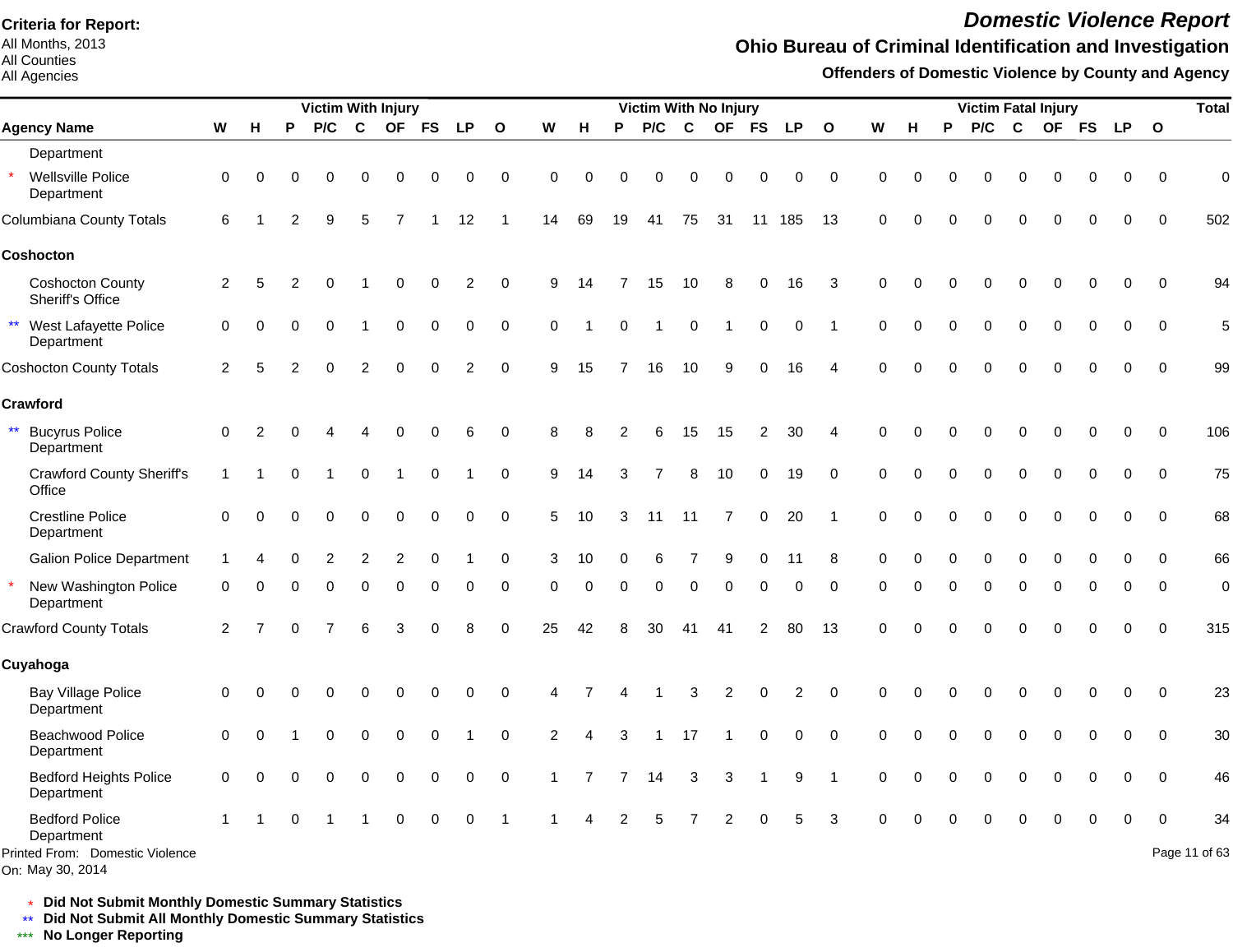**Criteria for Report:**
All Months, 2013
All Counties
All Agencies

# *Domestic Violence Report*

## Ohio Bureau of Criminal Identification and Investigation

### Offenders of Domestic Violence by County and Agency

| Agency Name | Victim With Injury | | | | | | | | | Victim With No Injury | | | | | | | | | Victim Fatal Injury | | | | | | | | | Total |
|---|---|---|---|---|---|---|---|---|---|---|---|---|---|---|---|---|---|---|---|---|---|---|---|---|---|---|---|---|
| | W | H | P | P/C | C | OF | FS | LP | O | W | H | P | P/C | C | OF | FS | LP | O | W | H | P | P/C | C | OF | FS | LP | O | |
| Department | | | | | | | | | | | | | | | | | | | | | | | | | | | | |
| * Wellsville Police Department | 0 | 0 | 0 | 0 | 0 | 0 | 0 | 0 | 0 | 0 | 0 | 0 | 0 | 0 | 0 | 0 | 0 | 0 | 0 | 0 | 0 | 0 | 0 | 0 | 0 | 0 | 0 | 0 |
| Columbiana County Totals | 6 | 1 | 2 | 9 | 5 | 7 | 1 | 12 | 1 | 14 | 69 | 19 | 41 | 75 | 31 | 11 | 185 | 13 | 0 | 0 | 0 | 0 | 0 | 0 | 0 | 0 | 0 | 502 |
| **Coshocton** | | | | | | | | | | | | | | | | | | | | | | | | | | | | |
| Coshocton County Sheriff's Office | 2 | 5 | 2 | 0 | 1 | 0 | 0 | 2 | 0 | 9 | 14 | 7 | 15 | 10 | 8 | 0 | 16 | 3 | 0 | 0 | 0 | 0 | 0 | 0 | 0 | 0 | 0 | 94 |
| ** West Lafayette Police Department | 0 | 0 | 0 | 0 | 1 | 0 | 0 | 0 | 0 | 0 | 1 | 0 | 1 | 0 | 1 | 0 | 0 | 1 | 0 | 0 | 0 | 0 | 0 | 0 | 0 | 0 | 0 | 5 |
| Coshocton County Totals | 2 | 5 | 2 | 0 | 2 | 0 | 0 | 2 | 0 | 9 | 15 | 7 | 16 | 10 | 9 | 0 | 16 | 4 | 0 | 0 | 0 | 0 | 0 | 0 | 0 | 0 | 0 | 99 |
| **Crawford** | | | | | | | | | | | | | | | | | | | | | | | | | | | | |
| ** Bucyrus Police Department | 0 | 2 | 0 | 4 | 4 | 0 | 0 | 6 | 0 | 8 | 8 | 2 | 6 | 15 | 15 | 2 | 30 | 4 | 0 | 0 | 0 | 0 | 0 | 0 | 0 | 0 | 0 | 106 |
| Crawford County Sheriff's Office | 1 | 1 | 0 | 1 | 0 | 1 | 0 | 1 | 0 | 9 | 14 | 3 | 7 | 8 | 10 | 0 | 19 | 0 | 0 | 0 | 0 | 0 | 0 | 0 | 0 | 0 | 0 | 75 |
| Crestline Police Department | 0 | 0 | 0 | 0 | 0 | 0 | 0 | 0 | 0 | 5 | 10 | 3 | 11 | 11 | 7 | 0 | 20 | 1 | 0 | 0 | 0 | 0 | 0 | 0 | 0 | 0 | 0 | 68 |
| Galion Police Department | 1 | 4 | 0 | 2 | 2 | 2 | 0 | 1 | 0 | 3 | 10 | 0 | 6 | 7 | 9 | 0 | 11 | 8 | 0 | 0 | 0 | 0 | 0 | 0 | 0 | 0 | 0 | 66 |
| * New Washington Police Department | 0 | 0 | 0 | 0 | 0 | 0 | 0 | 0 | 0 | 0 | 0 | 0 | 0 | 0 | 0 | 0 | 0 | 0 | 0 | 0 | 0 | 0 | 0 | 0 | 0 | 0 | 0 | 0 |
| Crawford County Totals | 2 | 7 | 0 | 7 | 6 | 3 | 0 | 8 | 0 | 25 | 42 | 8 | 30 | 41 | 41 | 2 | 80 | 13 | 0 | 0 | 0 | 0 | 0 | 0 | 0 | 0 | 0 | 315 |
| **Cuyahoga** | | | | | | | | | | | | | | | | | | | | | | | | | | | | |
| Bay Village Police Department | 0 | 0 | 0 | 0 | 0 | 0 | 0 | 0 | 0 | 4 | 7 | 4 | 1 | 3 | 2 | 0 | 2 | 0 | 0 | 0 | 0 | 0 | 0 | 0 | 0 | 0 | 0 | 23 |
| Beachwood Police Department | 0 | 0 | 1 | 0 | 0 | 0 | 0 | 1 | 0 | 2 | 4 | 3 | 1 | 17 | 1 | 0 | 0 | 0 | 0 | 0 | 0 | 0 | 0 | 0 | 0 | 0 | 0 | 30 |
| Bedford Heights Police Department | 0 | 0 | 0 | 0 | 0 | 0 | 0 | 0 | 0 | 1 | 7 | 7 | 14 | 3 | 3 | 1 | 9 | 1 | 0 | 0 | 0 | 0 | 0 | 0 | 0 | 0 | 0 | 46 |
| Bedford Police Department | 1 | 1 | 0 | 1 | 1 | 0 | 0 | 0 | 1 | 1 | 4 | 2 | 5 | 7 | 2 | 0 | 5 | 3 | 0 | 0 | 0 | 0 | 0 | 0 | 0 | 0 | 0 | 34 |

Printed From: Domestic Violence
On: May 30, 2014

\* **Did Not Submit Monthly Domestic Summary Statistics**
** **Did Not Submit All Monthly Domestic Summary Statistics**
*** **No Longer Reporting**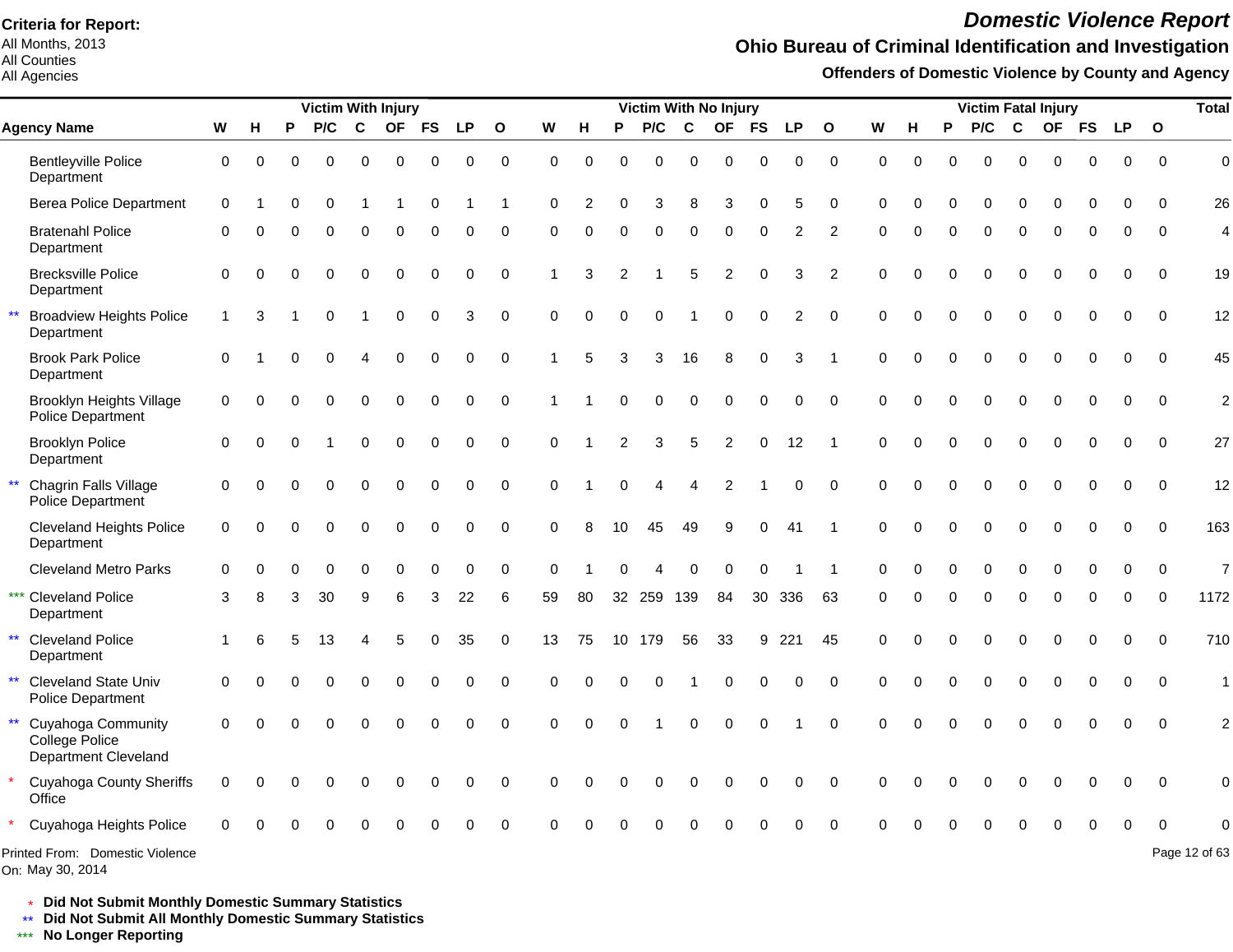**Criteria for Report:**
All Months, 2013
All Counties
All Agencies

# Domestic Violence Report

## Ohio Bureau of Criminal Identification and Investigation

### Offenders of Domestic Violence by County and Agency

| | Agency Name | Victim With Injury | | | | | | | | | Victim With No Injury | | | | | | | | | Victim Fatal Injury | | | | | | | | | Total |
|---|---|---|---|---|---|---|---|---|---|---|---|---|---|---|---|---|---|---|---|---|---|---|---|---|---|---|---|---|---|
| | | W | H | P | P/C | C | OF | FS | LP | O | W | H | P | P/C | C | OF | FS | LP | O | W | H | P | P/C | C | OF | FS | LP | O | |
| | Bentleyville Police Department | 0 | 0 | 0 | 0 | 0 | 0 | 0 | 0 | 0 | 0 | 0 | 0 | 0 | 0 | 0 | 0 | 0 | 0 | 0 | 0 | 0 | 0 | 0 | 0 | 0 | 0 | 0 | 0 |
| | Berea Police Department | 0 | 1 | 0 | 0 | 1 | 1 | 0 | 1 | 1 | 0 | 2 | 0 | 3 | 8 | 3 | 0 | 5 | 0 | 0 | 0 | 0 | 0 | 0 | 0 | 0 | 0 | 0 | 26 |
| | Bratenahl Police Department | 0 | 0 | 0 | 0 | 0 | 0 | 0 | 0 | 0 | 0 | 0 | 0 | 0 | 0 | 0 | 0 | 2 | 2 | 0 | 0 | 0 | 0 | 0 | 0 | 0 | 0 | 0 | 4 |
| | Brecksville Police Department | 0 | 0 | 0 | 0 | 0 | 0 | 0 | 0 | 0 | 1 | 3 | 2 | 1 | 5 | 2 | 0 | 3 | 2 | 0 | 0 | 0 | 0 | 0 | 0 | 0 | 0 | 0 | 19 |
| ** | Broadview Heights Police Department | 1 | 3 | 1 | 0 | 1 | 0 | 0 | 3 | 0 | 0 | 0 | 0 | 0 | 1 | 0 | 0 | 2 | 0 | 0 | 0 | 0 | 0 | 0 | 0 | 0 | 0 | 0 | 12 |
| | Brook Park Police Department | 0 | 1 | 0 | 0 | 4 | 0 | 0 | 0 | 0 | 1 | 5 | 3 | 3 | 16 | 8 | 0 | 3 | 1 | 0 | 0 | 0 | 0 | 0 | 0 | 0 | 0 | 0 | 45 |
| | Brooklyn Heights Village Police Department | 0 | 0 | 0 | 0 | 0 | 0 | 0 | 0 | 0 | 1 | 1 | 0 | 0 | 0 | 0 | 0 | 0 | 0 | 0 | 0 | 0 | 0 | 0 | 0 | 0 | 0 | 0 | 2 |
| | Brooklyn Police Department | 0 | 0 | 0 | 1 | 0 | 0 | 0 | 0 | 0 | 0 | 1 | 2 | 3 | 5 | 2 | 0 | 12 | 1 | 0 | 0 | 0 | 0 | 0 | 0 | 0 | 0 | 0 | 27 |
| ** | Chagrin Falls Village Police Department | 0 | 0 | 0 | 0 | 0 | 0 | 0 | 0 | 0 | 0 | 1 | 0 | 4 | 4 | 2 | 1 | 0 | 0 | 0 | 0 | 0 | 0 | 0 | 0 | 0 | 0 | 0 | 12 |
| | Cleveland Heights Police Department | 0 | 0 | 0 | 0 | 0 | 0 | 0 | 0 | 0 | 0 | 8 | 10 | 45 | 49 | 9 | 0 | 41 | 1 | 0 | 0 | 0 | 0 | 0 | 0 | 0 | 0 | 0 | 163 |
| | Cleveland Metro Parks | 0 | 0 | 0 | 0 | 0 | 0 | 0 | 0 | 0 | 0 | 1 | 0 | 4 | 0 | 0 | 0 | 1 | 1 | 0 | 0 | 0 | 0 | 0 | 0 | 0 | 0 | 0 | 7 |
| *** | Cleveland Police Department | 3 | 8 | 3 | 30 | 9 | 6 | 3 | 22 | 6 | 59 | 80 | 32 | 259 | 139 | 84 | 30 | 336 | 63 | 0 | 0 | 0 | 0 | 0 | 0 | 0 | 0 | 0 | 1172 |
| ** | Cleveland Police Department | 1 | 6 | 5 | 13 | 4 | 5 | 0 | 35 | 0 | 13 | 75 | 10 | 179 | 56 | 33 | 9 | 221 | 45 | 0 | 0 | 0 | 0 | 0 | 0 | 0 | 0 | 0 | 710 |
| ** | Cleveland State Univ Police Department | 0 | 0 | 0 | 0 | 0 | 0 | 0 | 0 | 0 | 0 | 0 | 0 | 0 | 1 | 0 | 0 | 0 | 0 | 0 | 0 | 0 | 0 | 0 | 0 | 0 | 0 | 0 | 1 |
| ** | Cuyahoga Community College Police Department Cleveland | 0 | 0 | 0 | 0 | 0 | 0 | 0 | 0 | 0 | 0 | 0 | 0 | 1 | 0 | 0 | 0 | 1 | 0 | 0 | 0 | 0 | 0 | 0 | 0 | 0 | 0 | 0 | 2 |
| * | Cuyahoga County Sheriffs Office | 0 | 0 | 0 | 0 | 0 | 0 | 0 | 0 | 0 | 0 | 0 | 0 | 0 | 0 | 0 | 0 | 0 | 0 | 0 | 0 | 0 | 0 | 0 | 0 | 0 | 0 | 0 | 0 |
| * | Cuyahoga Heights Police | 0 | 0 | 0 | 0 | 0 | 0 | 0 | 0 | 0 | 0 | 0 | 0 | 0 | 0 | 0 | 0 | 0 | 0 | 0 | 0 | 0 | 0 | 0 | 0 | 0 | 0 | 0 | 0 |

Printed From: Domestic Violence
On: May 30, 2014

\* **Did Not Submit Monthly Domestic Summary Statistics**
\*\* **Did Not Submit All Monthly Domestic Summary Statistics**
\*\*\* **No Longer Reporting**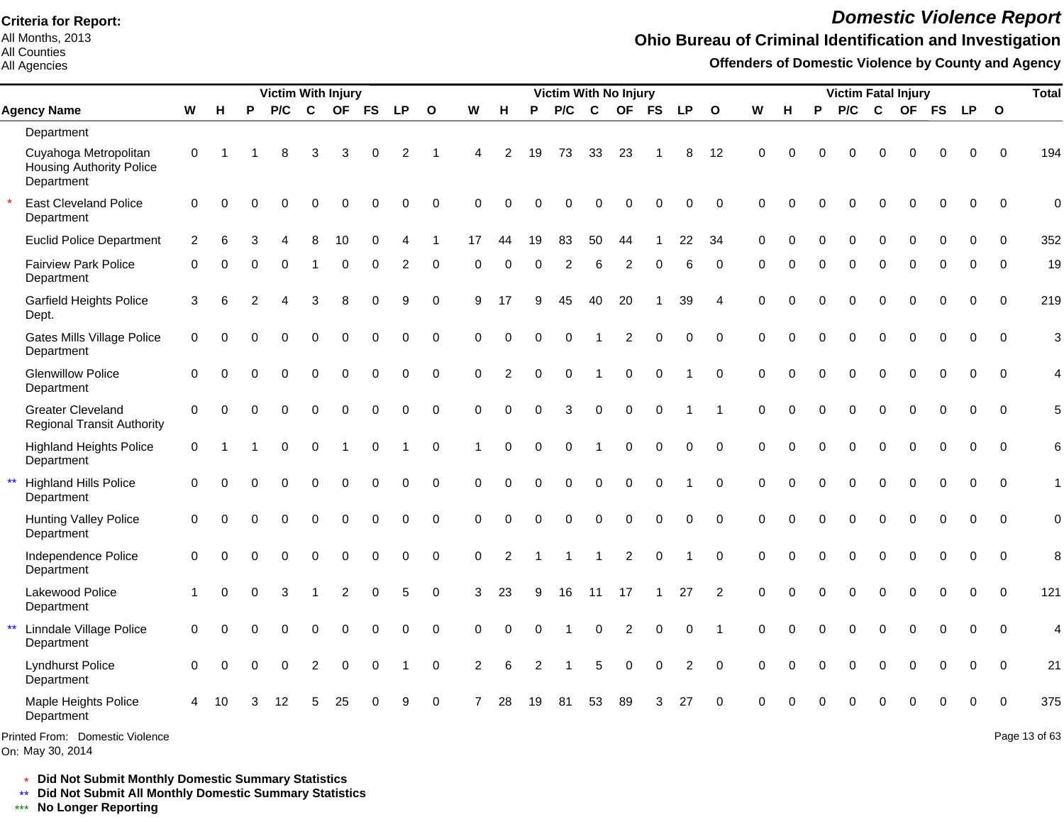**Criteria for Report:**
All Months, 2013
All Counties
All Agencies

# *Domestic Violence Report*

## Ohio Bureau of Criminal Identification and Investigation

### Offenders of Domestic Violence by County and Agency

| | Agency Name | Victim With Injury | | | | | | | | | Victim With No Injury | | | | | | | | | Victim Fatal Injury | | | | | | | | | Total |
|---|---|---|---|---|---|---|---|---|---|---|---|---|---|---|---|---|---|---|---|---|---|---|---|---|---|---|---|---|---|
| | | W | H | P | P/C | C | OF | FS | LP | O | W | H | P | P/C | C | OF | FS | LP | O | W | H | P | P/C | C | OF | FS | LP | O | |
| | Department | | | | | | | | | | | | | | | | | | | | | | | | | | | | |
| | Cuyahoga Metropolitan Housing Authority Police Department | 0 | 1 | 1 | 8 | 3 | 3 | 0 | 2 | 1 | 4 | 2 | 19 | 73 | 33 | 23 | 1 | 8 | 12 | 0 | 0 | 0 | 0 | 0 | 0 | 0 | 0 | 0 | 194 |
| * | East Cleveland Police Department | 0 | 0 | 0 | 0 | 0 | 0 | 0 | 0 | 0 | 0 | 0 | 0 | 0 | 0 | 0 | 0 | 0 | 0 | 0 | 0 | 0 | 0 | 0 | 0 | 0 | 0 | 0 | 0 |
| | Euclid Police Department | 2 | 6 | 3 | 4 | 8 | 10 | 0 | 4 | 1 | 17 | 44 | 19 | 83 | 50 | 44 | 1 | 22 | 34 | 0 | 0 | 0 | 0 | 0 | 0 | 0 | 0 | 0 | 352 |
| | Fairview Park Police Department | 0 | 0 | 0 | 0 | 1 | 0 | 0 | 2 | 0 | 0 | 0 | 0 | 2 | 6 | 2 | 0 | 6 | 0 | 0 | 0 | 0 | 0 | 0 | 0 | 0 | 0 | 0 | 19 |
| | Garfield Heights Police Dept. | 3 | 6 | 2 | 4 | 3 | 8 | 0 | 9 | 0 | 9 | 17 | 9 | 45 | 40 | 20 | 1 | 39 | 4 | 0 | 0 | 0 | 0 | 0 | 0 | 0 | 0 | 0 | 219 |
| | Gates Mills Village Police Department | 0 | 0 | 0 | 0 | 0 | 0 | 0 | 0 | 0 | 0 | 0 | 0 | 0 | 1 | 2 | 0 | 0 | 0 | 0 | 0 | 0 | 0 | 0 | 0 | 0 | 0 | 0 | 3 |
| | Glenwillow Police Department | 0 | 0 | 0 | 0 | 0 | 0 | 0 | 0 | 0 | 0 | 2 | 0 | 0 | 1 | 0 | 0 | 1 | 0 | 0 | 0 | 0 | 0 | 0 | 0 | 0 | 0 | 0 | 4 |
| | Greater Cleveland Regional Transit Authority | 0 | 0 | 0 | 0 | 0 | 0 | 0 | 0 | 0 | 0 | 0 | 0 | 3 | 0 | 0 | 0 | 1 | 1 | 0 | 0 | 0 | 0 | 0 | 0 | 0 | 0 | 0 | 5 |
| | Highland Heights Police Department | 0 | 1 | 1 | 0 | 0 | 1 | 0 | 1 | 0 | 1 | 0 | 0 | 0 | 1 | 0 | 0 | 0 | 0 | 0 | 0 | 0 | 0 | 0 | 0 | 0 | 0 | 0 | 6 |
| ** | Highland Hills Police Department | 0 | 0 | 0 | 0 | 0 | 0 | 0 | 0 | 0 | 0 | 0 | 0 | 0 | 0 | 0 | 0 | 1 | 0 | 0 | 0 | 0 | 0 | 0 | 0 | 0 | 0 | 0 | 1 |
| | Hunting Valley Police Department | 0 | 0 | 0 | 0 | 0 | 0 | 0 | 0 | 0 | 0 | 0 | 0 | 0 | 0 | 0 | 0 | 0 | 0 | 0 | 0 | 0 | 0 | 0 | 0 | 0 | 0 | 0 | 0 |
| | Independence Police Department | 0 | 0 | 0 | 0 | 0 | 0 | 0 | 0 | 0 | 0 | 2 | 1 | 1 | 1 | 2 | 0 | 1 | 0 | 0 | 0 | 0 | 0 | 0 | 0 | 0 | 0 | 0 | 8 |
| | Lakewood Police Department | 1 | 0 | 0 | 3 | 1 | 2 | 0 | 5 | 0 | 3 | 23 | 9 | 16 | 11 | 17 | 1 | 27 | 2 | 0 | 0 | 0 | 0 | 0 | 0 | 0 | 0 | 0 | 121 |
| ** | Linndale Village Police Department | 0 | 0 | 0 | 0 | 0 | 0 | 0 | 0 | 0 | 0 | 0 | 0 | 1 | 0 | 2 | 0 | 0 | 1 | 0 | 0 | 0 | 0 | 0 | 0 | 0 | 0 | 0 | 4 |
| | Lyndhurst Police Department | 0 | 0 | 0 | 0 | 2 | 0 | 0 | 1 | 0 | 2 | 6 | 2 | 1 | 5 | 0 | 0 | 2 | 0 | 0 | 0 | 0 | 0 | 0 | 0 | 0 | 0 | 0 | 21 |
| | Maple Heights Police Department | 4 | 10 | 3 | 12 | 5 | 25 | 0 | 9 | 0 | 7 | 28 | 19 | 81 | 53 | 89 | 3 | 27 | 0 | 0 | 0 | 0 | 0 | 0 | 0 | 0 | 0 | 0 | 375 |

Printed From: Domestic Violence
On: May 30, 2014

\* **Did Not Submit Monthly Domestic Summary Statistics**
\*\* **Did Not Submit All Monthly Domestic Summary Statistics**
\*\*\* **No Longer Reporting**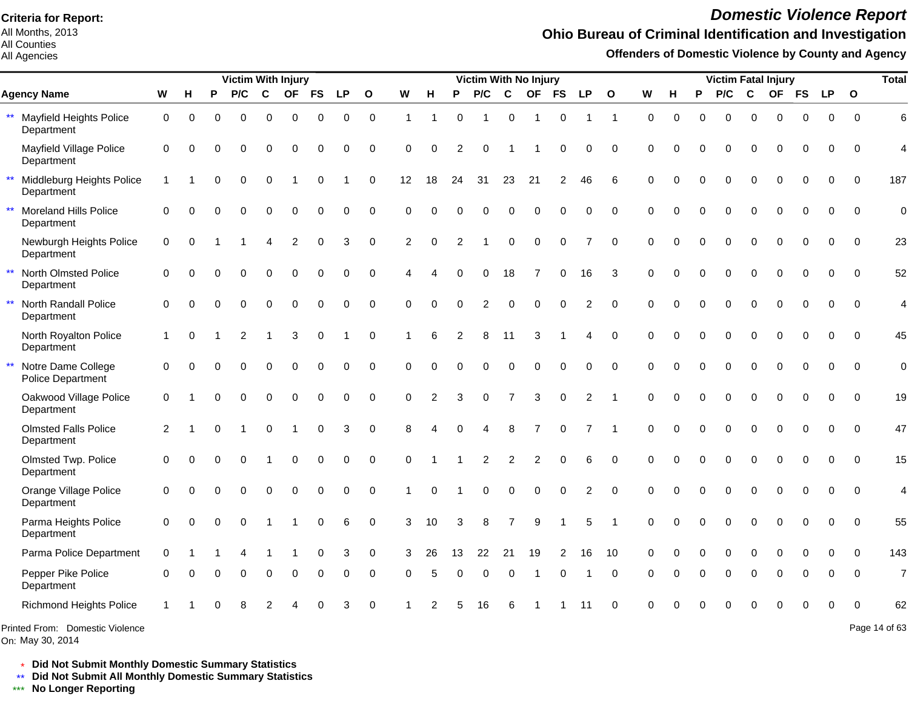**Criteria for Report:**
All Months, 2013
All Counties
All Agencies

# *Domestic Violence Report*

## Ohio Bureau of Criminal Identification and Investigation

### Offenders of Domestic Violence by County and Agency

| Agency Name | Victim With Injury | | | | | | | | | Victim With No Injury | | | | | | | | | Victim Fatal Injury | | | | | | | | | Total |
|---|---|---|---|---|---|---|---|---|---|---|---|---|---|---|---|---|---|---|---|---|---|---|---|---|---|---|---|---|
| | W | H | P | P/C | C | OF | FS | LP | O | W | H | P | P/C | C | OF | FS | LP | O | W | H | P | P/C | C | OF | FS | LP | O | |
| ** Mayfield Heights Police Department | 0 | 0 | 0 | 0 | 0 | 0 | 0 | 0 | 0 | 1 | 1 | 0 | 1 | 0 | 1 | 0 | 1 | 1 | 0 | 0 | 0 | 0 | 0 | 0 | 0 | 0 | 0 | 6 |
| Mayfield Village Police Department | 0 | 0 | 0 | 0 | 0 | 0 | 0 | 0 | 0 | 0 | 0 | 2 | 0 | 1 | 1 | 0 | 0 | 0 | 0 | 0 | 0 | 0 | 0 | 0 | 0 | 0 | 0 | 4 |
| ** Middleburg Heights Police Department | 1 | 1 | 0 | 0 | 0 | 1 | 0 | 1 | 0 | 12 | 18 | 24 | 31 | 23 | 21 | 2 | 46 | 6 | 0 | 0 | 0 | 0 | 0 | 0 | 0 | 0 | 0 | 187 |
| ** Moreland Hills Police Department | 0 | 0 | 0 | 0 | 0 | 0 | 0 | 0 | 0 | 0 | 0 | 0 | 0 | 0 | 0 | 0 | 0 | 0 | 0 | 0 | 0 | 0 | 0 | 0 | 0 | 0 | 0 | 0 |
| Newburgh Heights Police Department | 0 | 0 | 1 | 1 | 4 | 2 | 0 | 3 | 0 | 2 | 0 | 2 | 1 | 0 | 0 | 0 | 7 | 0 | 0 | 0 | 0 | 0 | 0 | 0 | 0 | 0 | 0 | 23 |
| ** North Olmsted Police Department | 0 | 0 | 0 | 0 | 0 | 0 | 0 | 0 | 0 | 4 | 4 | 0 | 0 | 18 | 7 | 0 | 16 | 3 | 0 | 0 | 0 | 0 | 0 | 0 | 0 | 0 | 0 | 52 |
| ** North Randall Police Department | 0 | 0 | 0 | 0 | 0 | 0 | 0 | 0 | 0 | 0 | 0 | 0 | 2 | 0 | 0 | 0 | 2 | 0 | 0 | 0 | 0 | 0 | 0 | 0 | 0 | 0 | 0 | 4 |
| North Royalton Police Department | 1 | 0 | 1 | 2 | 1 | 3 | 0 | 1 | 0 | 1 | 6 | 2 | 8 | 11 | 3 | 1 | 4 | 0 | 0 | 0 | 0 | 0 | 0 | 0 | 0 | 0 | 0 | 45 |
| ** Notre Dame College Police Department | 0 | 0 | 0 | 0 | 0 | 0 | 0 | 0 | 0 | 0 | 0 | 0 | 0 | 0 | 0 | 0 | 0 | 0 | 0 | 0 | 0 | 0 | 0 | 0 | 0 | 0 | 0 | 0 |
| Oakwood Village Police Department | 0 | 1 | 0 | 0 | 0 | 0 | 0 | 0 | 0 | 0 | 2 | 3 | 0 | 7 | 3 | 0 | 2 | 1 | 0 | 0 | 0 | 0 | 0 | 0 | 0 | 0 | 0 | 19 |
| Olmsted Falls Police Department | 2 | 1 | 0 | 1 | 0 | 1 | 0 | 3 | 0 | 8 | 4 | 0 | 4 | 8 | 7 | 0 | 7 | 1 | 0 | 0 | 0 | 0 | 0 | 0 | 0 | 0 | 0 | 47 |
| Olmsted Twp. Police Department | 0 | 0 | 0 | 0 | 1 | 0 | 0 | 0 | 0 | 0 | 1 | 1 | 2 | 2 | 2 | 0 | 6 | 0 | 0 | 0 | 0 | 0 | 0 | 0 | 0 | 0 | 0 | 15 |
| Orange Village Police Department | 0 | 0 | 0 | 0 | 0 | 0 | 0 | 0 | 0 | 1 | 0 | 1 | 0 | 0 | 0 | 0 | 2 | 0 | 0 | 0 | 0 | 0 | 0 | 0 | 0 | 0 | 0 | 4 |
| Parma Heights Police Department | 0 | 0 | 0 | 0 | 1 | 1 | 0 | 6 | 0 | 3 | 10 | 3 | 8 | 7 | 9 | 1 | 5 | 1 | 0 | 0 | 0 | 0 | 0 | 0 | 0 | 0 | 0 | 55 |
| Parma Police Department | 0 | 1 | 1 | 4 | 1 | 1 | 0 | 3 | 0 | 3 | 26 | 13 | 22 | 21 | 19 | 2 | 16 | 10 | 0 | 0 | 0 | 0 | 0 | 0 | 0 | 0 | 0 | 143 |
| Pepper Pike Police Department | 0 | 0 | 0 | 0 | 0 | 0 | 0 | 0 | 0 | 0 | 5 | 0 | 0 | 0 | 1 | 0 | 1 | 0 | 0 | 0 | 0 | 0 | 0 | 0 | 0 | 0 | 0 | 7 |
| Richmond Heights Police | 1 | 1 | 0 | 8 | 2 | 4 | 0 | 3 | 0 | 1 | 2 | 5 | 16 | 6 | 1 | 1 | 11 | 0 | 0 | 0 | 0 | 0 | 0 | 0 | 0 | 0 | 0 | 62 |

Printed From: Domestic Violence
On: May 30, 2014

\* **Did Not Submit Monthly Domestic Summary Statistics**
** **Did Not Submit All Monthly Domestic Summary Statistics**
*** **No Longer Reporting**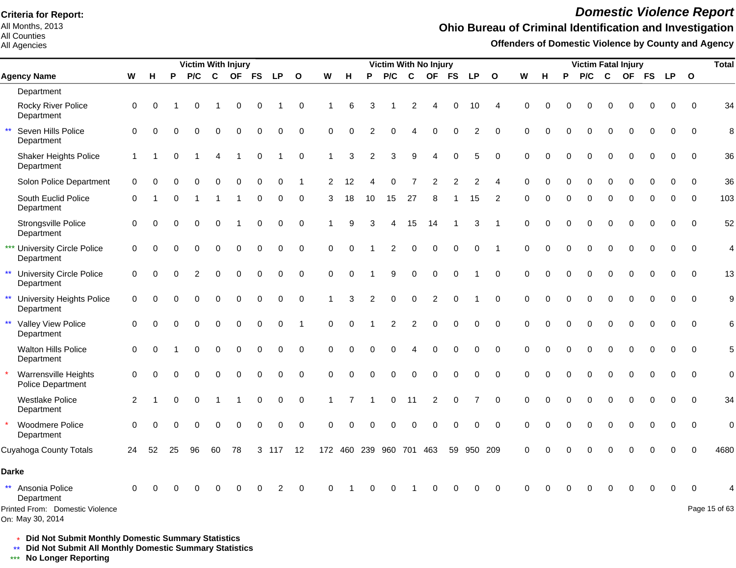**Criteria for Report:**
All Months, 2013
All Counties
All Agencies

# *Domestic Violence Report*

## Ohio Bureau of Criminal Identification and Investigation

### Offenders of Domestic Violence by County and Agency

| | Agency Name | Victim With Injury | | | | | | | | | Victim With No Injury | | | | | | | | | Victim Fatal Injury | | | | | | | | | Total |
|---|---|---|---|---|---|---|---|---|---|---|---|---|---|---|---|---|---|---|---|---|---|---|---|---|---|---|---|---|---|
| | | W | H | P | P/C | C | OF | FS | LP | O | W | H | P | P/C | C | OF | FS | LP | O | W | H | P | P/C | C | OF | FS | LP | O | |
| | Department | | | | | | | | | | | | | | | | | | | | | | | | | | | | |
| | Rocky River Police Department | 0 | 0 | 1 | 0 | 1 | 0 | 0 | 1 | 0 | 1 | 6 | 3 | 1 | 2 | 4 | 0 | 10 | 4 | 0 | 0 | 0 | 0 | 0 | 0 | 0 | 0 | 0 | 34 |
| ** | Seven Hills Police Department | 0 | 0 | 0 | 0 | 0 | 0 | 0 | 0 | 0 | 0 | 0 | 2 | 0 | 4 | 0 | 0 | 2 | 0 | 0 | 0 | 0 | 0 | 0 | 0 | 0 | 0 | 0 | 8 |
| | Shaker Heights Police Department | 1 | 1 | 0 | 1 | 4 | 1 | 0 | 1 | 0 | 1 | 3 | 2 | 3 | 9 | 4 | 0 | 5 | 0 | 0 | 0 | 0 | 0 | 0 | 0 | 0 | 0 | 0 | 36 |
| | Solon Police Department | 0 | 0 | 0 | 0 | 0 | 0 | 0 | 0 | 1 | 2 | 12 | 4 | 0 | 7 | 2 | 2 | 2 | 4 | 0 | 0 | 0 | 0 | 0 | 0 | 0 | 0 | 0 | 36 |
| | South Euclid Police Department | 0 | 1 | 0 | 1 | 1 | 1 | 0 | 0 | 0 | 3 | 18 | 10 | 15 | 27 | 8 | 1 | 15 | 2 | 0 | 0 | 0 | 0 | 0 | 0 | 0 | 0 | 0 | 103 |
| | Strongsville Police Department | 0 | 0 | 0 | 0 | 0 | 1 | 0 | 0 | 0 | 1 | 9 | 3 | 4 | 15 | 14 | 1 | 3 | 1 | 0 | 0 | 0 | 0 | 0 | 0 | 0 | 0 | 0 | 52 |
| *** | University Circle Police Department | 0 | 0 | 0 | 0 | 0 | 0 | 0 | 0 | 0 | 0 | 0 | 1 | 2 | 0 | 0 | 0 | 0 | 1 | 0 | 0 | 0 | 0 | 0 | 0 | 0 | 0 | 0 | 4 |
| ** | University Circle Police Department | 0 | 0 | 0 | 2 | 0 | 0 | 0 | 0 | 0 | 0 | 0 | 1 | 9 | 0 | 0 | 0 | 1 | 0 | 0 | 0 | 0 | 0 | 0 | 0 | 0 | 0 | 0 | 13 |
| ** | University Heights Police Department | 0 | 0 | 0 | 0 | 0 | 0 | 0 | 0 | 0 | 1 | 3 | 2 | 0 | 0 | 2 | 0 | 1 | 0 | 0 | 0 | 0 | 0 | 0 | 0 | 0 | 0 | 0 | 9 |
| ** | Valley View Police Department | 0 | 0 | 0 | 0 | 0 | 0 | 0 | 0 | 1 | 0 | 0 | 1 | 2 | 2 | 0 | 0 | 0 | 0 | 0 | 0 | 0 | 0 | 0 | 0 | 0 | 0 | 0 | 6 |
| | Walton Hills Police Department | 0 | 0 | 1 | 0 | 0 | 0 | 0 | 0 | 0 | 0 | 0 | 0 | 0 | 4 | 0 | 0 | 0 | 0 | 0 | 0 | 0 | 0 | 0 | 0 | 0 | 0 | 0 | 5 |
| * | Warrensville Heights Police Department | 0 | 0 | 0 | 0 | 0 | 0 | 0 | 0 | 0 | 0 | 0 | 0 | 0 | 0 | 0 | 0 | 0 | 0 | 0 | 0 | 0 | 0 | 0 | 0 | 0 | 0 | 0 | 0 |
| | Westlake Police Department | 2 | 1 | 0 | 0 | 1 | 1 | 0 | 0 | 0 | 1 | 7 | 1 | 0 | 11 | 2 | 0 | 7 | 0 | 0 | 0 | 0 | 0 | 0 | 0 | 0 | 0 | 0 | 34 |
| * | Woodmere Police Department | 0 | 0 | 0 | 0 | 0 | 0 | 0 | 0 | 0 | 0 | 0 | 0 | 0 | 0 | 0 | 0 | 0 | 0 | 0 | 0 | 0 | 0 | 0 | 0 | 0 | 0 | 0 | 0 |
| | Cuyahoga County Totals | 24 | 52 | 25 | 96 | 60 | 78 | 3 | 117 | 12 | 172 | 460 | 239 | 960 | 701 | 463 | 59 | 950 | 209 | 0 | 0 | 0 | 0 | 0 | 0 | 0 | 0 | 0 | 4680 |
| | **Darke** | | | | | | | | | | | | | | | | | | | | | | | | | | | | |
| ** | Ansonia Police Department | 0 | 0 | 0 | 0 | 0 | 0 | 0 | 2 | 0 | 0 | 1 | 0 | 0 | 1 | 0 | 0 | 0 | 0 | 0 | 0 | 0 | 0 | 0 | 0 | 0 | 0 | 0 | 4 |

Printed From: Domestic Violence
On: May 30, 2014

\* **Did Not Submit Monthly Domestic Summary Statistics**
\*\* **Did Not Submit All Monthly Domestic Summary Statistics**
\*\*\* **No Longer Reporting**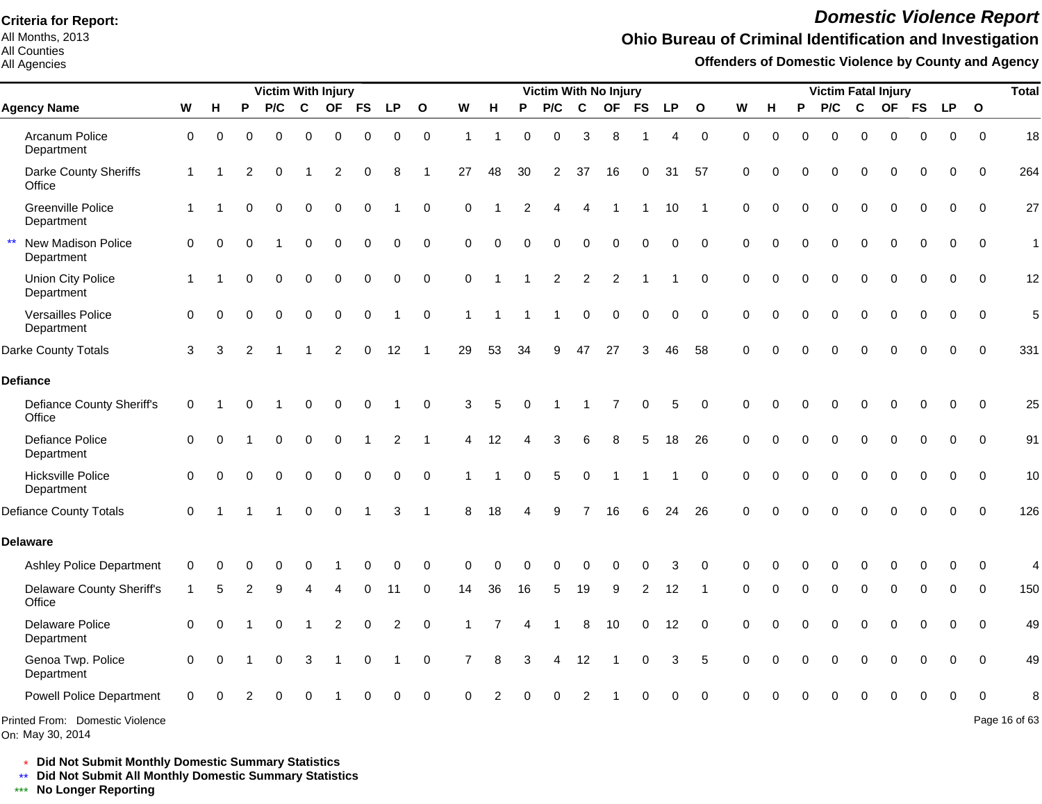**Criteria for Report:**
All Months, 2013
All Counties
All Agencies

# *Domestic Violence Report*

## Ohio Bureau of Criminal Identification and Investigation

### Offenders of Domestic Violence by County and Agency

| Agency Name | Victim With Injury | | | | | | | | | Victim With No Injury | | | | | | | | | Victim Fatal Injury | | | | | | | | | Total |
|---|---|---|---|---|---|---|---|---|---|---|---|---|---|---|---|---|---|---|---|---|---|---|---|---|---|---|---|---|
| | W | H | P | P/C | C | OF | FS | LP | O | W | H | P | P/C | C | OF | FS | LP | O | W | H | P | P/C | C | OF | FS | LP | O | |
| Arcanum Police Department | 0 | 0 | 0 | 0 | 0 | 0 | 0 | 0 | 0 | 1 | 1 | 0 | 0 | 3 | 8 | 1 | 4 | 0 | 0 | 0 | 0 | 0 | 0 | 0 | 0 | 0 | 0 | 18 |
| Darke County Sheriffs Office | 1 | 1 | 2 | 0 | 1 | 2 | 0 | 8 | 1 | 27 | 48 | 30 | 2 | 37 | 16 | 0 | 31 | 57 | 0 | 0 | 0 | 0 | 0 | 0 | 0 | 0 | 0 | 264 |
| Greenville Police Department | 1 | 1 | 0 | 0 | 0 | 0 | 0 | 1 | 0 | 0 | 1 | 2 | 4 | 4 | 1 | 1 | 10 | 1 | 0 | 0 | 0 | 0 | 0 | 0 | 0 | 0 | 0 | 27 |
| ** New Madison Police Department | 0 | 0 | 0 | 1 | 0 | 0 | 0 | 0 | 0 | 0 | 0 | 0 | 0 | 0 | 0 | 0 | 0 | 0 | 0 | 0 | 0 | 0 | 0 | 0 | 0 | 0 | 0 | 1 |
| Union City Police Department | 1 | 1 | 0 | 0 | 0 | 0 | 0 | 0 | 0 | 0 | 1 | 1 | 2 | 2 | 2 | 1 | 1 | 0 | 0 | 0 | 0 | 0 | 0 | 0 | 0 | 0 | 0 | 12 |
| Versailles Police Department | 0 | 0 | 0 | 0 | 0 | 0 | 0 | 1 | 0 | 1 | 1 | 1 | 1 | 0 | 0 | 0 | 0 | 0 | 0 | 0 | 0 | 0 | 0 | 0 | 0 | 0 | 0 | 5 |
| Darke County Totals | 3 | 3 | 2 | 1 | 1 | 2 | 0 | 12 | 1 | 29 | 53 | 34 | 9 | 47 | 27 | 3 | 46 | 58 | 0 | 0 | 0 | 0 | 0 | 0 | 0 | 0 | 0 | 331 |
| **Defiance** | | | | | | | | | | | | | | | | | | | | | | | | | | | | |
| Defiance County Sheriff's Office | 0 | 1 | 0 | 1 | 0 | 0 | 0 | 1 | 0 | 3 | 5 | 0 | 1 | 1 | 7 | 0 | 5 | 0 | 0 | 0 | 0 | 0 | 0 | 0 | 0 | 0 | 0 | 25 |
| Defiance Police Department | 0 | 0 | 1 | 0 | 0 | 0 | 1 | 2 | 1 | 4 | 12 | 4 | 3 | 6 | 8 | 5 | 18 | 26 | 0 | 0 | 0 | 0 | 0 | 0 | 0 | 0 | 0 | 91 |
| Hicksville Police Department | 0 | 0 | 0 | 0 | 0 | 0 | 0 | 0 | 0 | 1 | 1 | 0 | 5 | 0 | 1 | 1 | 1 | 0 | 0 | 0 | 0 | 0 | 0 | 0 | 0 | 0 | 0 | 10 |
| Defiance County Totals | 0 | 1 | 1 | 1 | 0 | 0 | 1 | 3 | 1 | 8 | 18 | 4 | 9 | 7 | 16 | 6 | 24 | 26 | 0 | 0 | 0 | 0 | 0 | 0 | 0 | 0 | 0 | 126 |
| **Delaware** | | | | | | | | | | | | | | | | | | | | | | | | | | | | |
| Ashley Police Department | 0 | 0 | 0 | 0 | 0 | 1 | 0 | 0 | 0 | 0 | 0 | 0 | 0 | 0 | 0 | 0 | 3 | 0 | 0 | 0 | 0 | 0 | 0 | 0 | 0 | 0 | 0 | 4 |
| Delaware County Sheriff's Office | 1 | 5 | 2 | 9 | 4 | 4 | 0 | 11 | 0 | 14 | 36 | 16 | 5 | 19 | 9 | 2 | 12 | 1 | 0 | 0 | 0 | 0 | 0 | 0 | 0 | 0 | 0 | 150 |
| Delaware Police Department | 0 | 0 | 1 | 0 | 1 | 2 | 0 | 2 | 0 | 1 | 7 | 4 | 1 | 8 | 10 | 0 | 12 | 0 | 0 | 0 | 0 | 0 | 0 | 0 | 0 | 0 | 0 | 49 |
| Genoa Twp. Police Department | 0 | 0 | 1 | 0 | 3 | 1 | 0 | 1 | 0 | 7 | 8 | 3 | 4 | 12 | 1 | 0 | 3 | 5 | 0 | 0 | 0 | 0 | 0 | 0 | 0 | 0 | 0 | 49 |
| Powell Police Department | 0 | 0 | 2 | 0 | 0 | 1 | 0 | 0 | 0 | 0 | 2 | 0 | 0 | 2 | 1 | 0 | 0 | 0 | 0 | 0 | 0 | 0 | 0 | 0 | 0 | 0 | 0 | 8 |

Printed From: Domestic Violence
On: May 30, 2014

\* **Did Not Submit Monthly Domestic Summary Statistics**
\*\* **Did Not Submit All Monthly Domestic Summary Statistics**
\*\*\* **No Longer Reporting**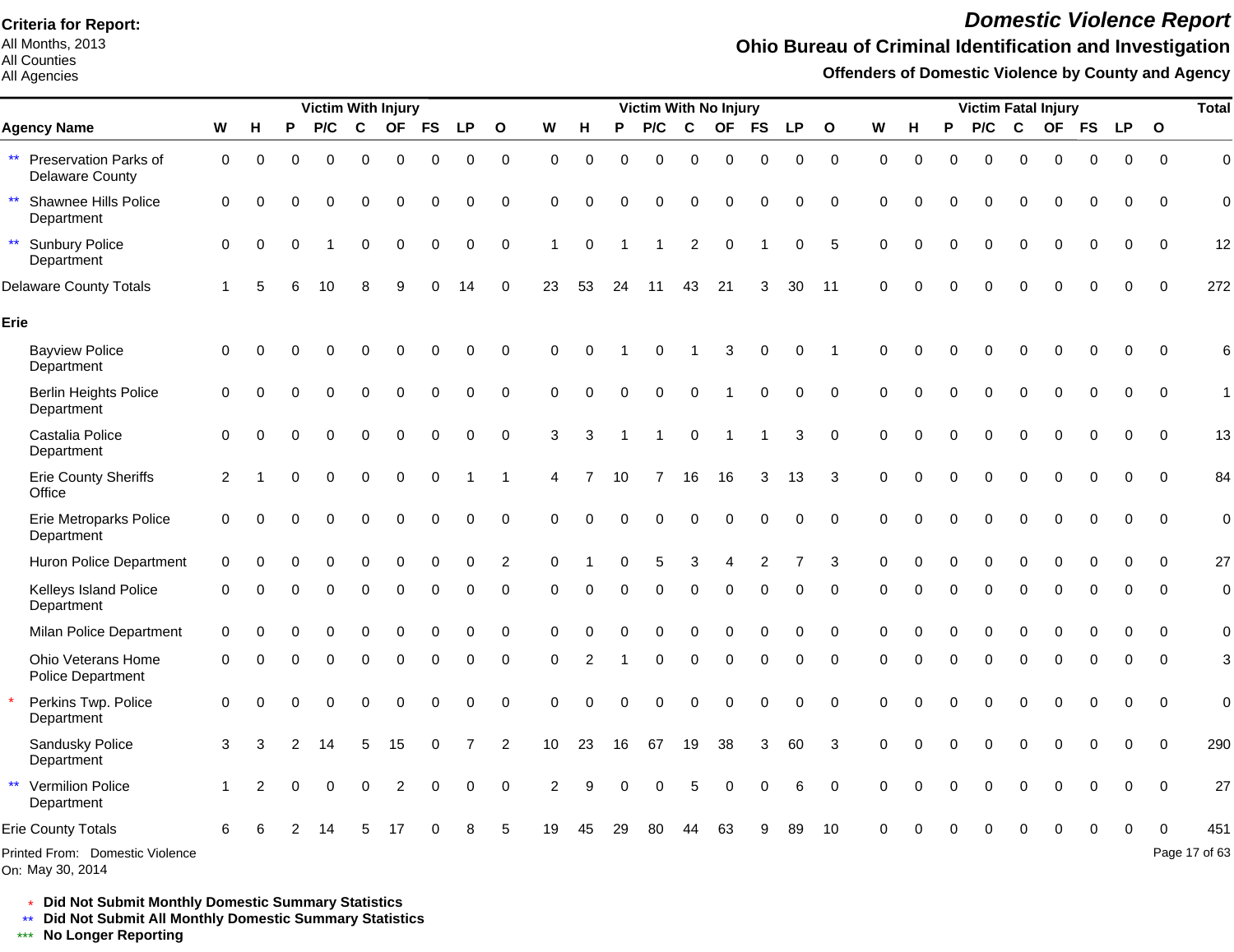**Criteria for Report:**
All Months, 2013
All Counties
All Agencies

# Domestic Violence Report

## Ohio Bureau of Criminal Identification and Investigation

### Offenders of Domestic Violence by County and Agency

| Agency Name | Victim With Injury | | | | | | | | | Victim With No Injury | | | | | | | | | Victim Fatal Injury | | | | | | | | | Total |
|---|---|---|---|---|---|---|---|---|---|---|---|---|---|---|---|---|---|---|---|---|---|---|---|---|---|---|---|---|
| | W | H | P | P/C | C | OF | FS | LP | O | W | H | P | P/C | C | OF | FS | LP | O | W | H | P | P/C | C | OF | FS | LP | O | |
| ** Preservation Parks of Delaware County | 0 | 0 | 0 | 0 | 0 | 0 | 0 | 0 | 0 | 0 | 0 | 0 | 0 | 0 | 0 | 0 | 0 | 0 | 0 | 0 | 0 | 0 | 0 | 0 | 0 | 0 | 0 | 0 |
| ** Shawnee Hills Police Department | 0 | 0 | 0 | 0 | 0 | 0 | 0 | 0 | 0 | 0 | 0 | 0 | 0 | 0 | 0 | 0 | 0 | 0 | 0 | 0 | 0 | 0 | 0 | 0 | 0 | 0 | 0 | 0 |
| ** Sunbury Police Department | 0 | 0 | 0 | 1 | 0 | 0 | 0 | 0 | 0 | 1 | 0 | 1 | 1 | 2 | 0 | 1 | 0 | 5 | 0 | 0 | 0 | 0 | 0 | 0 | 0 | 0 | 0 | 12 |
| Delaware County Totals | 1 | 5 | 6 | 10 | 8 | 9 | 0 | 14 | 0 | 23 | 53 | 24 | 11 | 43 | 21 | 3 | 30 | 11 | 0 | 0 | 0 | 0 | 0 | 0 | 0 | 0 | 0 | 272 |
| **Erie** | | | | | | | | | | | | | | | | | | | | | | | | | | | | |
| Bayview Police Department | 0 | 0 | 0 | 0 | 0 | 0 | 0 | 0 | 0 | 0 | 0 | 1 | 0 | 1 | 3 | 0 | 0 | 1 | 0 | 0 | 0 | 0 | 0 | 0 | 0 | 0 | 0 | 6 |
| Berlin Heights Police Department | 0 | 0 | 0 | 0 | 0 | 0 | 0 | 0 | 0 | 0 | 0 | 0 | 0 | 0 | 1 | 0 | 0 | 0 | 0 | 0 | 0 | 0 | 0 | 0 | 0 | 0 | 0 | 1 |
| Castalia Police Department | 0 | 0 | 0 | 0 | 0 | 0 | 0 | 0 | 0 | 3 | 3 | 1 | 1 | 0 | 1 | 1 | 3 | 0 | 0 | 0 | 0 | 0 | 0 | 0 | 0 | 0 | 0 | 13 |
| Erie County Sheriffs Office | 2 | 1 | 0 | 0 | 0 | 0 | 0 | 1 | 1 | 4 | 7 | 10 | 7 | 16 | 16 | 3 | 13 | 3 | 0 | 0 | 0 | 0 | 0 | 0 | 0 | 0 | 0 | 84 |
| Erie Metroparks Police Department | 0 | 0 | 0 | 0 | 0 | 0 | 0 | 0 | 0 | 0 | 0 | 0 | 0 | 0 | 0 | 0 | 0 | 0 | 0 | 0 | 0 | 0 | 0 | 0 | 0 | 0 | 0 | 0 |
| Huron Police Department | 0 | 0 | 0 | 0 | 0 | 0 | 0 | 0 | 2 | 0 | 1 | 0 | 5 | 3 | 4 | 2 | 7 | 3 | 0 | 0 | 0 | 0 | 0 | 0 | 0 | 0 | 0 | 27 |
| Kelleys Island Police Department | 0 | 0 | 0 | 0 | 0 | 0 | 0 | 0 | 0 | 0 | 0 | 0 | 0 | 0 | 0 | 0 | 0 | 0 | 0 | 0 | 0 | 0 | 0 | 0 | 0 | 0 | 0 | 0 |
| Milan Police Department | 0 | 0 | 0 | 0 | 0 | 0 | 0 | 0 | 0 | 0 | 0 | 0 | 0 | 0 | 0 | 0 | 0 | 0 | 0 | 0 | 0 | 0 | 0 | 0 | 0 | 0 | 0 | 0 |
| Ohio Veterans Home Police Department | 0 | 0 | 0 | 0 | 0 | 0 | 0 | 0 | 0 | 0 | 2 | 1 | 0 | 0 | 0 | 0 | 0 | 0 | 0 | 0 | 0 | 0 | 0 | 0 | 0 | 0 | 0 | 3 |
| * Perkins Twp. Police Department | 0 | 0 | 0 | 0 | 0 | 0 | 0 | 0 | 0 | 0 | 0 | 0 | 0 | 0 | 0 | 0 | 0 | 0 | 0 | 0 | 0 | 0 | 0 | 0 | 0 | 0 | 0 | 0 |
| Sandusky Police Department | 3 | 3 | 2 | 14 | 5 | 15 | 0 | 7 | 2 | 10 | 23 | 16 | 67 | 19 | 38 | 3 | 60 | 3 | 0 | 0 | 0 | 0 | 0 | 0 | 0 | 0 | 0 | 290 |
| ** Vermilion Police Department | 1 | 2 | 0 | 0 | 0 | 2 | 0 | 0 | 0 | 2 | 9 | 0 | 0 | 5 | 0 | 0 | 6 | 0 | 0 | 0 | 0 | 0 | 0 | 0 | 0 | 0 | 0 | 27 |
| Erie County Totals | 6 | 6 | 2 | 14 | 5 | 17 | 0 | 8 | 5 | 19 | 45 | 29 | 80 | 44 | 63 | 9 | 89 | 10 | 0 | 0 | 0 | 0 | 0 | 0 | 0 | 0 | 0 | 451 |

Printed From: Domestic Violence
On: May 30, 2014

\* **Did Not Submit Monthly Domestic Summary Statistics**
\*\* **Did Not Submit All Monthly Domestic Summary Statistics**
\*\*\* **No Longer Reporting**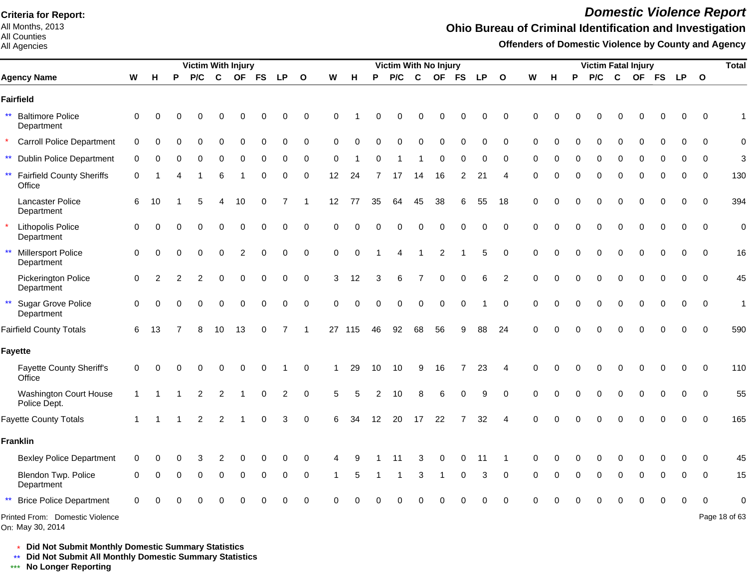**Criteria for Report:**
All Months, 2013
All Counties
All Agencies

# *Domestic Violence Report*

## Ohio Bureau of Criminal Identification and Investigation

### Offenders of Domestic Violence by County and Agency

| | Agency Name | Victim With Injury | | | | | | | | | Victim With No Injury | | | | | | | | | Victim Fatal Injury | | | | | | | | | Total |
|---|---|---|---|---|---|---|---|---|---|---|---|---|---|---|---|---|---|---|---|---|---|---|---|---|---|---|---|---|---|
| | | W | H | P | P/C | C | OF | FS | LP | O | W | H | P | P/C | C | OF | FS | LP | O | W | H | P | P/C | C | OF | FS | LP | O | |
| **Fairfield** | | | | | | | | | | | | | | | | | | | | | | | | | | | | | |
| ** | Baltimore Police Department | 0 | 0 | 0 | 0 | 0 | 0 | 0 | 0 | 0 | 0 | 1 | 0 | 0 | 0 | 0 | 0 | 0 | 0 | 0 | 0 | 0 | 0 | 0 | 0 | 0 | 0 | 0 | 1 |
| * | Carroll Police Department | 0 | 0 | 0 | 0 | 0 | 0 | 0 | 0 | 0 | 0 | 0 | 0 | 0 | 0 | 0 | 0 | 0 | 0 | 0 | 0 | 0 | 0 | 0 | 0 | 0 | 0 | 0 | 0 |
| ** | Dublin Police Department | 0 | 0 | 0 | 0 | 0 | 0 | 0 | 0 | 0 | 0 | 1 | 0 | 1 | 1 | 0 | 0 | 0 | 0 | 0 | 0 | 0 | 0 | 0 | 0 | 0 | 0 | 0 | 3 |
| ** | Fairfield County Sheriffs Office | 0 | 1 | 4 | 1 | 6 | 1 | 0 | 0 | 0 | 12 | 24 | 7 | 17 | 14 | 16 | 2 | 21 | 4 | 0 | 0 | 0 | 0 | 0 | 0 | 0 | 0 | 0 | 130 |
| | Lancaster Police Department | 6 | 10 | 1 | 5 | 4 | 10 | 0 | 7 | 1 | 12 | 77 | 35 | 64 | 45 | 38 | 6 | 55 | 18 | 0 | 0 | 0 | 0 | 0 | 0 | 0 | 0 | 0 | 394 |
| * | Lithopolis Police Department | 0 | 0 | 0 | 0 | 0 | 0 | 0 | 0 | 0 | 0 | 0 | 0 | 0 | 0 | 0 | 0 | 0 | 0 | 0 | 0 | 0 | 0 | 0 | 0 | 0 | 0 | 0 | 0 |
| ** | Millersport Police Department | 0 | 0 | 0 | 0 | 0 | 2 | 0 | 0 | 0 | 0 | 0 | 1 | 4 | 1 | 2 | 1 | 5 | 0 | 0 | 0 | 0 | 0 | 0 | 0 | 0 | 0 | 0 | 16 |
| | Pickerington Police Department | 0 | 2 | 2 | 2 | 0 | 0 | 0 | 0 | 0 | 3 | 12 | 3 | 6 | 7 | 0 | 0 | 6 | 2 | 0 | 0 | 0 | 0 | 0 | 0 | 0 | 0 | 0 | 45 |
| ** | Sugar Grove Police Department | 0 | 0 | 0 | 0 | 0 | 0 | 0 | 0 | 0 | 0 | 0 | 0 | 0 | 0 | 0 | 0 | 1 | 0 | 0 | 0 | 0 | 0 | 0 | 0 | 0 | 0 | 0 | 1 |
| Fairfield County Totals | | 6 | 13 | 7 | 8 | 10 | 13 | 0 | 7 | 1 | 27 | 115 | 46 | 92 | 68 | 56 | 9 | 88 | 24 | 0 | 0 | 0 | 0 | 0 | 0 | 0 | 0 | 0 | 590 |
| **Fayette** | | | | | | | | | | | | | | | | | | | | | | | | | | | | | |
| | Fayette County Sheriff's Office | 0 | 0 | 0 | 0 | 0 | 0 | 0 | 1 | 0 | 1 | 29 | 10 | 10 | 9 | 16 | 7 | 23 | 4 | 0 | 0 | 0 | 0 | 0 | 0 | 0 | 0 | 0 | 110 |
| | Washington Court House Police Dept. | 1 | 1 | 1 | 2 | 2 | 1 | 0 | 2 | 0 | 5 | 5 | 2 | 10 | 8 | 6 | 0 | 9 | 0 | 0 | 0 | 0 | 0 | 0 | 0 | 0 | 0 | 0 | 55 |
| Fayette County Totals | | 1 | 1 | 1 | 2 | 2 | 1 | 0 | 3 | 0 | 6 | 34 | 12 | 20 | 17 | 22 | 7 | 32 | 4 | 0 | 0 | 0 | 0 | 0 | 0 | 0 | 0 | 0 | 165 |
| **Franklin** | | | | | | | | | | | | | | | | | | | | | | | | | | | | | |
| | Bexley Police Department | 0 | 0 | 0 | 3 | 2 | 0 | 0 | 0 | 0 | 4 | 9 | 1 | 11 | 3 | 0 | 0 | 11 | 1 | 0 | 0 | 0 | 0 | 0 | 0 | 0 | 0 | 0 | 45 |
| | Blendon Twp. Police Department | 0 | 0 | 0 | 0 | 0 | 0 | 0 | 0 | 0 | 1 | 5 | 1 | 1 | 3 | 1 | 0 | 3 | 0 | 0 | 0 | 0 | 0 | 0 | 0 | 0 | 0 | 0 | 15 |
| ** | Brice Police Department | 0 | 0 | 0 | 0 | 0 | 0 | 0 | 0 | 0 | 0 | 0 | 0 | 0 | 0 | 0 | 0 | 0 | 0 | 0 | 0 | 0 | 0 | 0 | 0 | 0 | 0 | 0 | 0 |

Printed From: Domestic Violence
On: May 30, 2014

\* **Did Not Submit Monthly Domestic Summary Statistics**
\*\* **Did Not Submit All Monthly Domestic Summary Statistics**
\*\*\* **No Longer Reporting**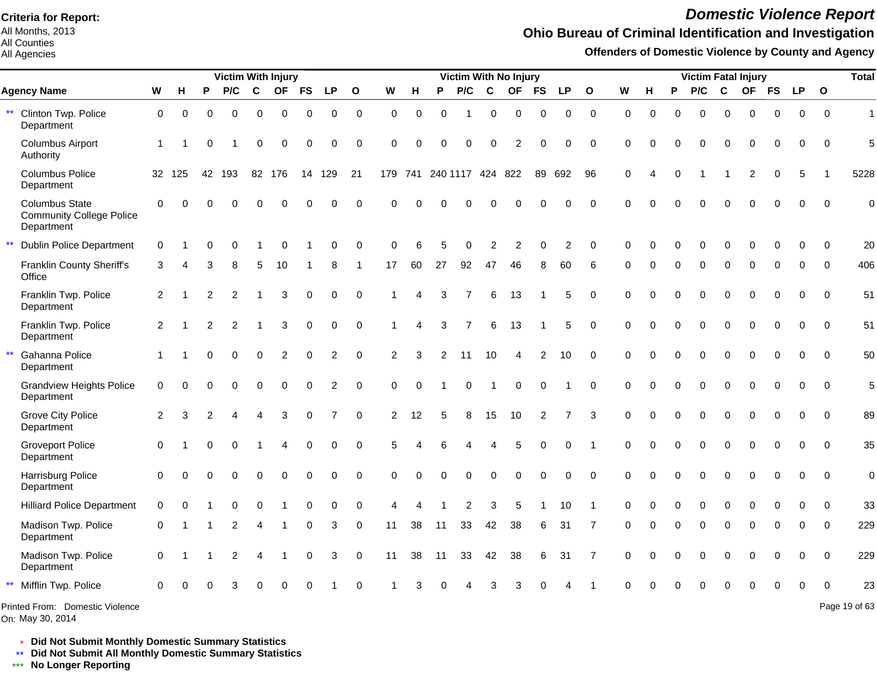**Criteria for Report:**
All Months, 2013
All Counties
All Agencies

# Domestic Violence Report

## Ohio Bureau of Criminal Identification and Investigation

### Offenders of Domestic Violence by County and Agency

| Agency Name | Victim With Injury | | | | | | | | | Victim With No Injury | | | | | | | | | Victim Fatal Injury | | | | | | | | | Total |
|---|---|---|---|---|---|---|---|---|---|---|---|---|---|---|---|---|---|---|---|---|---|---|---|---|---|---|---|---|
| | W | H | P | P/C | C | OF | FS | LP | O | W | H | P | P/C | C | OF | FS | LP | O | W | H | P | P/C | C | OF | FS | LP | O | |
| ** Clinton Twp. Police Department | 0 | 0 | 0 | 0 | 0 | 0 | 0 | 0 | 0 | 0 | 0 | 0 | 1 | 0 | 0 | 0 | 0 | 0 | 0 | 0 | 0 | 0 | 0 | 0 | 0 | 0 | 0 | 1 |
| Columbus Airport Authority | 1 | 1 | 0 | 1 | 0 | 0 | 0 | 0 | 0 | 0 | 0 | 0 | 0 | 0 | 2 | 0 | 0 | 0 | 0 | 0 | 0 | 0 | 0 | 0 | 0 | 0 | 0 | 5 |
| Columbus Police Department | 32 | 125 | 42 | 193 | 82 | 176 | 14 | 129 | 21 | 179 | 741 | 240 | 1117 | 424 | 822 | 89 | 692 | 96 | 0 | 4 | 0 | 1 | 1 | 2 | 0 | 5 | 1 | 5228 |
| Columbus State Community College Police Department | 0 | 0 | 0 | 0 | 0 | 0 | 0 | 0 | 0 | 0 | 0 | 0 | 0 | 0 | 0 | 0 | 0 | 0 | 0 | 0 | 0 | 0 | 0 | 0 | 0 | 0 | 0 | 0 |
| ** Dublin Police Department | 0 | 1 | 0 | 0 | 1 | 0 | 1 | 0 | 0 | 0 | 6 | 5 | 0 | 2 | 2 | 0 | 2 | 0 | 0 | 0 | 0 | 0 | 0 | 0 | 0 | 0 | 0 | 20 |
| Franklin County Sheriff's Office | 3 | 4 | 3 | 8 | 5 | 10 | 1 | 8 | 1 | 17 | 60 | 27 | 92 | 47 | 46 | 8 | 60 | 6 | 0 | 0 | 0 | 0 | 0 | 0 | 0 | 0 | 0 | 406 |
| Franklin Twp. Police Department | 2 | 1 | 2 | 2 | 1 | 3 | 0 | 0 | 0 | 1 | 4 | 3 | 7 | 6 | 13 | 1 | 5 | 0 | 0 | 0 | 0 | 0 | 0 | 0 | 0 | 0 | 0 | 51 |
| Franklin Twp. Police Department | 2 | 1 | 2 | 2 | 1 | 3 | 0 | 0 | 0 | 1 | 4 | 3 | 7 | 6 | 13 | 1 | 5 | 0 | 0 | 0 | 0 | 0 | 0 | 0 | 0 | 0 | 0 | 51 |
| ** Gahanna Police Department | 1 | 1 | 0 | 0 | 0 | 2 | 0 | 2 | 0 | 2 | 3 | 2 | 11 | 10 | 4 | 2 | 10 | 0 | 0 | 0 | 0 | 0 | 0 | 0 | 0 | 0 | 0 | 50 |
| Grandview Heights Police Department | 0 | 0 | 0 | 0 | 0 | 0 | 0 | 2 | 0 | 0 | 0 | 1 | 0 | 1 | 0 | 0 | 1 | 0 | 0 | 0 | 0 | 0 | 0 | 0 | 0 | 0 | 0 | 5 |
| Grove City Police Department | 2 | 3 | 2 | 4 | 4 | 3 | 0 | 7 | 0 | 2 | 12 | 5 | 8 | 15 | 10 | 2 | 7 | 3 | 0 | 0 | 0 | 0 | 0 | 0 | 0 | 0 | 0 | 89 |
| Groveport Police Department | 0 | 1 | 0 | 0 | 1 | 4 | 0 | 0 | 0 | 5 | 4 | 6 | 4 | 4 | 5 | 0 | 0 | 1 | 0 | 0 | 0 | 0 | 0 | 0 | 0 | 0 | 0 | 35 |
| Harrisburg Police Department | 0 | 0 | 0 | 0 | 0 | 0 | 0 | 0 | 0 | 0 | 0 | 0 | 0 | 0 | 0 | 0 | 0 | 0 | 0 | 0 | 0 | 0 | 0 | 0 | 0 | 0 | 0 | 0 |
| Hilliard Police Department | 0 | 0 | 1 | 0 | 0 | 1 | 0 | 0 | 0 | 4 | 4 | 1 | 2 | 3 | 5 | 1 | 10 | 1 | 0 | 0 | 0 | 0 | 0 | 0 | 0 | 0 | 0 | 33 |
| Madison Twp. Police Department | 0 | 1 | 1 | 2 | 4 | 1 | 0 | 3 | 0 | 11 | 38 | 11 | 33 | 42 | 38 | 6 | 31 | 7 | 0 | 0 | 0 | 0 | 0 | 0 | 0 | 0 | 0 | 229 |
| Madison Twp. Police Department | 0 | 1 | 1 | 2 | 4 | 1 | 0 | 3 | 0 | 11 | 38 | 11 | 33 | 42 | 38 | 6 | 31 | 7 | 0 | 0 | 0 | 0 | 0 | 0 | 0 | 0 | 0 | 229 |
| ** Mifflin Twp. Police | 0 | 0 | 0 | 3 | 0 | 0 | 0 | 1 | 0 | 1 | 3 | 0 | 4 | 3 | 3 | 0 | 4 | 1 | 0 | 0 | 0 | 0 | 0 | 0 | 0 | 0 | 0 | 23 |

Printed From: Domestic Violence
On: May 30, 2014

\* **Did Not Submit Monthly Domestic Summary Statistics**
** **Did Not Submit All Monthly Domestic Summary Statistics**
*** **No Longer Reporting**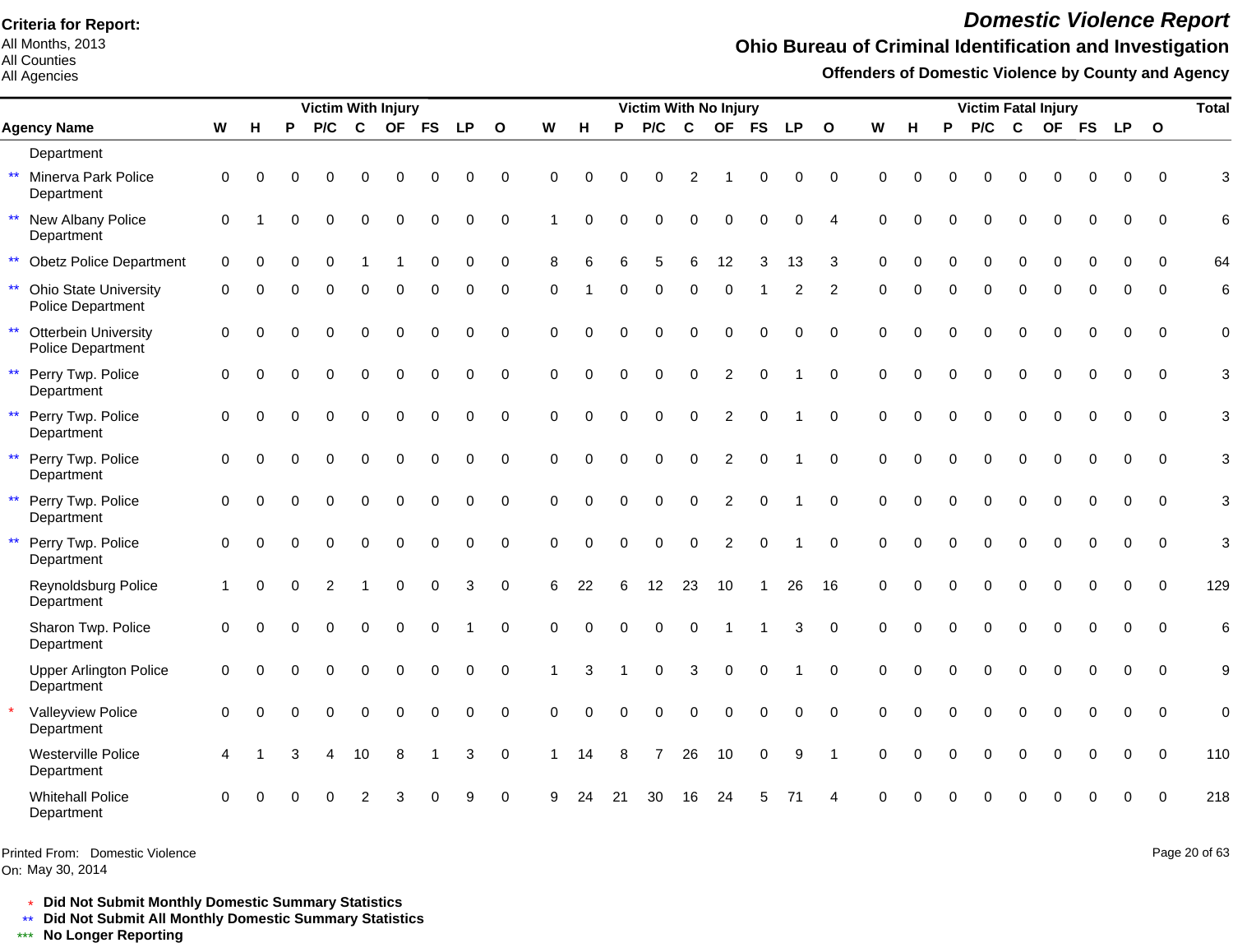**Criteria for Report:**
All Months, 2013
All Counties
All Agencies

# *Domestic Violence Report*

## Ohio Bureau of Criminal Identification and Investigation

### Offenders of Domestic Violence by County and Agency

| | Agency Name | Victim With Injury | | | | | | | | | Victim With No Injury | | | | | | | | | Victim Fatal Injury | | | | | | | | | Total |
|---|---|---|---|---|---|---|---|---|---|---|---|---|---|---|---|---|---|---|---|---|---|---|---|---|---|---|---|---|---|
| | | W | H | P | P/C | C | OF | FS | LP | O | W | H | P | P/C | C | OF | FS | LP | O | W | H | P | P/C | C | OF | FS | LP | O | |
| | Department | | | | | | | | | | | | | | | | | | | | | | | | | | | | |
| ** | Minerva Park Police Department | 0 | 0 | 0 | 0 | 0 | 0 | 0 | 0 | 0 | 0 | 0 | 0 | 0 | 2 | 1 | 0 | 0 | 0 | 0 | 0 | 0 | 0 | 0 | 0 | 0 | 0 | 0 | 3 |
| ** | New Albany Police Department | 0 | 1 | 0 | 0 | 0 | 0 | 0 | 0 | 0 | 1 | 0 | 0 | 0 | 0 | 0 | 0 | 0 | 4 | 0 | 0 | 0 | 0 | 0 | 0 | 0 | 0 | 0 | 6 |
| ** | Obetz Police Department | 0 | 0 | 0 | 0 | 1 | 1 | 0 | 0 | 0 | 8 | 6 | 6 | 5 | 6 | 12 | 3 | 13 | 3 | 0 | 0 | 0 | 0 | 0 | 0 | 0 | 0 | 0 | 64 |
| ** | Ohio State University Police Department | 0 | 0 | 0 | 0 | 0 | 0 | 0 | 0 | 0 | 0 | 1 | 0 | 0 | 0 | 0 | 1 | 2 | 2 | 0 | 0 | 0 | 0 | 0 | 0 | 0 | 0 | 0 | 6 |
| ** | Otterbein University Police Department | 0 | 0 | 0 | 0 | 0 | 0 | 0 | 0 | 0 | 0 | 0 | 0 | 0 | 0 | 0 | 0 | 0 | 0 | 0 | 0 | 0 | 0 | 0 | 0 | 0 | 0 | 0 | 0 |
| ** | Perry Twp. Police Department | 0 | 0 | 0 | 0 | 0 | 0 | 0 | 0 | 0 | 0 | 0 | 0 | 0 | 0 | 2 | 0 | 1 | 0 | 0 | 0 | 0 | 0 | 0 | 0 | 0 | 0 | 0 | 3 |
| ** | Perry Twp. Police Department | 0 | 0 | 0 | 0 | 0 | 0 | 0 | 0 | 0 | 0 | 0 | 0 | 0 | 0 | 2 | 0 | 1 | 0 | 0 | 0 | 0 | 0 | 0 | 0 | 0 | 0 | 0 | 3 |
| ** | Perry Twp. Police Department | 0 | 0 | 0 | 0 | 0 | 0 | 0 | 0 | 0 | 0 | 0 | 0 | 0 | 0 | 2 | 0 | 1 | 0 | 0 | 0 | 0 | 0 | 0 | 0 | 0 | 0 | 0 | 3 |
| ** | Perry Twp. Police Department | 0 | 0 | 0 | 0 | 0 | 0 | 0 | 0 | 0 | 0 | 0 | 0 | 0 | 0 | 2 | 0 | 1 | 0 | 0 | 0 | 0 | 0 | 0 | 0 | 0 | 0 | 0 | 3 |
| ** | Perry Twp. Police Department | 0 | 0 | 0 | 0 | 0 | 0 | 0 | 0 | 0 | 0 | 0 | 0 | 0 | 0 | 2 | 0 | 1 | 0 | 0 | 0 | 0 | 0 | 0 | 0 | 0 | 0 | 0 | 3 |
| | Reynoldsburg Police Department | 1 | 0 | 0 | 2 | 1 | 0 | 0 | 3 | 0 | 6 | 22 | 6 | 12 | 23 | 10 | 1 | 26 | 16 | 0 | 0 | 0 | 0 | 0 | 0 | 0 | 0 | 0 | 129 |
| | Sharon Twp. Police Department | 0 | 0 | 0 | 0 | 0 | 0 | 0 | 1 | 0 | 0 | 0 | 0 | 0 | 0 | 1 | 1 | 3 | 0 | 0 | 0 | 0 | 0 | 0 | 0 | 0 | 0 | 0 | 6 |
| | Upper Arlington Police Department | 0 | 0 | 0 | 0 | 0 | 0 | 0 | 0 | 0 | 1 | 3 | 1 | 0 | 3 | 0 | 0 | 1 | 0 | 0 | 0 | 0 | 0 | 0 | 0 | 0 | 0 | 0 | 9 |
| * | Valleyview Police Department | 0 | 0 | 0 | 0 | 0 | 0 | 0 | 0 | 0 | 0 | 0 | 0 | 0 | 0 | 0 | 0 | 0 | 0 | 0 | 0 | 0 | 0 | 0 | 0 | 0 | 0 | 0 | 0 |
| | Westerville Police Department | 4 | 1 | 3 | 4 | 10 | 8 | 1 | 3 | 0 | 1 | 14 | 8 | 7 | 26 | 10 | 0 | 9 | 1 | 0 | 0 | 0 | 0 | 0 | 0 | 0 | 0 | 0 | 110 |
| | Whitehall Police Department | 0 | 0 | 0 | 0 | 2 | 3 | 0 | 9 | 0 | 9 | 24 | 21 | 30 | 16 | 24 | 5 | 71 | 4 | 0 | 0 | 0 | 0 | 0 | 0 | 0 | 0 | 0 | 218 |

Printed From: Domestic Violence
On: May 30, 2014

\* **Did Not Submit Monthly Domestic Summary Statistics**
** **Did Not Submit All Monthly Domestic Summary Statistics**
*** **No Longer Reporting**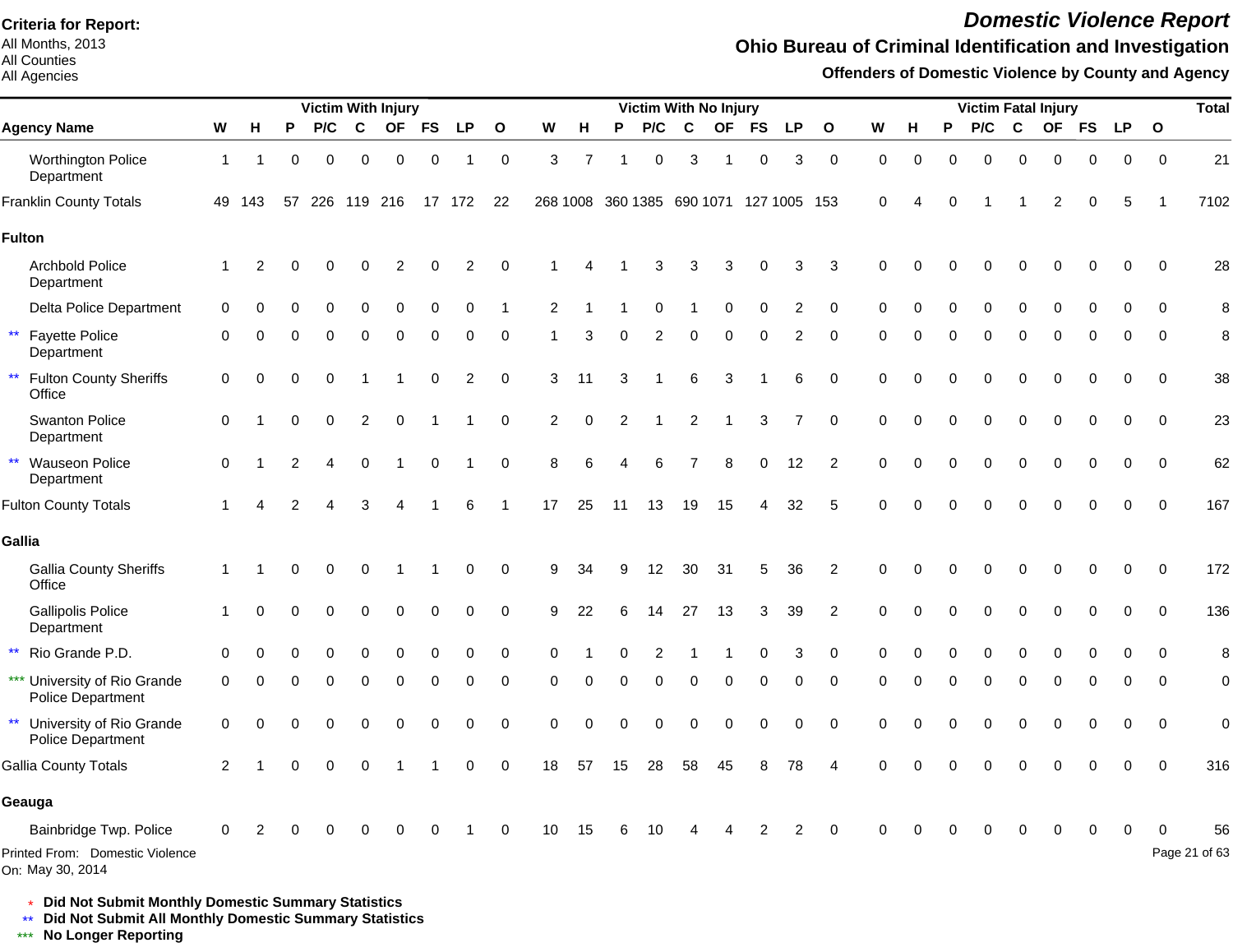**Criteria for Report:**
All Months, 2013
All Counties
All Agencies

# *Domestic Violence Report*

## Ohio Bureau of Criminal Identification and Investigation

### Offenders of Domestic Violence by County and Agency

| | | Victim With Injury | | | | | | | | | Victim With No Injury | | | | | | | | | Victim Fatal Injury | | | | | | | | | Total |
|---|---|---|---|---|---|---|---|---|---|---|---|---|---|---|---|---|---|---|---|---|---|---|---|---|---|---|---|---|---|
| | **Agency Name** | **W** | **H** | **P** | **P/C** | **C** | **OF** | **FS** | **LP** | **O** | **W** | **H** | **P** | **P/C** | **C** | **OF** | **FS** | **LP** | **O** | **W** | **H** | **P** | **P/C** | **C** | **OF** | **FS** | **LP** | **O** | |
| | Worthington Police Department | 1 | 1 | 0 | 0 | 0 | 0 | 0 | 1 | 0 | 3 | 7 | 1 | 0 | 3 | 1 | 0 | 3 | 0 | 0 | 0 | 0 | 0 | 0 | 0 | 0 | 0 | 0 | 21 |
| | Franklin County Totals | 49 | 143 | 57 | 226 | 119 | 216 | 17 | 172 | 22 | 268 | 1008 | 360 | 1385 | 690 | 1071 | 127 | 1005 | 153 | 0 | 4 | 0 | 1 | 1 | 2 | 0 | 5 | 1 | 7102 |
| | **Fulton** | | | | | | | | | | | | | | | | | | | | | | | | | | | | |
| | Archbold Police Department | 1 | 2 | 0 | 0 | 0 | 2 | 0 | 2 | 0 | 1 | 4 | 1 | 3 | 3 | 3 | 0 | 3 | 3 | 0 | 0 | 0 | 0 | 0 | 0 | 0 | 0 | 0 | 28 |
| | Delta Police Department | 0 | 0 | 0 | 0 | 0 | 0 | 0 | 0 | 1 | 2 | 1 | 1 | 0 | 1 | 0 | 0 | 2 | 0 | 0 | 0 | 0 | 0 | 0 | 0 | 0 | 0 | 0 | 8 |
| ** | Fayette Police Department | 0 | 0 | 0 | 0 | 0 | 0 | 0 | 0 | 0 | 1 | 3 | 0 | 2 | 0 | 0 | 0 | 2 | 0 | 0 | 0 | 0 | 0 | 0 | 0 | 0 | 0 | 0 | 8 |
| ** | Fulton County Sheriffs Office | 0 | 0 | 0 | 0 | 1 | 1 | 0 | 2 | 0 | 3 | 11 | 3 | 1 | 6 | 3 | 1 | 6 | 0 | 0 | 0 | 0 | 0 | 0 | 0 | 0 | 0 | 0 | 38 |
| | Swanton Police Department | 0 | 1 | 0 | 0 | 2 | 0 | 1 | 1 | 0 | 2 | 0 | 2 | 1 | 2 | 1 | 3 | 7 | 0 | 0 | 0 | 0 | 0 | 0 | 0 | 0 | 0 | 0 | 23 |
| ** | Wauseon Police Department | 0 | 1 | 2 | 4 | 0 | 1 | 0 | 1 | 0 | 8 | 6 | 4 | 6 | 7 | 8 | 0 | 12 | 2 | 0 | 0 | 0 | 0 | 0 | 0 | 0 | 0 | 0 | 62 |
| | Fulton County Totals | 1 | 4 | 2 | 4 | 3 | 4 | 1 | 6 | 1 | 17 | 25 | 11 | 13 | 19 | 15 | 4 | 32 | 5 | 0 | 0 | 0 | 0 | 0 | 0 | 0 | 0 | 0 | 167 |
| | **Gallia** | | | | | | | | | | | | | | | | | | | | | | | | | | | | |
| | Gallia County Sheriffs Office | 1 | 1 | 0 | 0 | 0 | 1 | 1 | 0 | 0 | 9 | 34 | 9 | 12 | 30 | 31 | 5 | 36 | 2 | 0 | 0 | 0 | 0 | 0 | 0 | 0 | 0 | 0 | 172 |
| | Gallipolis Police Department | 1 | 0 | 0 | 0 | 0 | 0 | 0 | 0 | 0 | 9 | 22 | 6 | 14 | 27 | 13 | 3 | 39 | 2 | 0 | 0 | 0 | 0 | 0 | 0 | 0 | 0 | 0 | 136 |
| ** | Rio Grande P.D. | 0 | 0 | 0 | 0 | 0 | 0 | 0 | 0 | 0 | 0 | 1 | 0 | 2 | 1 | 1 | 0 | 3 | 0 | 0 | 0 | 0 | 0 | 0 | 0 | 0 | 0 | 0 | 8 |
| *** | University of Rio Grande Police Department | 0 | 0 | 0 | 0 | 0 | 0 | 0 | 0 | 0 | 0 | 0 | 0 | 0 | 0 | 0 | 0 | 0 | 0 | 0 | 0 | 0 | 0 | 0 | 0 | 0 | 0 | 0 | 0 |
| ** | University of Rio Grande Police Department | 0 | 0 | 0 | 0 | 0 | 0 | 0 | 0 | 0 | 0 | 0 | 0 | 0 | 0 | 0 | 0 | 0 | 0 | 0 | 0 | 0 | 0 | 0 | 0 | 0 | 0 | 0 | 0 |
| | Gallia County Totals | 2 | 1 | 0 | 0 | 0 | 1 | 1 | 0 | 0 | 18 | 57 | 15 | 28 | 58 | 45 | 8 | 78 | 4 | 0 | 0 | 0 | 0 | 0 | 0 | 0 | 0 | 0 | 316 |
| | **Geauga** | | | | | | | | | | | | | | | | | | | | | | | | | | | | |
| | Bainbridge Twp. Police | 0 | 2 | 0 | 0 | 0 | 0 | 0 | 1 | 0 | 10 | 15 | 6 | 10 | 4 | 4 | 2 | 2 | 0 | 0 | 0 | 0 | 0 | 0 | 0 | 0 | 0 | 0 | 56 |

Printed From: Domestic Violence
On: May 30, 2014

\* **Did Not Submit Monthly Domestic Summary Statistics**
** **Did Not Submit All Monthly Domestic Summary Statistics**
*** **No Longer Reporting**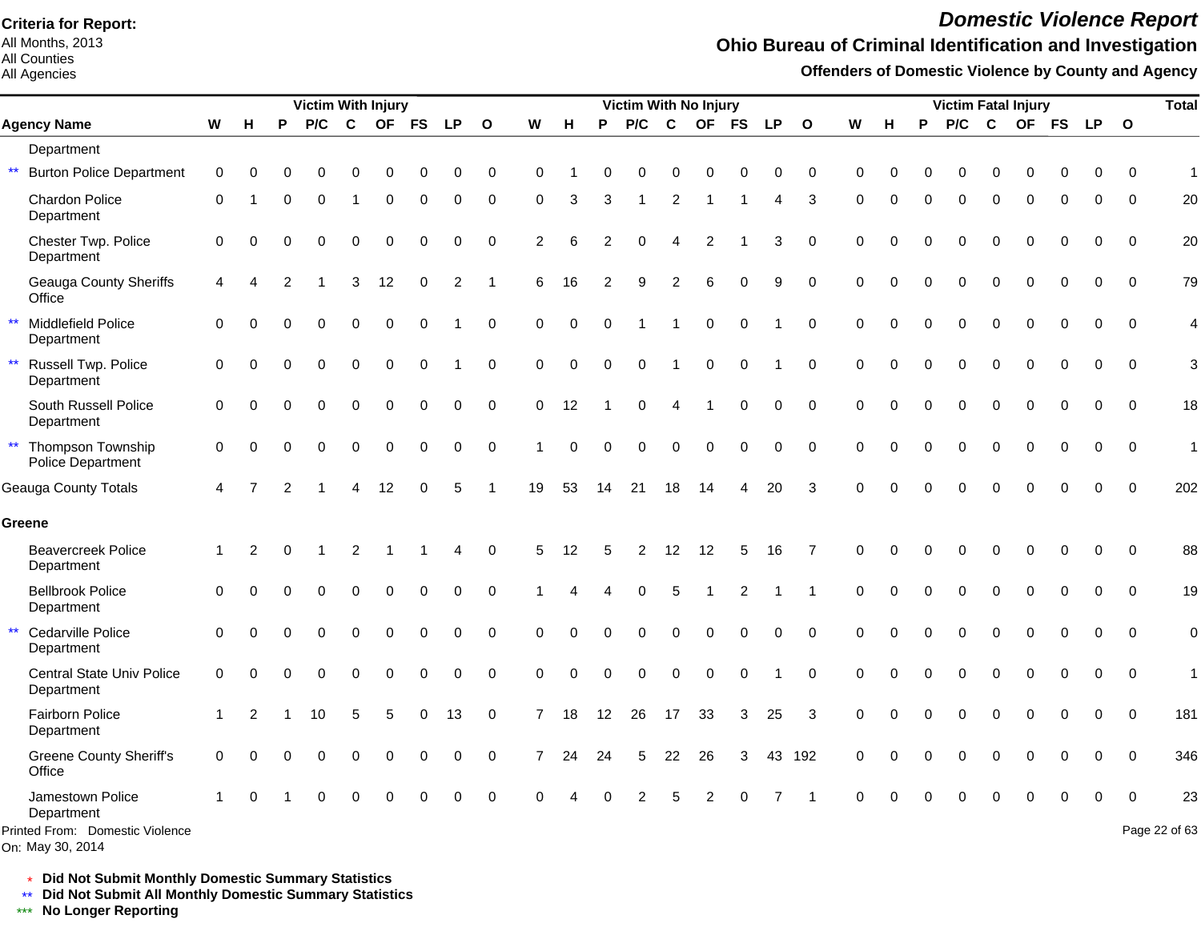**Criteria for Report:**
All Months, 2013
All Counties
All Agencies

# Domestic Violence Report

## Ohio Bureau of Criminal Identification and Investigation

### Offenders of Domestic Violence by County and Agency

| | Agency Name | Victim With Injury | | | | | | | | | Victim With No Injury | | | | | | | | | Victim Fatal Injury | | | | | | | | | Total |
|---|---|---|---|---|---|---|---|---|---|---|---|---|---|---|---|---|---|---|---|---|---|---|---|---|---|---|---|---|---|
| | | W | H | P | P/C | C | OF | FS | LP | O | W | H | P | P/C | C | OF | FS | LP | O | W | H | P | P/C | C | OF | FS | LP | O | |
| | Department | | | | | | | | | | | | | | | | | | | | | | | | | | | | |
| ** | Burton Police Department | 0 | 0 | 0 | 0 | 0 | 0 | 0 | 0 | 0 | 0 | 1 | 0 | 0 | 0 | 0 | 0 | 0 | 0 | 0 | 0 | 0 | 0 | 0 | 0 | 0 | 0 | 0 | 1 |
| | Chardon Police Department | 0 | 1 | 0 | 0 | 1 | 0 | 0 | 0 | 0 | 0 | 3 | 3 | 1 | 2 | 1 | 1 | 4 | 3 | 0 | 0 | 0 | 0 | 0 | 0 | 0 | 0 | 0 | 20 |
| | Chester Twp. Police Department | 0 | 0 | 0 | 0 | 0 | 0 | 0 | 0 | 0 | 2 | 6 | 2 | 0 | 4 | 2 | 1 | 3 | 0 | 0 | 0 | 0 | 0 | 0 | 0 | 0 | 0 | 0 | 20 |
| | Geauga County Sheriffs Office | 4 | 4 | 2 | 1 | 3 | 12 | 0 | 2 | 1 | 6 | 16 | 2 | 9 | 2 | 6 | 0 | 9 | 0 | 0 | 0 | 0 | 0 | 0 | 0 | 0 | 0 | 0 | 79 |
| ** | Middlefield Police Department | 0 | 0 | 0 | 0 | 0 | 0 | 0 | 1 | 0 | 0 | 0 | 0 | 1 | 1 | 0 | 0 | 1 | 0 | 0 | 0 | 0 | 0 | 0 | 0 | 0 | 0 | 0 | 4 |
| ** | Russell Twp. Police Department | 0 | 0 | 0 | 0 | 0 | 0 | 0 | 1 | 0 | 0 | 0 | 0 | 0 | 1 | 0 | 0 | 1 | 0 | 0 | 0 | 0 | 0 | 0 | 0 | 0 | 0 | 0 | 3 |
| | South Russell Police Department | 0 | 0 | 0 | 0 | 0 | 0 | 0 | 0 | 0 | 0 | 12 | 1 | 0 | 4 | 1 | 0 | 0 | 0 | 0 | 0 | 0 | 0 | 0 | 0 | 0 | 0 | 0 | 18 |
| ** | Thompson Township Police Department | 0 | 0 | 0 | 0 | 0 | 0 | 0 | 0 | 0 | 1 | 0 | 0 | 0 | 0 | 0 | 0 | 0 | 0 | 0 | 0 | 0 | 0 | 0 | 0 | 0 | 0 | 0 | 1 |
| | Geauga County Totals | 4 | 7 | 2 | 1 | 4 | 12 | 0 | 5 | 1 | 19 | 53 | 14 | 21 | 18 | 14 | 4 | 20 | 3 | 0 | 0 | 0 | 0 | 0 | 0 | 0 | 0 | 0 | 202 |
| | **Greene** | | | | | | | | | | | | | | | | | | | | | | | | | | | | |
| | Beavercreek Police Department | 1 | 2 | 0 | 1 | 2 | 1 | 1 | 4 | 0 | 5 | 12 | 5 | 2 | 12 | 12 | 5 | 16 | 7 | 0 | 0 | 0 | 0 | 0 | 0 | 0 | 0 | 0 | 88 |
| | Bellbrook Police Department | 0 | 0 | 0 | 0 | 0 | 0 | 0 | 0 | 0 | 1 | 4 | 4 | 0 | 5 | 1 | 2 | 1 | 1 | 0 | 0 | 0 | 0 | 0 | 0 | 0 | 0 | 0 | 19 |
| ** | Cedarville Police Department | 0 | 0 | 0 | 0 | 0 | 0 | 0 | 0 | 0 | 0 | 0 | 0 | 0 | 0 | 0 | 0 | 0 | 0 | 0 | 0 | 0 | 0 | 0 | 0 | 0 | 0 | 0 | 0 |
| | Central State Univ Police Department | 0 | 0 | 0 | 0 | 0 | 0 | 0 | 0 | 0 | 0 | 0 | 0 | 0 | 0 | 0 | 0 | 1 | 0 | 0 | 0 | 0 | 0 | 0 | 0 | 0 | 0 | 0 | 1 |
| | Fairborn Police Department | 1 | 2 | 1 | 10 | 5 | 5 | 0 | 13 | 0 | 7 | 18 | 12 | 26 | 17 | 33 | 3 | 25 | 3 | 0 | 0 | 0 | 0 | 0 | 0 | 0 | 0 | 0 | 181 |
| | Greene County Sheriff's Office | 0 | 0 | 0 | 0 | 0 | 0 | 0 | 0 | 0 | 7 | 24 | 24 | 5 | 22 | 26 | 3 | 43 | 192 | 0 | 0 | 0 | 0 | 0 | 0 | 0 | 0 | 0 | 346 |
| | Jamestown Police Department | 1 | 0 | 1 | 0 | 0 | 0 | 0 | 0 | 0 | 0 | 4 | 0 | 2 | 5 | 2 | 0 | 7 | 1 | 0 | 0 | 0 | 0 | 0 | 0 | 0 | 0 | 0 | 23 |

Printed From: Domestic Violence
On: May 30, 2014

\* **Did Not Submit Monthly Domestic Summary Statistics**
** **Did Not Submit All Monthly Domestic Summary Statistics**
*** **No Longer Reporting**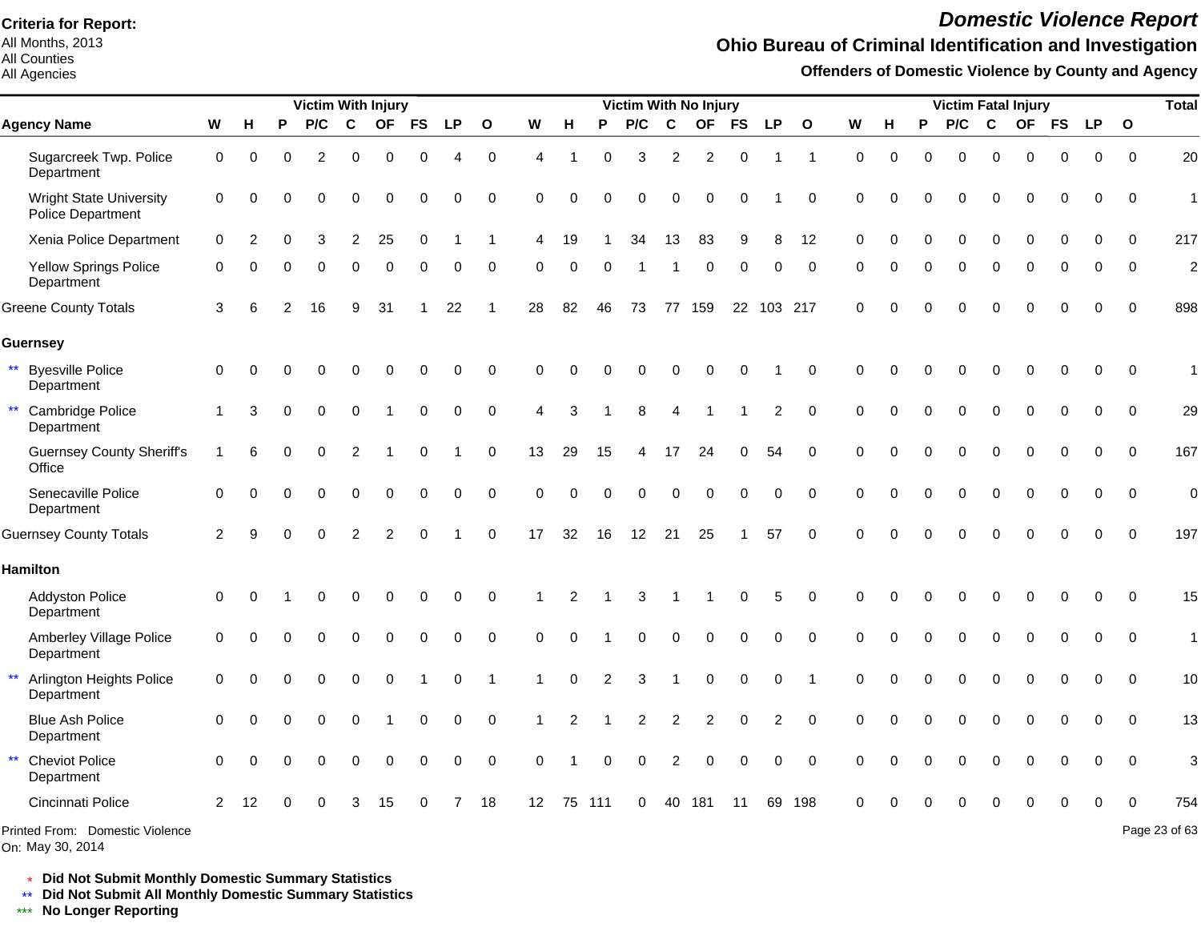**Criteria for Report:**
All Months, 2013
All Counties
All Agencies

# Domestic Violence Report

## Ohio Bureau of Criminal Identification and Investigation

### Offenders of Domestic Violence by County and Agency

| Agency Name | Victim With Injury | | | | | | | | | Victim With No Injury | | | | | | | | | Victim Fatal Injury | | | | | | | | | Total |
|---|---|---|---|---|---|---|---|---|---|---|---|---|---|---|---|---|---|---|---|---|---|---|---|---|---|---|---|---|
| | W | H | P | P/C | C | OF | FS | LP | O | W | H | P | P/C | C | OF | FS | LP | O | W | H | P | P/C | C | OF | FS | LP | O | |
| Sugarcreek Twp. Police Department | 0 | 0 | 0 | 2 | 0 | 0 | 0 | 4 | 0 | 4 | 1 | 0 | 3 | 2 | 2 | 0 | 1 | 1 | 0 | 0 | 0 | 0 | 0 | 0 | 0 | 0 | 0 | 20 |
| Wright State University Police Department | 0 | 0 | 0 | 0 | 0 | 0 | 0 | 0 | 0 | 0 | 0 | 0 | 0 | 0 | 0 | 0 | 1 | 0 | 0 | 0 | 0 | 0 | 0 | 0 | 0 | 0 | 0 | 1 |
| Xenia Police Department | 0 | 2 | 0 | 3 | 2 | 25 | 0 | 1 | 1 | 4 | 19 | 1 | 34 | 13 | 83 | 9 | 8 | 12 | 0 | 0 | 0 | 0 | 0 | 0 | 0 | 0 | 0 | 217 |
| Yellow Springs Police Department | 0 | 0 | 0 | 0 | 0 | 0 | 0 | 0 | 0 | 0 | 0 | 0 | 1 | 1 | 0 | 0 | 0 | 0 | 0 | 0 | 0 | 0 | 0 | 0 | 0 | 0 | 0 | 2 |
| Greene County Totals | 3 | 6 | 2 | 16 | 9 | 31 | 1 | 22 | 1 | 28 | 82 | 46 | 73 | 77 | 159 | 22 | 103 | 217 | 0 | 0 | 0 | 0 | 0 | 0 | 0 | 0 | 0 | 898 |
| **Guernsey** | | | | | | | | | | | | | | | | | | | | | | | | | | | | |
| ** Byesville Police Department | 0 | 0 | 0 | 0 | 0 | 0 | 0 | 0 | 0 | 0 | 0 | 0 | 0 | 0 | 0 | 0 | 1 | 0 | 0 | 0 | 0 | 0 | 0 | 0 | 0 | 0 | 0 | 1 |
| ** Cambridge Police Department | 1 | 3 | 0 | 0 | 0 | 1 | 0 | 0 | 0 | 4 | 3 | 1 | 8 | 4 | 1 | 1 | 2 | 0 | 0 | 0 | 0 | 0 | 0 | 0 | 0 | 0 | 0 | 29 |
| Guernsey County Sheriff's Office | 1 | 6 | 0 | 0 | 2 | 1 | 0 | 1 | 0 | 13 | 29 | 15 | 4 | 17 | 24 | 0 | 54 | 0 | 0 | 0 | 0 | 0 | 0 | 0 | 0 | 0 | 0 | 167 |
| Senecaville Police Department | 0 | 0 | 0 | 0 | 0 | 0 | 0 | 0 | 0 | 0 | 0 | 0 | 0 | 0 | 0 | 0 | 0 | 0 | 0 | 0 | 0 | 0 | 0 | 0 | 0 | 0 | 0 | 0 |
| Guernsey County Totals | 2 | 9 | 0 | 0 | 2 | 2 | 0 | 1 | 0 | 17 | 32 | 16 | 12 | 21 | 25 | 1 | 57 | 0 | 0 | 0 | 0 | 0 | 0 | 0 | 0 | 0 | 0 | 197 |
| **Hamilton** | | | | | | | | | | | | | | | | | | | | | | | | | | | | |
| Addyston Police Department | 0 | 0 | 1 | 0 | 0 | 0 | 0 | 0 | 0 | 1 | 2 | 1 | 3 | 1 | 1 | 0 | 5 | 0 | 0 | 0 | 0 | 0 | 0 | 0 | 0 | 0 | 0 | 15 |
| Amberley Village Police Department | 0 | 0 | 0 | 0 | 0 | 0 | 0 | 0 | 0 | 0 | 0 | 1 | 0 | 0 | 0 | 0 | 0 | 0 | 0 | 0 | 0 | 0 | 0 | 0 | 0 | 0 | 0 | 1 |
| ** Arlington Heights Police Department | 0 | 0 | 0 | 0 | 0 | 0 | 1 | 0 | 1 | 1 | 0 | 2 | 3 | 1 | 0 | 0 | 0 | 1 | 0 | 0 | 0 | 0 | 0 | 0 | 0 | 0 | 0 | 10 |
| Blue Ash Police Department | 0 | 0 | 0 | 0 | 0 | 1 | 0 | 0 | 0 | 1 | 2 | 1 | 2 | 2 | 2 | 0 | 2 | 0 | 0 | 0 | 0 | 0 | 0 | 0 | 0 | 0 | 0 | 13 |
| ** Cheviot Police Department | 0 | 0 | 0 | 0 | 0 | 0 | 0 | 0 | 0 | 0 | 1 | 0 | 0 | 2 | 0 | 0 | 0 | 0 | 0 | 0 | 0 | 0 | 0 | 0 | 0 | 0 | 0 | 3 |
| Cincinnati Police | 2 | 12 | 0 | 0 | 3 | 15 | 0 | 7 | 18 | 12 | 75 | 111 | 0 | 40 | 181 | 11 | 69 | 198 | 0 | 0 | 0 | 0 | 0 | 0 | 0 | 0 | 0 | 754 |

Printed From: Domestic Violence
On: May 30, 2014

\* Did Not Submit Monthly Domestic Summary Statistics
\*\* Did Not Submit All Monthly Domestic Summary Statistics
\*\*\* No Longer Reporting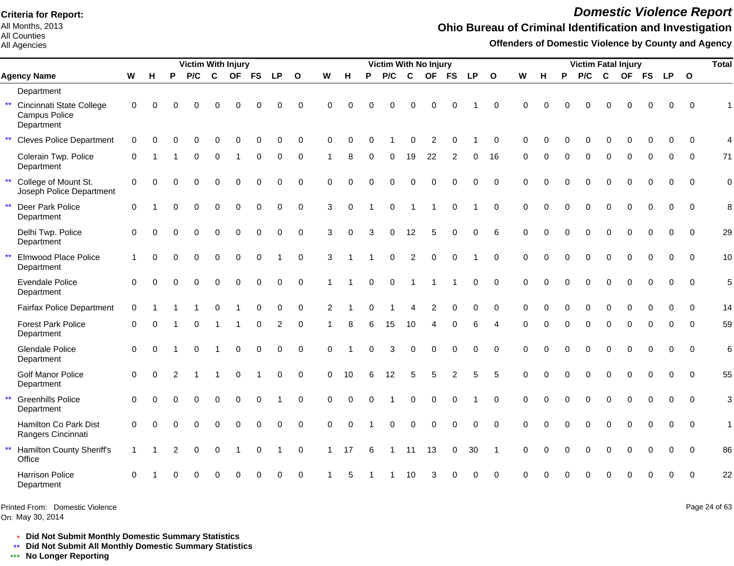**Criteria for Report:**
All Months, 2013
All Counties
All Agencies

# Domestic Violence Report

## Ohio Bureau of Criminal Identification and Investigation

### Offenders of Domestic Violence by County and Agency

| Agency Name | Victim With Injury | | | | | | | | | Victim With No Injury | | | | | | | | | Victim Fatal Injury | | | | | | | | | Total |
|---|---|---|---|---|---|---|---|---|---|---|---|---|---|---|---|---|---|---|---|---|---|---|---|---|---|---|---|---|
| | W | H | P | P/C | C | OF | FS | LP | O | W | H | P | P/C | C | OF | FS | LP | O | W | H | P | P/C | C | OF | FS | LP | O | |
| Department | | | | | | | | | | | | | | | | | | | | | | | | | | | | |
| ** Cincinnati State College Campus Police Department | 0 | 0 | 0 | 0 | 0 | 0 | 0 | 0 | 0 | 0 | 0 | 0 | 0 | 0 | 0 | 0 | 1 | 0 | 0 | 0 | 0 | 0 | 0 | 0 | 0 | 0 | 0 | 1 |
| ** Cleves Police Department | 0 | 0 | 0 | 0 | 0 | 0 | 0 | 0 | 0 | 0 | 0 | 0 | 1 | 0 | 2 | 0 | 1 | 0 | 0 | 0 | 0 | 0 | 0 | 0 | 0 | 0 | 0 | 4 |
| Colerain Twp. Police Department | 0 | 1 | 1 | 0 | 0 | 1 | 0 | 0 | 0 | 1 | 8 | 0 | 0 | 19 | 22 | 2 | 0 | 16 | 0 | 0 | 0 | 0 | 0 | 0 | 0 | 0 | 0 | 71 |
| ** College of Mount St. Joseph Police Department | 0 | 0 | 0 | 0 | 0 | 0 | 0 | 0 | 0 | 0 | 0 | 0 | 0 | 0 | 0 | 0 | 0 | 0 | 0 | 0 | 0 | 0 | 0 | 0 | 0 | 0 | 0 | 0 |
| ** Deer Park Police Department | 0 | 1 | 0 | 0 | 0 | 0 | 0 | 0 | 0 | 3 | 0 | 1 | 0 | 1 | 1 | 0 | 1 | 0 | 0 | 0 | 0 | 0 | 0 | 0 | 0 | 0 | 0 | 8 |
| Delhi Twp. Police Department | 0 | 0 | 0 | 0 | 0 | 0 | 0 | 0 | 0 | 3 | 0 | 3 | 0 | 12 | 5 | 0 | 0 | 6 | 0 | 0 | 0 | 0 | 0 | 0 | 0 | 0 | 0 | 29 |
| ** Elmwood Place Police Department | 1 | 0 | 0 | 0 | 0 | 0 | 0 | 1 | 0 | 3 | 1 | 1 | 0 | 2 | 0 | 0 | 1 | 0 | 0 | 0 | 0 | 0 | 0 | 0 | 0 | 0 | 0 | 10 |
| Evendale Police Department | 0 | 0 | 0 | 0 | 0 | 0 | 0 | 0 | 0 | 1 | 1 | 0 | 0 | 1 | 1 | 1 | 0 | 0 | 0 | 0 | 0 | 0 | 0 | 0 | 0 | 0 | 0 | 5 |
| Fairfax Police Department | 0 | 1 | 1 | 1 | 0 | 1 | 0 | 0 | 0 | 2 | 1 | 0 | 1 | 4 | 2 | 0 | 0 | 0 | 0 | 0 | 0 | 0 | 0 | 0 | 0 | 0 | 0 | 14 |
| Forest Park Police Department | 0 | 0 | 1 | 0 | 1 | 1 | 0 | 2 | 0 | 1 | 8 | 6 | 15 | 10 | 4 | 0 | 6 | 4 | 0 | 0 | 0 | 0 | 0 | 0 | 0 | 0 | 0 | 59 |
| Glendale Police Department | 0 | 0 | 1 | 0 | 1 | 0 | 0 | 0 | 0 | 0 | 1 | 0 | 3 | 0 | 0 | 0 | 0 | 0 | 0 | 0 | 0 | 0 | 0 | 0 | 0 | 0 | 0 | 6 |
| Golf Manor Police Department | 0 | 0 | 2 | 1 | 1 | 0 | 1 | 0 | 0 | 0 | 10 | 6 | 12 | 5 | 5 | 2 | 5 | 5 | 0 | 0 | 0 | 0 | 0 | 0 | 0 | 0 | 0 | 55 |
| ** Greenhills Police Department | 0 | 0 | 0 | 0 | 0 | 0 | 0 | 1 | 0 | 0 | 0 | 0 | 1 | 0 | 0 | 0 | 1 | 0 | 0 | 0 | 0 | 0 | 0 | 0 | 0 | 0 | 0 | 3 |
| Hamilton Co Park Dist Rangers Cincinnati | 0 | 0 | 0 | 0 | 0 | 0 | 0 | 0 | 0 | 0 | 0 | 1 | 0 | 0 | 0 | 0 | 0 | 0 | 0 | 0 | 0 | 0 | 0 | 0 | 0 | 0 | 0 | 1 |
| ** Hamilton County Sheriff's Office | 1 | 1 | 2 | 0 | 0 | 1 | 0 | 1 | 0 | 1 | 17 | 6 | 1 | 11 | 13 | 0 | 30 | 1 | 0 | 0 | 0 | 0 | 0 | 0 | 0 | 0 | 0 | 86 |
| Harrison Police Department | 0 | 1 | 0 | 0 | 0 | 0 | 0 | 0 | 0 | 1 | 5 | 1 | 1 | 10 | 3 | 0 | 0 | 0 | 0 | 0 | 0 | 0 | 0 | 0 | 0 | 0 | 0 | 22 |

Printed From: Domestic Violence
On: May 30, 2014

\* **Did Not Submit Monthly Domestic Summary Statistics**
\*\* **Did Not Submit All Monthly Domestic Summary Statistics**
\*\*\* **No Longer Reporting**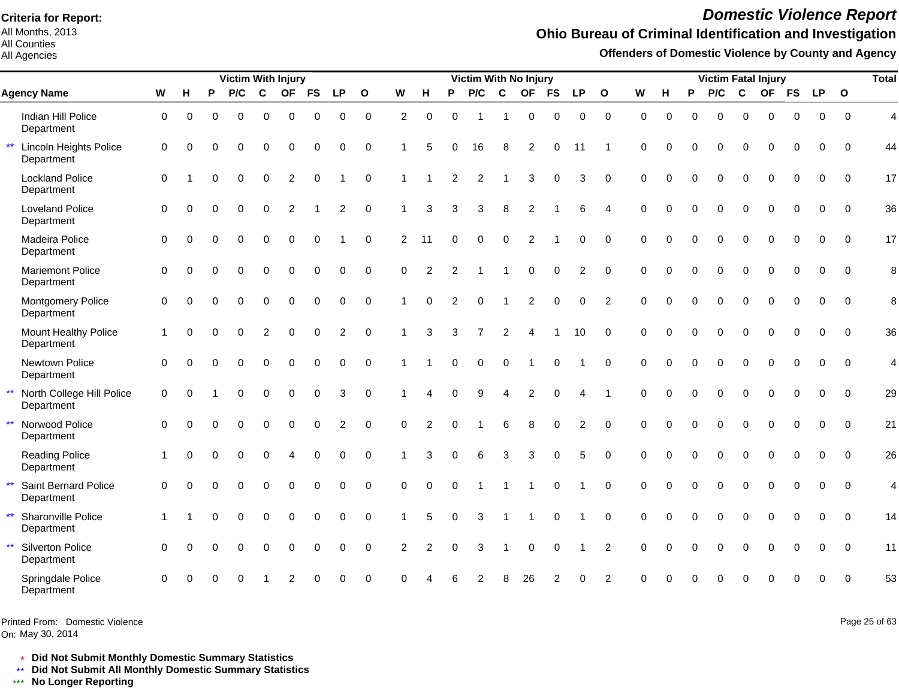**Criteria for Report:**
All Months, 2013
All Counties
All Agencies

# *Domestic Violence Report*

## Ohio Bureau of Criminal Identification and Investigation

### Offenders of Domestic Violence by County and Agency

| Agency Name | Victim With Injury | | | | | | | | | Victim With No Injury | | | | | | | | | Victim Fatal Injury | | | | | | | | | Total |
|---|---|---|---|---|---|---|---|---|---|---|---|---|---|---|---|---|---|---|---|---|---|---|---|---|---|---|---|---|
| | W | H | P | P/C | C | OF | FS | LP | O | W | H | P | P/C | C | OF | FS | LP | O | W | H | P | P/C | C | OF | FS | LP | O | |
| Indian Hill Police Department | 0 | 0 | 0 | 0 | 0 | 0 | 0 | 0 | 0 | 2 | 0 | 0 | 1 | 1 | 0 | 0 | 0 | 0 | 0 | 0 | 0 | 0 | 0 | 0 | 0 | 0 | 0 | 4 |
| ** Lincoln Heights Police Department | 0 | 0 | 0 | 0 | 0 | 0 | 0 | 0 | 0 | 1 | 5 | 0 | 16 | 8 | 2 | 0 | 11 | 1 | 0 | 0 | 0 | 0 | 0 | 0 | 0 | 0 | 0 | 44 |
| Lockland Police Department | 0 | 1 | 0 | 0 | 0 | 2 | 0 | 1 | 0 | 1 | 1 | 2 | 2 | 1 | 3 | 0 | 3 | 0 | 0 | 0 | 0 | 0 | 0 | 0 | 0 | 0 | 0 | 17 |
| Loveland Police Department | 0 | 0 | 0 | 0 | 0 | 2 | 1 | 2 | 0 | 1 | 3 | 3 | 3 | 8 | 2 | 1 | 6 | 4 | 0 | 0 | 0 | 0 | 0 | 0 | 0 | 0 | 0 | 36 |
| Madeira Police Department | 0 | 0 | 0 | 0 | 0 | 0 | 0 | 1 | 0 | 2 | 11 | 0 | 0 | 0 | 2 | 1 | 0 | 0 | 0 | 0 | 0 | 0 | 0 | 0 | 0 | 0 | 0 | 17 |
| Mariemont Police Department | 0 | 0 | 0 | 0 | 0 | 0 | 0 | 0 | 0 | 0 | 2 | 2 | 1 | 1 | 0 | 0 | 2 | 0 | 0 | 0 | 0 | 0 | 0 | 0 | 0 | 0 | 0 | 8 |
| Montgomery Police Department | 0 | 0 | 0 | 0 | 0 | 0 | 0 | 0 | 0 | 1 | 0 | 2 | 0 | 1 | 2 | 0 | 0 | 2 | 0 | 0 | 0 | 0 | 0 | 0 | 0 | 0 | 0 | 8 |
| Mount Healthy Police Department | 1 | 0 | 0 | 0 | 2 | 0 | 0 | 2 | 0 | 1 | 3 | 3 | 7 | 2 | 4 | 1 | 10 | 0 | 0 | 0 | 0 | 0 | 0 | 0 | 0 | 0 | 0 | 36 |
| Newtown Police Department | 0 | 0 | 0 | 0 | 0 | 0 | 0 | 0 | 0 | 1 | 1 | 0 | 0 | 0 | 1 | 0 | 1 | 0 | 0 | 0 | 0 | 0 | 0 | 0 | 0 | 0 | 0 | 4 |
| ** North College Hill Police Department | 0 | 0 | 1 | 0 | 0 | 0 | 0 | 3 | 0 | 1 | 4 | 0 | 9 | 4 | 2 | 0 | 4 | 1 | 0 | 0 | 0 | 0 | 0 | 0 | 0 | 0 | 0 | 29 |
| ** Norwood Police Department | 0 | 0 | 0 | 0 | 0 | 0 | 0 | 2 | 0 | 0 | 2 | 0 | 1 | 6 | 8 | 0 | 2 | 0 | 0 | 0 | 0 | 0 | 0 | 0 | 0 | 0 | 0 | 21 |
| Reading Police Department | 1 | 0 | 0 | 0 | 0 | 4 | 0 | 0 | 0 | 1 | 3 | 0 | 6 | 3 | 3 | 0 | 5 | 0 | 0 | 0 | 0 | 0 | 0 | 0 | 0 | 0 | 0 | 26 |
| ** Saint Bernard Police Department | 0 | 0 | 0 | 0 | 0 | 0 | 0 | 0 | 0 | 0 | 0 | 0 | 1 | 1 | 1 | 0 | 1 | 0 | 0 | 0 | 0 | 0 | 0 | 0 | 0 | 0 | 0 | 4 |
| ** Sharonville Police Department | 1 | 1 | 0 | 0 | 0 | 0 | 0 | 0 | 0 | 1 | 5 | 0 | 3 | 1 | 1 | 0 | 1 | 0 | 0 | 0 | 0 | 0 | 0 | 0 | 0 | 0 | 0 | 14 |
| ** Silverton Police Department | 0 | 0 | 0 | 0 | 0 | 0 | 0 | 0 | 0 | 2 | 2 | 0 | 3 | 1 | 0 | 0 | 1 | 2 | 0 | 0 | 0 | 0 | 0 | 0 | 0 | 0 | 0 | 11 |
| Springdale Police Department | 0 | 0 | 0 | 0 | 1 | 2 | 0 | 0 | 0 | 0 | 4 | 6 | 2 | 8 | 26 | 2 | 0 | 2 | 0 | 0 | 0 | 0 | 0 | 0 | 0 | 0 | 0 | 53 |

Printed From: Domestic Violence
On: May 30, 2014

\* **Did Not Submit Monthly Domestic Summary Statistics**
\** **Did Not Submit All Monthly Domestic Summary Statistics**
\*** **No Longer Reporting**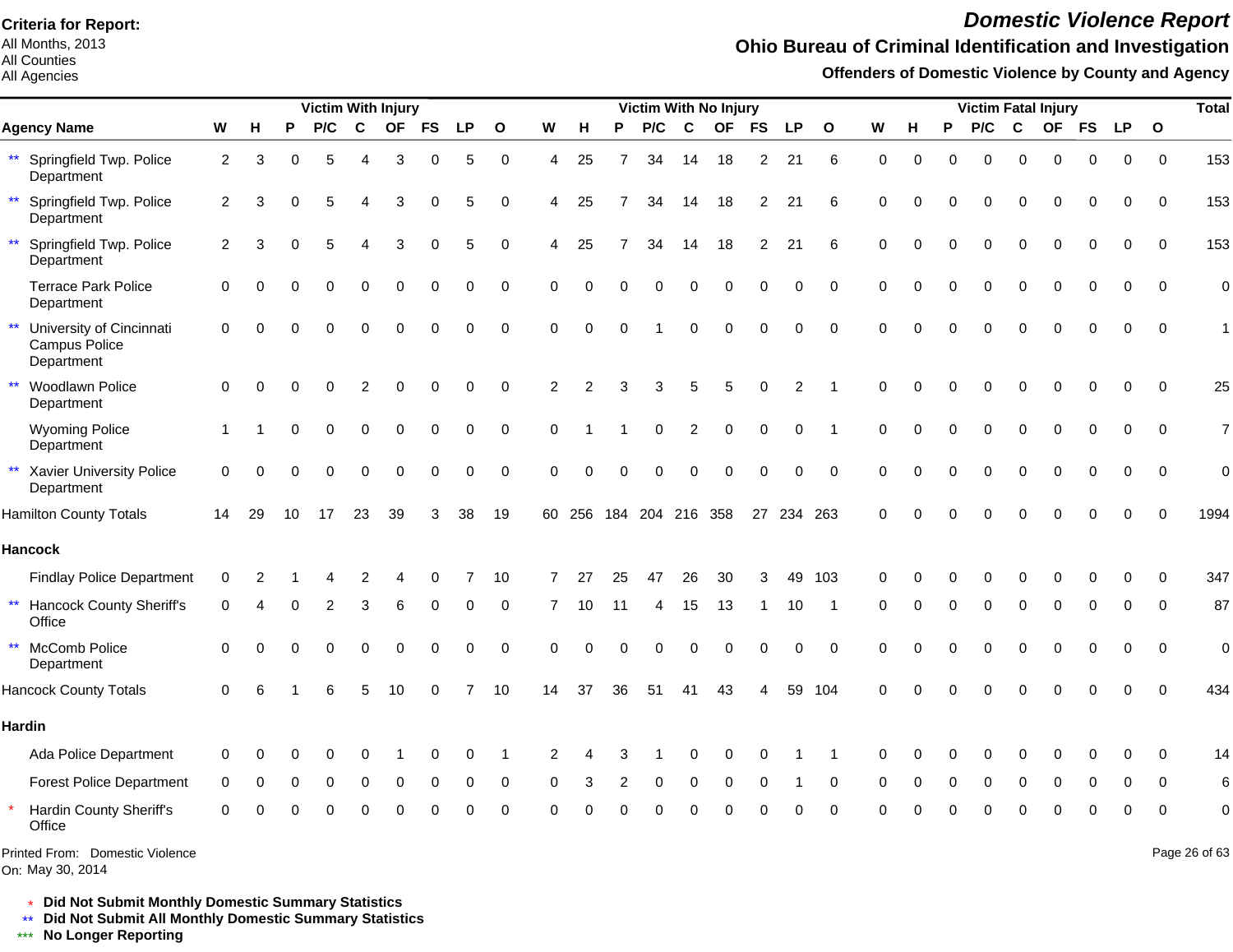**Criteria for Report:**
All Months, 2013
All Counties
All Agencies

# *Domestic Violence Report*

## Ohio Bureau of Criminal Identification and Investigation

### Offenders of Domestic Violence by County and Agency

| Agency Name | Victim With Injury | | | | | | | | | Victim With No Injury | | | | | | | | | Victim Fatal Injury | | | | | | | | | Total |
|---|---|---|---|---|---|---|---|---|---|---|---|---|---|---|---|---|---|---|---|---|---|---|---|---|---|---|---|---|
| | W | H | P | P/C | C | OF | FS | LP | O | W | H | P | P/C | C | OF | FS | LP | O | W | H | P | P/C | C | OF | FS | LP | O | |
| ** Springfield Twp. Police Department | 2 | 3 | 0 | 5 | 4 | 3 | 0 | 5 | 0 | 4 | 25 | 7 | 34 | 14 | 18 | 2 | 21 | 6 | 0 | 0 | 0 | 0 | 0 | 0 | 0 | 0 | 0 | 153 |
| ** Springfield Twp. Police Department | 2 | 3 | 0 | 5 | 4 | 3 | 0 | 5 | 0 | 4 | 25 | 7 | 34 | 14 | 18 | 2 | 21 | 6 | 0 | 0 | 0 | 0 | 0 | 0 | 0 | 0 | 0 | 153 |
| ** Springfield Twp. Police Department | 2 | 3 | 0 | 5 | 4 | 3 | 0 | 5 | 0 | 4 | 25 | 7 | 34 | 14 | 18 | 2 | 21 | 6 | 0 | 0 | 0 | 0 | 0 | 0 | 0 | 0 | 0 | 153 |
| Terrace Park Police Department | 0 | 0 | 0 | 0 | 0 | 0 | 0 | 0 | 0 | 0 | 0 | 0 | 0 | 0 | 0 | 0 | 0 | 0 | 0 | 0 | 0 | 0 | 0 | 0 | 0 | 0 | 0 | 0 |
| ** University of Cincinnati Campus Police Department | 0 | 0 | 0 | 0 | 0 | 0 | 0 | 0 | 0 | 0 | 0 | 0 | 1 | 0 | 0 | 0 | 0 | 0 | 0 | 0 | 0 | 0 | 0 | 0 | 0 | 0 | 0 | 1 |
| ** Woodlawn Police Department | 0 | 0 | 0 | 0 | 2 | 0 | 0 | 0 | 0 | 2 | 2 | 3 | 3 | 5 | 5 | 0 | 2 | 1 | 0 | 0 | 0 | 0 | 0 | 0 | 0 | 0 | 0 | 25 |
| Wyoming Police Department | 1 | 1 | 0 | 0 | 0 | 0 | 0 | 0 | 0 | 0 | 1 | 1 | 0 | 2 | 0 | 0 | 0 | 1 | 0 | 0 | 0 | 0 | 0 | 0 | 0 | 0 | 0 | 7 |
| ** Xavier University Police Department | 0 | 0 | 0 | 0 | 0 | 0 | 0 | 0 | 0 | 0 | 0 | 0 | 0 | 0 | 0 | 0 | 0 | 0 | 0 | 0 | 0 | 0 | 0 | 0 | 0 | 0 | 0 | 0 |
| Hamilton County Totals | 14 | 29 | 10 | 17 | 23 | 39 | 3 | 38 | 19 | 60 | 256 | 184 | 204 | 216 | 358 | 27 | 234 | 263 | 0 | 0 | 0 | 0 | 0 | 0 | 0 | 0 | 0 | 1994 |
| **Hancock** | | | | | | | | | | | | | | | | | | | | | | | | | | | | |
| Findlay Police Department | 0 | 2 | 1 | 4 | 2 | 4 | 0 | 7 | 10 | 7 | 27 | 25 | 47 | 26 | 30 | 3 | 49 | 103 | 0 | 0 | 0 | 0 | 0 | 0 | 0 | 0 | 0 | 347 |
| ** Hancock County Sheriff's Office | 0 | 4 | 0 | 2 | 3 | 6 | 0 | 0 | 0 | 7 | 10 | 11 | 4 | 15 | 13 | 1 | 10 | 1 | 0 | 0 | 0 | 0 | 0 | 0 | 0 | 0 | 0 | 87 |
| ** McComb Police Department | 0 | 0 | 0 | 0 | 0 | 0 | 0 | 0 | 0 | 0 | 0 | 0 | 0 | 0 | 0 | 0 | 0 | 0 | 0 | 0 | 0 | 0 | 0 | 0 | 0 | 0 | 0 | 0 |
| Hancock County Totals | 0 | 6 | 1 | 6 | 5 | 10 | 0 | 7 | 10 | 14 | 37 | 36 | 51 | 41 | 43 | 4 | 59 | 104 | 0 | 0 | 0 | 0 | 0 | 0 | 0 | 0 | 0 | 434 |
| **Hardin** | | | | | | | | | | | | | | | | | | | | | | | | | | | | |
| Ada Police Department | 0 | 0 | 0 | 0 | 0 | 1 | 0 | 0 | 1 | 2 | 4 | 3 | 1 | 0 | 0 | 0 | 1 | 1 | 0 | 0 | 0 | 0 | 0 | 0 | 0 | 0 | 0 | 14 |
| Forest Police Department | 0 | 0 | 0 | 0 | 0 | 0 | 0 | 0 | 0 | 0 | 3 | 2 | 0 | 0 | 0 | 0 | 1 | 0 | 0 | 0 | 0 | 0 | 0 | 0 | 0 | 0 | 0 | 6 |
| * Hardin County Sheriff's Office | 0 | 0 | 0 | 0 | 0 | 0 | 0 | 0 | 0 | 0 | 0 | 0 | 0 | 0 | 0 | 0 | 0 | 0 | 0 | 0 | 0 | 0 | 0 | 0 | 0 | 0 | 0 | 0 |

Printed From: Domestic Violence
On: May 30, 2014

\* **Did Not Submit Monthly Domestic Summary Statistics**
\** **Did Not Submit All Monthly Domestic Summary Statistics**
\*** **No Longer Reporting**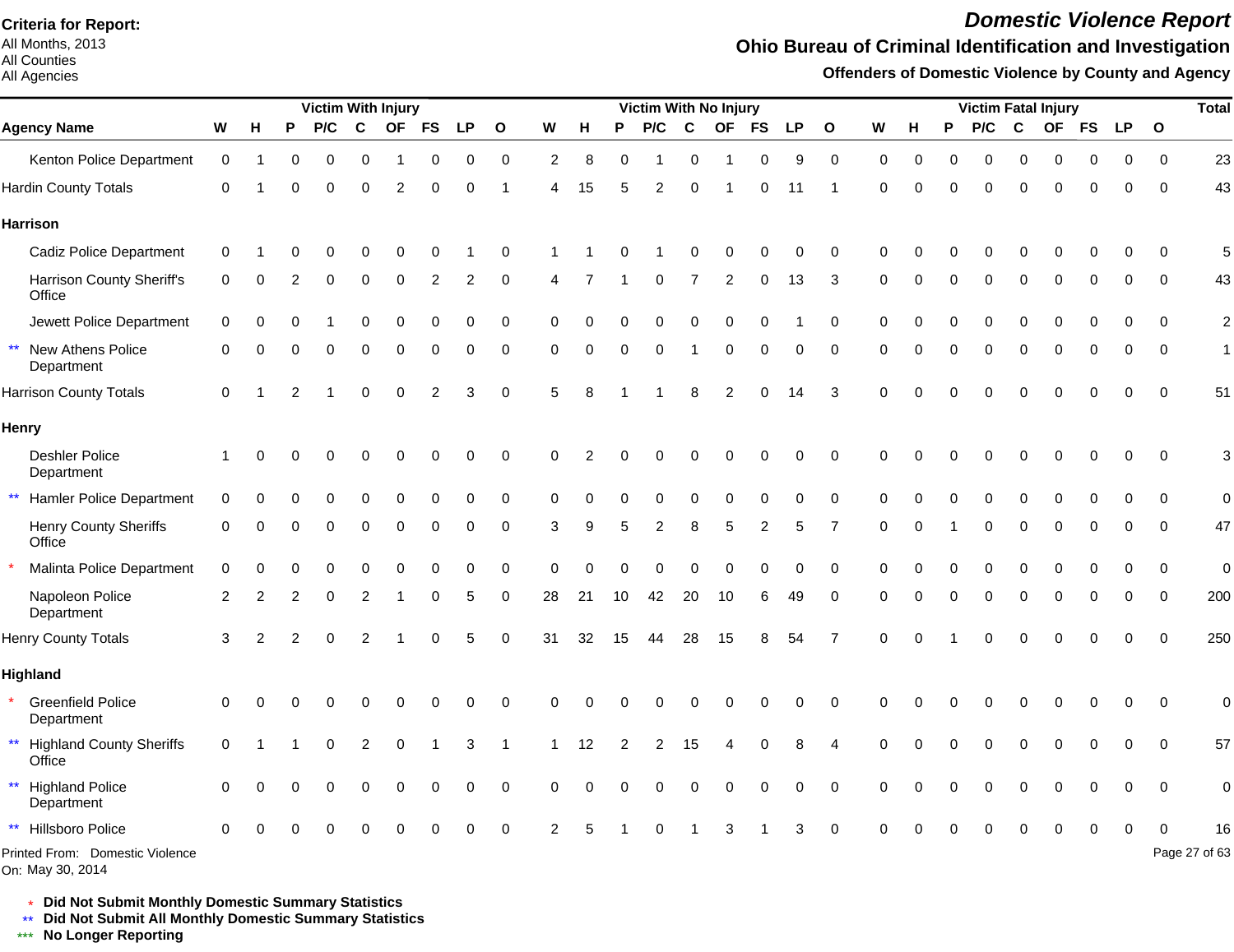**Criteria for Report:**
All Months, 2013
All Counties
All Agencies

# *Domestic Violence Report*

## Ohio Bureau of Criminal Identification and Investigation

### Offenders of Domestic Violence by County and Agency

| Agency Name | Victim With Injury | | | | | | | | | Victim With No Injury | | | | | | | | | Victim Fatal Injury | | | | | | | | | Total |
|---|---|---|---|---|---|---|---|---|---|---|---|---|---|---|---|---|---|---|---|---|---|---|---|---|---|---|---|---|
| | W | H | P | P/C | C | OF | FS | LP | O | W | H | P | P/C | C | OF | FS | LP | O | W | H | P | P/C | C | OF | FS | LP | O | |
| Kenton Police Department | 0 | 1 | 0 | 0 | 0 | 1 | 0 | 0 | 0 | 2 | 8 | 0 | 1 | 0 | 1 | 0 | 9 | 0 | 0 | 0 | 0 | 0 | 0 | 0 | 0 | 0 | 0 | 23 |
| Hardin County Totals | 0 | 1 | 0 | 0 | 0 | 2 | 0 | 0 | 1 | 4 | 15 | 5 | 2 | 0 | 1 | 0 | 11 | 1 | 0 | 0 | 0 | 0 | 0 | 0 | 0 | 0 | 0 | 43 |
| **Harrison** | | | | | | | | | | | | | | | | | | | | | | | | | | | | |
| Cadiz Police Department | 0 | 1 | 0 | 0 | 0 | 0 | 0 | 1 | 0 | 1 | 1 | 0 | 1 | 0 | 0 | 0 | 0 | 0 | 0 | 0 | 0 | 0 | 0 | 0 | 0 | 0 | 0 | 5 |
| Harrison County Sheriff's Office | 0 | 0 | 2 | 0 | 0 | 0 | 2 | 2 | 0 | 4 | 7 | 1 | 0 | 7 | 2 | 0 | 13 | 3 | 0 | 0 | 0 | 0 | 0 | 0 | 0 | 0 | 0 | 43 |
| Jewett Police Department | 0 | 0 | 0 | 1 | 0 | 0 | 0 | 0 | 0 | 0 | 0 | 0 | 0 | 0 | 0 | 0 | 1 | 0 | 0 | 0 | 0 | 0 | 0 | 0 | 0 | 0 | 0 | 2 |
| ** New Athens Police Department | 0 | 0 | 0 | 0 | 0 | 0 | 0 | 0 | 0 | 0 | 0 | 0 | 0 | 1 | 0 | 0 | 0 | 0 | 0 | 0 | 0 | 0 | 0 | 0 | 0 | 0 | 0 | 1 |
| Harrison County Totals | 0 | 1 | 2 | 1 | 0 | 0 | 2 | 3 | 0 | 5 | 8 | 1 | 1 | 8 | 2 | 0 | 14 | 3 | 0 | 0 | 0 | 0 | 0 | 0 | 0 | 0 | 0 | 51 |
| **Henry** | | | | | | | | | | | | | | | | | | | | | | | | | | | | |
| Deshler Police Department | 1 | 0 | 0 | 0 | 0 | 0 | 0 | 0 | 0 | 0 | 2 | 0 | 0 | 0 | 0 | 0 | 0 | 0 | 0 | 0 | 0 | 0 | 0 | 0 | 0 | 0 | 0 | 3 |
| ** Hamler Police Department | 0 | 0 | 0 | 0 | 0 | 0 | 0 | 0 | 0 | 0 | 0 | 0 | 0 | 0 | 0 | 0 | 0 | 0 | 0 | 0 | 0 | 0 | 0 | 0 | 0 | 0 | 0 | 0 |
| Henry County Sheriffs Office | 0 | 0 | 0 | 0 | 0 | 0 | 0 | 0 | 0 | 3 | 9 | 5 | 2 | 8 | 5 | 2 | 5 | 7 | 0 | 0 | 1 | 0 | 0 | 0 | 0 | 0 | 0 | 47 |
| * Malinta Police Department | 0 | 0 | 0 | 0 | 0 | 0 | 0 | 0 | 0 | 0 | 0 | 0 | 0 | 0 | 0 | 0 | 0 | 0 | 0 | 0 | 0 | 0 | 0 | 0 | 0 | 0 | 0 | 0 |
| Napoleon Police Department | 2 | 2 | 2 | 0 | 2 | 1 | 0 | 5 | 0 | 28 | 21 | 10 | 42 | 20 | 10 | 6 | 49 | 0 | 0 | 0 | 0 | 0 | 0 | 0 | 0 | 0 | 0 | 200 |
| Henry County Totals | 3 | 2 | 2 | 0 | 2 | 1 | 0 | 5 | 0 | 31 | 32 | 15 | 44 | 28 | 15 | 8 | 54 | 7 | 0 | 0 | 1 | 0 | 0 | 0 | 0 | 0 | 0 | 250 |
| **Highland** | | | | | | | | | | | | | | | | | | | | | | | | | | | | |
| * Greenfield Police Department | 0 | 0 | 0 | 0 | 0 | 0 | 0 | 0 | 0 | 0 | 0 | 0 | 0 | 0 | 0 | 0 | 0 | 0 | 0 | 0 | 0 | 0 | 0 | 0 | 0 | 0 | 0 | 0 |
| ** Highland County Sheriffs Office | 0 | 1 | 1 | 0 | 2 | 0 | 1 | 3 | 1 | 1 | 12 | 2 | 2 | 15 | 4 | 0 | 8 | 4 | 0 | 0 | 0 | 0 | 0 | 0 | 0 | 0 | 0 | 57 |
| ** Highland Police Department | 0 | 0 | 0 | 0 | 0 | 0 | 0 | 0 | 0 | 0 | 0 | 0 | 0 | 0 | 0 | 0 | 0 | 0 | 0 | 0 | 0 | 0 | 0 | 0 | 0 | 0 | 0 | 0 |
| ** Hillsboro Police | 0 | 0 | 0 | 0 | 0 | 0 | 0 | 0 | 0 | 2 | 5 | 1 | 0 | 1 | 3 | 1 | 3 | 0 | 0 | 0 | 0 | 0 | 0 | 0 | 0 | 0 | 0 | 16 |

Printed From: Domestic Violence
On: May 30, 2014

\* Did Not Submit Monthly Domestic Summary Statistics
\** Did Not Submit All Monthly Domestic Summary Statistics
\*** No Longer Reporting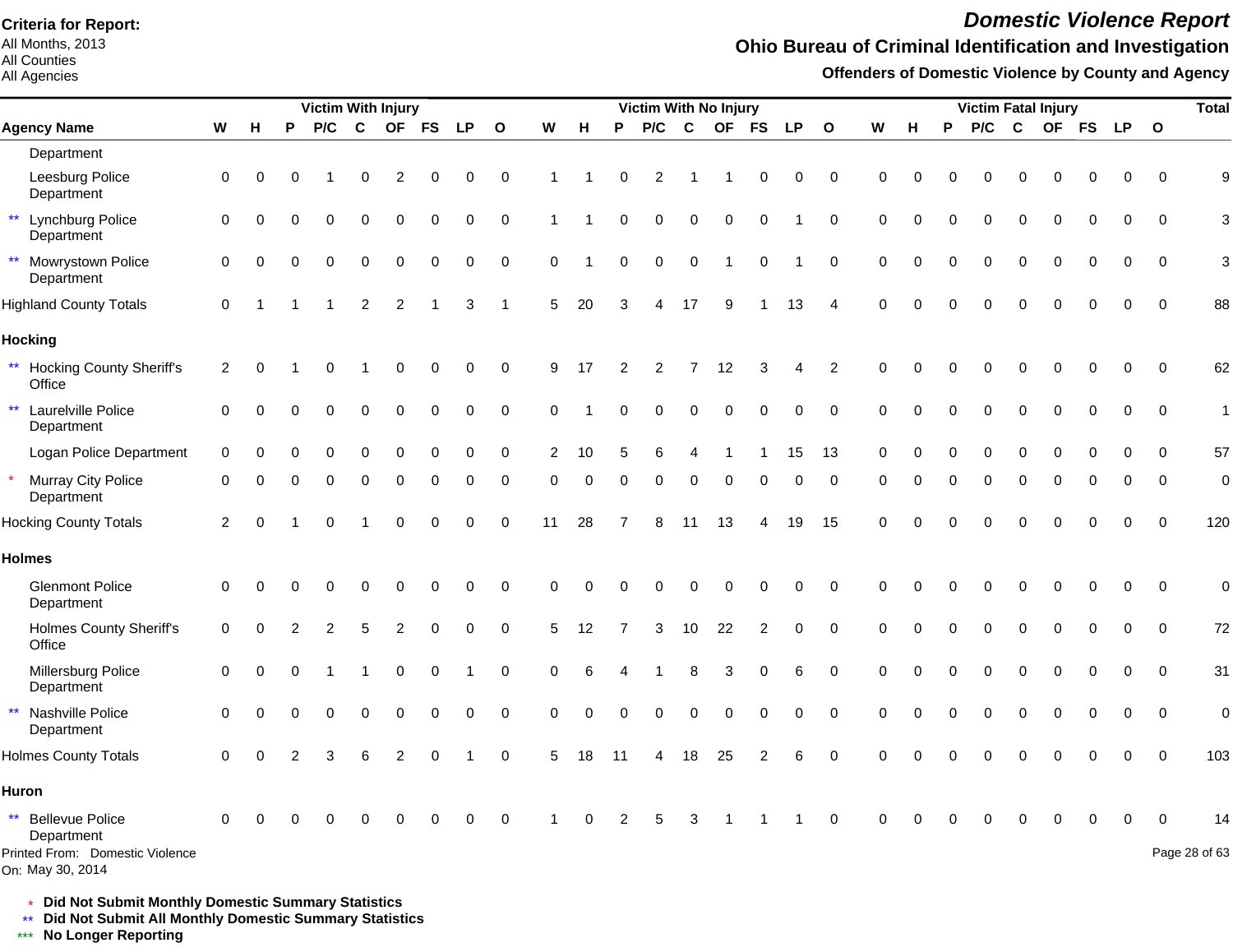**Criteria for Report:**
All Months, 2013
All Counties
All Agencies

# Domestic Violence Report

## Ohio Bureau of Criminal Identification and Investigation

### Offenders of Domestic Violence by County and Agency

| | Victim With Injury | | | | | | | | | Victim With No Injury | | | | | | | | | Victim Fatal Injury | | | | | | | | | Total |
|---|---|---|---|---|---|---|---|---|---|---|---|---|---|---|---|---|---|---|---|---|---|---|---|---|---|---|---|---|
| **Agency Name** | **W** | **H** | **P** | **P/C** | **C** | **OF** | **FS** | **LP** | **O** | **W** | **H** | **P** | **P/C** | **C** | **OF** | **FS** | **LP** | **O** | **W** | **H** | **P** | **P/C** | **C** | **OF** | **FS** | **LP** | **O** | |
| Department | | | | | | | | | | | | | | | | | | | | | | | | | | | | |
| Leesburg Police Department | 0 | 0 | 0 | 1 | 0 | 2 | 0 | 0 | 0 | 1 | 1 | 0 | 2 | 1 | 1 | 0 | 0 | 0 | 0 | 0 | 0 | 0 | 0 | 0 | 0 | 0 | 0 | 9 |
| ** Lynchburg Police Department | 0 | 0 | 0 | 0 | 0 | 0 | 0 | 0 | 0 | 1 | 1 | 0 | 0 | 0 | 0 | 0 | 1 | 0 | 0 | 0 | 0 | 0 | 0 | 0 | 0 | 0 | 0 | 3 |
| ** Mowrystown Police Department | 0 | 0 | 0 | 0 | 0 | 0 | 0 | 0 | 0 | 0 | 1 | 0 | 0 | 0 | 1 | 0 | 1 | 0 | 0 | 0 | 0 | 0 | 0 | 0 | 0 | 0 | 0 | 3 |
| Highland County Totals | 0 | 1 | 1 | 1 | 2 | 2 | 1 | 3 | 1 | 5 | 20 | 3 | 4 | 17 | 9 | 1 | 13 | 4 | 0 | 0 | 0 | 0 | 0 | 0 | 0 | 0 | 0 | 88 |
| **Hocking** | | | | | | | | | | | | | | | | | | | | | | | | | | | | |
| ** Hocking County Sheriff's Office | 2 | 0 | 1 | 0 | 1 | 0 | 0 | 0 | 0 | 9 | 17 | 2 | 2 | 7 | 12 | 3 | 4 | 2 | 0 | 0 | 0 | 0 | 0 | 0 | 0 | 0 | 0 | 62 |
| ** Laurelville Police Department | 0 | 0 | 0 | 0 | 0 | 0 | 0 | 0 | 0 | 0 | 1 | 0 | 0 | 0 | 0 | 0 | 0 | 0 | 0 | 0 | 0 | 0 | 0 | 0 | 0 | 0 | 0 | 1 |
| Logan Police Department | 0 | 0 | 0 | 0 | 0 | 0 | 0 | 0 | 0 | 2 | 10 | 5 | 6 | 4 | 1 | 1 | 15 | 13 | 0 | 0 | 0 | 0 | 0 | 0 | 0 | 0 | 0 | 57 |
| * Murray City Police Department | 0 | 0 | 0 | 0 | 0 | 0 | 0 | 0 | 0 | 0 | 0 | 0 | 0 | 0 | 0 | 0 | 0 | 0 | 0 | 0 | 0 | 0 | 0 | 0 | 0 | 0 | 0 | 0 |
| Hocking County Totals | 2 | 0 | 1 | 0 | 1 | 0 | 0 | 0 | 0 | 11 | 28 | 7 | 8 | 11 | 13 | 4 | 19 | 15 | 0 | 0 | 0 | 0 | 0 | 0 | 0 | 0 | 0 | 120 |
| **Holmes** | | | | | | | | | | | | | | | | | | | | | | | | | | | | |
| Glenmont Police Department | 0 | 0 | 0 | 0 | 0 | 0 | 0 | 0 | 0 | 0 | 0 | 0 | 0 | 0 | 0 | 0 | 0 | 0 | 0 | 0 | 0 | 0 | 0 | 0 | 0 | 0 | 0 | 0 |
| Holmes County Sheriff's Office | 0 | 0 | 2 | 2 | 5 | 2 | 0 | 0 | 0 | 5 | 12 | 7 | 3 | 10 | 22 | 2 | 0 | 0 | 0 | 0 | 0 | 0 | 0 | 0 | 0 | 0 | 0 | 72 |
| Millersburg Police Department | 0 | 0 | 0 | 1 | 1 | 0 | 0 | 1 | 0 | 0 | 6 | 4 | 1 | 8 | 3 | 0 | 6 | 0 | 0 | 0 | 0 | 0 | 0 | 0 | 0 | 0 | 0 | 31 |
| ** Nashville Police Department | 0 | 0 | 0 | 0 | 0 | 0 | 0 | 0 | 0 | 0 | 0 | 0 | 0 | 0 | 0 | 0 | 0 | 0 | 0 | 0 | 0 | 0 | 0 | 0 | 0 | 0 | 0 | 0 |
| Holmes County Totals | 0 | 0 | 2 | 3 | 6 | 2 | 0 | 1 | 0 | 5 | 18 | 11 | 4 | 18 | 25 | 2 | 6 | 0 | 0 | 0 | 0 | 0 | 0 | 0 | 0 | 0 | 0 | 103 |
| **Huron** | | | | | | | | | | | | | | | | | | | | | | | | | | | | |
| ** Bellevue Police Department | 0 | 0 | 0 | 0 | 0 | 0 | 0 | 0 | 0 | 1 | 0 | 2 | 5 | 3 | 1 | 1 | 1 | 0 | 0 | 0 | 0 | 0 | 0 | 0 | 0 | 0 | 0 | 14 |

Printed From: Domestic Violence
On: May 30, 2014

\* **Did Not Submit Monthly Domestic Summary Statistics**
\*\* **Did Not Submit All Monthly Domestic Summary Statistics**
\*\*\* **No Longer Reporting**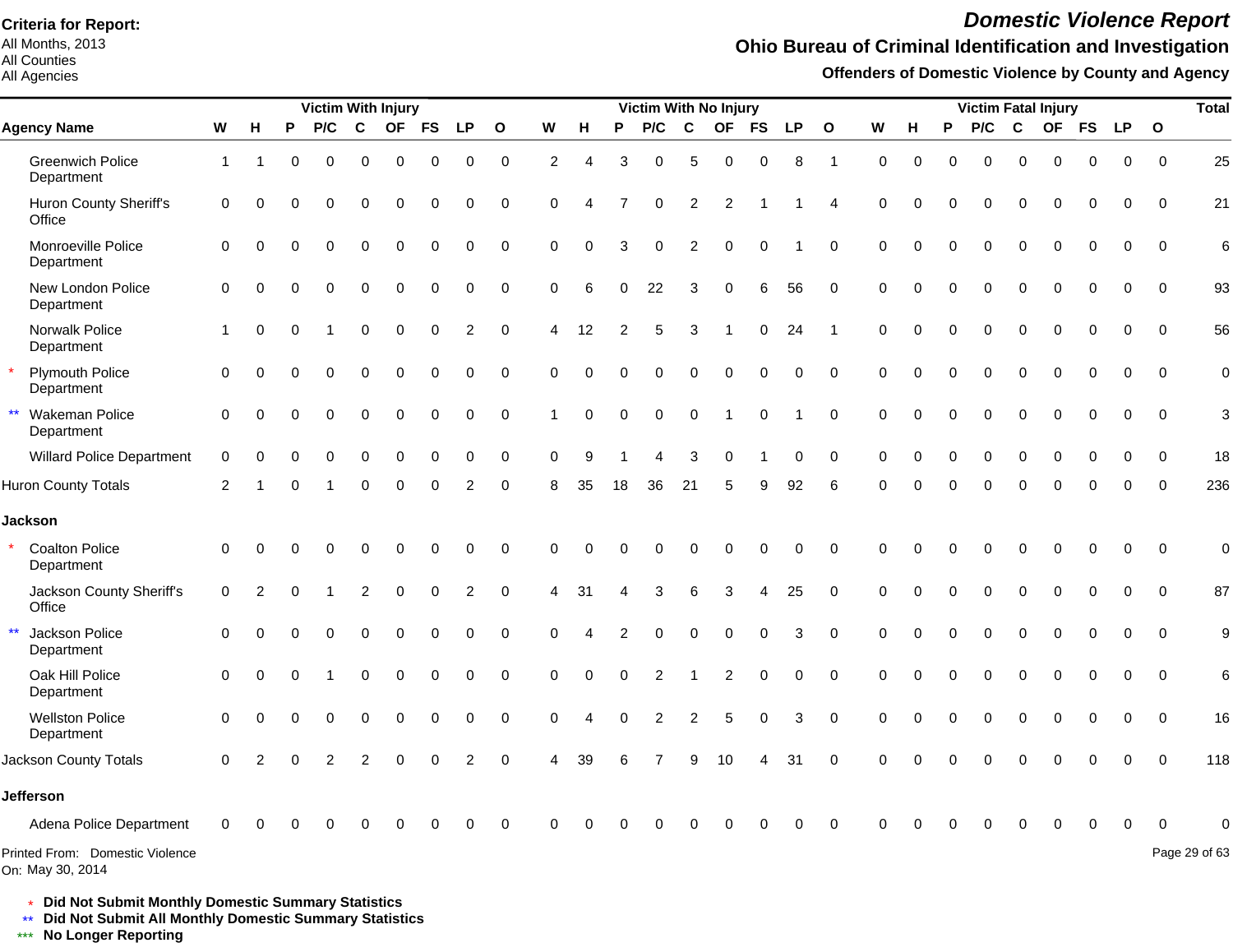**Criteria for Report:**
All Months, 2013
All Counties
All Agencies

# *Domestic Violence Report*

## Ohio Bureau of Criminal Identification and Investigation

### Offenders of Domestic Violence by County and Agency

| Agency Name | Victim With Injury | | | | | | | | | Victim With No Injury | | | | | | | | | Victim Fatal Injury | | | | | | | | | Total |
|---|---|---|---|---|---|---|---|---|---|---|---|---|---|---|---|---|---|---|---|---|---|---|---|---|---|---|---|---|
| | W | H | P | P/C | C | OF | FS | LP | O | W | H | P | P/C | C | OF | FS | LP | O | W | H | P | P/C | C | OF | FS | LP | O | |
| Greenwich Police Department | 1 | 1 | 0 | 0 | 0 | 0 | 0 | 0 | 0 | 2 | 4 | 3 | 0 | 5 | 0 | 0 | 8 | 1 | 0 | 0 | 0 | 0 | 0 | 0 | 0 | 0 | 0 | 25 |
| Huron County Sheriff's Office | 0 | 0 | 0 | 0 | 0 | 0 | 0 | 0 | 0 | 0 | 4 | 7 | 0 | 2 | 2 | 1 | 1 | 4 | 0 | 0 | 0 | 0 | 0 | 0 | 0 | 0 | 0 | 21 |
| Monroeville Police Department | 0 | 0 | 0 | 0 | 0 | 0 | 0 | 0 | 0 | 0 | 0 | 3 | 0 | 2 | 0 | 0 | 1 | 0 | 0 | 0 | 0 | 0 | 0 | 0 | 0 | 0 | 0 | 6 |
| New London Police Department | 0 | 0 | 0 | 0 | 0 | 0 | 0 | 0 | 0 | 0 | 6 | 0 | 22 | 3 | 0 | 6 | 56 | 0 | 0 | 0 | 0 | 0 | 0 | 0 | 0 | 0 | 0 | 93 |
| Norwalk Police Department | 1 | 0 | 0 | 1 | 0 | 0 | 0 | 2 | 0 | 4 | 12 | 2 | 5 | 3 | 1 | 0 | 24 | 1 | 0 | 0 | 0 | 0 | 0 | 0 | 0 | 0 | 0 | 56 |
| * Plymouth Police Department | 0 | 0 | 0 | 0 | 0 | 0 | 0 | 0 | 0 | 0 | 0 | 0 | 0 | 0 | 0 | 0 | 0 | 0 | 0 | 0 | 0 | 0 | 0 | 0 | 0 | 0 | 0 | 0 |
| ** Wakeman Police Department | 0 | 0 | 0 | 0 | 0 | 0 | 0 | 0 | 0 | 1 | 0 | 0 | 0 | 0 | 1 | 0 | 1 | 0 | 0 | 0 | 0 | 0 | 0 | 0 | 0 | 0 | 0 | 3 |
| Willard Police Department | 0 | 0 | 0 | 0 | 0 | 0 | 0 | 0 | 0 | 0 | 9 | 1 | 4 | 3 | 0 | 1 | 0 | 0 | 0 | 0 | 0 | 0 | 0 | 0 | 0 | 0 | 0 | 18 |
| Huron County Totals | 2 | 1 | 0 | 1 | 0 | 0 | 0 | 2 | 0 | 8 | 35 | 18 | 36 | 21 | 5 | 9 | 92 | 6 | 0 | 0 | 0 | 0 | 0 | 0 | 0 | 0 | 0 | 236 |
| **Jackson** | | | | | | | | | | | | | | | | | | | | | | | | | | | | |
| * Coalton Police Department | 0 | 0 | 0 | 0 | 0 | 0 | 0 | 0 | 0 | 0 | 0 | 0 | 0 | 0 | 0 | 0 | 0 | 0 | 0 | 0 | 0 | 0 | 0 | 0 | 0 | 0 | 0 | 0 |
| Jackson County Sheriff's Office | 0 | 2 | 0 | 1 | 2 | 0 | 0 | 2 | 0 | 4 | 31 | 4 | 3 | 6 | 3 | 4 | 25 | 0 | 0 | 0 | 0 | 0 | 0 | 0 | 0 | 0 | 0 | 87 |
| ** Jackson Police Department | 0 | 0 | 0 | 0 | 0 | 0 | 0 | 0 | 0 | 0 | 4 | 2 | 0 | 0 | 0 | 0 | 3 | 0 | 0 | 0 | 0 | 0 | 0 | 0 | 0 | 0 | 0 | 9 |
| Oak Hill Police Department | 0 | 0 | 0 | 1 | 0 | 0 | 0 | 0 | 0 | 0 | 0 | 0 | 2 | 1 | 2 | 0 | 0 | 0 | 0 | 0 | 0 | 0 | 0 | 0 | 0 | 0 | 0 | 6 |
| Wellston Police Department | 0 | 0 | 0 | 0 | 0 | 0 | 0 | 0 | 0 | 0 | 4 | 0 | 2 | 2 | 5 | 0 | 3 | 0 | 0 | 0 | 0 | 0 | 0 | 0 | 0 | 0 | 0 | 16 |
| Jackson County Totals | 0 | 2 | 0 | 2 | 2 | 0 | 0 | 2 | 0 | 4 | 39 | 6 | 7 | 9 | 10 | 4 | 31 | 0 | 0 | 0 | 0 | 0 | 0 | 0 | 0 | 0 | 0 | 118 |
| **Jefferson** | | | | | | | | | | | | | | | | | | | | | | | | | | | | |
| Adena Police Department | 0 | 0 | 0 | 0 | 0 | 0 | 0 | 0 | 0 | 0 | 0 | 0 | 0 | 0 | 0 | 0 | 0 | 0 | 0 | 0 | 0 | 0 | 0 | 0 | 0 | 0 | 0 | 0 |

Printed From: Domestic Violence
On: May 30, 2014

\* **Did Not Submit Monthly Domestic Summary Statistics**
\*\* **Did Not Submit All Monthly Domestic Summary Statistics**
\*\*\* **No Longer Reporting**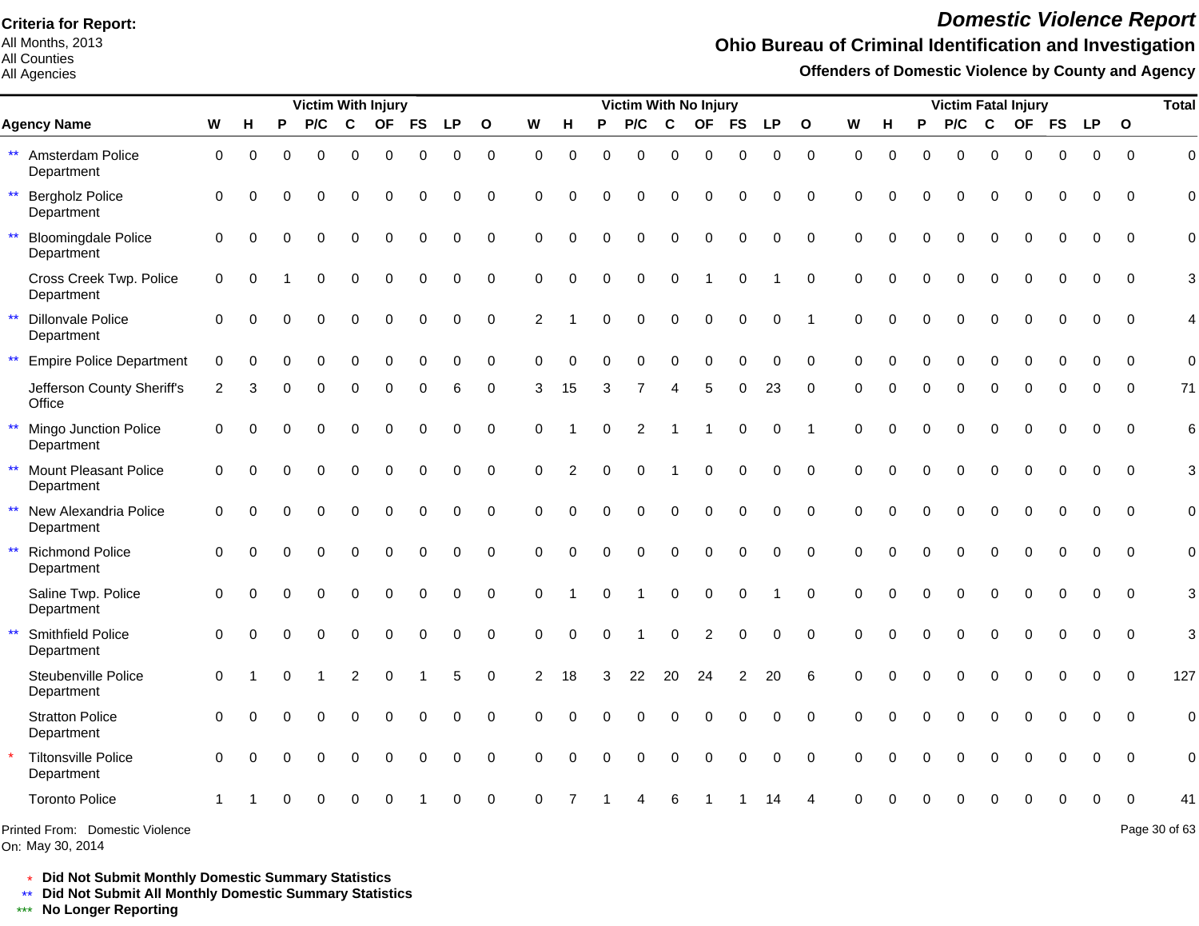**Criteria for Report:**
All Months, 2013
All Counties
All Agencies

# Domestic Violence Report

## Ohio Bureau of Criminal Identification and Investigation

### Offenders of Domestic Violence by County and Agency

| Agency Name | Victim With Injury | | | | | | | | | Victim With No Injury | | | | | | | | | Victim Fatal Injury | | | | | | | | | Total |
|---|---|---|---|---|---|---|---|---|---|---|---|---|---|---|---|---|---|---|---|---|---|---|---|---|---|---|---|---|
| | W | H | P | P/C | C | OF | FS | LP | O | W | H | P | P/C | C | OF | FS | LP | O | W | H | P | P/C | C | OF | FS | LP | O | |
| ** Amsterdam Police Department | 0 | 0 | 0 | 0 | 0 | 0 | 0 | 0 | 0 | 0 | 0 | 0 | 0 | 0 | 0 | 0 | 0 | 0 | 0 | 0 | 0 | 0 | 0 | 0 | 0 | 0 | 0 | 0 |
| ** Bergholz Police Department | 0 | 0 | 0 | 0 | 0 | 0 | 0 | 0 | 0 | 0 | 0 | 0 | 0 | 0 | 0 | 0 | 0 | 0 | 0 | 0 | 0 | 0 | 0 | 0 | 0 | 0 | 0 | 0 |
| ** Bloomingdale Police Department | 0 | 0 | 0 | 0 | 0 | 0 | 0 | 0 | 0 | 0 | 0 | 0 | 0 | 0 | 0 | 0 | 0 | 0 | 0 | 0 | 0 | 0 | 0 | 0 | 0 | 0 | 0 | 0 |
| Cross Creek Twp. Police Department | 0 | 0 | 1 | 0 | 0 | 0 | 0 | 0 | 0 | 0 | 0 | 0 | 0 | 0 | 1 | 0 | 1 | 0 | 0 | 0 | 0 | 0 | 0 | 0 | 0 | 0 | 0 | 3 |
| ** Dillonvale Police Department | 0 | 0 | 0 | 0 | 0 | 0 | 0 | 0 | 0 | 2 | 1 | 0 | 0 | 0 | 0 | 0 | 0 | 1 | 0 | 0 | 0 | 0 | 0 | 0 | 0 | 0 | 0 | 4 |
| ** Empire Police Department | 0 | 0 | 0 | 0 | 0 | 0 | 0 | 0 | 0 | 0 | 0 | 0 | 0 | 0 | 0 | 0 | 0 | 0 | 0 | 0 | 0 | 0 | 0 | 0 | 0 | 0 | 0 | 0 |
| Jefferson County Sheriff's Office | 2 | 3 | 0 | 0 | 0 | 0 | 0 | 6 | 0 | 3 | 15 | 3 | 7 | 4 | 5 | 0 | 23 | 0 | 0 | 0 | 0 | 0 | 0 | 0 | 0 | 0 | 0 | 71 |
| ** Mingo Junction Police Department | 0 | 0 | 0 | 0 | 0 | 0 | 0 | 0 | 0 | 0 | 1 | 0 | 2 | 1 | 1 | 0 | 0 | 1 | 0 | 0 | 0 | 0 | 0 | 0 | 0 | 0 | 0 | 6 |
| ** Mount Pleasant Police Department | 0 | 0 | 0 | 0 | 0 | 0 | 0 | 0 | 0 | 0 | 2 | 0 | 0 | 1 | 0 | 0 | 0 | 0 | 0 | 0 | 0 | 0 | 0 | 0 | 0 | 0 | 0 | 3 |
| ** New Alexandria Police Department | 0 | 0 | 0 | 0 | 0 | 0 | 0 | 0 | 0 | 0 | 0 | 0 | 0 | 0 | 0 | 0 | 0 | 0 | 0 | 0 | 0 | 0 | 0 | 0 | 0 | 0 | 0 | 0 |
| ** Richmond Police Department | 0 | 0 | 0 | 0 | 0 | 0 | 0 | 0 | 0 | 0 | 0 | 0 | 0 | 0 | 0 | 0 | 0 | 0 | 0 | 0 | 0 | 0 | 0 | 0 | 0 | 0 | 0 | 0 |
| Saline Twp. Police Department | 0 | 0 | 0 | 0 | 0 | 0 | 0 | 0 | 0 | 0 | 1 | 0 | 1 | 0 | 0 | 0 | 1 | 0 | 0 | 0 | 0 | 0 | 0 | 0 | 0 | 0 | 0 | 3 |
| ** Smithfield Police Department | 0 | 0 | 0 | 0 | 0 | 0 | 0 | 0 | 0 | 0 | 0 | 0 | 1 | 0 | 2 | 0 | 0 | 0 | 0 | 0 | 0 | 0 | 0 | 0 | 0 | 0 | 0 | 3 |
| Steubenville Police Department | 0 | 1 | 0 | 1 | 2 | 0 | 1 | 5 | 0 | 2 | 18 | 3 | 22 | 20 | 24 | 2 | 20 | 6 | 0 | 0 | 0 | 0 | 0 | 0 | 0 | 0 | 0 | 127 |
| Stratton Police Department | 0 | 0 | 0 | 0 | 0 | 0 | 0 | 0 | 0 | 0 | 0 | 0 | 0 | 0 | 0 | 0 | 0 | 0 | 0 | 0 | 0 | 0 | 0 | 0 | 0 | 0 | 0 | 0 |
| * Tiltonsville Police Department | 0 | 0 | 0 | 0 | 0 | 0 | 0 | 0 | 0 | 0 | 0 | 0 | 0 | 0 | 0 | 0 | 0 | 0 | 0 | 0 | 0 | 0 | 0 | 0 | 0 | 0 | 0 | 0 |
| Toronto Police | 1 | 1 | 0 | 0 | 0 | 0 | 1 | 0 | 0 | 0 | 7 | 1 | 4 | 6 | 1 | 1 | 14 | 4 | 0 | 0 | 0 | 0 | 0 | 0 | 0 | 0 | 0 | 41 |

Printed From: Domestic Violence
On: May 30, 2014

\* **Did Not Submit Monthly Domestic Summary Statistics**
\** **Did Not Submit All Monthly Domestic Summary Statistics**
\*** **No Longer Reporting**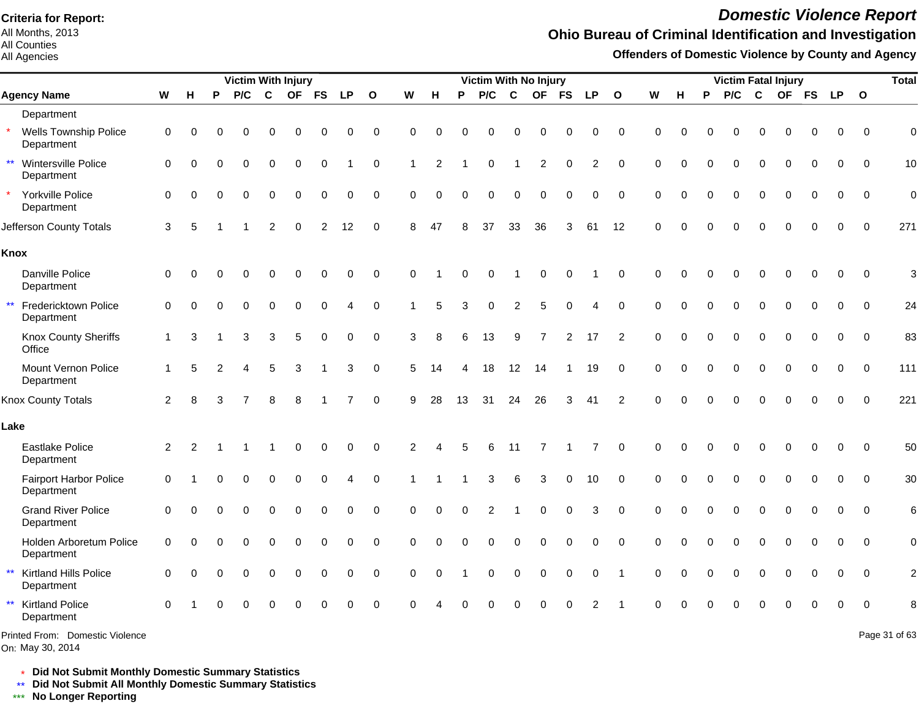**Criteria for Report:**
All Months, 2013
All Counties
All Agencies

# Domestic Violence Report

## Ohio Bureau of Criminal Identification and Investigation

### Offenders of Domestic Violence by County and Agency

| Agency Name | Victim With Injury | | | | | | | | | Victim With No Injury | | | | | | | | | Victim Fatal Injury | | | | | | | | | Total |
|---|---|---|---|---|---|---|---|---|---|---|---|---|---|---|---|---|---|---|---|---|---|---|---|---|---|---|---|---|
| | W | H | P | P/C | C | OF | FS | LP | O | W | H | P | P/C | C | OF | FS | LP | O | W | H | P | P/C | C | OF | FS | LP | O | |
| Department | | | | | | | | | | | | | | | | | | | | | | | | | | | | |
| * Wells Township Police Department | 0 | 0 | 0 | 0 | 0 | 0 | 0 | 0 | 0 | 0 | 0 | 0 | 0 | 0 | 0 | 0 | 0 | 0 | 0 | 0 | 0 | 0 | 0 | 0 | 0 | 0 | 0 | 0 |
| ** Wintersville Police Department | 0 | 0 | 0 | 0 | 0 | 0 | 0 | 1 | 0 | 1 | 2 | 1 | 0 | 1 | 2 | 0 | 2 | 0 | 0 | 0 | 0 | 0 | 0 | 0 | 0 | 0 | 0 | 10 |
| * Yorkville Police Department | 0 | 0 | 0 | 0 | 0 | 0 | 0 | 0 | 0 | 0 | 0 | 0 | 0 | 0 | 0 | 0 | 0 | 0 | 0 | 0 | 0 | 0 | 0 | 0 | 0 | 0 | 0 | 0 |
| Jefferson County Totals | 3 | 5 | 1 | 1 | 2 | 0 | 2 | 12 | 0 | 8 | 47 | 8 | 37 | 33 | 36 | 3 | 61 | 12 | 0 | 0 | 0 | 0 | 0 | 0 | 0 | 0 | 0 | 271 |
| **Knox** | | | | | | | | | | | | | | | | | | | | | | | | | | | | |
| Danville Police Department | 0 | 0 | 0 | 0 | 0 | 0 | 0 | 0 | 0 | 0 | 1 | 0 | 0 | 1 | 0 | 0 | 1 | 0 | 0 | 0 | 0 | 0 | 0 | 0 | 0 | 0 | 0 | 3 |
| ** Fredericktown Police Department | 0 | 0 | 0 | 0 | 0 | 0 | 0 | 4 | 0 | 1 | 5 | 3 | 0 | 2 | 5 | 0 | 4 | 0 | 0 | 0 | 0 | 0 | 0 | 0 | 0 | 0 | 0 | 24 |
| Knox County Sheriffs Office | 1 | 3 | 1 | 3 | 3 | 5 | 0 | 0 | 0 | 3 | 8 | 6 | 13 | 9 | 7 | 2 | 17 | 2 | 0 | 0 | 0 | 0 | 0 | 0 | 0 | 0 | 0 | 83 |
| Mount Vernon Police Department | 1 | 5 | 2 | 4 | 5 | 3 | 1 | 3 | 0 | 5 | 14 | 4 | 18 | 12 | 14 | 1 | 19 | 0 | 0 | 0 | 0 | 0 | 0 | 0 | 0 | 0 | 0 | 111 |
| Knox County Totals | 2 | 8 | 3 | 7 | 8 | 8 | 1 | 7 | 0 | 9 | 28 | 13 | 31 | 24 | 26 | 3 | 41 | 2 | 0 | 0 | 0 | 0 | 0 | 0 | 0 | 0 | 0 | 221 |
| **Lake** | | | | | | | | | | | | | | | | | | | | | | | | | | | | |
| Eastlake Police Department | 2 | 2 | 1 | 1 | 1 | 0 | 0 | 0 | 0 | 2 | 4 | 5 | 6 | 11 | 7 | 1 | 7 | 0 | 0 | 0 | 0 | 0 | 0 | 0 | 0 | 0 | 0 | 50 |
| Fairport Harbor Police Department | 0 | 1 | 0 | 0 | 0 | 0 | 0 | 4 | 0 | 1 | 1 | 1 | 3 | 6 | 3 | 0 | 10 | 0 | 0 | 0 | 0 | 0 | 0 | 0 | 0 | 0 | 0 | 30 |
| Grand River Police Department | 0 | 0 | 0 | 0 | 0 | 0 | 0 | 0 | 0 | 0 | 0 | 0 | 2 | 1 | 0 | 0 | 3 | 0 | 0 | 0 | 0 | 0 | 0 | 0 | 0 | 0 | 0 | 6 |
| Holden Arboretum Police Department | 0 | 0 | 0 | 0 | 0 | 0 | 0 | 0 | 0 | 0 | 0 | 0 | 0 | 0 | 0 | 0 | 0 | 0 | 0 | 0 | 0 | 0 | 0 | 0 | 0 | 0 | 0 | 0 |
| ** Kirtland Hills Police Department | 0 | 0 | 0 | 0 | 0 | 0 | 0 | 0 | 0 | 0 | 0 | 1 | 0 | 0 | 0 | 0 | 0 | 1 | 0 | 0 | 0 | 0 | 0 | 0 | 0 | 0 | 0 | 2 |
| ** Kirtland Police Department | 0 | 1 | 0 | 0 | 0 | 0 | 0 | 0 | 0 | 0 | 4 | 0 | 0 | 0 | 0 | 0 | 2 | 1 | 0 | 0 | 0 | 0 | 0 | 0 | 0 | 0 | 0 | 8 |

Printed From: Domestic Violence
On: May 30, 2014

\* **Did Not Submit Monthly Domestic Summary Statistics**
\*\* **Did Not Submit All Monthly Domestic Summary Statistics**
\*\*\* **No Longer Reporting**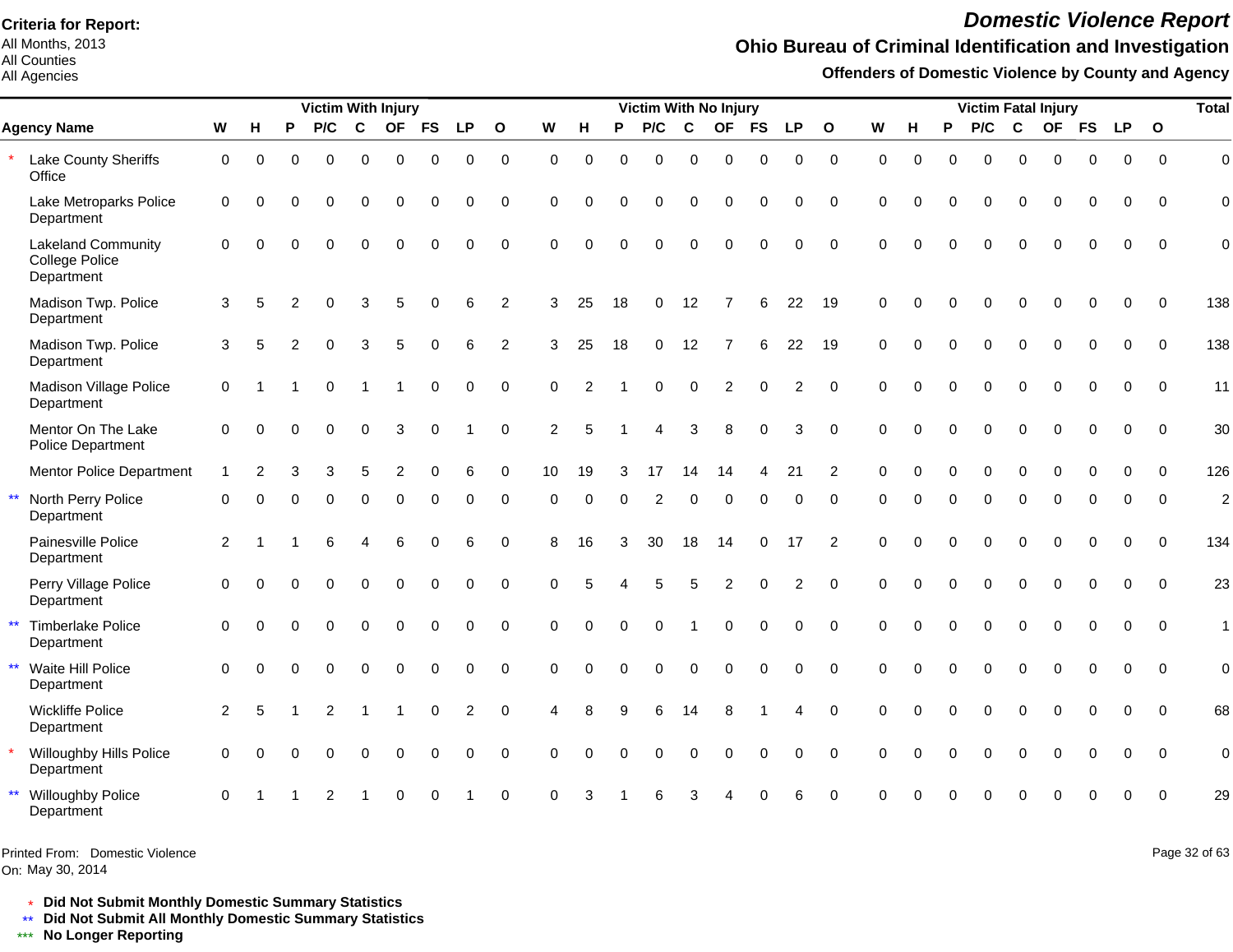**Criteria for Report:**
All Months, 2013
All Counties
All Agencies

# Domestic Violence Report

## Ohio Bureau of Criminal Identification and Investigation

### Offenders of Domestic Violence by County and Agency

| | Victim With Injury | | | | | | | | | Victim With No Injury | | | | | | | | | Victim Fatal Injury | | | | | | | | | Total |
|---|---|---|---|---|---|---|---|---|---|---|---|---|---|---|---|---|---|---|---|---|---|---|---|---|---|---|---|---|
| **Agency Name** | **W** | **H** | **P** | **P/C** | **C** | **OF** | **FS** | **LP** | **O** | **W** | **H** | **P** | **P/C** | **C** | **OF** | **FS** | **LP** | **O** | **W** | **H** | **P** | **P/C** | **C** | **OF** | **FS** | **LP** | **O** | |
| * Lake County Sheriffs Office | 0 | 0 | 0 | 0 | 0 | 0 | 0 | 0 | 0 | 0 | 0 | 0 | 0 | 0 | 0 | 0 | 0 | 0 | 0 | 0 | 0 | 0 | 0 | 0 | 0 | 0 | 0 | 0 |
| Lake Metroparks Police Department | 0 | 0 | 0 | 0 | 0 | 0 | 0 | 0 | 0 | 0 | 0 | 0 | 0 | 0 | 0 | 0 | 0 | 0 | 0 | 0 | 0 | 0 | 0 | 0 | 0 | 0 | 0 | 0 |
| Lakeland Community College Police Department | 0 | 0 | 0 | 0 | 0 | 0 | 0 | 0 | 0 | 0 | 0 | 0 | 0 | 0 | 0 | 0 | 0 | 0 | 0 | 0 | 0 | 0 | 0 | 0 | 0 | 0 | 0 | 0 |
| Madison Twp. Police Department | 3 | 5 | 2 | 0 | 3 | 5 | 0 | 6 | 2 | 3 | 25 | 18 | 0 | 12 | 7 | 6 | 22 | 19 | 0 | 0 | 0 | 0 | 0 | 0 | 0 | 0 | 0 | 138 |
| Madison Twp. Police Department | 3 | 5 | 2 | 0 | 3 | 5 | 0 | 6 | 2 | 3 | 25 | 18 | 0 | 12 | 7 | 6 | 22 | 19 | 0 | 0 | 0 | 0 | 0 | 0 | 0 | 0 | 0 | 138 |
| Madison Village Police Department | 0 | 1 | 1 | 0 | 1 | 1 | 0 | 0 | 0 | 0 | 2 | 1 | 0 | 0 | 2 | 0 | 2 | 0 | 0 | 0 | 0 | 0 | 0 | 0 | 0 | 0 | 0 | 11 |
| Mentor On The Lake Police Department | 0 | 0 | 0 | 0 | 0 | 3 | 0 | 1 | 0 | 2 | 5 | 1 | 4 | 3 | 8 | 0 | 3 | 0 | 0 | 0 | 0 | 0 | 0 | 0 | 0 | 0 | 0 | 30 |
| Mentor Police Department | 1 | 2 | 3 | 3 | 5 | 2 | 0 | 6 | 0 | 10 | 19 | 3 | 17 | 14 | 14 | 4 | 21 | 2 | 0 | 0 | 0 | 0 | 0 | 0 | 0 | 0 | 0 | 126 |
| ** North Perry Police Department | 0 | 0 | 0 | 0 | 0 | 0 | 0 | 0 | 0 | 0 | 0 | 0 | 2 | 0 | 0 | 0 | 0 | 0 | 0 | 0 | 0 | 0 | 0 | 0 | 0 | 0 | 0 | 2 |
| Painesville Police Department | 2 | 1 | 1 | 6 | 4 | 6 | 0 | 6 | 0 | 8 | 16 | 3 | 30 | 18 | 14 | 0 | 17 | 2 | 0 | 0 | 0 | 0 | 0 | 0 | 0 | 0 | 0 | 134 |
| Perry Village Police Department | 0 | 0 | 0 | 0 | 0 | 0 | 0 | 0 | 0 | 0 | 5 | 4 | 5 | 5 | 2 | 0 | 2 | 0 | 0 | 0 | 0 | 0 | 0 | 0 | 0 | 0 | 0 | 23 |
| ** Timberlake Police Department | 0 | 0 | 0 | 0 | 0 | 0 | 0 | 0 | 0 | 0 | 0 | 0 | 0 | 1 | 0 | 0 | 0 | 0 | 0 | 0 | 0 | 0 | 0 | 0 | 0 | 0 | 0 | 1 |
| ** Waite Hill Police Department | 0 | 0 | 0 | 0 | 0 | 0 | 0 | 0 | 0 | 0 | 0 | 0 | 0 | 0 | 0 | 0 | 0 | 0 | 0 | 0 | 0 | 0 | 0 | 0 | 0 | 0 | 0 | 0 |
| Wickliffe Police Department | 2 | 5 | 1 | 2 | 1 | 1 | 0 | 2 | 0 | 4 | 8 | 9 | 6 | 14 | 8 | 1 | 4 | 0 | 0 | 0 | 0 | 0 | 0 | 0 | 0 | 0 | 0 | 68 |
| * Willoughby Hills Police Department | 0 | 0 | 0 | 0 | 0 | 0 | 0 | 0 | 0 | 0 | 0 | 0 | 0 | 0 | 0 | 0 | 0 | 0 | 0 | 0 | 0 | 0 | 0 | 0 | 0 | 0 | 0 | 0 |
| ** Willoughby Police Department | 0 | 1 | 1 | 2 | 1 | 0 | 0 | 1 | 0 | 0 | 3 | 1 | 6 | 3 | 4 | 0 | 6 | 0 | 0 | 0 | 0 | 0 | 0 | 0 | 0 | 0 | 0 | 29 |

Printed From: Domestic Violence
On: May 30, 2014

\* **Did Not Submit Monthly Domestic Summary Statistics**
\*\* **Did Not Submit All Monthly Domestic Summary Statistics**
\*\*\* **No Longer Reporting**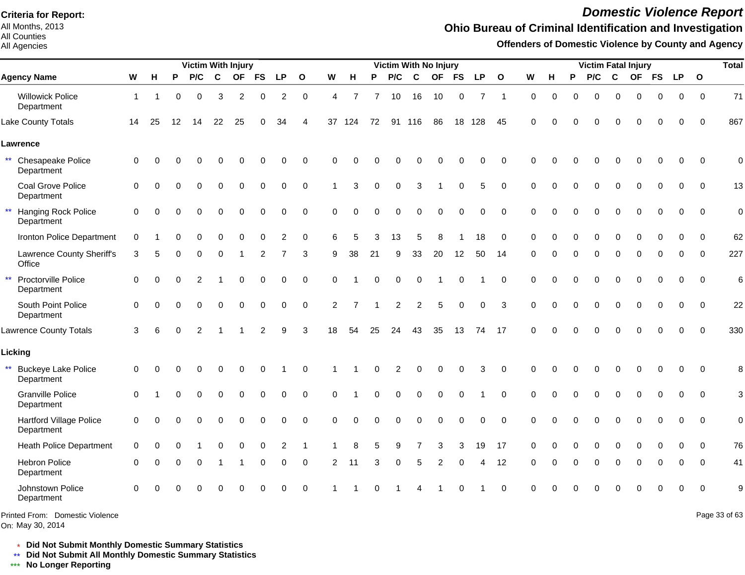**Criteria for Report:**
All Months, 2013
All Counties
All Agencies

# Domestic Violence Report

## Ohio Bureau of Criminal Identification and Investigation

### Offenders of Domestic Violence by County and Agency

| Agency Name | Victim With Injury | | | | | | | | | Victim With No Injury | | | | | | | | | Victim Fatal Injury | | | | | | | | | Total |
|---|---|---|---|---|---|---|---|---|---|---|---|---|---|---|---|---|---|---|---|---|---|---|---|---|---|---|---|---|
| | W | H | P | P/C | C | OF | FS | LP | O | W | H | P | P/C | C | OF | FS | LP | O | W | H | P | P/C | C | OF | FS | LP | O | |
| Willowick Police Department | 1 | 1 | 0 | 0 | 3 | 2 | 0 | 2 | 0 | 4 | 7 | 7 | 10 | 16 | 10 | 0 | 7 | 1 | 0 | 0 | 0 | 0 | 0 | 0 | 0 | 0 | 0 | 71 |
| Lake County Totals | 14 | 25 | 12 | 14 | 22 | 25 | 0 | 34 | 4 | 37 | 124 | 72 | 91 | 116 | 86 | 18 | 128 | 45 | 0 | 0 | 0 | 0 | 0 | 0 | 0 | 0 | 0 | 867 |
| **Lawrence** | | | | | | | | | | | | | | | | | | | | | | | | | | | | |
| ** Chesapeake Police Department | 0 | 0 | 0 | 0 | 0 | 0 | 0 | 0 | 0 | 0 | 0 | 0 | 0 | 0 | 0 | 0 | 0 | 0 | 0 | 0 | 0 | 0 | 0 | 0 | 0 | 0 | 0 | 0 |
| Coal Grove Police Department | 0 | 0 | 0 | 0 | 0 | 0 | 0 | 0 | 0 | 1 | 3 | 0 | 0 | 3 | 1 | 0 | 5 | 0 | 0 | 0 | 0 | 0 | 0 | 0 | 0 | 0 | 0 | 13 |
| ** Hanging Rock Police Department | 0 | 0 | 0 | 0 | 0 | 0 | 0 | 0 | 0 | 0 | 0 | 0 | 0 | 0 | 0 | 0 | 0 | 0 | 0 | 0 | 0 | 0 | 0 | 0 | 0 | 0 | 0 | 0 |
| Ironton Police Department | 0 | 1 | 0 | 0 | 0 | 0 | 0 | 2 | 0 | 6 | 5 | 3 | 13 | 5 | 8 | 1 | 18 | 0 | 0 | 0 | 0 | 0 | 0 | 0 | 0 | 0 | 0 | 62 |
| Lawrence County Sheriff's Office | 3 | 5 | 0 | 0 | 0 | 1 | 2 | 7 | 3 | 9 | 38 | 21 | 9 | 33 | 20 | 12 | 50 | 14 | 0 | 0 | 0 | 0 | 0 | 0 | 0 | 0 | 0 | 227 |
| ** Proctorville Police Department | 0 | 0 | 0 | 2 | 1 | 0 | 0 | 0 | 0 | 0 | 1 | 0 | 0 | 0 | 1 | 0 | 1 | 0 | 0 | 0 | 0 | 0 | 0 | 0 | 0 | 0 | 0 | 6 |
| South Point Police Department | 0 | 0 | 0 | 0 | 0 | 0 | 0 | 0 | 0 | 2 | 7 | 1 | 2 | 2 | 5 | 0 | 0 | 3 | 0 | 0 | 0 | 0 | 0 | 0 | 0 | 0 | 0 | 22 |
| Lawrence County Totals | 3 | 6 | 0 | 2 | 1 | 1 | 2 | 9 | 3 | 18 | 54 | 25 | 24 | 43 | 35 | 13 | 74 | 17 | 0 | 0 | 0 | 0 | 0 | 0 | 0 | 0 | 0 | 330 |
| **Licking** | | | | | | | | | | | | | | | | | | | | | | | | | | | | |
| ** Buckeye Lake Police Department | 0 | 0 | 0 | 0 | 0 | 0 | 0 | 1 | 0 | 1 | 1 | 0 | 2 | 0 | 0 | 0 | 3 | 0 | 0 | 0 | 0 | 0 | 0 | 0 | 0 | 0 | 0 | 8 |
| Granville Police Department | 0 | 1 | 0 | 0 | 0 | 0 | 0 | 0 | 0 | 0 | 1 | 0 | 0 | 0 | 0 | 0 | 1 | 0 | 0 | 0 | 0 | 0 | 0 | 0 | 0 | 0 | 0 | 3 |
| Hartford Village Police Department | 0 | 0 | 0 | 0 | 0 | 0 | 0 | 0 | 0 | 0 | 0 | 0 | 0 | 0 | 0 | 0 | 0 | 0 | 0 | 0 | 0 | 0 | 0 | 0 | 0 | 0 | 0 | 0 |
| Heath Police Department | 0 | 0 | 0 | 1 | 0 | 0 | 0 | 2 | 1 | 1 | 8 | 5 | 9 | 7 | 3 | 3 | 19 | 17 | 0 | 0 | 0 | 0 | 0 | 0 | 0 | 0 | 0 | 76 |
| Hebron Police Department | 0 | 0 | 0 | 0 | 1 | 1 | 0 | 0 | 0 | 2 | 11 | 3 | 0 | 5 | 2 | 0 | 4 | 12 | 0 | 0 | 0 | 0 | 0 | 0 | 0 | 0 | 0 | 41 |
| Johnstown Police Department | 0 | 0 | 0 | 0 | 0 | 0 | 0 | 0 | 0 | 1 | 1 | 0 | 1 | 4 | 1 | 0 | 1 | 0 | 0 | 0 | 0 | 0 | 0 | 0 | 0 | 0 | 0 | 9 |

Printed From: Domestic Violence
On: May 30, 2014

\* **Did Not Submit Monthly Domestic Summary Statistics**
\*\* **Did Not Submit All Monthly Domestic Summary Statistics**
\*\*\* **No Longer Reporting**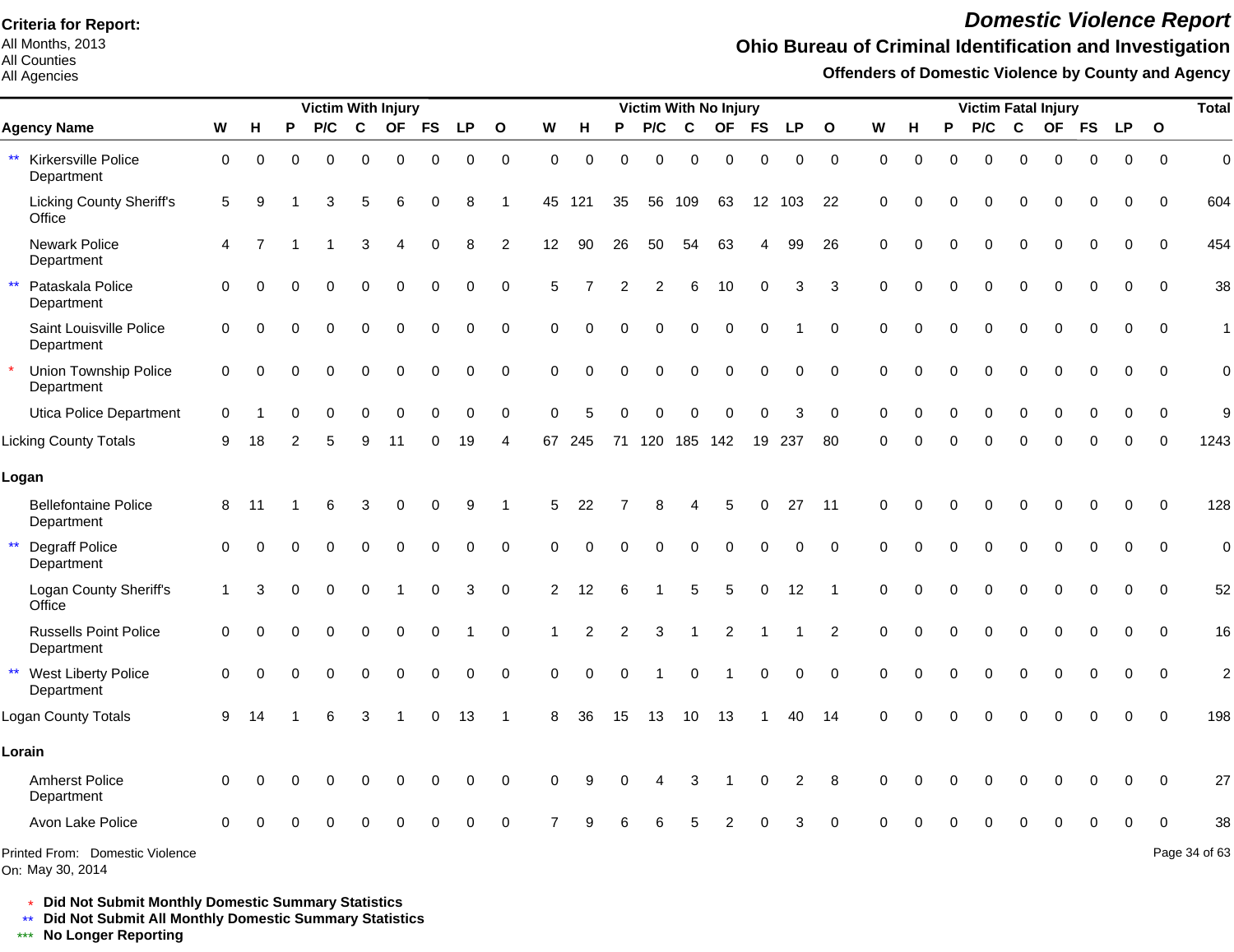**Criteria for Report:**
All Months, 2013
All Counties
All Agencies

# Domestic Violence Report

## Ohio Bureau of Criminal Identification and Investigation

### Offenders of Domestic Violence by County and Agency

| | Victim With Injury | | | | | | | | | Victim With No Injury | | | | | | | | | Victim Fatal Injury | | | | | | | | | Total |
|---|---|---|---|---|---|---|---|---|---|---|---|---|---|---|---|---|---|---|---|---|---|---|---|---|---|---|---|---|
| **Agency Name** | **W** | **H** | **P** | **P/C** | **C** | **OF** | **FS** | **LP** | **O** | **W** | **H** | **P** | **P/C** | **C** | **OF** | **FS** | **LP** | **O** | **W** | **H** | **P** | **P/C** | **C** | **OF** | **FS** | **LP** | **O** | |
| ** Kirkersville Police Department | 0 | 0 | 0 | 0 | 0 | 0 | 0 | 0 | 0 | 0 | 0 | 0 | 0 | 0 | 0 | 0 | 0 | 0 | 0 | 0 | 0 | 0 | 0 | 0 | 0 | 0 | 0 | 0 |
| Licking County Sheriff's Office | 5 | 9 | 1 | 3 | 5 | 6 | 0 | 8 | 1 | 45 | 121 | 35 | 56 | 109 | 63 | 12 | 103 | 22 | 0 | 0 | 0 | 0 | 0 | 0 | 0 | 0 | 0 | 604 |
| Newark Police Department | 4 | 7 | 1 | 1 | 3 | 4 | 0 | 8 | 2 | 12 | 90 | 26 | 50 | 54 | 63 | 4 | 99 | 26 | 0 | 0 | 0 | 0 | 0 | 0 | 0 | 0 | 0 | 454 |
| ** Pataskala Police Department | 0 | 0 | 0 | 0 | 0 | 0 | 0 | 0 | 0 | 5 | 7 | 2 | 2 | 6 | 10 | 0 | 3 | 3 | 0 | 0 | 0 | 0 | 0 | 0 | 0 | 0 | 0 | 38 |
| Saint Louisville Police Department | 0 | 0 | 0 | 0 | 0 | 0 | 0 | 0 | 0 | 0 | 0 | 0 | 0 | 0 | 0 | 0 | 1 | 0 | 0 | 0 | 0 | 0 | 0 | 0 | 0 | 0 | 0 | 1 |
| * Union Township Police Department | 0 | 0 | 0 | 0 | 0 | 0 | 0 | 0 | 0 | 0 | 0 | 0 | 0 | 0 | 0 | 0 | 0 | 0 | 0 | 0 | 0 | 0 | 0 | 0 | 0 | 0 | 0 | 0 |
| Utica Police Department | 0 | 1 | 0 | 0 | 0 | 0 | 0 | 0 | 0 | 0 | 5 | 0 | 0 | 0 | 0 | 0 | 3 | 0 | 0 | 0 | 0 | 0 | 0 | 0 | 0 | 0 | 0 | 9 |
| Licking County Totals | 9 | 18 | 2 | 5 | 9 | 11 | 0 | 19 | 4 | 67 | 245 | 71 | 120 | 185 | 142 | 19 | 237 | 80 | 0 | 0 | 0 | 0 | 0 | 0 | 0 | 0 | 0 | 1243 |
| **Logan** | | | | | | | | | | | | | | | | | | | | | | | | | | | | |
| Bellefontaine Police Department | 8 | 11 | 1 | 6 | 3 | 0 | 0 | 9 | 1 | 5 | 22 | 7 | 8 | 4 | 5 | 0 | 27 | 11 | 0 | 0 | 0 | 0 | 0 | 0 | 0 | 0 | 0 | 128 |
| ** Degraff Police Department | 0 | 0 | 0 | 0 | 0 | 0 | 0 | 0 | 0 | 0 | 0 | 0 | 0 | 0 | 0 | 0 | 0 | 0 | 0 | 0 | 0 | 0 | 0 | 0 | 0 | 0 | 0 | 0 |
| Logan County Sheriff's Office | 1 | 3 | 0 | 0 | 0 | 1 | 0 | 3 | 0 | 2 | 12 | 6 | 1 | 5 | 5 | 0 | 12 | 1 | 0 | 0 | 0 | 0 | 0 | 0 | 0 | 0 | 0 | 52 |
| Russells Point Police Department | 0 | 0 | 0 | 0 | 0 | 0 | 0 | 1 | 0 | 1 | 2 | 2 | 3 | 1 | 2 | 1 | 1 | 2 | 0 | 0 | 0 | 0 | 0 | 0 | 0 | 0 | 0 | 16 |
| ** West Liberty Police Department | 0 | 0 | 0 | 0 | 0 | 0 | 0 | 0 | 0 | 0 | 0 | 0 | 1 | 0 | 1 | 0 | 0 | 0 | 0 | 0 | 0 | 0 | 0 | 0 | 0 | 0 | 0 | 2 |
| Logan County Totals | 9 | 14 | 1 | 6 | 3 | 1 | 0 | 13 | 1 | 8 | 36 | 15 | 13 | 10 | 13 | 1 | 40 | 14 | 0 | 0 | 0 | 0 | 0 | 0 | 0 | 0 | 0 | 198 |
| **Lorain** | | | | | | | | | | | | | | | | | | | | | | | | | | | | |
| Amherst Police Department | 0 | 0 | 0 | 0 | 0 | 0 | 0 | 0 | 0 | 0 | 9 | 0 | 4 | 3 | 1 | 0 | 2 | 8 | 0 | 0 | 0 | 0 | 0 | 0 | 0 | 0 | 0 | 27 |
| Avon Lake Police | 0 | 0 | 0 | 0 | 0 | 0 | 0 | 0 | 0 | 7 | 9 | 6 | 6 | 5 | 2 | 0 | 3 | 0 | 0 | 0 | 0 | 0 | 0 | 0 | 0 | 0 | 0 | 38 |

Printed From: Domestic Violence
On: May 30, 2014

\* Did Not Submit Monthly Domestic Summary Statistics
** Did Not Submit All Monthly Domestic Summary Statistics
*** No Longer Reporting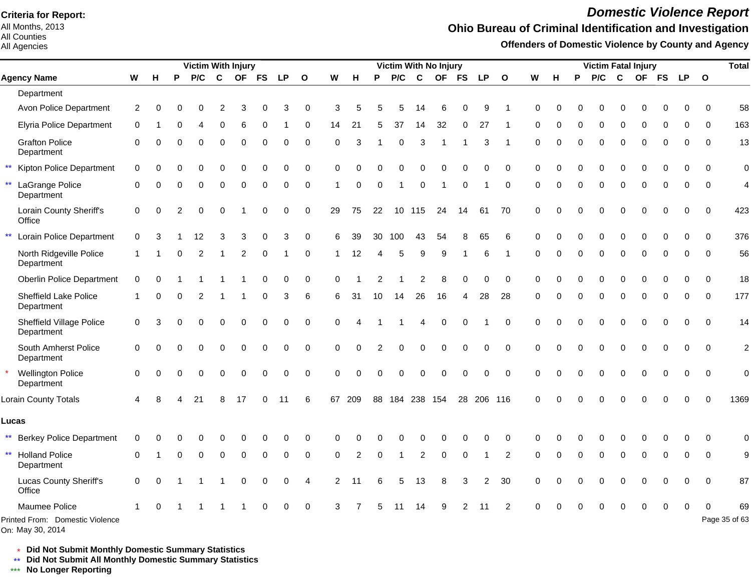**Criteria for Report:**
All Months, 2013
All Counties
All Agencies

# Domestic Violence Report

## Ohio Bureau of Criminal Identification and Investigation

### Offenders of Domestic Violence by County and Agency

| Agency Name | Victim With Injury | | | | | | | | | Victim With No Injury | | | | | | | | | Victim Fatal Injury | | | | | | | | | Total |
|---|---|---|---|---|---|---|---|---|---|---|---|---|---|---|---|---|---|---|---|---|---|---|---|---|---|---|---|---|
| | W | H | P | P/C | C | OF | FS | LP | O | W | H | P | P/C | C | OF | FS | LP | O | W | H | P | P/C | C | OF | FS | LP | O | |
| Department | | | | | | | | | | | | | | | | | | | | | | | | | | | | |
| Avon Police Department | 2 | 0 | 0 | 0 | 2 | 3 | 0 | 3 | 0 | 3 | 5 | 5 | 5 | 14 | 6 | 0 | 9 | 1 | 0 | 0 | 0 | 0 | 0 | 0 | 0 | 0 | 0 | 58 |
| Elyria Police Department | 0 | 1 | 0 | 4 | 0 | 6 | 0 | 1 | 0 | 14 | 21 | 5 | 37 | 14 | 32 | 0 | 27 | 1 | 0 | 0 | 0 | 0 | 0 | 0 | 0 | 0 | 0 | 163 |
| Grafton Police Department | 0 | 0 | 0 | 0 | 0 | 0 | 0 | 0 | 0 | 0 | 3 | 1 | 0 | 3 | 1 | 1 | 3 | 1 | 0 | 0 | 0 | 0 | 0 | 0 | 0 | 0 | 0 | 13 |
| ** Kipton Police Department | 0 | 0 | 0 | 0 | 0 | 0 | 0 | 0 | 0 | 0 | 0 | 0 | 0 | 0 | 0 | 0 | 0 | 0 | 0 | 0 | 0 | 0 | 0 | 0 | 0 | 0 | 0 | 0 |
| ** LaGrange Police Department | 0 | 0 | 0 | 0 | 0 | 0 | 0 | 0 | 0 | 1 | 0 | 0 | 1 | 0 | 1 | 0 | 1 | 0 | 0 | 0 | 0 | 0 | 0 | 0 | 0 | 0 | 0 | 4 |
| Lorain County Sheriff's Office | 0 | 0 | 2 | 0 | 0 | 1 | 0 | 0 | 0 | 29 | 75 | 22 | 10 | 115 | 24 | 14 | 61 | 70 | 0 | 0 | 0 | 0 | 0 | 0 | 0 | 0 | 0 | 423 |
| ** Lorain Police Department | 0 | 3 | 1 | 12 | 3 | 3 | 0 | 3 | 0 | 6 | 39 | 30 | 100 | 43 | 54 | 8 | 65 | 6 | 0 | 0 | 0 | 0 | 0 | 0 | 0 | 0 | 0 | 376 |
| North Ridgeville Police Department | 1 | 1 | 0 | 2 | 1 | 2 | 0 | 1 | 0 | 1 | 12 | 4 | 5 | 9 | 9 | 1 | 6 | 1 | 0 | 0 | 0 | 0 | 0 | 0 | 0 | 0 | 0 | 56 |
| Oberlin Police Department | 0 | 0 | 1 | 1 | 1 | 1 | 0 | 0 | 0 | 0 | 1 | 2 | 1 | 2 | 8 | 0 | 0 | 0 | 0 | 0 | 0 | 0 | 0 | 0 | 0 | 0 | 0 | 18 |
| Sheffield Lake Police Department | 1 | 0 | 0 | 2 | 1 | 1 | 0 | 3 | 6 | 6 | 31 | 10 | 14 | 26 | 16 | 4 | 28 | 28 | 0 | 0 | 0 | 0 | 0 | 0 | 0 | 0 | 0 | 177 |
| Sheffield Village Police Department | 0 | 3 | 0 | 0 | 0 | 0 | 0 | 0 | 0 | 0 | 4 | 1 | 1 | 4 | 0 | 0 | 1 | 0 | 0 | 0 | 0 | 0 | 0 | 0 | 0 | 0 | 0 | 14 |
| South Amherst Police Department | 0 | 0 | 0 | 0 | 0 | 0 | 0 | 0 | 0 | 0 | 0 | 2 | 0 | 0 | 0 | 0 | 0 | 0 | 0 | 0 | 0 | 0 | 0 | 0 | 0 | 0 | 0 | 2 |
| * Wellington Police Department | 0 | 0 | 0 | 0 | 0 | 0 | 0 | 0 | 0 | 0 | 0 | 0 | 0 | 0 | 0 | 0 | 0 | 0 | 0 | 0 | 0 | 0 | 0 | 0 | 0 | 0 | 0 | 0 |
| Lorain County Totals | 4 | 8 | 4 | 21 | 8 | 17 | 0 | 11 | 6 | 67 | 209 | 88 | 184 | 238 | 154 | 28 | 206 | 116 | 0 | 0 | 0 | 0 | 0 | 0 | 0 | 0 | 0 | 1369 |
| **Lucas** | | | | | | | | | | | | | | | | | | | | | | | | | | | | |
| ** Berkey Police Department | 0 | 0 | 0 | 0 | 0 | 0 | 0 | 0 | 0 | 0 | 0 | 0 | 0 | 0 | 0 | 0 | 0 | 0 | 0 | 0 | 0 | 0 | 0 | 0 | 0 | 0 | 0 | 0 |
| ** Holland Police Department | 0 | 1 | 0 | 0 | 0 | 0 | 0 | 0 | 0 | 0 | 2 | 0 | 1 | 2 | 0 | 0 | 1 | 2 | 0 | 0 | 0 | 0 | 0 | 0 | 0 | 0 | 0 | 9 |
| Lucas County Sheriff's Office | 0 | 0 | 1 | 1 | 1 | 0 | 0 | 0 | 4 | 2 | 11 | 6 | 5 | 13 | 8 | 3 | 2 | 30 | 0 | 0 | 0 | 0 | 0 | 0 | 0 | 0 | 0 | 87 |
| Maumee Police | 1 | 0 | 1 | 1 | 1 | 1 | 0 | 0 | 0 | 3 | 7 | 5 | 11 | 14 | 9 | 2 | 11 | 2 | 0 | 0 | 0 | 0 | 0 | 0 | 0 | 0 | 0 | 69 |

Printed From: Domestic Violence
On: May 30, 2014

\* **Did Not Submit Monthly Domestic Summary Statistics**
\*\* **Did Not Submit All Monthly Domestic Summary Statistics**
\*\*\* **No Longer Reporting**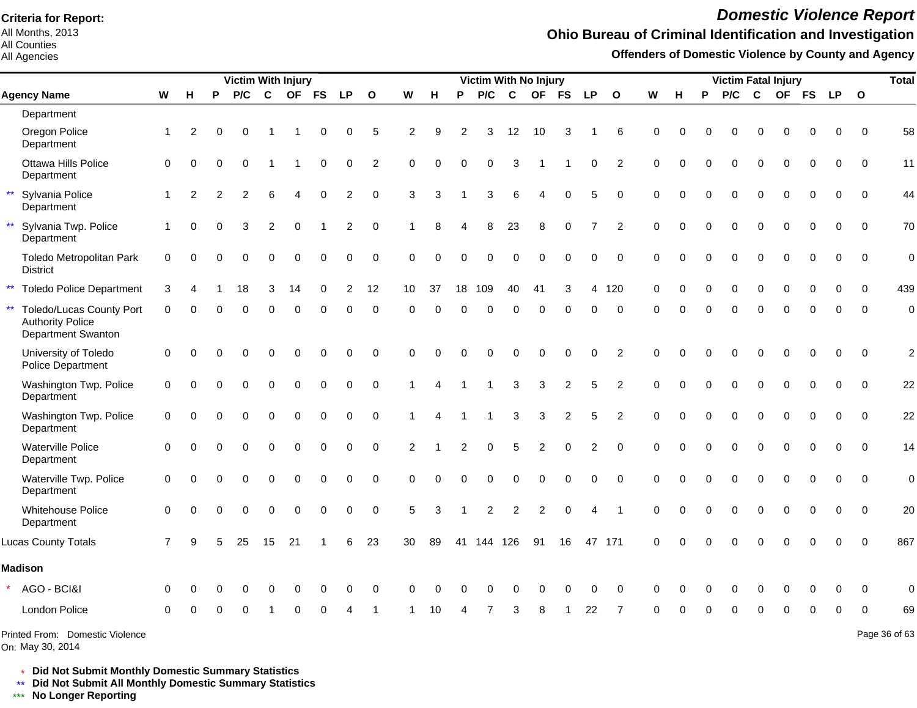**Criteria for Report:**
All Months, 2013
All Counties
All Agencies

# Domestic Violence Report

## Ohio Bureau of Criminal Identification and Investigation

### Offenders of Domestic Violence by County and Agency

| | Agency Name | Victim With Injury | | | | | | | | | Victim With No Injury | | | | | | | | | Victim Fatal Injury | | | | | | | | | Total |
|---|---|---|---|---|---|---|---|---|---|---|---|---|---|---|---|---|---|---|---|---|---|---|---|---|---|---|---|---|---|
| | | W | H | P | P/C | C | OF | FS | LP | O | W | H | P | P/C | C | OF | FS | LP | O | W | H | P | P/C | C | OF | FS | LP | O | |
| | Department | | | | | | | | | | | | | | | | | | | | | | | | | | | | |
| | Oregon Police Department | 1 | 2 | 0 | 0 | 1 | 1 | 0 | 0 | 5 | 2 | 9 | 2 | 3 | 12 | 10 | 3 | 1 | 6 | 0 | 0 | 0 | 0 | 0 | 0 | 0 | 0 | 0 | 58 |
| | Ottawa Hills Police Department | 0 | 0 | 0 | 0 | 1 | 1 | 0 | 0 | 2 | 0 | 0 | 0 | 0 | 3 | 1 | 1 | 0 | 2 | 0 | 0 | 0 | 0 | 0 | 0 | 0 | 0 | 0 | 11 |
| ** | Sylvania Police Department | 1 | 2 | 2 | 2 | 6 | 4 | 0 | 2 | 0 | 3 | 3 | 1 | 3 | 6 | 4 | 0 | 5 | 0 | 0 | 0 | 0 | 0 | 0 | 0 | 0 | 0 | 0 | 44 |
| ** | Sylvania Twp. Police Department | 1 | 0 | 0 | 3 | 2 | 0 | 1 | 2 | 0 | 1 | 8 | 4 | 8 | 23 | 8 | 0 | 7 | 2 | 0 | 0 | 0 | 0 | 0 | 0 | 0 | 0 | 0 | 70 |
| | Toledo Metropolitan Park District | 0 | 0 | 0 | 0 | 0 | 0 | 0 | 0 | 0 | 0 | 0 | 0 | 0 | 0 | 0 | 0 | 0 | 0 | 0 | 0 | 0 | 0 | 0 | 0 | 0 | 0 | 0 | 0 |
| ** | Toledo Police Department | 3 | 4 | 1 | 18 | 3 | 14 | 0 | 2 | 12 | 10 | 37 | 18 | 109 | 40 | 41 | 3 | 4 | 120 | 0 | 0 | 0 | 0 | 0 | 0 | 0 | 0 | 0 | 439 |
| ** | Toledo/Lucas County Port Authority Police Department Swanton | 0 | 0 | 0 | 0 | 0 | 0 | 0 | 0 | 0 | 0 | 0 | 0 | 0 | 0 | 0 | 0 | 0 | 0 | 0 | 0 | 0 | 0 | 0 | 0 | 0 | 0 | 0 | 0 |
| | University of Toledo Police Department | 0 | 0 | 0 | 0 | 0 | 0 | 0 | 0 | 0 | 0 | 0 | 0 | 0 | 0 | 0 | 0 | 0 | 2 | 0 | 0 | 0 | 0 | 0 | 0 | 0 | 0 | 0 | 2 |
| | Washington Twp. Police Department | 0 | 0 | 0 | 0 | 0 | 0 | 0 | 0 | 0 | 1 | 4 | 1 | 1 | 3 | 3 | 2 | 5 | 2 | 0 | 0 | 0 | 0 | 0 | 0 | 0 | 0 | 0 | 22 |
| | Washington Twp. Police Department | 0 | 0 | 0 | 0 | 0 | 0 | 0 | 0 | 0 | 1 | 4 | 1 | 1 | 3 | 3 | 2 | 5 | 2 | 0 | 0 | 0 | 0 | 0 | 0 | 0 | 0 | 0 | 22 |
| | Waterville Police Department | 0 | 0 | 0 | 0 | 0 | 0 | 0 | 0 | 0 | 2 | 1 | 2 | 0 | 5 | 2 | 0 | 2 | 0 | 0 | 0 | 0 | 0 | 0 | 0 | 0 | 0 | 0 | 14 |
| | Waterville Twp. Police Department | 0 | 0 | 0 | 0 | 0 | 0 | 0 | 0 | 0 | 0 | 0 | 0 | 0 | 0 | 0 | 0 | 0 | 0 | 0 | 0 | 0 | 0 | 0 | 0 | 0 | 0 | 0 | 0 |
| | Whitehouse Police Department | 0 | 0 | 0 | 0 | 0 | 0 | 0 | 0 | 0 | 5 | 3 | 1 | 2 | 2 | 2 | 0 | 4 | 1 | 0 | 0 | 0 | 0 | 0 | 0 | 0 | 0 | 0 | 20 |
| | Lucas County Totals | 7 | 9 | 5 | 25 | 15 | 21 | 1 | 6 | 23 | 30 | 89 | 41 | 144 | 126 | 91 | 16 | 47 | 171 | 0 | 0 | 0 | 0 | 0 | 0 | 0 | 0 | 0 | 867 |
| | **Madison** | | | | | | | | | | | | | | | | | | | | | | | | | | | | |
| * | AGO - BCI&I | 0 | 0 | 0 | 0 | 0 | 0 | 0 | 0 | 0 | 0 | 0 | 0 | 0 | 0 | 0 | 0 | 0 | 0 | 0 | 0 | 0 | 0 | 0 | 0 | 0 | 0 | 0 | 0 |
| | London Police | 0 | 0 | 0 | 0 | 1 | 0 | 0 | 4 | 1 | 1 | 10 | 4 | 7 | 3 | 8 | 1 | 22 | 7 | 0 | 0 | 0 | 0 | 0 | 0 | 0 | 0 | 0 | 69 |

Printed From: Domestic Violence
On: May 30, 2014

\* **Did Not Submit Monthly Domestic Summary Statistics**
\*\* **Did Not Submit All Monthly Domestic Summary Statistics**
\*\*\* **No Longer Reporting**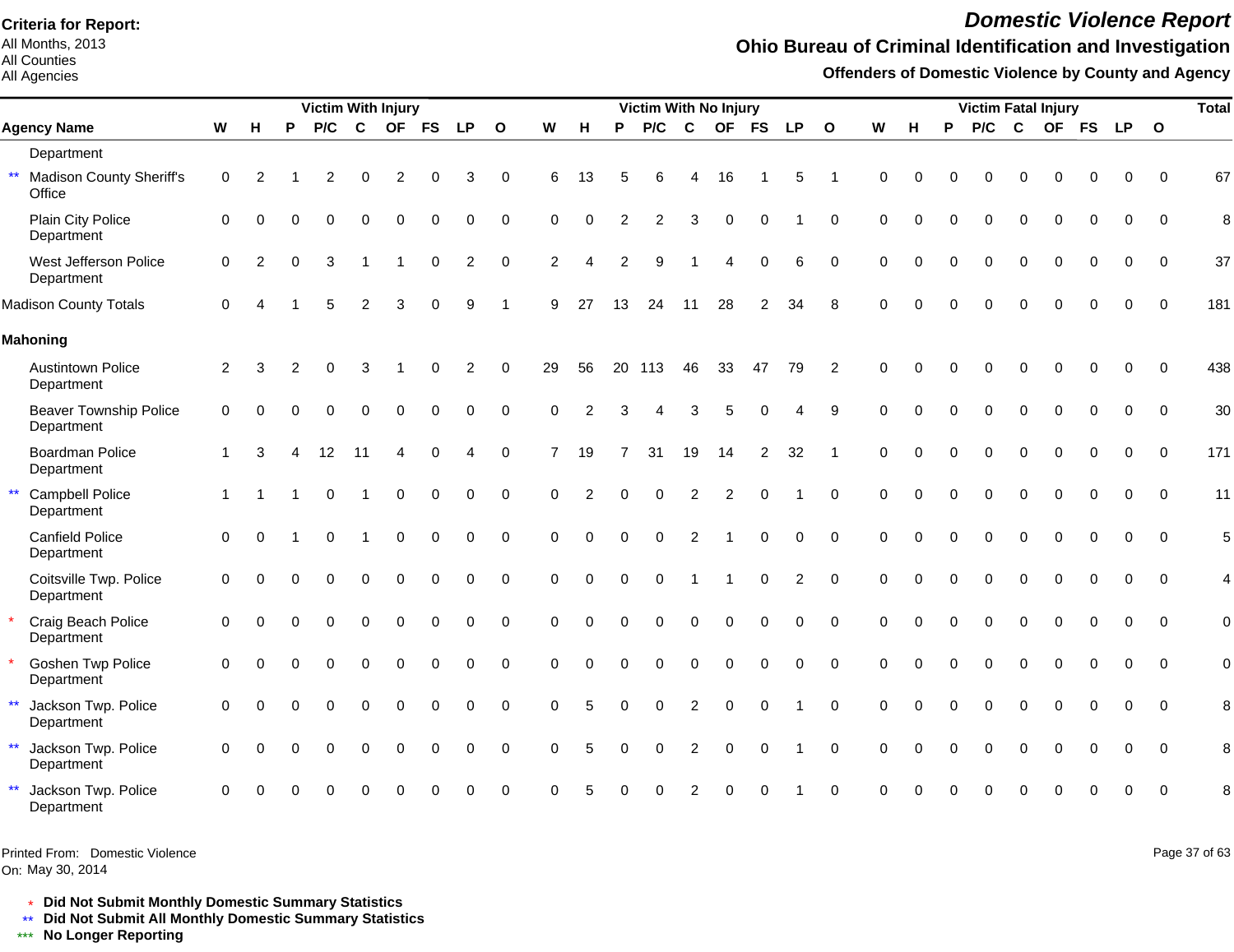**Criteria for Report:**
All Months, 2013
All Counties
All Agencies

# Domestic Violence Report

## Ohio Bureau of Criminal Identification and Investigation

### Offenders of Domestic Violence by County and Agency

| Agency Name | Victim With Injury | | | | | | | | | Victim With No Injury | | | | | | | | | Victim Fatal Injury | | | | | | | | | Total |
|---|---|---|---|---|---|---|---|---|---|---|---|---|---|---|---|---|---|---|---|---|---|---|---|---|---|---|---|---|
| | W | H | P | P/C | C | OF | FS | LP | O | W | H | P | P/C | C | OF | FS | LP | O | W | H | P | P/C | C | OF | FS | LP | O | |
| Department | | | | | | | | | | | | | | | | | | | | | | | | | | | | |
| ** Madison County Sheriff's Office | 0 | 2 | 1 | 2 | 0 | 2 | 0 | 3 | 0 | 6 | 13 | 5 | 6 | 4 | 16 | 1 | 5 | 1 | 0 | 0 | 0 | 0 | 0 | 0 | 0 | 0 | 0 | 67 |
| Plain City Police Department | 0 | 0 | 0 | 0 | 0 | 0 | 0 | 0 | 0 | 0 | 0 | 2 | 2 | 3 | 0 | 0 | 1 | 0 | 0 | 0 | 0 | 0 | 0 | 0 | 0 | 0 | 0 | 8 |
| West Jefferson Police Department | 0 | 2 | 0 | 3 | 1 | 1 | 0 | 2 | 0 | 2 | 4 | 2 | 9 | 1 | 4 | 0 | 6 | 0 | 0 | 0 | 0 | 0 | 0 | 0 | 0 | 0 | 0 | 37 |
| Madison County Totals | 0 | 4 | 1 | 5 | 2 | 3 | 0 | 9 | 1 | 9 | 27 | 13 | 24 | 11 | 28 | 2 | 34 | 8 | 0 | 0 | 0 | 0 | 0 | 0 | 0 | 0 | 0 | 181 |
| **Mahoning** | | | | | | | | | | | | | | | | | | | | | | | | | | | | |
| Austintown Police Department | 2 | 3 | 2 | 0 | 3 | 1 | 0 | 2 | 0 | 29 | 56 | 20 | 113 | 46 | 33 | 47 | 79 | 2 | 0 | 0 | 0 | 0 | 0 | 0 | 0 | 0 | 0 | 438 |
| Beaver Township Police Department | 0 | 0 | 0 | 0 | 0 | 0 | 0 | 0 | 0 | 0 | 2 | 3 | 4 | 3 | 5 | 0 | 4 | 9 | 0 | 0 | 0 | 0 | 0 | 0 | 0 | 0 | 0 | 30 |
| Boardman Police Department | 1 | 3 | 4 | 12 | 11 | 4 | 0 | 4 | 0 | 7 | 19 | 7 | 31 | 19 | 14 | 2 | 32 | 1 | 0 | 0 | 0 | 0 | 0 | 0 | 0 | 0 | 0 | 171 |
| ** Campbell Police Department | 1 | 1 | 1 | 0 | 1 | 0 | 0 | 0 | 0 | 0 | 2 | 0 | 0 | 2 | 2 | 0 | 1 | 0 | 0 | 0 | 0 | 0 | 0 | 0 | 0 | 0 | 0 | 11 |
| Canfield Police Department | 0 | 0 | 1 | 0 | 1 | 0 | 0 | 0 | 0 | 0 | 0 | 0 | 0 | 2 | 1 | 0 | 0 | 0 | 0 | 0 | 0 | 0 | 0 | 0 | 0 | 0 | 0 | 5 |
| Coitsville Twp. Police Department | 0 | 0 | 0 | 0 | 0 | 0 | 0 | 0 | 0 | 0 | 0 | 0 | 0 | 1 | 1 | 0 | 2 | 0 | 0 | 0 | 0 | 0 | 0 | 0 | 0 | 0 | 0 | 4 |
| * Craig Beach Police Department | 0 | 0 | 0 | 0 | 0 | 0 | 0 | 0 | 0 | 0 | 0 | 0 | 0 | 0 | 0 | 0 | 0 | 0 | 0 | 0 | 0 | 0 | 0 | 0 | 0 | 0 | 0 | 0 |
| * Goshen Twp Police Department | 0 | 0 | 0 | 0 | 0 | 0 | 0 | 0 | 0 | 0 | 0 | 0 | 0 | 0 | 0 | 0 | 0 | 0 | 0 | 0 | 0 | 0 | 0 | 0 | 0 | 0 | 0 | 0 |
| ** Jackson Twp. Police Department | 0 | 0 | 0 | 0 | 0 | 0 | 0 | 0 | 0 | 0 | 5 | 0 | 0 | 2 | 0 | 0 | 1 | 0 | 0 | 0 | 0 | 0 | 0 | 0 | 0 | 0 | 0 | 8 |
| ** Jackson Twp. Police Department | 0 | 0 | 0 | 0 | 0 | 0 | 0 | 0 | 0 | 0 | 5 | 0 | 0 | 2 | 0 | 0 | 1 | 0 | 0 | 0 | 0 | 0 | 0 | 0 | 0 | 0 | 0 | 8 |
| ** Jackson Twp. Police Department | 0 | 0 | 0 | 0 | 0 | 0 | 0 | 0 | 0 | 0 | 5 | 0 | 0 | 2 | 0 | 0 | 1 | 0 | 0 | 0 | 0 | 0 | 0 | 0 | 0 | 0 | 0 | 8 |

Printed From: Domestic Violence
On: May 30, 2014

\* **Did Not Submit Monthly Domestic Summary Statistics**
\*\* **Did Not Submit All Monthly Domestic Summary Statistics**
\*\*\* **No Longer Reporting**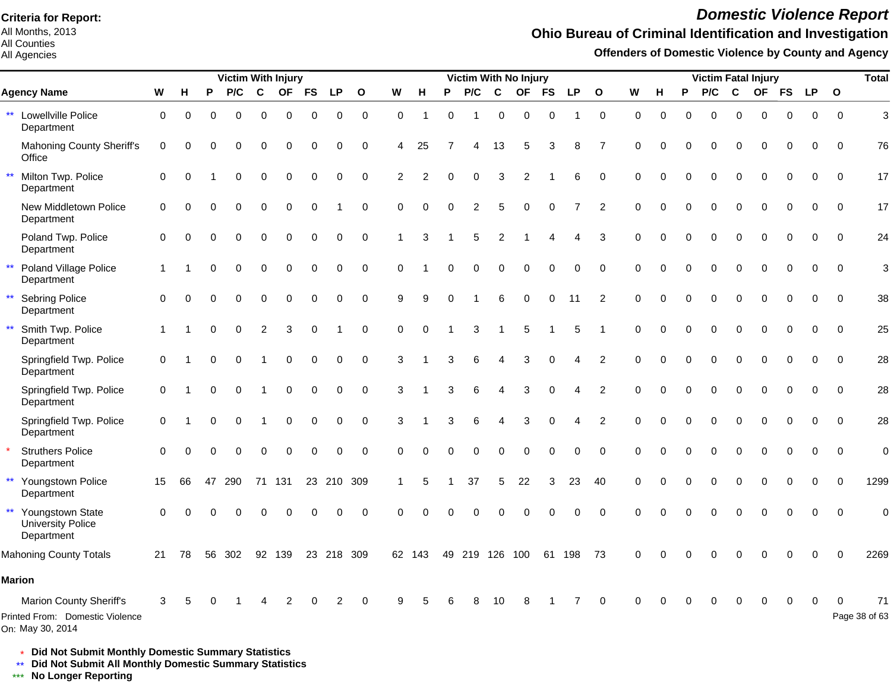**Criteria for Report:**
All Months, 2013
All Counties
All Agencies

# *Domestic Violence Report*

## Ohio Bureau of Criminal Identification and Investigation

### Offenders of Domestic Violence by County and Agency

| | | Victim With Injury | | | | | | | | | Victim With No Injury | | | | | | | | | Victim Fatal Injury | | | | | | | | | Total |
|---|---|---|---|---|---|---|---|---|---|---|---|---|---|---|---|---|---|---|---|---|---|---|---|---|---|---|---|---|---|
| | **Agency Name** | **W** | **H** | **P** | **P/C** | **C** | **OF** | **FS** | **LP** | **O** | **W** | **H** | **P** | **P/C** | **C** | **OF** | **FS** | **LP** | **O** | **W** | **H** | **P** | **P/C** | **C** | **OF** | **FS** | **LP** | **O** | |
| ** | Lowellville Police Department | 0 | 0 | 0 | 0 | 0 | 0 | 0 | 0 | 0 | 0 | 1 | 0 | 1 | 0 | 0 | 0 | 1 | 0 | 0 | 0 | 0 | 0 | 0 | 0 | 0 | 0 | 0 | 3 |
| | Mahoning County Sheriff's Office | 0 | 0 | 0 | 0 | 0 | 0 | 0 | 0 | 0 | 4 | 25 | 7 | 4 | 13 | 5 | 3 | 8 | 7 | 0 | 0 | 0 | 0 | 0 | 0 | 0 | 0 | 0 | 76 |
| ** | Milton Twp. Police Department | 0 | 0 | 1 | 0 | 0 | 0 | 0 | 0 | 0 | 2 | 2 | 0 | 0 | 3 | 2 | 1 | 6 | 0 | 0 | 0 | 0 | 0 | 0 | 0 | 0 | 0 | 0 | 17 |
| | New Middletown Police Department | 0 | 0 | 0 | 0 | 0 | 0 | 0 | 1 | 0 | 0 | 0 | 0 | 2 | 5 | 0 | 0 | 7 | 2 | 0 | 0 | 0 | 0 | 0 | 0 | 0 | 0 | 0 | 17 |
| | Poland Twp. Police Department | 0 | 0 | 0 | 0 | 0 | 0 | 0 | 0 | 0 | 1 | 3 | 1 | 5 | 2 | 1 | 4 | 4 | 3 | 0 | 0 | 0 | 0 | 0 | 0 | 0 | 0 | 0 | 24 |
| ** | Poland Village Police Department | 1 | 1 | 0 | 0 | 0 | 0 | 0 | 0 | 0 | 0 | 1 | 0 | 0 | 0 | 0 | 0 | 0 | 0 | 0 | 0 | 0 | 0 | 0 | 0 | 0 | 0 | 0 | 3 |
| ** | Sebring Police Department | 0 | 0 | 0 | 0 | 0 | 0 | 0 | 0 | 0 | 9 | 9 | 0 | 1 | 6 | 0 | 0 | 11 | 2 | 0 | 0 | 0 | 0 | 0 | 0 | 0 | 0 | 0 | 38 |
| ** | Smith Twp. Police Department | 1 | 1 | 0 | 0 | 2 | 3 | 0 | 1 | 0 | 0 | 0 | 1 | 3 | 1 | 5 | 1 | 5 | 1 | 0 | 0 | 0 | 0 | 0 | 0 | 0 | 0 | 0 | 25 |
| | Springfield Twp. Police Department | 0 | 1 | 0 | 0 | 1 | 0 | 0 | 0 | 0 | 3 | 1 | 3 | 6 | 4 | 3 | 0 | 4 | 2 | 0 | 0 | 0 | 0 | 0 | 0 | 0 | 0 | 0 | 28 |
| | Springfield Twp. Police Department | 0 | 1 | 0 | 0 | 1 | 0 | 0 | 0 | 0 | 3 | 1 | 3 | 6 | 4 | 3 | 0 | 4 | 2 | 0 | 0 | 0 | 0 | 0 | 0 | 0 | 0 | 0 | 28 |
| | Springfield Twp. Police Department | 0 | 1 | 0 | 0 | 1 | 0 | 0 | 0 | 0 | 3 | 1 | 3 | 6 | 4 | 3 | 0 | 4 | 2 | 0 | 0 | 0 | 0 | 0 | 0 | 0 | 0 | 0 | 28 |
| * | Struthers Police Department | 0 | 0 | 0 | 0 | 0 | 0 | 0 | 0 | 0 | 0 | 0 | 0 | 0 | 0 | 0 | 0 | 0 | 0 | 0 | 0 | 0 | 0 | 0 | 0 | 0 | 0 | 0 | 0 |
| ** | Youngstown Police Department | 15 | 66 | 47 | 290 | 71 | 131 | 23 | 210 | 309 | 1 | 5 | 1 | 37 | 5 | 22 | 3 | 23 | 40 | 0 | 0 | 0 | 0 | 0 | 0 | 0 | 0 | 0 | 1299 |
| ** | Youngstown State University Police Department | 0 | 0 | 0 | 0 | 0 | 0 | 0 | 0 | 0 | 0 | 0 | 0 | 0 | 0 | 0 | 0 | 0 | 0 | 0 | 0 | 0 | 0 | 0 | 0 | 0 | 0 | 0 | 0 |
| | Mahoning County Totals | 21 | 78 | 56 | 302 | 92 | 139 | 23 | 218 | 309 | 62 | 143 | 49 | 219 | 126 | 100 | 61 | 198 | 73 | 0 | 0 | 0 | 0 | 0 | 0 | 0 | 0 | 0 | 2269 |
| | **Marion** | | | | | | | | | | | | | | | | | | | | | | | | | | | | |
| | Marion County Sheriff's | 3 | 5 | 0 | 1 | 4 | 2 | 0 | 2 | 0 | 9 | 5 | 6 | 8 | 10 | 8 | 1 | 7 | 0 | 0 | 0 | 0 | 0 | 0 | 0 | 0 | 0 | 0 | 71 |

Printed From: Domestic Violence
On: May 30, 2014

\* **Did Not Submit Monthly Domestic Summary Statistics**
\** **Did Not Submit All Monthly Domestic Summary Statistics**
\*** **No Longer Reporting**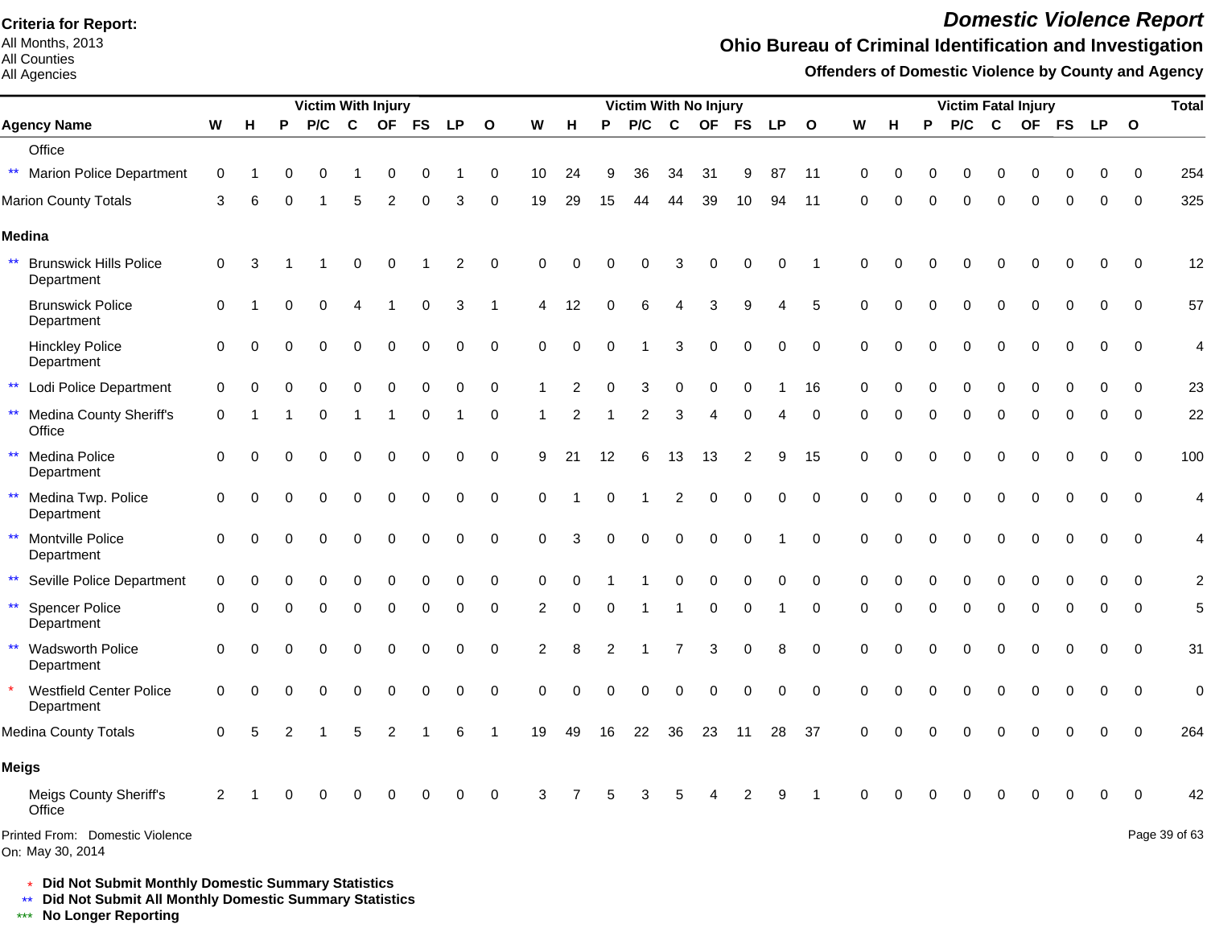**Criteria for Report:**
All Months, 2013
All Counties
All Agencies

# *Domestic Violence Report*

## Ohio Bureau of Criminal Identification and Investigation

### Offenders of Domestic Violence by County and Agency

| Agency Name | Victim With Injury | | | | | | | | | Victim With No Injury | | | | | | | | | Victim Fatal Injury | | | | | | | | | Total |
|---|---|---|---|---|---|---|---|---|---|---|---|---|---|---|---|---|---|---|---|---|---|---|---|---|---|---|---|---|
| | W | H | P | P/C | C | OF | FS | LP | O | W | H | P | P/C | C | OF | FS | LP | O | W | H | P | P/C | C | OF | FS | LP | O | |
| Office | | | | | | | | | | | | | | | | | | | | | | | | | | | | |
| ** Marion Police Department | 0 | 1 | 0 | 0 | 1 | 0 | 0 | 1 | 0 | 10 | 24 | 9 | 36 | 34 | 31 | 9 | 87 | 11 | 0 | 0 | 0 | 0 | 0 | 0 | 0 | 0 | 0 | 254 |
| Marion County Totals | 3 | 6 | 0 | 1 | 5 | 2 | 0 | 3 | 0 | 19 | 29 | 15 | 44 | 44 | 39 | 10 | 94 | 11 | 0 | 0 | 0 | 0 | 0 | 0 | 0 | 0 | 0 | 325 |
| **Medina** | | | | | | | | | | | | | | | | | | | | | | | | | | | | |
| ** Brunswick Hills Police Department | 0 | 3 | 1 | 1 | 0 | 0 | 1 | 2 | 0 | 0 | 0 | 0 | 0 | 3 | 0 | 0 | 0 | 1 | 0 | 0 | 0 | 0 | 0 | 0 | 0 | 0 | 0 | 12 |
| Brunswick Police Department | 0 | 1 | 0 | 0 | 4 | 1 | 0 | 3 | 1 | 4 | 12 | 0 | 6 | 4 | 3 | 9 | 4 | 5 | 0 | 0 | 0 | 0 | 0 | 0 | 0 | 0 | 0 | 57 |
| Hinckley Police Department | 0 | 0 | 0 | 0 | 0 | 0 | 0 | 0 | 0 | 0 | 0 | 0 | 1 | 3 | 0 | 0 | 0 | 0 | 0 | 0 | 0 | 0 | 0 | 0 | 0 | 0 | 0 | 4 |
| ** Lodi Police Department | 0 | 0 | 0 | 0 | 0 | 0 | 0 | 0 | 0 | 1 | 2 | 0 | 3 | 0 | 0 | 0 | 1 | 16 | 0 | 0 | 0 | 0 | 0 | 0 | 0 | 0 | 0 | 23 |
| ** Medina County Sheriff's Office | 0 | 1 | 1 | 0 | 1 | 1 | 0 | 1 | 0 | 1 | 2 | 1 | 2 | 3 | 4 | 0 | 4 | 0 | 0 | 0 | 0 | 0 | 0 | 0 | 0 | 0 | 0 | 22 |
| ** Medina Police Department | 0 | 0 | 0 | 0 | 0 | 0 | 0 | 0 | 0 | 9 | 21 | 12 | 6 | 13 | 13 | 2 | 9 | 15 | 0 | 0 | 0 | 0 | 0 | 0 | 0 | 0 | 0 | 100 |
| ** Medina Twp. Police Department | 0 | 0 | 0 | 0 | 0 | 0 | 0 | 0 | 0 | 0 | 1 | 0 | 1 | 2 | 0 | 0 | 0 | 0 | 0 | 0 | 0 | 0 | 0 | 0 | 0 | 0 | 0 | 4 |
| ** Montville Police Department | 0 | 0 | 0 | 0 | 0 | 0 | 0 | 0 | 0 | 0 | 3 | 0 | 0 | 0 | 0 | 0 | 1 | 0 | 0 | 0 | 0 | 0 | 0 | 0 | 0 | 0 | 0 | 4 |
| ** Seville Police Department | 0 | 0 | 0 | 0 | 0 | 0 | 0 | 0 | 0 | 0 | 0 | 1 | 1 | 0 | 0 | 0 | 0 | 0 | 0 | 0 | 0 | 0 | 0 | 0 | 0 | 0 | 0 | 2 |
| ** Spencer Police Department | 0 | 0 | 0 | 0 | 0 | 0 | 0 | 0 | 0 | 2 | 0 | 0 | 1 | 1 | 0 | 0 | 1 | 0 | 0 | 0 | 0 | 0 | 0 | 0 | 0 | 0 | 0 | 5 |
| ** Wadsworth Police Department | 0 | 0 | 0 | 0 | 0 | 0 | 0 | 0 | 0 | 2 | 8 | 2 | 1 | 7 | 3 | 0 | 8 | 0 | 0 | 0 | 0 | 0 | 0 | 0 | 0 | 0 | 0 | 31 |
| * Westfield Center Police Department | 0 | 0 | 0 | 0 | 0 | 0 | 0 | 0 | 0 | 0 | 0 | 0 | 0 | 0 | 0 | 0 | 0 | 0 | 0 | 0 | 0 | 0 | 0 | 0 | 0 | 0 | 0 | 0 |
| Medina County Totals | 0 | 5 | 2 | 1 | 5 | 2 | 1 | 6 | 1 | 19 | 49 | 16 | 22 | 36 | 23 | 11 | 28 | 37 | 0 | 0 | 0 | 0 | 0 | 0 | 0 | 0 | 0 | 264 |
| **Meigs** | | | | | | | | | | | | | | | | | | | | | | | | | | | | |
| Meigs County Sheriff's Office | 2 | 1 | 0 | 0 | 0 | 0 | 0 | 0 | 0 | 3 | 7 | 5 | 3 | 5 | 4 | 2 | 9 | 1 | 0 | 0 | 0 | 0 | 0 | 0 | 0 | 0 | 0 | 42 |

Printed From: Domestic Violence
On: May 30, 2014

\* **Did Not Submit Monthly Domestic Summary Statistics**
\*\* **Did Not Submit All Monthly Domestic Summary Statistics**
\*\*\* **No Longer Reporting**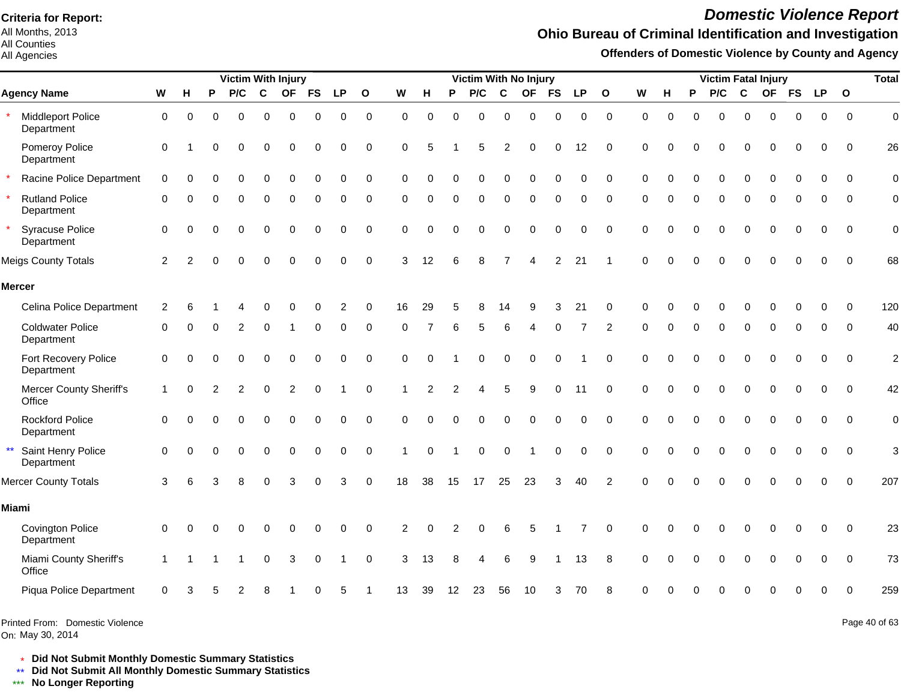**Criteria for Report:**
All Months, 2013
All Counties
All Agencies

# *Domestic Violence Report*

## Ohio Bureau of Criminal Identification and Investigation

### Offenders of Domestic Violence by County and Agency

| | Agency Name | Victim With Injury | | | | | | | | | Victim With No Injury | | | | | | | | | Victim Fatal Injury | | | | | | | | | Total |
|---|---|---|---|---|---|---|---|---|---|---|---|---|---|---|---|---|---|---|---|---|---|---|---|---|---|---|---|---|---|
| | | W | H | P | P/C | C | OF | FS | LP | O | W | H | P | P/C | C | OF | FS | LP | O | W | H | P | P/C | C | OF | FS | LP | O | |
| * | Middleport Police Department | 0 | 0 | 0 | 0 | 0 | 0 | 0 | 0 | 0 | 0 | 0 | 0 | 0 | 0 | 0 | 0 | 0 | 0 | 0 | 0 | 0 | 0 | 0 | 0 | 0 | 0 | 0 | 0 |
| | Pomeroy Police Department | 0 | 1 | 0 | 0 | 0 | 0 | 0 | 0 | 0 | 0 | 5 | 1 | 5 | 2 | 0 | 0 | 12 | 0 | 0 | 0 | 0 | 0 | 0 | 0 | 0 | 0 | 0 | 26 |
| * | Racine Police Department | 0 | 0 | 0 | 0 | 0 | 0 | 0 | 0 | 0 | 0 | 0 | 0 | 0 | 0 | 0 | 0 | 0 | 0 | 0 | 0 | 0 | 0 | 0 | 0 | 0 | 0 | 0 | 0 |
| * | Rutland Police Department | 0 | 0 | 0 | 0 | 0 | 0 | 0 | 0 | 0 | 0 | 0 | 0 | 0 | 0 | 0 | 0 | 0 | 0 | 0 | 0 | 0 | 0 | 0 | 0 | 0 | 0 | 0 | 0 |
| * | Syracuse Police Department | 0 | 0 | 0 | 0 | 0 | 0 | 0 | 0 | 0 | 0 | 0 | 0 | 0 | 0 | 0 | 0 | 0 | 0 | 0 | 0 | 0 | 0 | 0 | 0 | 0 | 0 | 0 | 0 |
| | Meigs County Totals | 2 | 2 | 0 | 0 | 0 | 0 | 0 | 0 | 0 | 3 | 12 | 6 | 8 | 7 | 4 | 2 | 21 | 1 | 0 | 0 | 0 | 0 | 0 | 0 | 0 | 0 | 0 | 68 |
| | **Mercer** | | | | | | | | | | | | | | | | | | | | | | | | | | | | |
| | Celina Police Department | 2 | 6 | 1 | 4 | 0 | 0 | 0 | 2 | 0 | 16 | 29 | 5 | 8 | 14 | 9 | 3 | 21 | 0 | 0 | 0 | 0 | 0 | 0 | 0 | 0 | 0 | 0 | 120 |
| | Coldwater Police Department | 0 | 0 | 0 | 2 | 0 | 1 | 0 | 0 | 0 | 0 | 7 | 6 | 5 | 6 | 4 | 0 | 7 | 2 | 0 | 0 | 0 | 0 | 0 | 0 | 0 | 0 | 0 | 40 |
| | Fort Recovery Police Department | 0 | 0 | 0 | 0 | 0 | 0 | 0 | 0 | 0 | 0 | 0 | 1 | 0 | 0 | 0 | 0 | 1 | 0 | 0 | 0 | 0 | 0 | 0 | 0 | 0 | 0 | 0 | 2 |
| | Mercer County Sheriff's Office | 1 | 0 | 2 | 2 | 0 | 2 | 0 | 1 | 0 | 1 | 2 | 2 | 4 | 5 | 9 | 0 | 11 | 0 | 0 | 0 | 0 | 0 | 0 | 0 | 0 | 0 | 0 | 42 |
| | Rockford Police Department | 0 | 0 | 0 | 0 | 0 | 0 | 0 | 0 | 0 | 0 | 0 | 0 | 0 | 0 | 0 | 0 | 0 | 0 | 0 | 0 | 0 | 0 | 0 | 0 | 0 | 0 | 0 | 0 |
| ** | Saint Henry Police Department | 0 | 0 | 0 | 0 | 0 | 0 | 0 | 0 | 0 | 1 | 0 | 1 | 0 | 0 | 1 | 0 | 0 | 0 | 0 | 0 | 0 | 0 | 0 | 0 | 0 | 0 | 0 | 3 |
| | Mercer County Totals | 3 | 6 | 3 | 8 | 0 | 3 | 0 | 3 | 0 | 18 | 38 | 15 | 17 | 25 | 23 | 3 | 40 | 2 | 0 | 0 | 0 | 0 | 0 | 0 | 0 | 0 | 0 | 207 |
| | **Miami** | | | | | | | | | | | | | | | | | | | | | | | | | | | | |
| | Covington Police Department | 0 | 0 | 0 | 0 | 0 | 0 | 0 | 0 | 0 | 2 | 0 | 2 | 0 | 6 | 5 | 1 | 7 | 0 | 0 | 0 | 0 | 0 | 0 | 0 | 0 | 0 | 0 | 23 |
| | Miami County Sheriff's Office | 1 | 1 | 1 | 1 | 0 | 3 | 0 | 1 | 0 | 3 | 13 | 8 | 4 | 6 | 9 | 1 | 13 | 8 | 0 | 0 | 0 | 0 | 0 | 0 | 0 | 0 | 0 | 73 |
| | Piqua Police Department | 0 | 3 | 5 | 2 | 8 | 1 | 0 | 5 | 1 | 13 | 39 | 12 | 23 | 56 | 10 | 3 | 70 | 8 | 0 | 0 | 0 | 0 | 0 | 0 | 0 | 0 | 0 | 259 |

Printed From: Domestic Violence
On: May 30, 2014

\* **Did Not Submit Monthly Domestic Summary Statistics**
\** **Did Not Submit All Monthly Domestic Summary Statistics**
\*** **No Longer Reporting**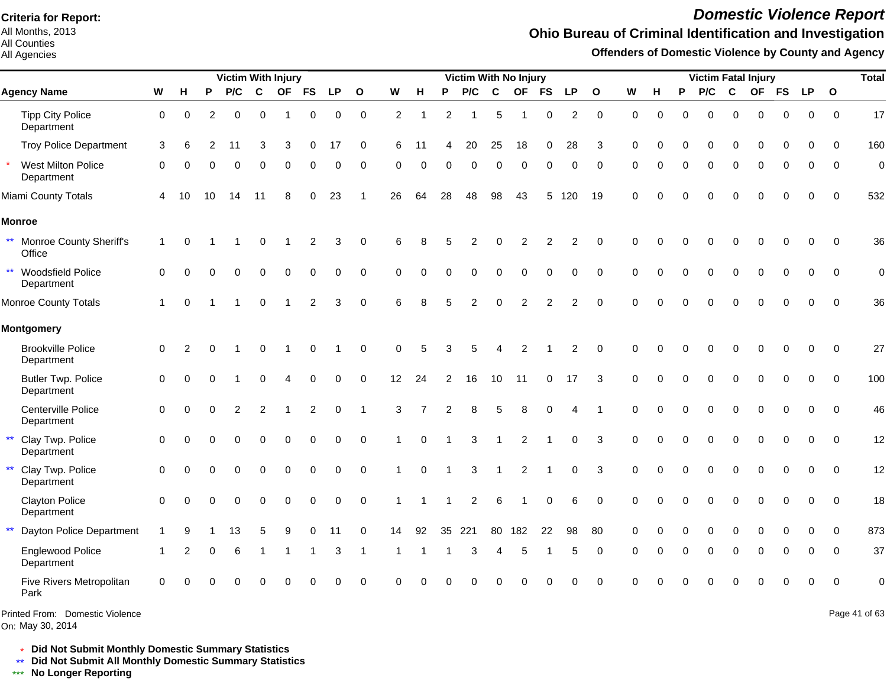**Criteria for Report:**
All Months, 2013
All Counties
All Agencies

# Domestic Violence Report

## Ohio Bureau of Criminal Identification and Investigation

### Offenders of Domestic Violence by County and Agency

| Agency Name | Victim With Injury | | | | | | | | | Victim With No Injury | | | | | | | | | Victim Fatal Injury | | | | | | | | | Total |
|---|---|---|---|---|---|---|---|---|---|---|---|---|---|---|---|---|---|---|---|---|---|---|---|---|---|---|---|---|
| | W | H | P | P/C | C | OF | FS | LP | O | W | H | P | P/C | C | OF | FS | LP | O | W | H | P | P/C | C | OF | FS | LP | O | |
| Tipp City Police Department | 0 | 0 | 2 | 0 | 0 | 1 | 0 | 0 | 0 | 2 | 1 | 2 | 1 | 5 | 1 | 0 | 2 | 0 | 0 | 0 | 0 | 0 | 0 | 0 | 0 | 0 | 0 | 17 |
| Troy Police Department | 3 | 6 | 2 | 11 | 3 | 3 | 0 | 17 | 0 | 6 | 11 | 4 | 20 | 25 | 18 | 0 | 28 | 3 | 0 | 0 | 0 | 0 | 0 | 0 | 0 | 0 | 0 | 160 |
| * West Milton Police Department | 0 | 0 | 0 | 0 | 0 | 0 | 0 | 0 | 0 | 0 | 0 | 0 | 0 | 0 | 0 | 0 | 0 | 0 | 0 | 0 | 0 | 0 | 0 | 0 | 0 | 0 | 0 | 0 |
| Miami County Totals | 4 | 10 | 10 | 14 | 11 | 8 | 0 | 23 | 1 | 26 | 64 | 28 | 48 | 98 | 43 | 5 | 120 | 19 | 0 | 0 | 0 | 0 | 0 | 0 | 0 | 0 | 0 | 532 |
| **Monroe** | | | | | | | | | | | | | | | | | | | | | | | | | | | | |
| ** Monroe County Sheriff's Office | 1 | 0 | 1 | 1 | 0 | 1 | 2 | 3 | 0 | 6 | 8 | 5 | 2 | 0 | 2 | 2 | 2 | 0 | 0 | 0 | 0 | 0 | 0 | 0 | 0 | 0 | 0 | 36 |
| ** Woodsfield Police Department | 0 | 0 | 0 | 0 | 0 | 0 | 0 | 0 | 0 | 0 | 0 | 0 | 0 | 0 | 0 | 0 | 0 | 0 | 0 | 0 | 0 | 0 | 0 | 0 | 0 | 0 | 0 | 0 |
| Monroe County Totals | 1 | 0 | 1 | 1 | 0 | 1 | 2 | 3 | 0 | 6 | 8 | 5 | 2 | 0 | 2 | 2 | 2 | 0 | 0 | 0 | 0 | 0 | 0 | 0 | 0 | 0 | 0 | 36 |
| **Montgomery** | | | | | | | | | | | | | | | | | | | | | | | | | | | | |
| Brookville Police Department | 0 | 2 | 0 | 1 | 0 | 1 | 0 | 1 | 0 | 0 | 5 | 3 | 5 | 4 | 2 | 1 | 2 | 0 | 0 | 0 | 0 | 0 | 0 | 0 | 0 | 0 | 0 | 27 |
| Butler Twp. Police Department | 0 | 0 | 0 | 1 | 0 | 4 | 0 | 0 | 0 | 12 | 24 | 2 | 16 | 10 | 11 | 0 | 17 | 3 | 0 | 0 | 0 | 0 | 0 | 0 | 0 | 0 | 0 | 100 |
| Centerville Police Department | 0 | 0 | 0 | 2 | 2 | 1 | 2 | 0 | 1 | 3 | 7 | 2 | 8 | 5 | 8 | 0 | 4 | 1 | 0 | 0 | 0 | 0 | 0 | 0 | 0 | 0 | 0 | 46 |
| ** Clay Twp. Police Department | 0 | 0 | 0 | 0 | 0 | 0 | 0 | 0 | 0 | 1 | 0 | 1 | 3 | 1 | 2 | 1 | 0 | 3 | 0 | 0 | 0 | 0 | 0 | 0 | 0 | 0 | 0 | 12 |
| ** Clay Twp. Police Department | 0 | 0 | 0 | 0 | 0 | 0 | 0 | 0 | 0 | 1 | 0 | 1 | 3 | 1 | 2 | 1 | 0 | 3 | 0 | 0 | 0 | 0 | 0 | 0 | 0 | 0 | 0 | 12 |
| Clayton Police Department | 0 | 0 | 0 | 0 | 0 | 0 | 0 | 0 | 0 | 1 | 1 | 1 | 2 | 6 | 1 | 0 | 6 | 0 | 0 | 0 | 0 | 0 | 0 | 0 | 0 | 0 | 0 | 18 |
| ** Dayton Police Department | 1 | 9 | 1 | 13 | 5 | 9 | 0 | 11 | 0 | 14 | 92 | 35 | 221 | 80 | 182 | 22 | 98 | 80 | 0 | 0 | 0 | 0 | 0 | 0 | 0 | 0 | 0 | 873 |
| Englewood Police Department | 1 | 2 | 0 | 6 | 1 | 1 | 1 | 3 | 1 | 1 | 1 | 1 | 3 | 4 | 5 | 1 | 5 | 0 | 0 | 0 | 0 | 0 | 0 | 0 | 0 | 0 | 0 | 37 |
| Five Rivers Metropolitan Park | 0 | 0 | 0 | 0 | 0 | 0 | 0 | 0 | 0 | 0 | 0 | 0 | 0 | 0 | 0 | 0 | 0 | 0 | 0 | 0 | 0 | 0 | 0 | 0 | 0 | 0 | 0 | 0 |

Printed From: Domestic Violence
On: May 30, 2014

\* **Did Not Submit Monthly Domestic Summary Statistics**
** **Did Not Submit All Monthly Domestic Summary Statistics**
*** **No Longer Reporting**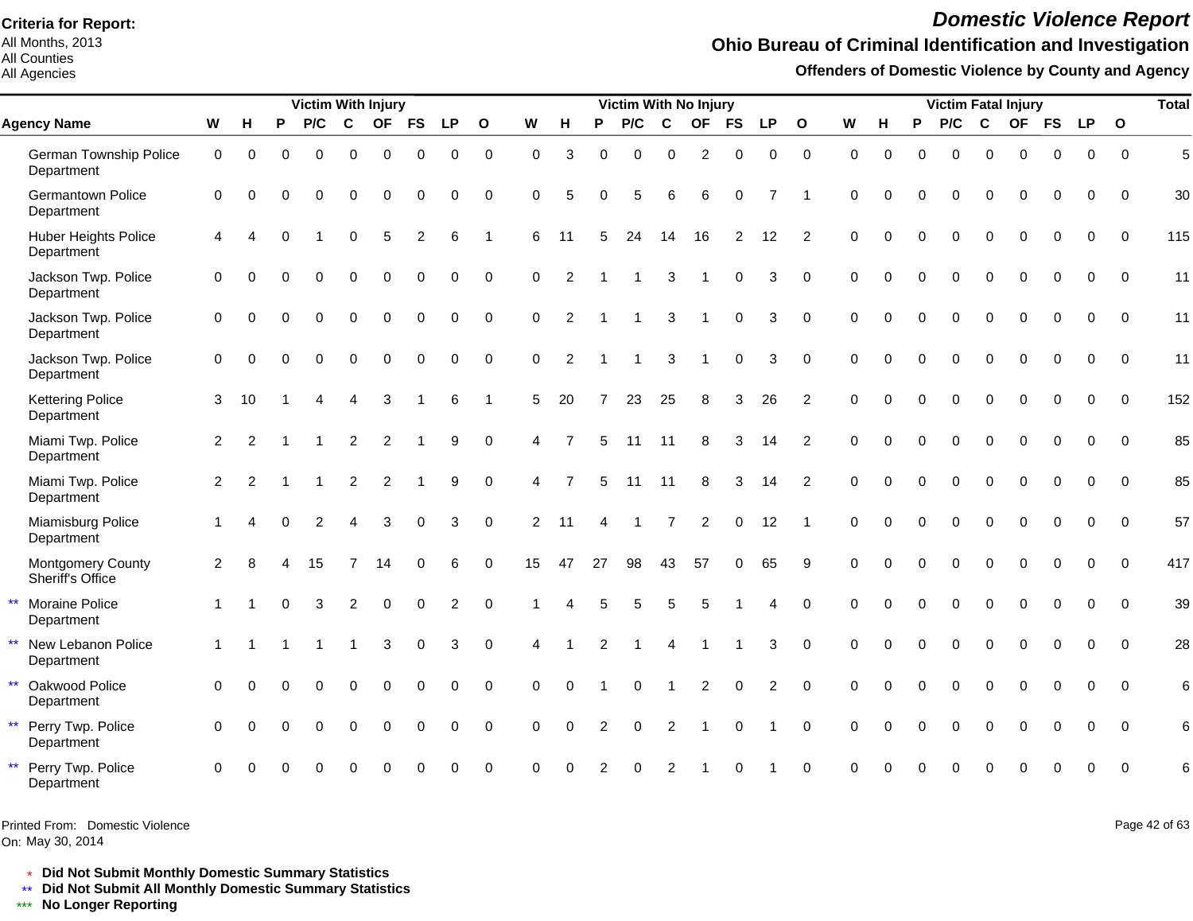**Criteria for Report:**
All Months, 2013
All Counties
All Agencies

# Domestic Violence Report

## Ohio Bureau of Criminal Identification and Investigation

### Offenders of Domestic Violence by County and Agency

| Agency Name | Victim With Injury | | | | | | | | | Victim With No Injury | | | | | | | | | Victim Fatal Injury | | | | | | | | | Total |
|---|---|---|---|---|---|---|---|---|---|---|---|---|---|---|---|---|---|---|---|---|---|---|---|---|---|---|---|---|
| | W | H | P | P/C | C | OF | FS | LP | O | W | H | P | P/C | C | OF | FS | LP | O | W | H | P | P/C | C | OF | FS | LP | O | |
| German Township Police Department | 0 | 0 | 0 | 0 | 0 | 0 | 0 | 0 | 0 | 0 | 3 | 0 | 0 | 0 | 2 | 0 | 0 | 0 | 0 | 0 | 0 | 0 | 0 | 0 | 0 | 0 | 0 | 5 |
| Germantown Police Department | 0 | 0 | 0 | 0 | 0 | 0 | 0 | 0 | 0 | 0 | 5 | 0 | 5 | 6 | 6 | 0 | 7 | 1 | 0 | 0 | 0 | 0 | 0 | 0 | 0 | 0 | 0 | 30 |
| Huber Heights Police Department | 4 | 4 | 0 | 1 | 0 | 5 | 2 | 6 | 1 | 6 | 11 | 5 | 24 | 14 | 16 | 2 | 12 | 2 | 0 | 0 | 0 | 0 | 0 | 0 | 0 | 0 | 0 | 115 |
| Jackson Twp. Police Department | 0 | 0 | 0 | 0 | 0 | 0 | 0 | 0 | 0 | 0 | 2 | 1 | 1 | 3 | 1 | 0 | 3 | 0 | 0 | 0 | 0 | 0 | 0 | 0 | 0 | 0 | 0 | 11 |
| Jackson Twp. Police Department | 0 | 0 | 0 | 0 | 0 | 0 | 0 | 0 | 0 | 0 | 2 | 1 | 1 | 3 | 1 | 0 | 3 | 0 | 0 | 0 | 0 | 0 | 0 | 0 | 0 | 0 | 0 | 11 |
| Jackson Twp. Police Department | 0 | 0 | 0 | 0 | 0 | 0 | 0 | 0 | 0 | 0 | 2 | 1 | 1 | 3 | 1 | 0 | 3 | 0 | 0 | 0 | 0 | 0 | 0 | 0 | 0 | 0 | 0 | 11 |
| Kettering Police Department | 3 | 10 | 1 | 4 | 4 | 3 | 1 | 6 | 1 | 5 | 20 | 7 | 23 | 25 | 8 | 3 | 26 | 2 | 0 | 0 | 0 | 0 | 0 | 0 | 0 | 0 | 0 | 152 |
| Miami Twp. Police Department | 2 | 2 | 1 | 1 | 2 | 2 | 1 | 9 | 0 | 4 | 7 | 5 | 11 | 11 | 8 | 3 | 14 | 2 | 0 | 0 | 0 | 0 | 0 | 0 | 0 | 0 | 0 | 85 |
| Miami Twp. Police Department | 2 | 2 | 1 | 1 | 2 | 2 | 1 | 9 | 0 | 4 | 7 | 5 | 11 | 11 | 8 | 3 | 14 | 2 | 0 | 0 | 0 | 0 | 0 | 0 | 0 | 0 | 0 | 85 |
| Miamisburg Police Department | 1 | 4 | 0 | 2 | 4 | 3 | 0 | 3 | 0 | 2 | 11 | 4 | 1 | 7 | 2 | 0 | 12 | 1 | 0 | 0 | 0 | 0 | 0 | 0 | 0 | 0 | 0 | 57 |
| Montgomery County Sheriff's Office | 2 | 8 | 4 | 15 | 7 | 14 | 0 | 6 | 0 | 15 | 47 | 27 | 98 | 43 | 57 | 0 | 65 | 9 | 0 | 0 | 0 | 0 | 0 | 0 | 0 | 0 | 0 | 417 |
| ** Moraine Police Department | 1 | 1 | 0 | 3 | 2 | 0 | 0 | 2 | 0 | 1 | 4 | 5 | 5 | 5 | 5 | 1 | 4 | 0 | 0 | 0 | 0 | 0 | 0 | 0 | 0 | 0 | 0 | 39 |
| ** New Lebanon Police Department | 1 | 1 | 1 | 1 | 1 | 3 | 0 | 3 | 0 | 4 | 1 | 2 | 1 | 4 | 1 | 1 | 3 | 0 | 0 | 0 | 0 | 0 | 0 | 0 | 0 | 0 | 0 | 28 |
| ** Oakwood Police Department | 0 | 0 | 0 | 0 | 0 | 0 | 0 | 0 | 0 | 0 | 0 | 1 | 0 | 1 | 2 | 0 | 2 | 0 | 0 | 0 | 0 | 0 | 0 | 0 | 0 | 0 | 0 | 6 |
| ** Perry Twp. Police Department | 0 | 0 | 0 | 0 | 0 | 0 | 0 | 0 | 0 | 0 | 0 | 2 | 0 | 2 | 1 | 0 | 1 | 0 | 0 | 0 | 0 | 0 | 0 | 0 | 0 | 0 | 0 | 6 |
| ** Perry Twp. Police Department | 0 | 0 | 0 | 0 | 0 | 0 | 0 | 0 | 0 | 0 | 0 | 2 | 0 | 2 | 1 | 0 | 1 | 0 | 0 | 0 | 0 | 0 | 0 | 0 | 0 | 0 | 0 | 6 |

Printed From: Domestic Violence
On: May 30, 2014

\* **Did Not Submit Monthly Domestic Summary Statistics**
\*\* **Did Not Submit All Monthly Domestic Summary Statistics**
\*\*\* **No Longer Reporting**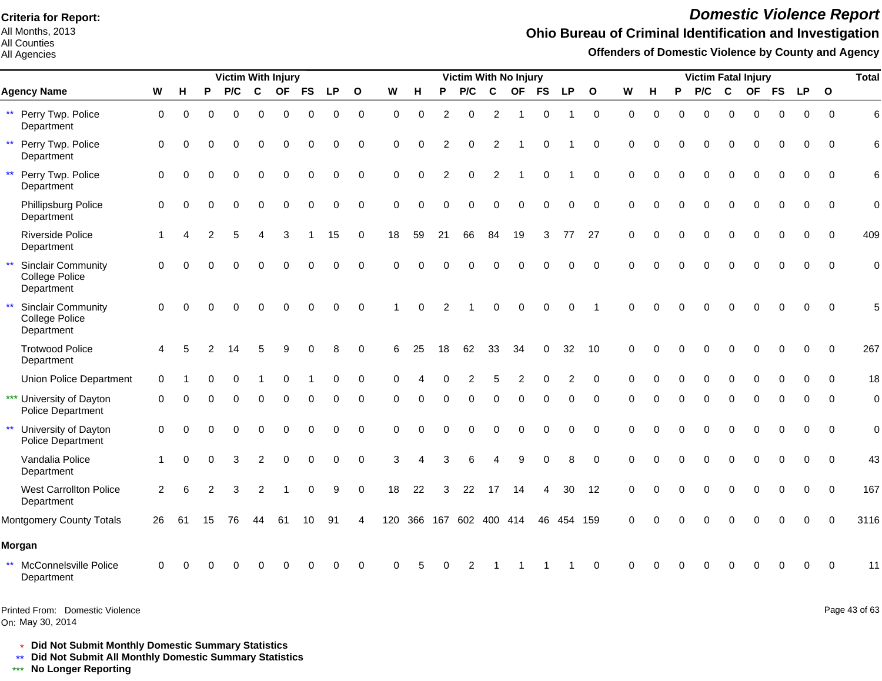**Criteria for Report:**
All Months, 2013
All Counties
All Agencies

# Domestic Violence Report

## Ohio Bureau of Criminal Identification and Investigation

### Offenders of Domestic Violence by County and Agency

| Agency Name | Victim With Injury | | | | | | | | | Victim With No Injury | | | | | | | | | Victim Fatal Injury | | | | | | | | | Total |
|---|---|---|---|---|---|---|---|---|---|---|---|---|---|---|---|---|---|---|---|---|---|---|---|---|---|---|---|---|
| | W | H | P | P/C | C | OF | FS | LP | O | W | H | P | P/C | C | OF | FS | LP | O | W | H | P | P/C | C | OF | FS | LP | O | |
| ** Perry Twp. Police Department | 0 | 0 | 0 | 0 | 0 | 0 | 0 | 0 | 0 | 0 | 0 | 2 | 0 | 2 | 1 | 0 | 1 | 0 | 0 | 0 | 0 | 0 | 0 | 0 | 0 | 0 | 0 | 6 |
| ** Perry Twp. Police Department | 0 | 0 | 0 | 0 | 0 | 0 | 0 | 0 | 0 | 0 | 0 | 2 | 0 | 2 | 1 | 0 | 1 | 0 | 0 | 0 | 0 | 0 | 0 | 0 | 0 | 0 | 0 | 6 |
| ** Perry Twp. Police Department | 0 | 0 | 0 | 0 | 0 | 0 | 0 | 0 | 0 | 0 | 0 | 2 | 0 | 2 | 1 | 0 | 1 | 0 | 0 | 0 | 0 | 0 | 0 | 0 | 0 | 0 | 0 | 6 |
| Phillipsburg Police Department | 0 | 0 | 0 | 0 | 0 | 0 | 0 | 0 | 0 | 0 | 0 | 0 | 0 | 0 | 0 | 0 | 0 | 0 | 0 | 0 | 0 | 0 | 0 | 0 | 0 | 0 | 0 | 0 |
| Riverside Police Department | 1 | 4 | 2 | 5 | 4 | 3 | 1 | 15 | 0 | 18 | 59 | 21 | 66 | 84 | 19 | 3 | 77 | 27 | 0 | 0 | 0 | 0 | 0 | 0 | 0 | 0 | 0 | 409 |
| ** Sinclair Community College Police Department | 0 | 0 | 0 | 0 | 0 | 0 | 0 | 0 | 0 | 0 | 0 | 0 | 0 | 0 | 0 | 0 | 0 | 0 | 0 | 0 | 0 | 0 | 0 | 0 | 0 | 0 | 0 | 0 |
| ** Sinclair Community College Police Department | 0 | 0 | 0 | 0 | 0 | 0 | 0 | 0 | 0 | 1 | 0 | 2 | 1 | 0 | 0 | 0 | 0 | 1 | 0 | 0 | 0 | 0 | 0 | 0 | 0 | 0 | 0 | 5 |
| Trotwood Police Department | 4 | 5 | 2 | 14 | 5 | 9 | 0 | 8 | 0 | 6 | 25 | 18 | 62 | 33 | 34 | 0 | 32 | 10 | 0 | 0 | 0 | 0 | 0 | 0 | 0 | 0 | 0 | 267 |
| Union Police Department | 0 | 1 | 0 | 0 | 1 | 0 | 1 | 0 | 0 | 0 | 4 | 0 | 2 | 5 | 2 | 0 | 2 | 0 | 0 | 0 | 0 | 0 | 0 | 0 | 0 | 0 | 0 | 18 |
| *** University of Dayton Police Department | 0 | 0 | 0 | 0 | 0 | 0 | 0 | 0 | 0 | 0 | 0 | 0 | 0 | 0 | 0 | 0 | 0 | 0 | 0 | 0 | 0 | 0 | 0 | 0 | 0 | 0 | 0 | 0 |
| ** University of Dayton Police Department | 0 | 0 | 0 | 0 | 0 | 0 | 0 | 0 | 0 | 0 | 0 | 0 | 0 | 0 | 0 | 0 | 0 | 0 | 0 | 0 | 0 | 0 | 0 | 0 | 0 | 0 | 0 | 0 |
| Vandalia Police Department | 1 | 0 | 0 | 3 | 2 | 0 | 0 | 0 | 0 | 3 | 4 | 3 | 6 | 4 | 9 | 0 | 8 | 0 | 0 | 0 | 0 | 0 | 0 | 0 | 0 | 0 | 0 | 43 |
| West Carrollton Police Department | 2 | 6 | 2 | 3 | 2 | 1 | 0 | 9 | 0 | 18 | 22 | 3 | 22 | 17 | 14 | 4 | 30 | 12 | 0 | 0 | 0 | 0 | 0 | 0 | 0 | 0 | 0 | 167 |
| Montgomery County Totals | 26 | 61 | 15 | 76 | 44 | 61 | 10 | 91 | 4 | 120 | 366 | 167 | 602 | 400 | 414 | 46 | 454 | 159 | 0 | 0 | 0 | 0 | 0 | 0 | 0 | 0 | 0 | 3116 |
| **Morgan** | | | | | | | | | | | | | | | | | | | | | | | | | | | | |
| ** McConnelsville Police Department | 0 | 0 | 0 | 0 | 0 | 0 | 0 | 0 | 0 | 0 | 5 | 0 | 2 | 1 | 1 | 1 | 1 | 0 | 0 | 0 | 0 | 0 | 0 | 0 | 0 | 0 | 0 | 11 |

Printed From: Domestic Violence
On: May 30, 2014

\* **Did Not Submit Monthly Domestic Summary Statistics**
\*\* **Did Not Submit All Monthly Domestic Summary Statistics**
\*\*\* **No Longer Reporting**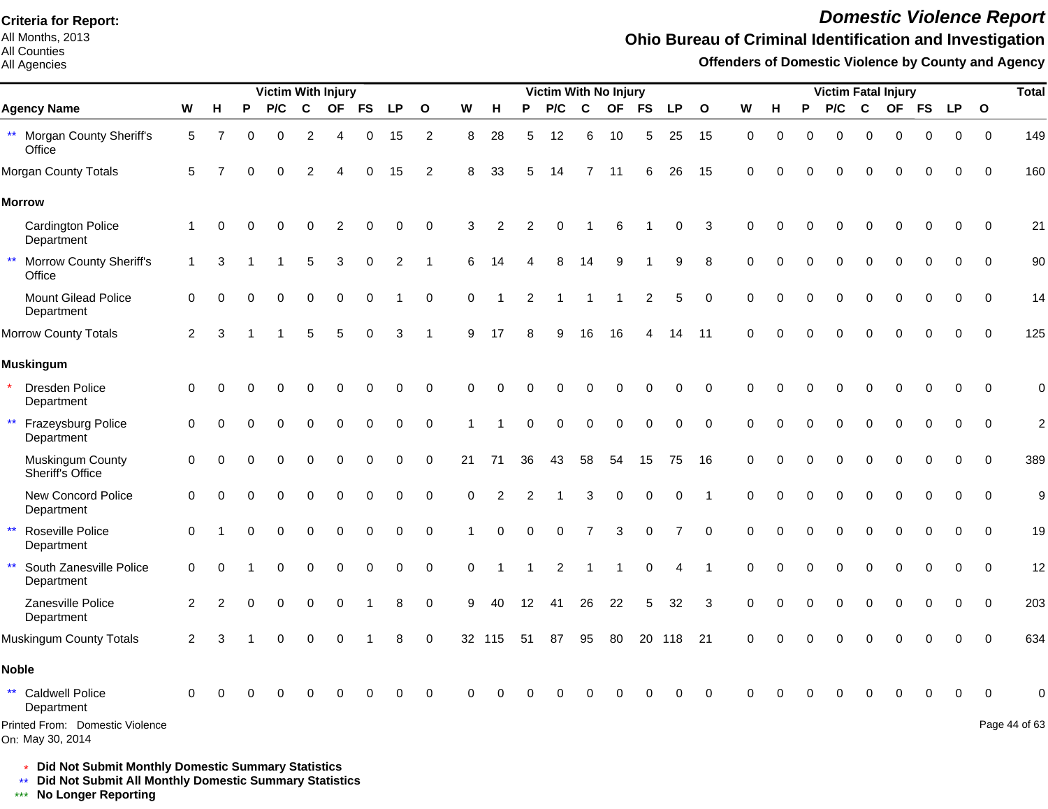# Domestic Violence Report

## Ohio Bureau of Criminal Identification and Investigation

### Offenders of Domestic Violence by County and Agency

**Criteria for Report:**
All Months, 2013
All Counties
All Agencies

| Agency Name | Victim With Injury | | | | | | | | | Victim With No Injury | | | | | | | | | Victim Fatal Injury | | | | | | | | | Total |
|---|---|---|---|---|---|---|---|---|---|---|---|---|---|---|---|---|---|---|---|---|---|---|---|---|---|---|---|---|
| | W | H | P | P/C | C | OF | FS | LP | O | W | H | P | P/C | C | OF | FS | LP | O | W | H | P | P/C | C | OF | FS | LP | O | |
| ** Morgan County Sheriff's Office | 5 | 7 | 0 | 0 | 2 | 4 | 0 | 15 | 2 | 8 | 28 | 5 | 12 | 6 | 10 | 5 | 25 | 15 | 0 | 0 | 0 | 0 | 0 | 0 | 0 | 0 | 0 | 149 |
| Morgan County Totals | 5 | 7 | 0 | 0 | 2 | 4 | 0 | 15 | 2 | 8 | 33 | 5 | 14 | 7 | 11 | 6 | 26 | 15 | 0 | 0 | 0 | 0 | 0 | 0 | 0 | 0 | 0 | 160 |
| **Morrow** | | | | | | | | | | | | | | | | | | | | | | | | | | | | |
| Cardington Police Department | 1 | 0 | 0 | 0 | 0 | 2 | 0 | 0 | 0 | 3 | 2 | 2 | 0 | 1 | 6 | 1 | 0 | 3 | 0 | 0 | 0 | 0 | 0 | 0 | 0 | 0 | 0 | 21 |
| ** Morrow County Sheriff's Office | 1 | 3 | 1 | 1 | 5 | 3 | 0 | 2 | 1 | 6 | 14 | 4 | 8 | 14 | 9 | 1 | 9 | 8 | 0 | 0 | 0 | 0 | 0 | 0 | 0 | 0 | 0 | 90 |
| Mount Gilead Police Department | 0 | 0 | 0 | 0 | 0 | 0 | 0 | 1 | 0 | 0 | 1 | 2 | 1 | 1 | 1 | 2 | 5 | 0 | 0 | 0 | 0 | 0 | 0 | 0 | 0 | 0 | 0 | 14 |
| Morrow County Totals | 2 | 3 | 1 | 1 | 5 | 5 | 0 | 3 | 1 | 9 | 17 | 8 | 9 | 16 | 16 | 4 | 14 | 11 | 0 | 0 | 0 | 0 | 0 | 0 | 0 | 0 | 0 | 125 |
| **Muskingum** | | | | | | | | | | | | | | | | | | | | | | | | | | | | |
| * Dresden Police Department | 0 | 0 | 0 | 0 | 0 | 0 | 0 | 0 | 0 | 0 | 0 | 0 | 0 | 0 | 0 | 0 | 0 | 0 | 0 | 0 | 0 | 0 | 0 | 0 | 0 | 0 | 0 | 0 |
| ** Frazeysburg Police Department | 0 | 0 | 0 | 0 | 0 | 0 | 0 | 0 | 0 | 1 | 1 | 0 | 0 | 0 | 0 | 0 | 0 | 0 | 0 | 0 | 0 | 0 | 0 | 0 | 0 | 0 | 0 | 2 |
| Muskingum County Sheriff's Office | 0 | 0 | 0 | 0 | 0 | 0 | 0 | 0 | 0 | 21 | 71 | 36 | 43 | 58 | 54 | 15 | 75 | 16 | 0 | 0 | 0 | 0 | 0 | 0 | 0 | 0 | 0 | 389 |
| New Concord Police Department | 0 | 0 | 0 | 0 | 0 | 0 | 0 | 0 | 0 | 0 | 2 | 2 | 1 | 3 | 0 | 0 | 0 | 1 | 0 | 0 | 0 | 0 | 0 | 0 | 0 | 0 | 0 | 9 |
| ** Roseville Police Department | 0 | 1 | 0 | 0 | 0 | 0 | 0 | 0 | 0 | 1 | 0 | 0 | 0 | 7 | 3 | 0 | 7 | 0 | 0 | 0 | 0 | 0 | 0 | 0 | 0 | 0 | 0 | 19 |
| ** South Zanesville Police Department | 0 | 0 | 1 | 0 | 0 | 0 | 0 | 0 | 0 | 0 | 1 | 1 | 2 | 1 | 1 | 0 | 4 | 1 | 0 | 0 | 0 | 0 | 0 | 0 | 0 | 0 | 0 | 12 |
| Zanesville Police Department | 2 | 2 | 0 | 0 | 0 | 0 | 1 | 8 | 0 | 9 | 40 | 12 | 41 | 26 | 22 | 5 | 32 | 3 | 0 | 0 | 0 | 0 | 0 | 0 | 0 | 0 | 0 | 203 |
| Muskingum County Totals | 2 | 3 | 1 | 0 | 0 | 0 | 1 | 8 | 0 | 32 | 115 | 51 | 87 | 95 | 80 | 20 | 118 | 21 | 0 | 0 | 0 | 0 | 0 | 0 | 0 | 0 | 0 | 634 |
| **Noble** | | | | | | | | | | | | | | | | | | | | | | | | | | | | |
| ** Caldwell Police Department | 0 | 0 | 0 | 0 | 0 | 0 | 0 | 0 | 0 | 0 | 0 | 0 | 0 | 0 | 0 | 0 | 0 | 0 | 0 | 0 | 0 | 0 | 0 | 0 | 0 | 0 | 0 | 0 |

Printed From: Domestic Violence
On: May 30, 2014

\* **Did Not Submit Monthly Domestic Summary Statistics**
\** **Did Not Submit All Monthly Domestic Summary Statistics**
\*** **No Longer Reporting**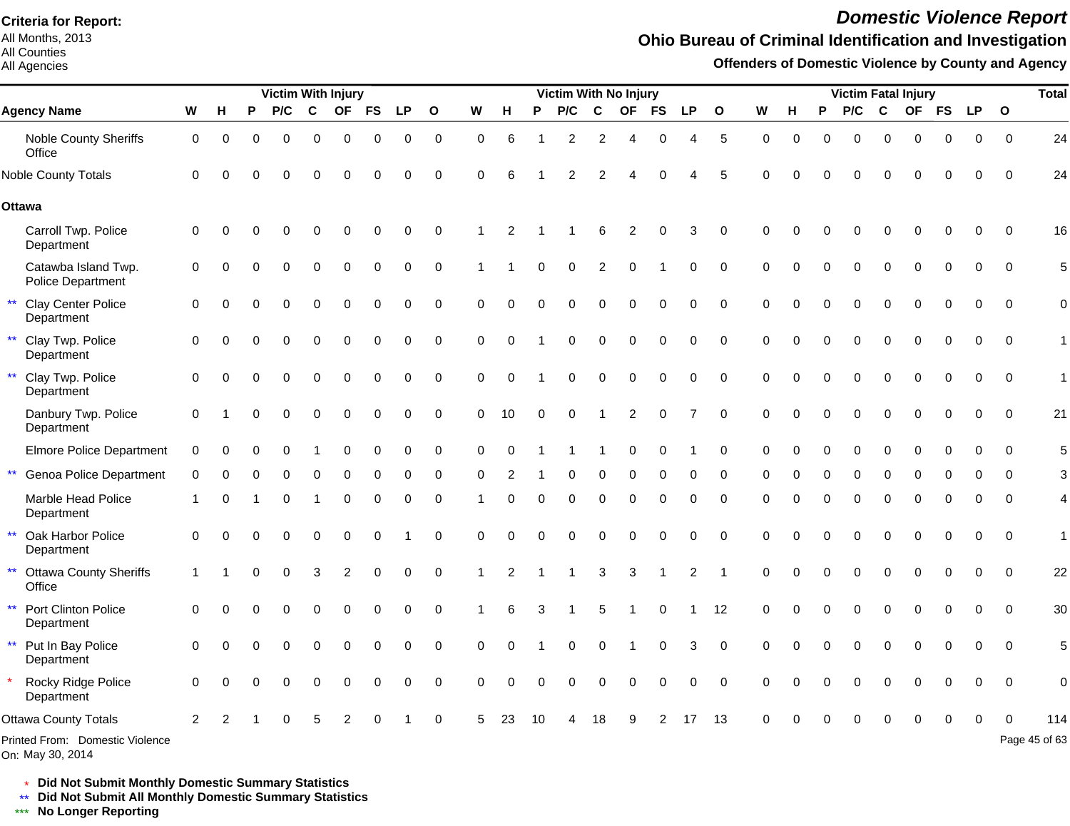**Criteria for Report:**
All Months, 2013
All Counties
All Agencies

# *Domestic Violence Report*

## Ohio Bureau of Criminal Identification and Investigation

### Offenders of Domestic Violence by County and Agency

| | Victim With Injury | | | | | | | | | Victim With No Injury | | | | | | | | | Victim Fatal Injury | | | | | | | | | Total |
|---|---|---|---|---|---|---|---|---|---|---|---|---|---|---|---|---|---|---|---|---|---|---|---|---|---|---|---|---|
| **Agency Name** | **W** | **H** | **P** | **P/C** | **C** | **OF** | **FS** | **LP** | **O** | **W** | **H** | **P** | **P/C** | **C** | **OF** | **FS** | **LP** | **O** | **W** | **H** | **P** | **P/C** | **C** | **OF** | **FS** | **LP** | **O** | |
| Noble County Sheriffs Office | 0 | 0 | 0 | 0 | 0 | 0 | 0 | 0 | 0 | 0 | 6 | 1 | 2 | 2 | 4 | 0 | 4 | 5 | 0 | 0 | 0 | 0 | 0 | 0 | 0 | 0 | 0 | 24 |
| Noble County Totals | 0 | 0 | 0 | 0 | 0 | 0 | 0 | 0 | 0 | 0 | 6 | 1 | 2 | 2 | 4 | 0 | 4 | 5 | 0 | 0 | 0 | 0 | 0 | 0 | 0 | 0 | 0 | 24 |
| **Ottawa** | | | | | | | | | | | | | | | | | | | | | | | | | | | | |
| Carroll Twp. Police Department | 0 | 0 | 0 | 0 | 0 | 0 | 0 | 0 | 0 | 1 | 2 | 1 | 1 | 6 | 2 | 0 | 3 | 0 | 0 | 0 | 0 | 0 | 0 | 0 | 0 | 0 | 0 | 16 |
| Catawba Island Twp. Police Department | 0 | 0 | 0 | 0 | 0 | 0 | 0 | 0 | 0 | 1 | 1 | 0 | 0 | 2 | 0 | 1 | 0 | 0 | 0 | 0 | 0 | 0 | 0 | 0 | 0 | 0 | 0 | 5 |
| ** Clay Center Police Department | 0 | 0 | 0 | 0 | 0 | 0 | 0 | 0 | 0 | 0 | 0 | 0 | 0 | 0 | 0 | 0 | 0 | 0 | 0 | 0 | 0 | 0 | 0 | 0 | 0 | 0 | 0 | 0 |
| ** Clay Twp. Police Department | 0 | 0 | 0 | 0 | 0 | 0 | 0 | 0 | 0 | 0 | 0 | 1 | 0 | 0 | 0 | 0 | 0 | 0 | 0 | 0 | 0 | 0 | 0 | 0 | 0 | 0 | 0 | 1 |
| ** Clay Twp. Police Department | 0 | 0 | 0 | 0 | 0 | 0 | 0 | 0 | 0 | 0 | 0 | 1 | 0 | 0 | 0 | 0 | 0 | 0 | 0 | 0 | 0 | 0 | 0 | 0 | 0 | 0 | 0 | 1 |
| Danbury Twp. Police Department | 0 | 1 | 0 | 0 | 0 | 0 | 0 | 0 | 0 | 0 | 10 | 0 | 0 | 1 | 2 | 0 | 7 | 0 | 0 | 0 | 0 | 0 | 0 | 0 | 0 | 0 | 0 | 21 |
| Elmore Police Department | 0 | 0 | 0 | 0 | 1 | 0 | 0 | 0 | 0 | 0 | 0 | 1 | 1 | 1 | 0 | 0 | 1 | 0 | 0 | 0 | 0 | 0 | 0 | 0 | 0 | 0 | 0 | 5 |
| ** Genoa Police Department | 0 | 0 | 0 | 0 | 0 | 0 | 0 | 0 | 0 | 0 | 2 | 1 | 0 | 0 | 0 | 0 | 0 | 0 | 0 | 0 | 0 | 0 | 0 | 0 | 0 | 0 | 0 | 3 |
| Marble Head Police Department | 1 | 0 | 1 | 0 | 1 | 0 | 0 | 0 | 0 | 1 | 0 | 0 | 0 | 0 | 0 | 0 | 0 | 0 | 0 | 0 | 0 | 0 | 0 | 0 | 0 | 0 | 0 | 4 |
| ** Oak Harbor Police Department | 0 | 0 | 0 | 0 | 0 | 0 | 0 | 1 | 0 | 0 | 0 | 0 | 0 | 0 | 0 | 0 | 0 | 0 | 0 | 0 | 0 | 0 | 0 | 0 | 0 | 0 | 0 | 1 |
| ** Ottawa County Sheriffs Office | 1 | 1 | 0 | 0 | 3 | 2 | 0 | 0 | 0 | 1 | 2 | 1 | 1 | 3 | 3 | 1 | 2 | 1 | 0 | 0 | 0 | 0 | 0 | 0 | 0 | 0 | 0 | 22 |
| ** Port Clinton Police Department | 0 | 0 | 0 | 0 | 0 | 0 | 0 | 0 | 0 | 1 | 6 | 3 | 1 | 5 | 1 | 0 | 1 | 12 | 0 | 0 | 0 | 0 | 0 | 0 | 0 | 0 | 0 | 30 |
| ** Put In Bay Police Department | 0 | 0 | 0 | 0 | 0 | 0 | 0 | 0 | 0 | 0 | 0 | 1 | 0 | 0 | 1 | 0 | 3 | 0 | 0 | 0 | 0 | 0 | 0 | 0 | 0 | 0 | 0 | 5 |
| * Rocky Ridge Police Department | 0 | 0 | 0 | 0 | 0 | 0 | 0 | 0 | 0 | 0 | 0 | 0 | 0 | 0 | 0 | 0 | 0 | 0 | 0 | 0 | 0 | 0 | 0 | 0 | 0 | 0 | 0 | 0 |
| Ottawa County Totals | 2 | 2 | 1 | 0 | 5 | 2 | 0 | 1 | 0 | 5 | 23 | 10 | 4 | 18 | 9 | 2 | 17 | 13 | 0 | 0 | 0 | 0 | 0 | 0 | 0 | 0 | 0 | 114 |

Printed From: Domestic Violence
On: May 30, 2014

\* **Did Not Submit Monthly Domestic Summary Statistics**
** **Did Not Submit All Monthly Domestic Summary Statistics**
*** **No Longer Reporting**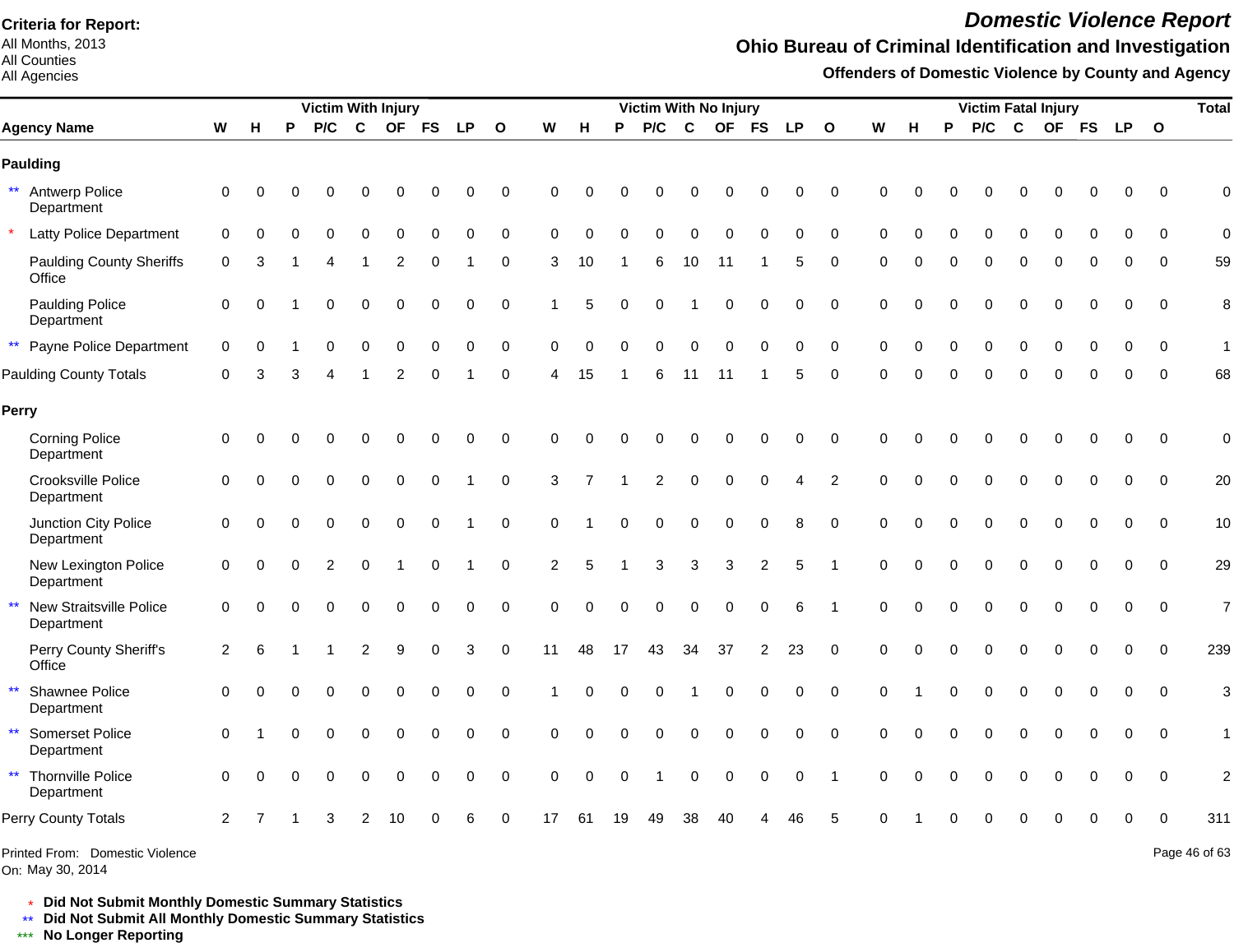**Criteria for Report:**
All Months, 2013
All Counties
All Agencies

# *Domestic Violence Report*

## Ohio Bureau of Criminal Identification and Investigation

### Offenders of Domestic Violence by County and Agency

| | Victim With Injury | | | | | | | | | Victim With No Injury | | | | | | | | | Victim Fatal Injury | | | | | | | | | Total |
|---|---|---|---|---|---|---|---|---|---|---|---|---|---|---|---|---|---|---|---|---|---|---|---|---|---|---|---|---|
| **Agency Name** | **W** | **H** | **P** | **P/C** | **C** | **OF** | **FS** | **LP** | **O** | **W** | **H** | **P** | **P/C** | **C** | **OF** | **FS** | **LP** | **O** | **W** | **H** | **P** | **P/C** | **C** | **OF** | **FS** | **LP** | **O** | |
| **Paulding** | | | | | | | | | | | | | | | | | | | | | | | | | | | | |
| ** Antwerp Police Department | 0 | 0 | 0 | 0 | 0 | 0 | 0 | 0 | 0 | 0 | 0 | 0 | 0 | 0 | 0 | 0 | 0 | 0 | 0 | 0 | 0 | 0 | 0 | 0 | 0 | 0 | 0 | 0 |
| * Latty Police Department | 0 | 0 | 0 | 0 | 0 | 0 | 0 | 0 | 0 | 0 | 0 | 0 | 0 | 0 | 0 | 0 | 0 | 0 | 0 | 0 | 0 | 0 | 0 | 0 | 0 | 0 | 0 | 0 |
| Paulding County Sheriffs Office | 0 | 3 | 1 | 4 | 1 | 2 | 0 | 1 | 0 | 3 | 10 | 1 | 6 | 10 | 11 | 1 | 5 | 0 | 0 | 0 | 0 | 0 | 0 | 0 | 0 | 0 | 0 | 59 |
| Paulding Police Department | 0 | 0 | 1 | 0 | 0 | 0 | 0 | 0 | 0 | 1 | 5 | 0 | 0 | 1 | 0 | 0 | 0 | 0 | 0 | 0 | 0 | 0 | 0 | 0 | 0 | 0 | 0 | 8 |
| ** Payne Police Department | 0 | 0 | 1 | 0 | 0 | 0 | 0 | 0 | 0 | 0 | 0 | 0 | 0 | 0 | 0 | 0 | 0 | 0 | 0 | 0 | 0 | 0 | 0 | 0 | 0 | 0 | 0 | 1 |
| Paulding County Totals | 0 | 3 | 3 | 4 | 1 | 2 | 0 | 1 | 0 | 4 | 15 | 1 | 6 | 11 | 11 | 1 | 5 | 0 | 0 | 0 | 0 | 0 | 0 | 0 | 0 | 0 | 0 | 68 |
| **Perry** | | | | | | | | | | | | | | | | | | | | | | | | | | | | |
| Corning Police Department | 0 | 0 | 0 | 0 | 0 | 0 | 0 | 0 | 0 | 0 | 0 | 0 | 0 | 0 | 0 | 0 | 0 | 0 | 0 | 0 | 0 | 0 | 0 | 0 | 0 | 0 | 0 | 0 |
| Crooksville Police Department | 0 | 0 | 0 | 0 | 0 | 0 | 0 | 1 | 0 | 3 | 7 | 1 | 2 | 0 | 0 | 0 | 4 | 2 | 0 | 0 | 0 | 0 | 0 | 0 | 0 | 0 | 0 | 20 |
| Junction City Police Department | 0 | 0 | 0 | 0 | 0 | 0 | 0 | 1 | 0 | 0 | 1 | 0 | 0 | 0 | 0 | 0 | 8 | 0 | 0 | 0 | 0 | 0 | 0 | 0 | 0 | 0 | 0 | 10 |
| New Lexington Police Department | 0 | 0 | 0 | 2 | 0 | 1 | 0 | 1 | 0 | 2 | 5 | 1 | 3 | 3 | 3 | 2 | 5 | 1 | 0 | 0 | 0 | 0 | 0 | 0 | 0 | 0 | 0 | 29 |
| ** New Straitsville Police Department | 0 | 0 | 0 | 0 | 0 | 0 | 0 | 0 | 0 | 0 | 0 | 0 | 0 | 0 | 0 | 0 | 6 | 1 | 0 | 0 | 0 | 0 | 0 | 0 | 0 | 0 | 0 | 7 |
| Perry County Sheriff's Office | 2 | 6 | 1 | 1 | 2 | 9 | 0 | 3 | 0 | 11 | 48 | 17 | 43 | 34 | 37 | 2 | 23 | 0 | 0 | 0 | 0 | 0 | 0 | 0 | 0 | 0 | 0 | 239 |
| ** Shawnee Police Department | 0 | 0 | 0 | 0 | 0 | 0 | 0 | 0 | 0 | 1 | 0 | 0 | 0 | 1 | 0 | 0 | 0 | 0 | 0 | 1 | 0 | 0 | 0 | 0 | 0 | 0 | 0 | 3 |
| ** Somerset Police Department | 0 | 1 | 0 | 0 | 0 | 0 | 0 | 0 | 0 | 0 | 0 | 0 | 0 | 0 | 0 | 0 | 0 | 0 | 0 | 0 | 0 | 0 | 0 | 0 | 0 | 0 | 0 | 1 |
| ** Thornville Police Department | 0 | 0 | 0 | 0 | 0 | 0 | 0 | 0 | 0 | 0 | 0 | 0 | 1 | 0 | 0 | 0 | 0 | 1 | 0 | 0 | 0 | 0 | 0 | 0 | 0 | 0 | 0 | 2 |
| Perry County Totals | 2 | 7 | 1 | 3 | 2 | 10 | 0 | 6 | 0 | 17 | 61 | 19 | 49 | 38 | 40 | 4 | 46 | 5 | 0 | 1 | 0 | 0 | 0 | 0 | 0 | 0 | 0 | 311 |

Printed From: Domestic Violence
On: May 30, 2014

\* **Did Not Submit Monthly Domestic Summary Statistics**
\*\* **Did Not Submit All Monthly Domestic Summary Statistics**
\*\*\* **No Longer Reporting**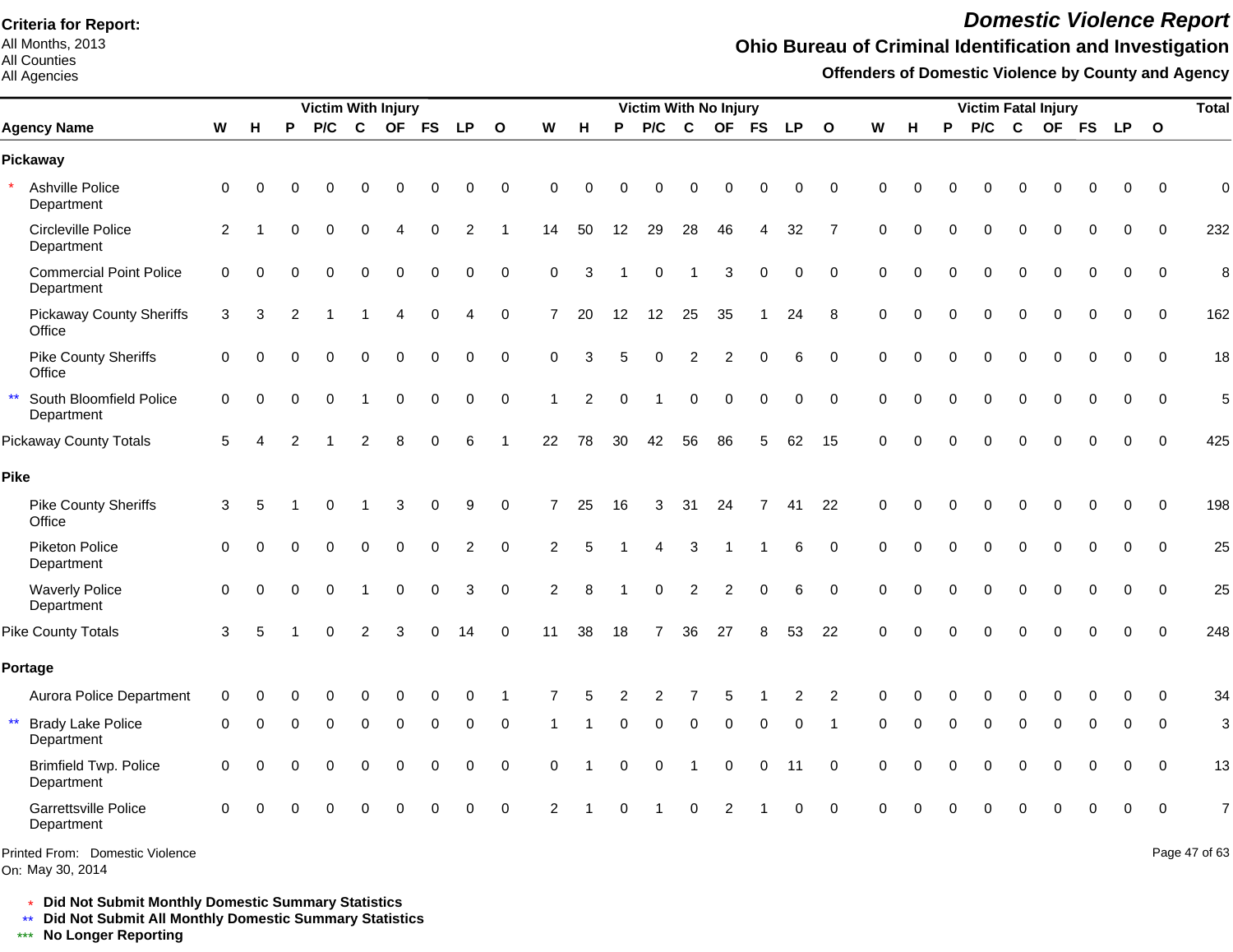**Criteria for Report:**
All Months, 2013
All Counties
All Agencies

# Domestic Violence Report

## Ohio Bureau of Criminal Identification and Investigation

### Offenders of Domestic Violence by County and Agency

| Agency Name | Victim With Injury | | | | | | | | | Victim With No Injury | | | | | | | | | Victim Fatal Injury | | | | | | | | | Total |
|---|---|---|---|---|---|---|---|---|---|---|---|---|---|---|---|---|---|---|---|---|---|---|---|---|---|---|---|---|
| | W | H | P | P/C | C | OF | FS | LP | O | W | H | P | P/C | C | OF | FS | LP | O | W | H | P | P/C | C | OF | FS | LP | O | |
| **Pickaway** | | | | | | | | | | | | | | | | | | | | | | | | | | | | |
| * Ashville Police Department | 0 | 0 | 0 | 0 | 0 | 0 | 0 | 0 | 0 | 0 | 0 | 0 | 0 | 0 | 0 | 0 | 0 | 0 | 0 | 0 | 0 | 0 | 0 | 0 | 0 | 0 | 0 | 0 |
| Circleville Police Department | 2 | 1 | 0 | 0 | 0 | 4 | 0 | 2 | 1 | 14 | 50 | 12 | 29 | 28 | 46 | 4 | 32 | 7 | 0 | 0 | 0 | 0 | 0 | 0 | 0 | 0 | 0 | 232 |
| Commercial Point Police Department | 0 | 0 | 0 | 0 | 0 | 0 | 0 | 0 | 0 | 0 | 3 | 1 | 0 | 1 | 3 | 0 | 0 | 0 | 0 | 0 | 0 | 0 | 0 | 0 | 0 | 0 | 0 | 8 |
| Pickaway County Sheriffs Office | 3 | 3 | 2 | 1 | 1 | 4 | 0 | 4 | 0 | 7 | 20 | 12 | 12 | 25 | 35 | 1 | 24 | 8 | 0 | 0 | 0 | 0 | 0 | 0 | 0 | 0 | 0 | 162 |
| Pike County Sheriffs Office | 0 | 0 | 0 | 0 | 0 | 0 | 0 | 0 | 0 | 0 | 3 | 5 | 0 | 2 | 2 | 0 | 6 | 0 | 0 | 0 | 0 | 0 | 0 | 0 | 0 | 0 | 0 | 18 |
| ** South Bloomfield Police Department | 0 | 0 | 0 | 0 | 1 | 0 | 0 | 0 | 0 | 1 | 2 | 0 | 1 | 0 | 0 | 0 | 0 | 0 | 0 | 0 | 0 | 0 | 0 | 0 | 0 | 0 | 0 | 5 |
| Pickaway County Totals | 5 | 4 | 2 | 1 | 2 | 8 | 0 | 6 | 1 | 22 | 78 | 30 | 42 | 56 | 86 | 5 | 62 | 15 | 0 | 0 | 0 | 0 | 0 | 0 | 0 | 0 | 0 | 425 |
| **Pike** | | | | | | | | | | | | | | | | | | | | | | | | | | | | |
| Pike County Sheriffs Office | 3 | 5 | 1 | 0 | 1 | 3 | 0 | 9 | 0 | 7 | 25 | 16 | 3 | 31 | 24 | 7 | 41 | 22 | 0 | 0 | 0 | 0 | 0 | 0 | 0 | 0 | 0 | 198 |
| Piketon Police Department | 0 | 0 | 0 | 0 | 0 | 0 | 0 | 2 | 0 | 2 | 5 | 1 | 4 | 3 | 1 | 1 | 6 | 0 | 0 | 0 | 0 | 0 | 0 | 0 | 0 | 0 | 0 | 25 |
| Waverly Police Department | 0 | 0 | 0 | 0 | 1 | 0 | 0 | 3 | 0 | 2 | 8 | 1 | 0 | 2 | 2 | 0 | 6 | 0 | 0 | 0 | 0 | 0 | 0 | 0 | 0 | 0 | 0 | 25 |
| Pike County Totals | 3 | 5 | 1 | 0 | 2 | 3 | 0 | 14 | 0 | 11 | 38 | 18 | 7 | 36 | 27 | 8 | 53 | 22 | 0 | 0 | 0 | 0 | 0 | 0 | 0 | 0 | 0 | 248 |
| **Portage** | | | | | | | | | | | | | | | | | | | | | | | | | | | | |
| Aurora Police Department | 0 | 0 | 0 | 0 | 0 | 0 | 0 | 0 | 1 | 7 | 5 | 2 | 2 | 7 | 5 | 1 | 2 | 2 | 0 | 0 | 0 | 0 | 0 | 0 | 0 | 0 | 0 | 34 |
| ** Brady Lake Police Department | 0 | 0 | 0 | 0 | 0 | 0 | 0 | 0 | 0 | 1 | 1 | 0 | 0 | 0 | 0 | 0 | 0 | 1 | 0 | 0 | 0 | 0 | 0 | 0 | 0 | 0 | 0 | 3 |
| Brimfield Twp. Police Department | 0 | 0 | 0 | 0 | 0 | 0 | 0 | 0 | 0 | 0 | 1 | 0 | 0 | 1 | 0 | 0 | 11 | 0 | 0 | 0 | 0 | 0 | 0 | 0 | 0 | 0 | 0 | 13 |
| Garrettsville Police Department | 0 | 0 | 0 | 0 | 0 | 0 | 0 | 0 | 0 | 2 | 1 | 0 | 1 | 0 | 2 | 1 | 0 | 0 | 0 | 0 | 0 | 0 | 0 | 0 | 0 | 0 | 0 | 7 |

Printed From: Domestic Violence
On: May 30, 2014

\* Did Not Submit Monthly Domestic Summary Statistics
** Did Not Submit All Monthly Domestic Summary Statistics
*** No Longer Reporting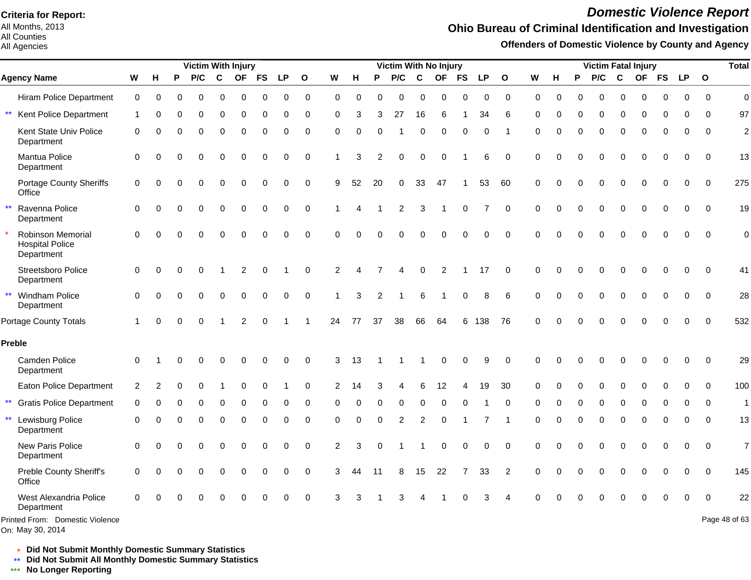**Criteria for Report:**
All Months, 2013
All Counties
All Agencies

# Domestic Violence Report

## Ohio Bureau of Criminal Identification and Investigation

### Offenders of Domestic Violence by County and Agency

| Agency Name | Victim With Injury | | | | | | | | | Victim With No Injury | | | | | | | | | Victim Fatal Injury | | | | | | | | | Total |
|---|---|---|---|---|---|---|---|---|---|---|---|---|---|---|---|---|---|---|---|---|---|---|---|---|---|---|---|---|
| | W | H | P | P/C | C | OF | FS | LP | O | W | H | P | P/C | C | OF | FS | LP | O | W | H | P | P/C | C | OF | FS | LP | O | |
| Hiram Police Department | 0 | 0 | 0 | 0 | 0 | 0 | 0 | 0 | 0 | 0 | 0 | 0 | 0 | 0 | 0 | 0 | 0 | 0 | 0 | 0 | 0 | 0 | 0 | 0 | 0 | 0 | 0 | 0 |
| ** Kent Police Department | 1 | 0 | 0 | 0 | 0 | 0 | 0 | 0 | 0 | 0 | 3 | 3 | 27 | 16 | 6 | 1 | 34 | 6 | 0 | 0 | 0 | 0 | 0 | 0 | 0 | 0 | 0 | 97 |
| Kent State Univ Police Department | 0 | 0 | 0 | 0 | 0 | 0 | 0 | 0 | 0 | 0 | 0 | 0 | 1 | 0 | 0 | 0 | 0 | 1 | 0 | 0 | 0 | 0 | 0 | 0 | 0 | 0 | 0 | 2 |
| Mantua Police Department | 0 | 0 | 0 | 0 | 0 | 0 | 0 | 0 | 0 | 1 | 3 | 2 | 0 | 0 | 0 | 1 | 6 | 0 | 0 | 0 | 0 | 0 | 0 | 0 | 0 | 0 | 0 | 13 |
| Portage County Sheriffs Office | 0 | 0 | 0 | 0 | 0 | 0 | 0 | 0 | 0 | 9 | 52 | 20 | 0 | 33 | 47 | 1 | 53 | 60 | 0 | 0 | 0 | 0 | 0 | 0 | 0 | 0 | 0 | 275 |
| ** Ravenna Police Department | 0 | 0 | 0 | 0 | 0 | 0 | 0 | 0 | 0 | 1 | 4 | 1 | 2 | 3 | 1 | 0 | 7 | 0 | 0 | 0 | 0 | 0 | 0 | 0 | 0 | 0 | 0 | 19 |
| * Robinson Memorial Hospital Police Department | 0 | 0 | 0 | 0 | 0 | 0 | 0 | 0 | 0 | 0 | 0 | 0 | 0 | 0 | 0 | 0 | 0 | 0 | 0 | 0 | 0 | 0 | 0 | 0 | 0 | 0 | 0 | 0 |
| Streetsboro Police Department | 0 | 0 | 0 | 0 | 1 | 2 | 0 | 1 | 0 | 2 | 4 | 7 | 4 | 0 | 2 | 1 | 17 | 0 | 0 | 0 | 0 | 0 | 0 | 0 | 0 | 0 | 0 | 41 |
| ** Windham Police Department | 0 | 0 | 0 | 0 | 0 | 0 | 0 | 0 | 0 | 1 | 3 | 2 | 1 | 6 | 1 | 0 | 8 | 6 | 0 | 0 | 0 | 0 | 0 | 0 | 0 | 0 | 0 | 28 |
| Portage County Totals | 1 | 0 | 0 | 0 | 1 | 2 | 0 | 1 | 1 | 24 | 77 | 37 | 38 | 66 | 64 | 6 | 138 | 76 | 0 | 0 | 0 | 0 | 0 | 0 | 0 | 0 | 0 | 532 |
| **Preble** | | | | | | | | | | | | | | | | | | | | | | | | | | | | |
| Camden Police Department | 0 | 1 | 0 | 0 | 0 | 0 | 0 | 0 | 0 | 3 | 13 | 1 | 1 | 1 | 0 | 0 | 9 | 0 | 0 | 0 | 0 | 0 | 0 | 0 | 0 | 0 | 0 | 29 |
| Eaton Police Department | 2 | 2 | 0 | 0 | 1 | 0 | 0 | 1 | 0 | 2 | 14 | 3 | 4 | 6 | 12 | 4 | 19 | 30 | 0 | 0 | 0 | 0 | 0 | 0 | 0 | 0 | 0 | 100 |
| ** Gratis Police Department | 0 | 0 | 0 | 0 | 0 | 0 | 0 | 0 | 0 | 0 | 0 | 0 | 0 | 0 | 0 | 0 | 1 | 0 | 0 | 0 | 0 | 0 | 0 | 0 | 0 | 0 | 0 | 1 |
| ** Lewisburg Police Department | 0 | 0 | 0 | 0 | 0 | 0 | 0 | 0 | 0 | 0 | 0 | 0 | 2 | 2 | 0 | 1 | 7 | 1 | 0 | 0 | 0 | 0 | 0 | 0 | 0 | 0 | 0 | 13 |
| New Paris Police Department | 0 | 0 | 0 | 0 | 0 | 0 | 0 | 0 | 0 | 2 | 3 | 0 | 1 | 1 | 0 | 0 | 0 | 0 | 0 | 0 | 0 | 0 | 0 | 0 | 0 | 0 | 0 | 7 |
| Preble County Sheriff's Office | 0 | 0 | 0 | 0 | 0 | 0 | 0 | 0 | 0 | 3 | 44 | 11 | 8 | 15 | 22 | 7 | 33 | 2 | 0 | 0 | 0 | 0 | 0 | 0 | 0 | 0 | 0 | 145 |
| West Alexandria Police Department | 0 | 0 | 0 | 0 | 0 | 0 | 0 | 0 | 0 | 3 | 3 | 1 | 3 | 4 | 1 | 0 | 3 | 4 | 0 | 0 | 0 | 0 | 0 | 0 | 0 | 0 | 0 | 22 |

Printed From: Domestic Violence
On: May 30, 2014

\* **Did Not Submit Monthly Domestic Summary Statistics**
\*\* **Did Not Submit All Monthly Domestic Summary Statistics**
\*\*\* **No Longer Reporting**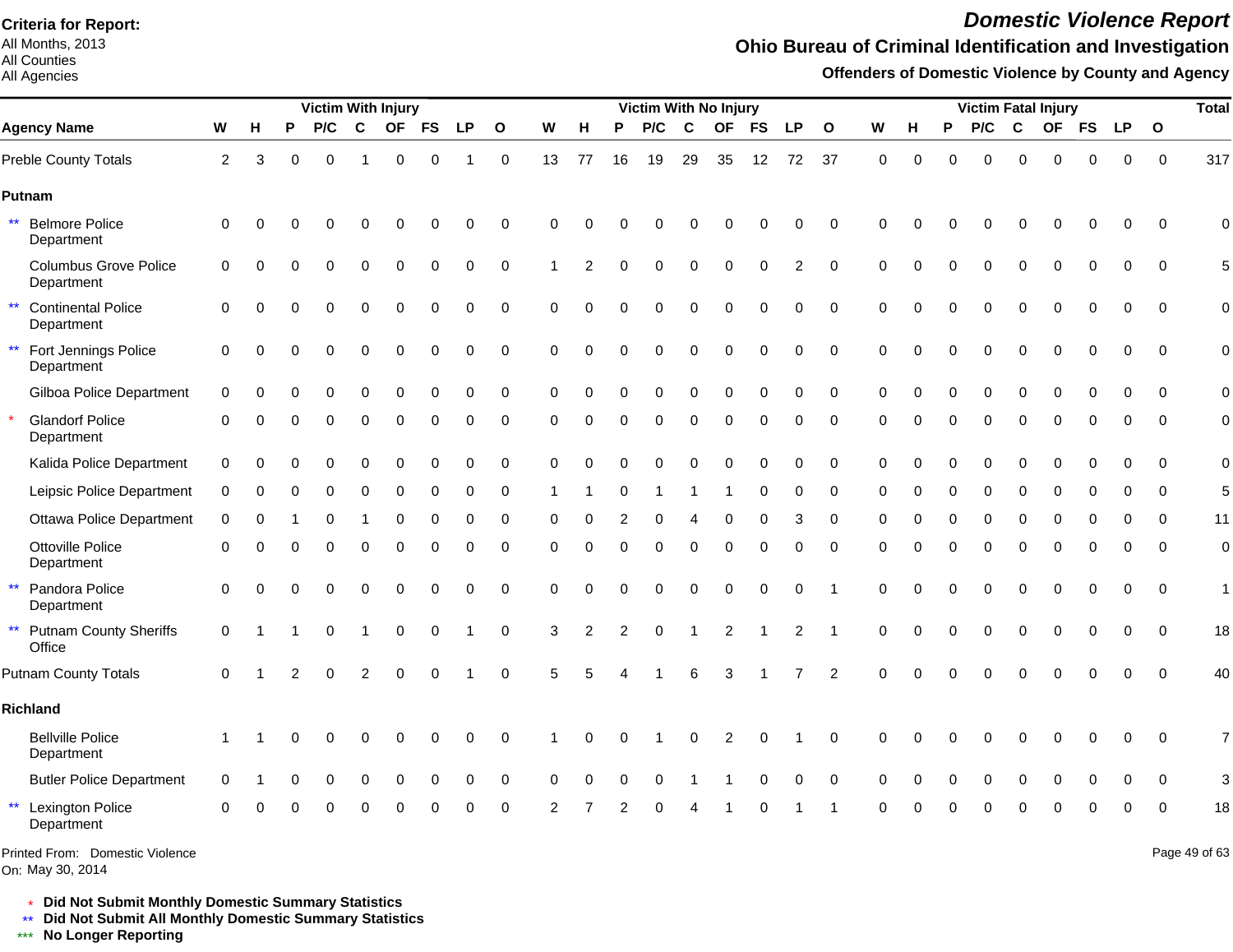**Criteria for Report:**
All Months, 2013
All Counties
All Agencies

# *Domestic Violence Report*

## Ohio Bureau of Criminal Identification and Investigation

### Offenders of Domestic Violence by County and Agency

| Agency Name | Victim With Injury | | | | | | | | | Victim With No Injury | | | | | | | | | Victim Fatal Injury | | | | | | | | | Total |
|---|---|---|---|---|---|---|---|---|---|---|---|---|---|---|---|---|---|---|---|---|---|---|---|---|---|---|---|---|
| | W | H | P | P/C | C | OF | FS | LP | O | W | H | P | P/C | C | OF | FS | LP | O | W | H | P | P/C | C | OF | FS | LP | O | |
| Preble County Totals | 2 | 3 | 0 | 0 | 1 | 0 | 0 | 1 | 0 | 13 | 77 | 16 | 19 | 29 | 35 | 12 | 72 | 37 | 0 | 0 | 0 | 0 | 0 | 0 | 0 | 0 | 0 | 317 |
| **Putnam** | | | | | | | | | | | | | | | | | | | | | | | | | | | | |
| ** Belmore Police Department | 0 | 0 | 0 | 0 | 0 | 0 | 0 | 0 | 0 | 0 | 0 | 0 | 0 | 0 | 0 | 0 | 0 | 0 | 0 | 0 | 0 | 0 | 0 | 0 | 0 | 0 | 0 | 0 |
| Columbus Grove Police Department | 0 | 0 | 0 | 0 | 0 | 0 | 0 | 0 | 0 | 1 | 2 | 0 | 0 | 0 | 0 | 0 | 2 | 0 | 0 | 0 | 0 | 0 | 0 | 0 | 0 | 0 | 0 | 5 |
| ** Continental Police Department | 0 | 0 | 0 | 0 | 0 | 0 | 0 | 0 | 0 | 0 | 0 | 0 | 0 | 0 | 0 | 0 | 0 | 0 | 0 | 0 | 0 | 0 | 0 | 0 | 0 | 0 | 0 | 0 |
| ** Fort Jennings Police Department | 0 | 0 | 0 | 0 | 0 | 0 | 0 | 0 | 0 | 0 | 0 | 0 | 0 | 0 | 0 | 0 | 0 | 0 | 0 | 0 | 0 | 0 | 0 | 0 | 0 | 0 | 0 | 0 |
| Gilboa Police Department | 0 | 0 | 0 | 0 | 0 | 0 | 0 | 0 | 0 | 0 | 0 | 0 | 0 | 0 | 0 | 0 | 0 | 0 | 0 | 0 | 0 | 0 | 0 | 0 | 0 | 0 | 0 | 0 |
| * Glandorf Police Department | 0 | 0 | 0 | 0 | 0 | 0 | 0 | 0 | 0 | 0 | 0 | 0 | 0 | 0 | 0 | 0 | 0 | 0 | 0 | 0 | 0 | 0 | 0 | 0 | 0 | 0 | 0 | 0 |
| Kalida Police Department | 0 | 0 | 0 | 0 | 0 | 0 | 0 | 0 | 0 | 0 | 0 | 0 | 0 | 0 | 0 | 0 | 0 | 0 | 0 | 0 | 0 | 0 | 0 | 0 | 0 | 0 | 0 | 0 |
| Leipsic Police Department | 0 | 0 | 0 | 0 | 0 | 0 | 0 | 0 | 0 | 1 | 1 | 0 | 1 | 1 | 1 | 0 | 0 | 0 | 0 | 0 | 0 | 0 | 0 | 0 | 0 | 0 | 0 | 5 |
| Ottawa Police Department | 0 | 0 | 1 | 0 | 1 | 0 | 0 | 0 | 0 | 0 | 0 | 2 | 0 | 4 | 0 | 0 | 3 | 0 | 0 | 0 | 0 | 0 | 0 | 0 | 0 | 0 | 0 | 11 |
| Ottoville Police Department | 0 | 0 | 0 | 0 | 0 | 0 | 0 | 0 | 0 | 0 | 0 | 0 | 0 | 0 | 0 | 0 | 0 | 0 | 0 | 0 | 0 | 0 | 0 | 0 | 0 | 0 | 0 | 0 |
| ** Pandora Police Department | 0 | 0 | 0 | 0 | 0 | 0 | 0 | 0 | 0 | 0 | 0 | 0 | 0 | 0 | 0 | 0 | 0 | 1 | 0 | 0 | 0 | 0 | 0 | 0 | 0 | 0 | 0 | 1 |
| ** Putnam County Sheriffs Office | 0 | 1 | 1 | 0 | 1 | 0 | 0 | 1 | 0 | 3 | 2 | 2 | 0 | 1 | 2 | 1 | 2 | 1 | 0 | 0 | 0 | 0 | 0 | 0 | 0 | 0 | 0 | 18 |
| Putnam County Totals | 0 | 1 | 2 | 0 | 2 | 0 | 0 | 1 | 0 | 5 | 5 | 4 | 1 | 6 | 3 | 1 | 7 | 2 | 0 | 0 | 0 | 0 | 0 | 0 | 0 | 0 | 0 | 40 |
| **Richland** | | | | | | | | | | | | | | | | | | | | | | | | | | | | |
| Bellville Police Department | 1 | 1 | 0 | 0 | 0 | 0 | 0 | 0 | 0 | 1 | 0 | 0 | 1 | 0 | 2 | 0 | 1 | 0 | 0 | 0 | 0 | 0 | 0 | 0 | 0 | 0 | 0 | 7 |
| Butler Police Department | 0 | 1 | 0 | 0 | 0 | 0 | 0 | 0 | 0 | 0 | 0 | 0 | 0 | 1 | 1 | 0 | 0 | 0 | 0 | 0 | 0 | 0 | 0 | 0 | 0 | 0 | 0 | 3 |
| ** Lexington Police Department | 0 | 0 | 0 | 0 | 0 | 0 | 0 | 0 | 0 | 2 | 7 | 2 | 0 | 4 | 1 | 0 | 1 | 1 | 0 | 0 | 0 | 0 | 0 | 0 | 0 | 0 | 0 | 18 |

Printed From: Domestic Violence
On: May 30, 2014

\* **Did Not Submit Monthly Domestic Summary Statistics**
\** **Did Not Submit All Monthly Domestic Summary Statistics**
\*** **No Longer Reporting**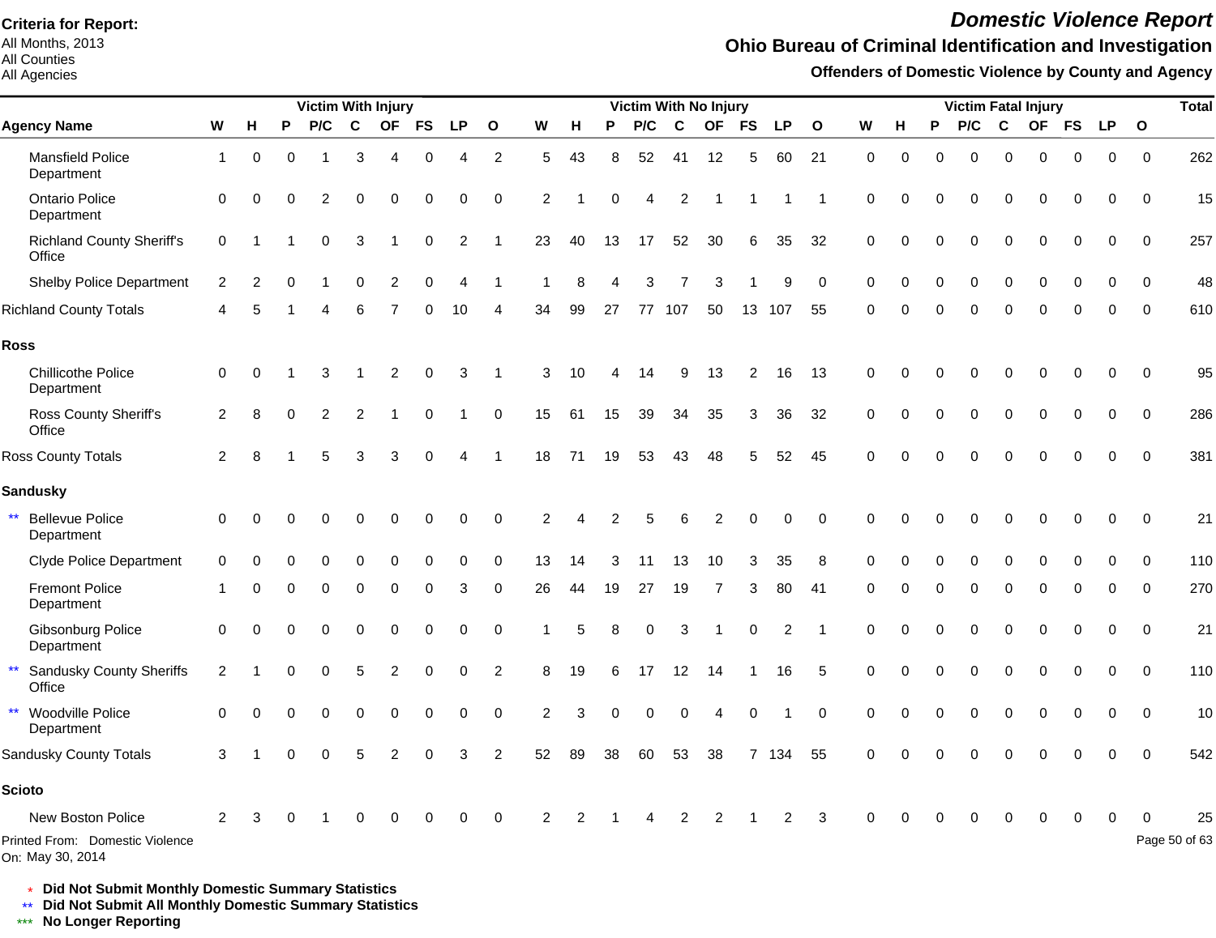**Criteria for Report:**
All Months, 2013
All Counties
All Agencies

# *Domestic Violence Report*

## Ohio Bureau of Criminal Identification and Investigation

### Offenders of Domestic Violence by County and Agency

| Agency Name | Victim With Injury | | | | | | | | | Victim With No Injury | | | | | | | | | Victim Fatal Injury | | | | | | | | | Total |
|---|---|---|---|---|---|---|---|---|---|---|---|---|---|---|---|---|---|---|---|---|---|---|---|---|---|---|---|---|
| | W | H | P | P/C | C | OF | FS | LP | O | W | H | P | P/C | C | OF | FS | LP | O | W | H | P | P/C | C | OF | FS | LP | O | |
| Mansfield Police Department | 1 | 0 | 0 | 1 | 3 | 4 | 0 | 4 | 2 | 5 | 43 | 8 | 52 | 41 | 12 | 5 | 60 | 21 | 0 | 0 | 0 | 0 | 0 | 0 | 0 | 0 | 0 | 262 |
| Ontario Police Department | 0 | 0 | 0 | 2 | 0 | 0 | 0 | 0 | 0 | 2 | 1 | 0 | 4 | 2 | 1 | 1 | 1 | 1 | 0 | 0 | 0 | 0 | 0 | 0 | 0 | 0 | 0 | 15 |
| Richland County Sheriff's Office | 0 | 1 | 1 | 0 | 3 | 1 | 0 | 2 | 1 | 23 | 40 | 13 | 17 | 52 | 30 | 6 | 35 | 32 | 0 | 0 | 0 | 0 | 0 | 0 | 0 | 0 | 0 | 257 |
| Shelby Police Department | 2 | 2 | 0 | 1 | 0 | 2 | 0 | 4 | 1 | 1 | 8 | 4 | 3 | 7 | 3 | 1 | 9 | 0 | 0 | 0 | 0 | 0 | 0 | 0 | 0 | 0 | 0 | 48 |
| Richland County Totals | 4 | 5 | 1 | 4 | 6 | 7 | 0 | 10 | 4 | 34 | 99 | 27 | 77 | 107 | 50 | 13 | 107 | 55 | 0 | 0 | 0 | 0 | 0 | 0 | 0 | 0 | 0 | 610 |
| **Ross** | | | | | | | | | | | | | | | | | | | | | | | | | | | | |
| Chillicothe Police Department | 0 | 0 | 1 | 3 | 1 | 2 | 0 | 3 | 1 | 3 | 10 | 4 | 14 | 9 | 13 | 2 | 16 | 13 | 0 | 0 | 0 | 0 | 0 | 0 | 0 | 0 | 0 | 95 |
| Ross County Sheriff's Office | 2 | 8 | 0 | 2 | 2 | 1 | 0 | 1 | 0 | 15 | 61 | 15 | 39 | 34 | 35 | 3 | 36 | 32 | 0 | 0 | 0 | 0 | 0 | 0 | 0 | 0 | 0 | 286 |
| Ross County Totals | 2 | 8 | 1 | 5 | 3 | 3 | 0 | 4 | 1 | 18 | 71 | 19 | 53 | 43 | 48 | 5 | 52 | 45 | 0 | 0 | 0 | 0 | 0 | 0 | 0 | 0 | 0 | 381 |
| **Sandusky** | | | | | | | | | | | | | | | | | | | | | | | | | | | | |
| ** Bellevue Police Department | 0 | 0 | 0 | 0 | 0 | 0 | 0 | 0 | 0 | 2 | 4 | 2 | 5 | 6 | 2 | 0 | 0 | 0 | 0 | 0 | 0 | 0 | 0 | 0 | 0 | 0 | 0 | 21 |
| Clyde Police Department | 0 | 0 | 0 | 0 | 0 | 0 | 0 | 0 | 0 | 13 | 14 | 3 | 11 | 13 | 10 | 3 | 35 | 8 | 0 | 0 | 0 | 0 | 0 | 0 | 0 | 0 | 0 | 110 |
| Fremont Police Department | 1 | 0 | 0 | 0 | 0 | 0 | 0 | 3 | 0 | 26 | 44 | 19 | 27 | 19 | 7 | 3 | 80 | 41 | 0 | 0 | 0 | 0 | 0 | 0 | 0 | 0 | 0 | 270 |
| Gibsonburg Police Department | 0 | 0 | 0 | 0 | 0 | 0 | 0 | 0 | 0 | 1 | 5 | 8 | 0 | 3 | 1 | 0 | 2 | 1 | 0 | 0 | 0 | 0 | 0 | 0 | 0 | 0 | 0 | 21 |
| ** Sandusky County Sheriffs Office | 2 | 1 | 0 | 0 | 5 | 2 | 0 | 0 | 2 | 8 | 19 | 6 | 17 | 12 | 14 | 1 | 16 | 5 | 0 | 0 | 0 | 0 | 0 | 0 | 0 | 0 | 0 | 110 |
| ** Woodville Police Department | 0 | 0 | 0 | 0 | 0 | 0 | 0 | 0 | 0 | 2 | 3 | 0 | 0 | 0 | 4 | 0 | 1 | 0 | 0 | 0 | 0 | 0 | 0 | 0 | 0 | 0 | 0 | 10 |
| Sandusky County Totals | 3 | 1 | 0 | 0 | 5 | 2 | 0 | 3 | 2 | 52 | 89 | 38 | 60 | 53 | 38 | 7 | 134 | 55 | 0 | 0 | 0 | 0 | 0 | 0 | 0 | 0 | 0 | 542 |
| **Scioto** | | | | | | | | | | | | | | | | | | | | | | | | | | | | |
| New Boston Police | 2 | 3 | 0 | 1 | 0 | 0 | 0 | 0 | 0 | 2 | 2 | 1 | 4 | 2 | 2 | 1 | 2 | 3 | 0 | 0 | 0 | 0 | 0 | 0 | 0 | 0 | 0 | 25 |

Printed From: Domestic Violence
On: May 30, 2014

\* **Did Not Submit Monthly Domestic Summary Statistics**
** **Did Not Submit All Monthly Domestic Summary Statistics**
*** **No Longer Reporting**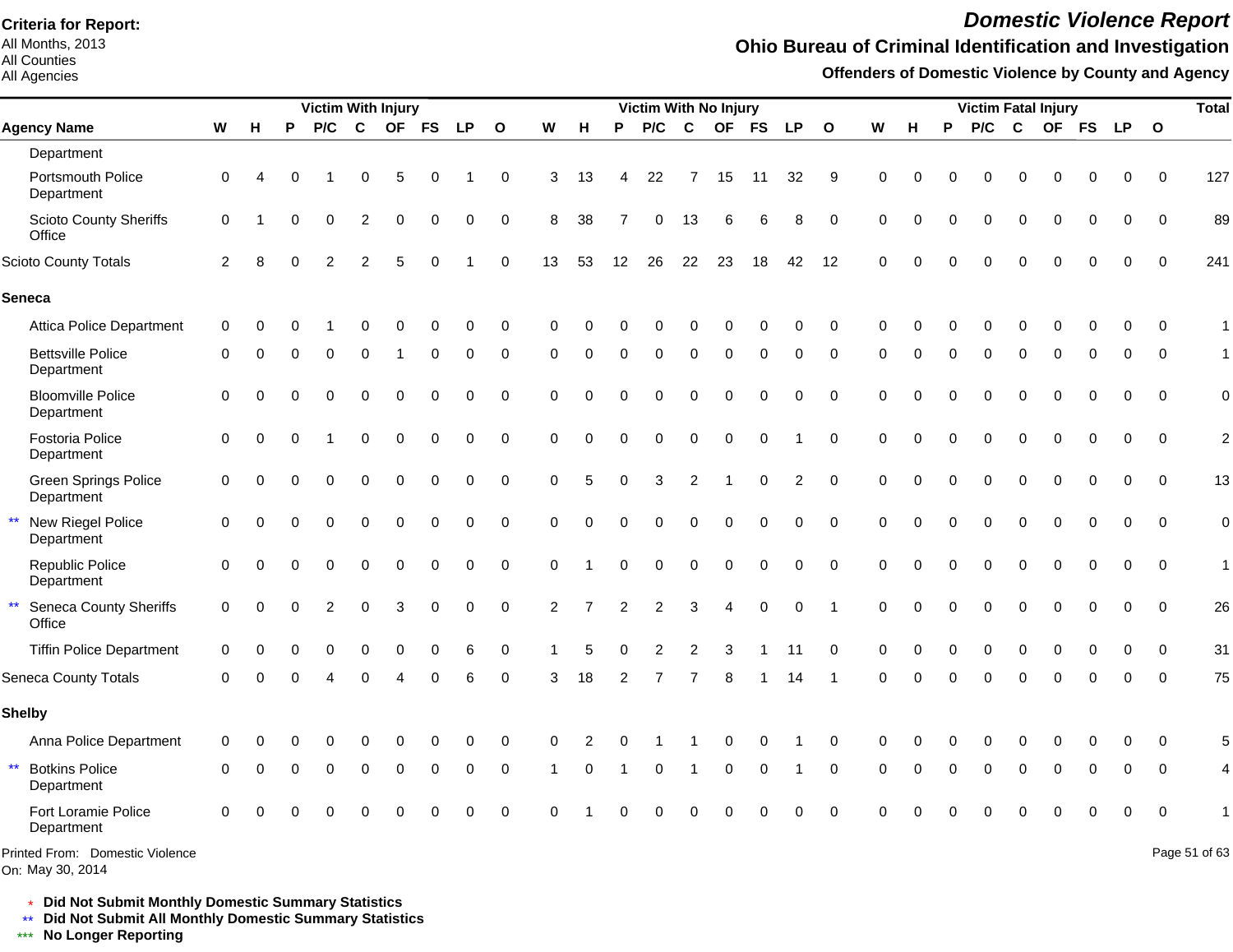**Criteria for Report:**
All Months, 2013
All Counties
All Agencies

# *Domestic Violence Report*

## Ohio Bureau of Criminal Identification and Investigation

### Offenders of Domestic Violence by County and Agency

| Agency Name | Victim With Injury | | | | | | | | | Victim With No Injury | | | | | | | | | Victim Fatal Injury | | | | | | | | | Total |
|---|---|---|---|---|---|---|---|---|---|---|---|---|---|---|---|---|---|---|---|---|---|---|---|---|---|---|---|---|
| | W | H | P | P/C | C | OF | FS | LP | O | W | H | P | P/C | C | OF | FS | LP | O | W | H | P | P/C | C | OF | FS | LP | O | |
| Department | | | | | | | | | | | | | | | | | | | | | | | | | | | | |
| Portsmouth Police Department | 0 | 4 | 0 | 1 | 0 | 5 | 0 | 1 | 0 | 3 | 13 | 4 | 22 | 7 | 15 | 11 | 32 | 9 | 0 | 0 | 0 | 0 | 0 | 0 | 0 | 0 | 0 | 127 |
| Scioto County Sheriffs Office | 0 | 1 | 0 | 0 | 2 | 0 | 0 | 0 | 0 | 8 | 38 | 7 | 0 | 13 | 6 | 6 | 8 | 0 | 0 | 0 | 0 | 0 | 0 | 0 | 0 | 0 | 0 | 89 |
| Scioto County Totals | 2 | 8 | 0 | 2 | 2 | 5 | 0 | 1 | 0 | 13 | 53 | 12 | 26 | 22 | 23 | 18 | 42 | 12 | 0 | 0 | 0 | 0 | 0 | 0 | 0 | 0 | 0 | 241 |
| **Seneca** | | | | | | | | | | | | | | | | | | | | | | | | | | | | |
| Attica Police Department | 0 | 0 | 0 | 1 | 0 | 0 | 0 | 0 | 0 | 0 | 0 | 0 | 0 | 0 | 0 | 0 | 0 | 0 | 0 | 0 | 0 | 0 | 0 | 0 | 0 | 0 | 0 | 1 |
| Bettsville Police Department | 0 | 0 | 0 | 0 | 0 | 1 | 0 | 0 | 0 | 0 | 0 | 0 | 0 | 0 | 0 | 0 | 0 | 0 | 0 | 0 | 0 | 0 | 0 | 0 | 0 | 0 | 0 | 1 |
| Bloomville Police Department | 0 | 0 | 0 | 0 | 0 | 0 | 0 | 0 | 0 | 0 | 0 | 0 | 0 | 0 | 0 | 0 | 0 | 0 | 0 | 0 | 0 | 0 | 0 | 0 | 0 | 0 | 0 | 0 |
| Fostoria Police Department | 0 | 0 | 0 | 1 | 0 | 0 | 0 | 0 | 0 | 0 | 0 | 0 | 0 | 0 | 0 | 0 | 1 | 0 | 0 | 0 | 0 | 0 | 0 | 0 | 0 | 0 | 0 | 2 |
| Green Springs Police Department | 0 | 0 | 0 | 0 | 0 | 0 | 0 | 0 | 0 | 0 | 5 | 0 | 3 | 2 | 1 | 0 | 2 | 0 | 0 | 0 | 0 | 0 | 0 | 0 | 0 | 0 | 0 | 13 |
| ** New Riegel Police Department | 0 | 0 | 0 | 0 | 0 | 0 | 0 | 0 | 0 | 0 | 0 | 0 | 0 | 0 | 0 | 0 | 0 | 0 | 0 | 0 | 0 | 0 | 0 | 0 | 0 | 0 | 0 | 0 |
| Republic Police Department | 0 | 0 | 0 | 0 | 0 | 0 | 0 | 0 | 0 | 0 | 1 | 0 | 0 | 0 | 0 | 0 | 0 | 0 | 0 | 0 | 0 | 0 | 0 | 0 | 0 | 0 | 0 | 1 |
| ** Seneca County Sheriffs Office | 0 | 0 | 0 | 2 | 0 | 3 | 0 | 0 | 0 | 2 | 7 | 2 | 2 | 3 | 4 | 0 | 0 | 1 | 0 | 0 | 0 | 0 | 0 | 0 | 0 | 0 | 0 | 26 |
| Tiffin Police Department | 0 | 0 | 0 | 0 | 0 | 0 | 0 | 6 | 0 | 1 | 5 | 0 | 2 | 2 | 3 | 1 | 11 | 0 | 0 | 0 | 0 | 0 | 0 | 0 | 0 | 0 | 0 | 31 |
| Seneca County Totals | 0 | 0 | 0 | 4 | 0 | 4 | 0 | 6 | 0 | 3 | 18 | 2 | 7 | 7 | 8 | 1 | 14 | 1 | 0 | 0 | 0 | 0 | 0 | 0 | 0 | 0 | 0 | 75 |
| **Shelby** | | | | | | | | | | | | | | | | | | | | | | | | | | | | |
| Anna Police Department | 0 | 0 | 0 | 0 | 0 | 0 | 0 | 0 | 0 | 0 | 2 | 0 | 1 | 1 | 0 | 0 | 1 | 0 | 0 | 0 | 0 | 0 | 0 | 0 | 0 | 0 | 0 | 5 |
| ** Botkins Police Department | 0 | 0 | 0 | 0 | 0 | 0 | 0 | 0 | 0 | 1 | 0 | 1 | 0 | 1 | 0 | 0 | 1 | 0 | 0 | 0 | 0 | 0 | 0 | 0 | 0 | 0 | 0 | 4 |
| Fort Loramie Police Department | 0 | 0 | 0 | 0 | 0 | 0 | 0 | 0 | 0 | 0 | 1 | 0 | 0 | 0 | 0 | 0 | 0 | 0 | 0 | 0 | 0 | 0 | 0 | 0 | 0 | 0 | 0 | 1 |

Printed From: Domestic Violence
On: May 30, 2014

\* **Did Not Submit Monthly Domestic Summary Statistics**
** **Did Not Submit All Monthly Domestic Summary Statistics**
*** **No Longer Reporting**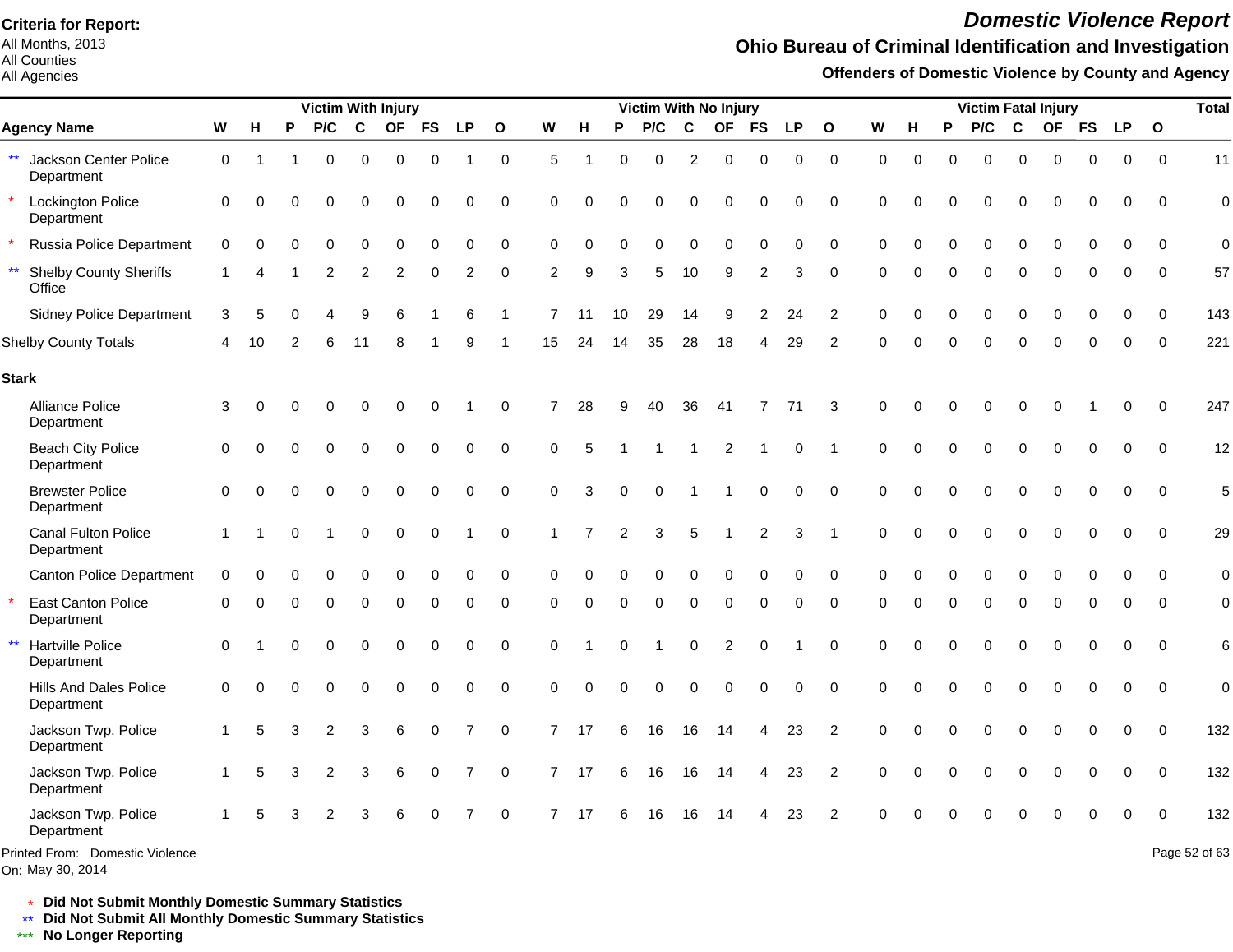**Criteria for Report:**
All Months, 2013
All Counties
All Agencies

# Domestic Violence Report

## Ohio Bureau of Criminal Identification and Investigation

### Offenders of Domestic Violence by County and Agency

| Agency Name | Victim With Injury | | | | | | | | | Victim With No Injury | | | | | | | | | Victim Fatal Injury | | | | | | | | | Total |
|---|---|---|---|---|---|---|---|---|---|---|---|---|---|---|---|---|---|---|---|---|---|---|---|---|---|---|---|---|
| | W | H | P | P/C | C | OF | FS | LP | O | W | H | P | P/C | C | OF | FS | LP | O | W | H | P | P/C | C | OF | FS | LP | O | |
| ** Jackson Center Police Department | 0 | 1 | 1 | 0 | 0 | 0 | 0 | 1 | 0 | 5 | 1 | 0 | 0 | 2 | 0 | 0 | 0 | 0 | 0 | 0 | 0 | 0 | 0 | 0 | 0 | 0 | 0 | 11 |
| * Lockington Police Department | 0 | 0 | 0 | 0 | 0 | 0 | 0 | 0 | 0 | 0 | 0 | 0 | 0 | 0 | 0 | 0 | 0 | 0 | 0 | 0 | 0 | 0 | 0 | 0 | 0 | 0 | 0 | 0 |
| * Russia Police Department | 0 | 0 | 0 | 0 | 0 | 0 | 0 | 0 | 0 | 0 | 0 | 0 | 0 | 0 | 0 | 0 | 0 | 0 | 0 | 0 | 0 | 0 | 0 | 0 | 0 | 0 | 0 | 0 |
| ** Shelby County Sheriffs Office | 1 | 4 | 1 | 2 | 2 | 2 | 0 | 2 | 0 | 2 | 9 | 3 | 5 | 10 | 9 | 2 | 3 | 0 | 0 | 0 | 0 | 0 | 0 | 0 | 0 | 0 | 0 | 57 |
| Sidney Police Department | 3 | 5 | 0 | 4 | 9 | 6 | 1 | 6 | 1 | 7 | 11 | 10 | 29 | 14 | 9 | 2 | 24 | 2 | 0 | 0 | 0 | 0 | 0 | 0 | 0 | 0 | 0 | 143 |
| Shelby County Totals | 4 | 10 | 2 | 6 | 11 | 8 | 1 | 9 | 1 | 15 | 24 | 14 | 35 | 28 | 18 | 4 | 29 | 2 | 0 | 0 | 0 | 0 | 0 | 0 | 0 | 0 | 0 | 221 |
| **Stark** | | | | | | | | | | | | | | | | | | | | | | | | | | | | |
| Alliance Police Department | 3 | 0 | 0 | 0 | 0 | 0 | 0 | 1 | 0 | 7 | 28 | 9 | 40 | 36 | 41 | 7 | 71 | 3 | 0 | 0 | 0 | 0 | 0 | 0 | 1 | 0 | 0 | 247 |
| Beach City Police Department | 0 | 0 | 0 | 0 | 0 | 0 | 0 | 0 | 0 | 0 | 5 | 1 | 1 | 1 | 2 | 1 | 0 | 1 | 0 | 0 | 0 | 0 | 0 | 0 | 0 | 0 | 0 | 12 |
| Brewster Police Department | 0 | 0 | 0 | 0 | 0 | 0 | 0 | 0 | 0 | 0 | 3 | 0 | 0 | 1 | 1 | 0 | 0 | 0 | 0 | 0 | 0 | 0 | 0 | 0 | 0 | 0 | 0 | 5 |
| Canal Fulton Police Department | 1 | 1 | 0 | 1 | 0 | 0 | 0 | 1 | 0 | 1 | 7 | 2 | 3 | 5 | 1 | 2 | 3 | 1 | 0 | 0 | 0 | 0 | 0 | 0 | 0 | 0 | 0 | 29 |
| Canton Police Department | 0 | 0 | 0 | 0 | 0 | 0 | 0 | 0 | 0 | 0 | 0 | 0 | 0 | 0 | 0 | 0 | 0 | 0 | 0 | 0 | 0 | 0 | 0 | 0 | 0 | 0 | 0 | 0 |
| * East Canton Police Department | 0 | 0 | 0 | 0 | 0 | 0 | 0 | 0 | 0 | 0 | 0 | 0 | 0 | 0 | 0 | 0 | 0 | 0 | 0 | 0 | 0 | 0 | 0 | 0 | 0 | 0 | 0 | 0 |
| ** Hartville Police Department | 0 | 1 | 0 | 0 | 0 | 0 | 0 | 0 | 0 | 0 | 1 | 0 | 1 | 0 | 2 | 0 | 1 | 0 | 0 | 0 | 0 | 0 | 0 | 0 | 0 | 0 | 0 | 6 |
| Hills And Dales Police Department | 0 | 0 | 0 | 0 | 0 | 0 | 0 | 0 | 0 | 0 | 0 | 0 | 0 | 0 | 0 | 0 | 0 | 0 | 0 | 0 | 0 | 0 | 0 | 0 | 0 | 0 | 0 | 0 |
| Jackson Twp. Police Department | 1 | 5 | 3 | 2 | 3 | 6 | 0 | 7 | 0 | 7 | 17 | 6 | 16 | 16 | 14 | 4 | 23 | 2 | 0 | 0 | 0 | 0 | 0 | 0 | 0 | 0 | 0 | 132 |
| Jackson Twp. Police Department | 1 | 5 | 3 | 2 | 3 | 6 | 0 | 7 | 0 | 7 | 17 | 6 | 16 | 16 | 14 | 4 | 23 | 2 | 0 | 0 | 0 | 0 | 0 | 0 | 0 | 0 | 0 | 132 |
| Jackson Twp. Police Department | 1 | 5 | 3 | 2 | 3 | 6 | 0 | 7 | 0 | 7 | 17 | 6 | 16 | 16 | 14 | 4 | 23 | 2 | 0 | 0 | 0 | 0 | 0 | 0 | 0 | 0 | 0 | 132 |

Printed From: Domestic Violence
On: May 30, 2014

\* **Did Not Submit Monthly Domestic Summary Statistics**
\** **Did Not Submit All Monthly Domestic Summary Statistics**
\*** **No Longer Reporting**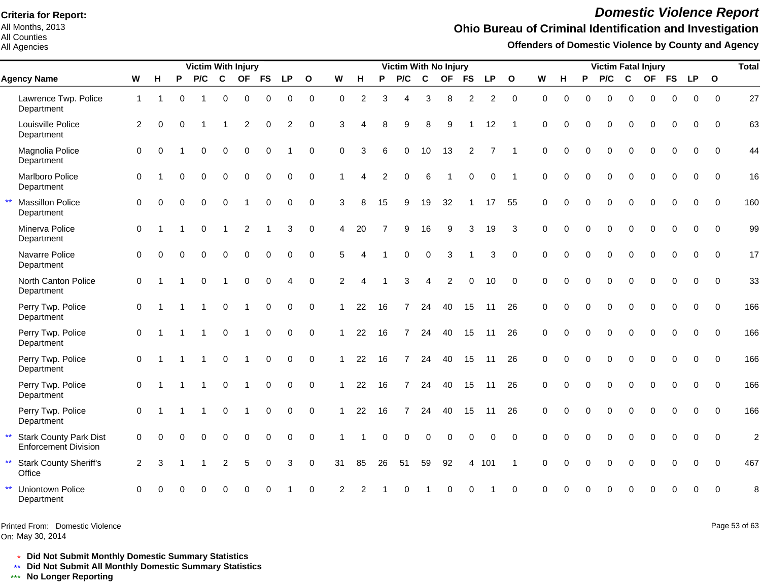**Criteria for Report:**
All Months, 2013
All Counties
All Agencies

# *Domestic Violence Report*

## Ohio Bureau of Criminal Identification and Investigation

### Offenders of Domestic Violence by County and Agency

| | Victim With Injury | | | | | | | | | Victim With No Injury | | | | | | | | | Victim Fatal Injury | | | | | | | | | Total |
|---|---|---|---|---|---|---|---|---|---|---|---|---|---|---|---|---|---|---|---|---|---|---|---|---|---|---|---|---|
| **Agency Name** | **W** | **H** | **P** | **P/C** | **C** | **OF** | **FS** | **LP** | **O** | **W** | **H** | **P** | **P/C** | **C** | **OF** | **FS** | **LP** | **O** | **W** | **H** | **P** | **P/C** | **C** | **OF** | **FS** | **LP** | **O** | |
| Lawrence Twp. Police Department | 1 | 1 | 0 | 1 | 0 | 0 | 0 | 0 | 0 | 0 | 2 | 3 | 4 | 3 | 8 | 2 | 2 | 0 | 0 | 0 | 0 | 0 | 0 | 0 | 0 | 0 | 0 | 27 |
| Louisville Police Department | 2 | 0 | 0 | 1 | 1 | 2 | 0 | 2 | 0 | 3 | 4 | 8 | 9 | 8 | 9 | 1 | 12 | 1 | 0 | 0 | 0 | 0 | 0 | 0 | 0 | 0 | 0 | 63 |
| Magnolia Police Department | 0 | 0 | 1 | 0 | 0 | 0 | 0 | 1 | 0 | 0 | 3 | 6 | 0 | 10 | 13 | 2 | 7 | 1 | 0 | 0 | 0 | 0 | 0 | 0 | 0 | 0 | 0 | 44 |
| Marlboro Police Department | 0 | 1 | 0 | 0 | 0 | 0 | 0 | 0 | 0 | 1 | 4 | 2 | 0 | 6 | 1 | 0 | 0 | 1 | 0 | 0 | 0 | 0 | 0 | 0 | 0 | 0 | 0 | 16 |
| ** Massillon Police Department | 0 | 0 | 0 | 0 | 0 | 1 | 0 | 0 | 0 | 3 | 8 | 15 | 9 | 19 | 32 | 1 | 17 | 55 | 0 | 0 | 0 | 0 | 0 | 0 | 0 | 0 | 0 | 160 |
| Minerva Police Department | 0 | 1 | 1 | 0 | 1 | 2 | 1 | 3 | 0 | 4 | 20 | 7 | 9 | 16 | 9 | 3 | 19 | 3 | 0 | 0 | 0 | 0 | 0 | 0 | 0 | 0 | 0 | 99 |
| Navarre Police Department | 0 | 0 | 0 | 0 | 0 | 0 | 0 | 0 | 0 | 5 | 4 | 1 | 0 | 0 | 3 | 1 | 3 | 0 | 0 | 0 | 0 | 0 | 0 | 0 | 0 | 0 | 0 | 17 |
| North Canton Police Department | 0 | 1 | 1 | 0 | 1 | 0 | 0 | 4 | 0 | 2 | 4 | 1 | 3 | 4 | 2 | 0 | 10 | 0 | 0 | 0 | 0 | 0 | 0 | 0 | 0 | 0 | 0 | 33 |
| Perry Twp. Police Department | 0 | 1 | 1 | 1 | 0 | 1 | 0 | 0 | 0 | 1 | 22 | 16 | 7 | 24 | 40 | 15 | 11 | 26 | 0 | 0 | 0 | 0 | 0 | 0 | 0 | 0 | 0 | 166 |
| Perry Twp. Police Department | 0 | 1 | 1 | 1 | 0 | 1 | 0 | 0 | 0 | 1 | 22 | 16 | 7 | 24 | 40 | 15 | 11 | 26 | 0 | 0 | 0 | 0 | 0 | 0 | 0 | 0 | 0 | 166 |
| Perry Twp. Police Department | 0 | 1 | 1 | 1 | 0 | 1 | 0 | 0 | 0 | 1 | 22 | 16 | 7 | 24 | 40 | 15 | 11 | 26 | 0 | 0 | 0 | 0 | 0 | 0 | 0 | 0 | 0 | 166 |
| Perry Twp. Police Department | 0 | 1 | 1 | 1 | 0 | 1 | 0 | 0 | 0 | 1 | 22 | 16 | 7 | 24 | 40 | 15 | 11 | 26 | 0 | 0 | 0 | 0 | 0 | 0 | 0 | 0 | 0 | 166 |
| Perry Twp. Police Department | 0 | 1 | 1 | 1 | 0 | 1 | 0 | 0 | 0 | 1 | 22 | 16 | 7 | 24 | 40 | 15 | 11 | 26 | 0 | 0 | 0 | 0 | 0 | 0 | 0 | 0 | 0 | 166 |
| ** Stark County Park Dist Enforcement Division | 0 | 0 | 0 | 0 | 0 | 0 | 0 | 0 | 0 | 1 | 1 | 0 | 0 | 0 | 0 | 0 | 0 | 0 | 0 | 0 | 0 | 0 | 0 | 0 | 0 | 0 | 0 | 2 |
| ** Stark County Sheriff's Office | 2 | 3 | 1 | 1 | 2 | 5 | 0 | 3 | 0 | 31 | 85 | 26 | 51 | 59 | 92 | 4 | 101 | 1 | 0 | 0 | 0 | 0 | 0 | 0 | 0 | 0 | 0 | 467 |
| ** Uniontown Police Department | 0 | 0 | 0 | 0 | 0 | 0 | 0 | 1 | 0 | 2 | 2 | 1 | 0 | 1 | 0 | 0 | 1 | 0 | 0 | 0 | 0 | 0 | 0 | 0 | 0 | 0 | 0 | 8 |

Printed From: Domestic Violence
On: May 30, 2014

\* **Did Not Submit Monthly Domestic Summary Statistics**
\** **Did Not Submit All Monthly Domestic Summary Statistics**
\*** **No Longer Reporting**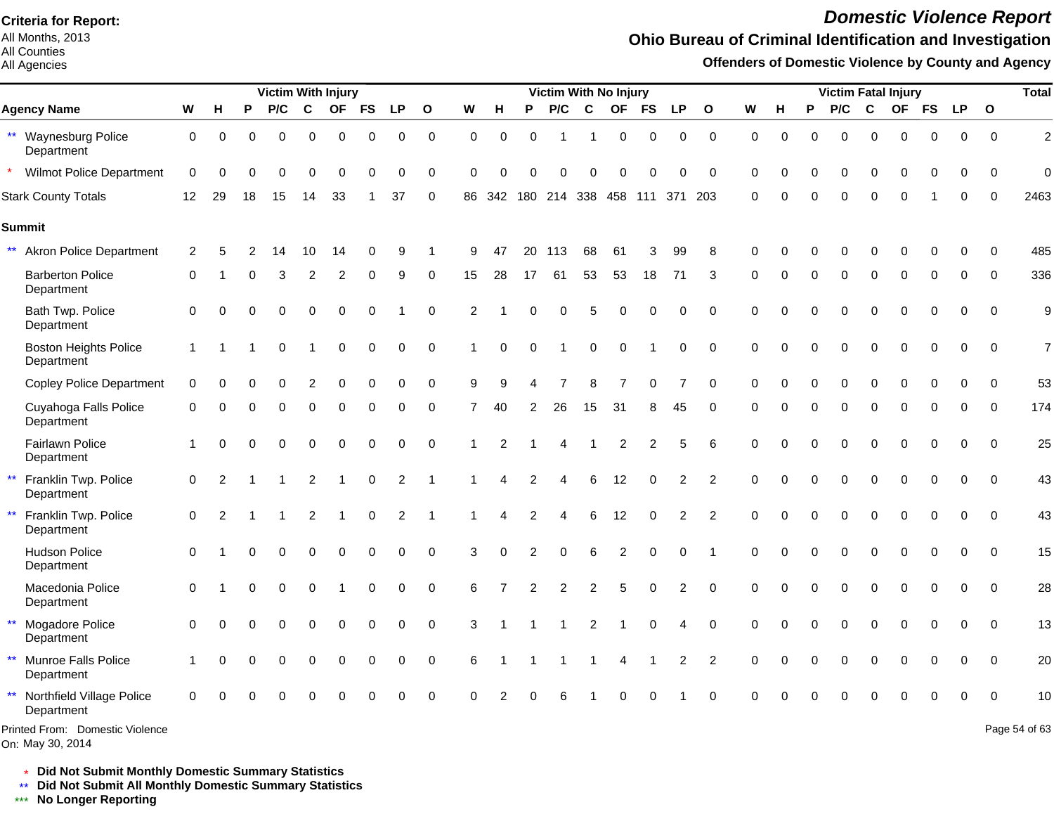**Criteria for Report:**
All Months, 2013
All Counties
All Agencies

# *Domestic Violence Report*

## Ohio Bureau of Criminal Identification and Investigation

### Offenders of Domestic Violence by County and Agency

| Agency Name | Victim With Injury | | | | | | | | | Victim With No Injury | | | | | | | | | Victim Fatal Injury | | | | | | | | | Total |
|---|---|---|---|---|---|---|---|---|---|---|---|---|---|---|---|---|---|---|---|---|---|---|---|---|---|---|---|---|
| | W | H | P | P/C | C | OF | FS | LP | O | W | H | P | P/C | C | OF | FS | LP | O | W | H | P | P/C | C | OF | FS | LP | O | |
| ** Waynesburg Police Department | 0 | 0 | 0 | 0 | 0 | 0 | 0 | 0 | 0 | 0 | 0 | 0 | 1 | 1 | 0 | 0 | 0 | 0 | 0 | 0 | 0 | 0 | 0 | 0 | 0 | 0 | 0 | 2 |
| * Wilmot Police Department | 0 | 0 | 0 | 0 | 0 | 0 | 0 | 0 | 0 | 0 | 0 | 0 | 0 | 0 | 0 | 0 | 0 | 0 | 0 | 0 | 0 | 0 | 0 | 0 | 0 | 0 | 0 | 0 |
| Stark County Totals | 12 | 29 | 18 | 15 | 14 | 33 | 1 | 37 | 0 | 86 | 342 | 180 | 214 | 338 | 458 | 111 | 371 | 203 | 0 | 0 | 0 | 0 | 0 | 0 | 1 | 0 | 0 | 2463 |
| **Summit** | | | | | | | | | | | | | | | | | | | | | | | | | | | | |
| ** Akron Police Department | 2 | 5 | 2 | 14 | 10 | 14 | 0 | 9 | 1 | 9 | 47 | 20 | 113 | 68 | 61 | 3 | 99 | 8 | 0 | 0 | 0 | 0 | 0 | 0 | 0 | 0 | 0 | 485 |
| Barberton Police Department | 0 | 1 | 0 | 3 | 2 | 2 | 0 | 9 | 0 | 15 | 28 | 17 | 61 | 53 | 53 | 18 | 71 | 3 | 0 | 0 | 0 | 0 | 0 | 0 | 0 | 0 | 0 | 336 |
| Bath Twp. Police Department | 0 | 0 | 0 | 0 | 0 | 0 | 0 | 1 | 0 | 2 | 1 | 0 | 0 | 5 | 0 | 0 | 0 | 0 | 0 | 0 | 0 | 0 | 0 | 0 | 0 | 0 | 0 | 9 |
| Boston Heights Police Department | 1 | 1 | 1 | 0 | 1 | 0 | 0 | 0 | 0 | 1 | 0 | 0 | 1 | 0 | 0 | 1 | 0 | 0 | 0 | 0 | 0 | 0 | 0 | 0 | 0 | 0 | 0 | 7 |
| Copley Police Department | 0 | 0 | 0 | 0 | 2 | 0 | 0 | 0 | 0 | 9 | 9 | 4 | 7 | 8 | 7 | 0 | 7 | 0 | 0 | 0 | 0 | 0 | 0 | 0 | 0 | 0 | 0 | 53 |
| Cuyahoga Falls Police Department | 0 | 0 | 0 | 0 | 0 | 0 | 0 | 0 | 0 | 7 | 40 | 2 | 26 | 15 | 31 | 8 | 45 | 0 | 0 | 0 | 0 | 0 | 0 | 0 | 0 | 0 | 0 | 174 |
| Fairlawn Police Department | 1 | 0 | 0 | 0 | 0 | 0 | 0 | 0 | 0 | 1 | 2 | 1 | 4 | 1 | 2 | 2 | 5 | 6 | 0 | 0 | 0 | 0 | 0 | 0 | 0 | 0 | 0 | 25 |
| ** Franklin Twp. Police Department | 0 | 2 | 1 | 1 | 2 | 1 | 0 | 2 | 1 | 1 | 4 | 2 | 4 | 6 | 12 | 0 | 2 | 2 | 0 | 0 | 0 | 0 | 0 | 0 | 0 | 0 | 0 | 43 |
| ** Franklin Twp. Police Department | 0 | 2 | 1 | 1 | 2 | 1 | 0 | 2 | 1 | 1 | 4 | 2 | 4 | 6 | 12 | 0 | 2 | 2 | 0 | 0 | 0 | 0 | 0 | 0 | 0 | 0 | 0 | 43 |
| Hudson Police Department | 0 | 1 | 0 | 0 | 0 | 0 | 0 | 0 | 0 | 3 | 0 | 2 | 0 | 6 | 2 | 0 | 0 | 1 | 0 | 0 | 0 | 0 | 0 | 0 | 0 | 0 | 0 | 15 |
| Macedonia Police Department | 0 | 1 | 0 | 0 | 0 | 1 | 0 | 0 | 0 | 6 | 7 | 2 | 2 | 2 | 5 | 0 | 2 | 0 | 0 | 0 | 0 | 0 | 0 | 0 | 0 | 0 | 0 | 28 |
| ** Mogadore Police Department | 0 | 0 | 0 | 0 | 0 | 0 | 0 | 0 | 0 | 3 | 1 | 1 | 1 | 2 | 1 | 0 | 4 | 0 | 0 | 0 | 0 | 0 | 0 | 0 | 0 | 0 | 0 | 13 |
| ** Munroe Falls Police Department | 1 | 0 | 0 | 0 | 0 | 0 | 0 | 0 | 0 | 6 | 1 | 1 | 1 | 1 | 4 | 1 | 2 | 2 | 0 | 0 | 0 | 0 | 0 | 0 | 0 | 0 | 0 | 20 |
| ** Northfield Village Police Department | 0 | 0 | 0 | 0 | 0 | 0 | 0 | 0 | 0 | 0 | 2 | 0 | 6 | 1 | 0 | 0 | 1 | 0 | 0 | 0 | 0 | 0 | 0 | 0 | 0 | 0 | 0 | 10 |

Printed From: Domestic Violence
On: May 30, 2014

\* **Did Not Submit Monthly Domestic Summary Statistics**
\*\* **Did Not Submit All Monthly Domestic Summary Statistics**
\*\*\* **No Longer Reporting**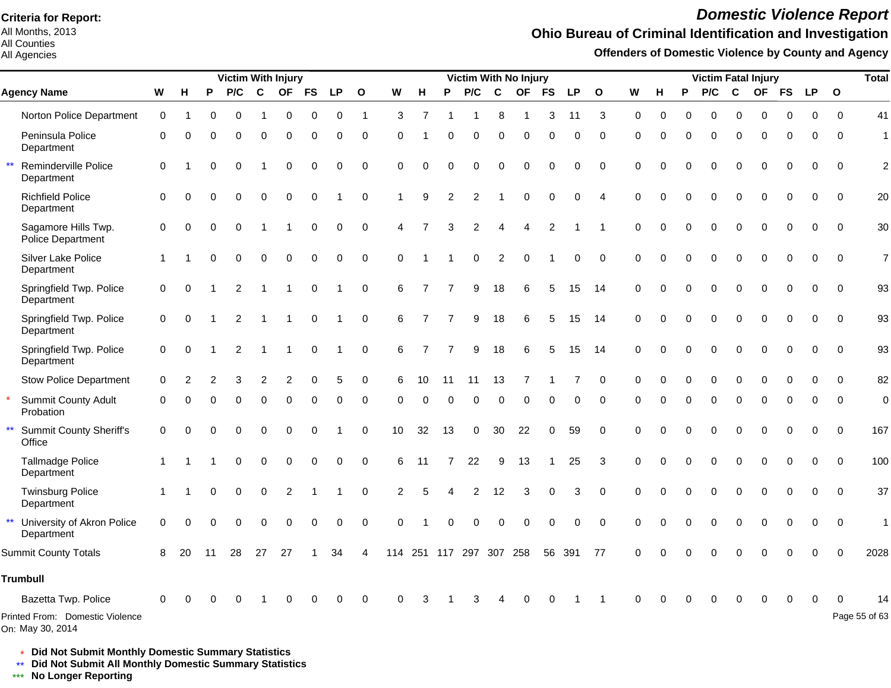**Criteria for Report:**
All Months, 2013
All Counties
All Agencies

# Domestic Violence Report

## Ohio Bureau of Criminal Identification and Investigation

### Offenders of Domestic Violence by County and Agency

| | Agency Name | Victim With Injury | | | | | | | | | Victim With No Injury | | | | | | | | | Victim Fatal Injury | | | | | | | | | Total |
|---|---|---|---|---|---|---|---|---|---|---|---|---|---|---|---|---|---|---|---|---|---|---|---|---|---|---|---|---|---|
| | | W | H | P | P/C | C | OF | FS | LP | O | W | H | P | P/C | C | OF | FS | LP | O | W | H | P | P/C | C | OF | FS | LP | O | |
| | Norton Police Department | 0 | 1 | 0 | 0 | 1 | 0 | 0 | 0 | 1 | 3 | 7 | 1 | 1 | 8 | 1 | 3 | 11 | 3 | 0 | 0 | 0 | 0 | 0 | 0 | 0 | 0 | 0 | 41 |
| | Peninsula Police Department | 0 | 0 | 0 | 0 | 0 | 0 | 0 | 0 | 0 | 0 | 1 | 0 | 0 | 0 | 0 | 0 | 0 | 0 | 0 | 0 | 0 | 0 | 0 | 0 | 0 | 0 | 0 | 1 |
| ** | Reminderville Police Department | 0 | 1 | 0 | 0 | 1 | 0 | 0 | 0 | 0 | 0 | 0 | 0 | 0 | 0 | 0 | 0 | 0 | 0 | 0 | 0 | 0 | 0 | 0 | 0 | 0 | 0 | 0 | 2 |
| | Richfield Police Department | 0 | 0 | 0 | 0 | 0 | 0 | 0 | 1 | 0 | 1 | 9 | 2 | 2 | 1 | 0 | 0 | 0 | 4 | 0 | 0 | 0 | 0 | 0 | 0 | 0 | 0 | 0 | 20 |
| | Sagamore Hills Twp. Police Department | 0 | 0 | 0 | 0 | 1 | 1 | 0 | 0 | 0 | 4 | 7 | 3 | 2 | 4 | 4 | 2 | 1 | 1 | 0 | 0 | 0 | 0 | 0 | 0 | 0 | 0 | 0 | 30 |
| | Silver Lake Police Department | 1 | 1 | 0 | 0 | 0 | 0 | 0 | 0 | 0 | 0 | 1 | 1 | 0 | 2 | 0 | 1 | 0 | 0 | 0 | 0 | 0 | 0 | 0 | 0 | 0 | 0 | 0 | 7 |
| | Springfield Twp. Police Department | 0 | 0 | 1 | 2 | 1 | 1 | 0 | 1 | 0 | 6 | 7 | 7 | 9 | 18 | 6 | 5 | 15 | 14 | 0 | 0 | 0 | 0 | 0 | 0 | 0 | 0 | 0 | 93 |
| | Springfield Twp. Police Department | 0 | 0 | 1 | 2 | 1 | 1 | 0 | 1 | 0 | 6 | 7 | 7 | 9 | 18 | 6 | 5 | 15 | 14 | 0 | 0 | 0 | 0 | 0 | 0 | 0 | 0 | 0 | 93 |
| | Springfield Twp. Police Department | 0 | 0 | 1 | 2 | 1 | 1 | 0 | 1 | 0 | 6 | 7 | 7 | 9 | 18 | 6 | 5 | 15 | 14 | 0 | 0 | 0 | 0 | 0 | 0 | 0 | 0 | 0 | 93 |
| | Stow Police Department | 0 | 2 | 2 | 3 | 2 | 2 | 0 | 5 | 0 | 6 | 10 | 11 | 11 | 13 | 7 | 1 | 7 | 0 | 0 | 0 | 0 | 0 | 0 | 0 | 0 | 0 | 0 | 82 |
| * | Summit County Adult Probation | 0 | 0 | 0 | 0 | 0 | 0 | 0 | 0 | 0 | 0 | 0 | 0 | 0 | 0 | 0 | 0 | 0 | 0 | 0 | 0 | 0 | 0 | 0 | 0 | 0 | 0 | 0 | 0 |
| ** | Summit County Sheriff's Office | 0 | 0 | 0 | 0 | 0 | 0 | 0 | 1 | 0 | 10 | 32 | 13 | 0 | 30 | 22 | 0 | 59 | 0 | 0 | 0 | 0 | 0 | 0 | 0 | 0 | 0 | 0 | 167 |
| | Tallmadge Police Department | 1 | 1 | 1 | 0 | 0 | 0 | 0 | 0 | 0 | 6 | 11 | 7 | 22 | 9 | 13 | 1 | 25 | 3 | 0 | 0 | 0 | 0 | 0 | 0 | 0 | 0 | 0 | 100 |
| | Twinsburg Police Department | 1 | 1 | 0 | 0 | 0 | 2 | 1 | 1 | 0 | 2 | 5 | 4 | 2 | 12 | 3 | 0 | 3 | 0 | 0 | 0 | 0 | 0 | 0 | 0 | 0 | 0 | 0 | 37 |
| ** | University of Akron Police Department | 0 | 0 | 0 | 0 | 0 | 0 | 0 | 0 | 0 | 0 | 1 | 0 | 0 | 0 | 0 | 0 | 0 | 0 | 0 | 0 | 0 | 0 | 0 | 0 | 0 | 0 | 0 | 1 |
| | Summit County Totals | 8 | 20 | 11 | 28 | 27 | 27 | 1 | 34 | 4 | 114 | 251 | 117 | 297 | 307 | 258 | 56 | 391 | 77 | 0 | 0 | 0 | 0 | 0 | 0 | 0 | 0 | 0 | 2028 |
| | **Trumbull** | | | | | | | | | | | | | | | | | | | | | | | | | | | | |
| | Bazetta Twp. Police | 0 | 0 | 0 | 0 | 1 | 0 | 0 | 0 | 0 | 0 | 3 | 1 | 3 | 4 | 0 | 0 | 1 | 1 | 0 | 0 | 0 | 0 | 0 | 0 | 0 | 0 | 0 | 14 |

Printed From: Domestic Violence
On: May 30, 2014

\* **Did Not Submit Monthly Domestic Summary Statistics**
** **Did Not Submit All Monthly Domestic Summary Statistics**
*** **No Longer Reporting**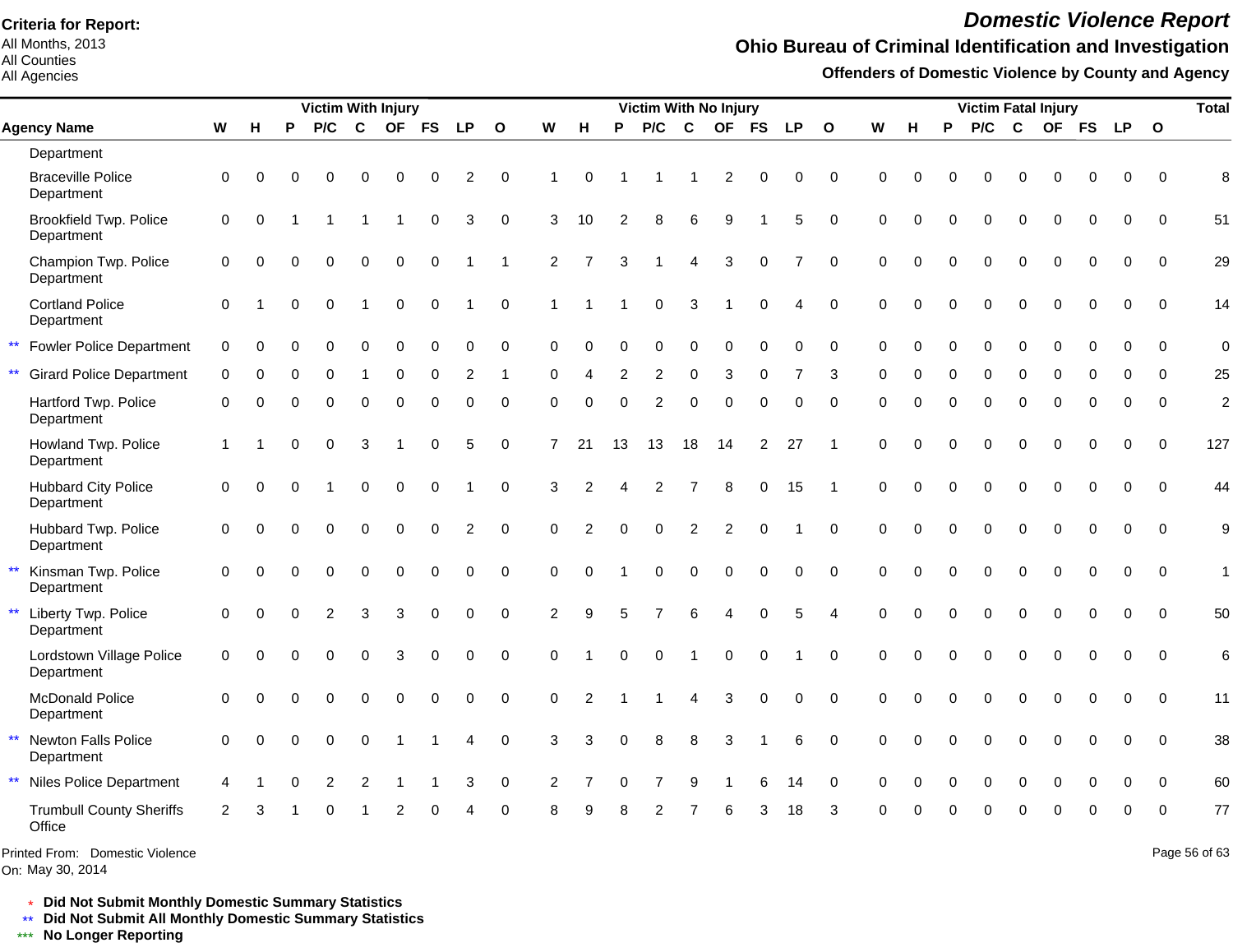**Criteria for Report:**
All Months, 2013
All Counties
All Agencies

# Domestic Violence Report

## Ohio Bureau of Criminal Identification and Investigation

### Offenders of Domestic Violence by County and Agency

| | Agency Name | Victim With Injury | | | | | | | | | Victim With No Injury | | | | | | | | | Victim Fatal Injury | | | | | | | | | Total |
|---|---|---|---|---|---|---|---|---|---|---|---|---|---|---|---|---|---|---|---|---|---|---|---|---|---|---|---|---|---|
| | | W | H | P | P/C | C | OF | FS | LP | O | W | H | P | P/C | C | OF | FS | LP | O | W | H | P | P/C | C | OF | FS | LP | O | |
| | Department | | | | | | | | | | | | | | | | | | | | | | | | | | | | |
| | Braceville Police Department | 0 | 0 | 0 | 0 | 0 | 0 | 0 | 2 | 0 | 1 | 0 | 1 | 1 | 1 | 2 | 0 | 0 | 0 | 0 | 0 | 0 | 0 | 0 | 0 | 0 | 0 | 0 | 8 |
| | Brookfield Twp. Police Department | 0 | 0 | 1 | 1 | 1 | 1 | 0 | 3 | 0 | 3 | 10 | 2 | 8 | 6 | 9 | 1 | 5 | 0 | 0 | 0 | 0 | 0 | 0 | 0 | 0 | 0 | 0 | 51 |
| | Champion Twp. Police Department | 0 | 0 | 0 | 0 | 0 | 0 | 0 | 1 | 1 | 2 | 7 | 3 | 1 | 4 | 3 | 0 | 7 | 0 | 0 | 0 | 0 | 0 | 0 | 0 | 0 | 0 | 0 | 29 |
| | Cortland Police Department | 0 | 1 | 0 | 0 | 1 | 0 | 0 | 1 | 0 | 1 | 1 | 1 | 0 | 3 | 1 | 0 | 4 | 0 | 0 | 0 | 0 | 0 | 0 | 0 | 0 | 0 | 0 | 14 |
| ** | Fowler Police Department | 0 | 0 | 0 | 0 | 0 | 0 | 0 | 0 | 0 | 0 | 0 | 0 | 0 | 0 | 0 | 0 | 0 | 0 | 0 | 0 | 0 | 0 | 0 | 0 | 0 | 0 | 0 | 0 |
| ** | Girard Police Department | 0 | 0 | 0 | 0 | 1 | 0 | 0 | 2 | 1 | 0 | 4 | 2 | 2 | 0 | 3 | 0 | 7 | 3 | 0 | 0 | 0 | 0 | 0 | 0 | 0 | 0 | 0 | 25 |
| | Hartford Twp. Police Department | 0 | 0 | 0 | 0 | 0 | 0 | 0 | 0 | 0 | 0 | 0 | 0 | 2 | 0 | 0 | 0 | 0 | 0 | 0 | 0 | 0 | 0 | 0 | 0 | 0 | 0 | 0 | 2 |
| | Howland Twp. Police Department | 1 | 1 | 0 | 0 | 3 | 1 | 0 | 5 | 0 | 7 | 21 | 13 | 13 | 18 | 14 | 2 | 27 | 1 | 0 | 0 | 0 | 0 | 0 | 0 | 0 | 0 | 0 | 127 |
| | Hubbard City Police Department | 0 | 0 | 0 | 1 | 0 | 0 | 0 | 1 | 0 | 3 | 2 | 4 | 2 | 7 | 8 | 0 | 15 | 1 | 0 | 0 | 0 | 0 | 0 | 0 | 0 | 0 | 0 | 44 |
| | Hubbard Twp. Police Department | 0 | 0 | 0 | 0 | 0 | 0 | 0 | 2 | 0 | 0 | 2 | 0 | 0 | 2 | 2 | 0 | 1 | 0 | 0 | 0 | 0 | 0 | 0 | 0 | 0 | 0 | 0 | 9 |
| ** | Kinsman Twp. Police Department | 0 | 0 | 0 | 0 | 0 | 0 | 0 | 0 | 0 | 0 | 0 | 1 | 0 | 0 | 0 | 0 | 0 | 0 | 0 | 0 | 0 | 0 | 0 | 0 | 0 | 0 | 0 | 1 |
| ** | Liberty Twp. Police Department | 0 | 0 | 0 | 2 | 3 | 3 | 0 | 0 | 0 | 2 | 9 | 5 | 7 | 6 | 4 | 0 | 5 | 4 | 0 | 0 | 0 | 0 | 0 | 0 | 0 | 0 | 0 | 50 |
| | Lordstown Village Police Department | 0 | 0 | 0 | 0 | 0 | 3 | 0 | 0 | 0 | 0 | 1 | 0 | 0 | 1 | 0 | 0 | 1 | 0 | 0 | 0 | 0 | 0 | 0 | 0 | 0 | 0 | 0 | 6 |
| | McDonald Police Department | 0 | 0 | 0 | 0 | 0 | 0 | 0 | 0 | 0 | 0 | 2 | 1 | 1 | 4 | 3 | 0 | 0 | 0 | 0 | 0 | 0 | 0 | 0 | 0 | 0 | 0 | 0 | 11 |
| ** | Newton Falls Police Department | 0 | 0 | 0 | 0 | 0 | 1 | 1 | 4 | 0 | 3 | 3 | 0 | 8 | 8 | 3 | 1 | 6 | 0 | 0 | 0 | 0 | 0 | 0 | 0 | 0 | 0 | 0 | 38 |
| ** | Niles Police Department | 4 | 1 | 0 | 2 | 2 | 1 | 1 | 3 | 0 | 2 | 7 | 0 | 7 | 9 | 1 | 6 | 14 | 0 | 0 | 0 | 0 | 0 | 0 | 0 | 0 | 0 | 0 | 60 |
| | Trumbull County Sheriffs Office | 2 | 3 | 1 | 0 | 1 | 2 | 0 | 4 | 0 | 8 | 9 | 8 | 2 | 7 | 6 | 3 | 18 | 3 | 0 | 0 | 0 | 0 | 0 | 0 | 0 | 0 | 0 | 77 |

Printed From: Domestic Violence
On: May 30, 2014

\* Did Not Submit Monthly Domestic Summary Statistics
** Did Not Submit All Monthly Domestic Summary Statistics
*** No Longer Reporting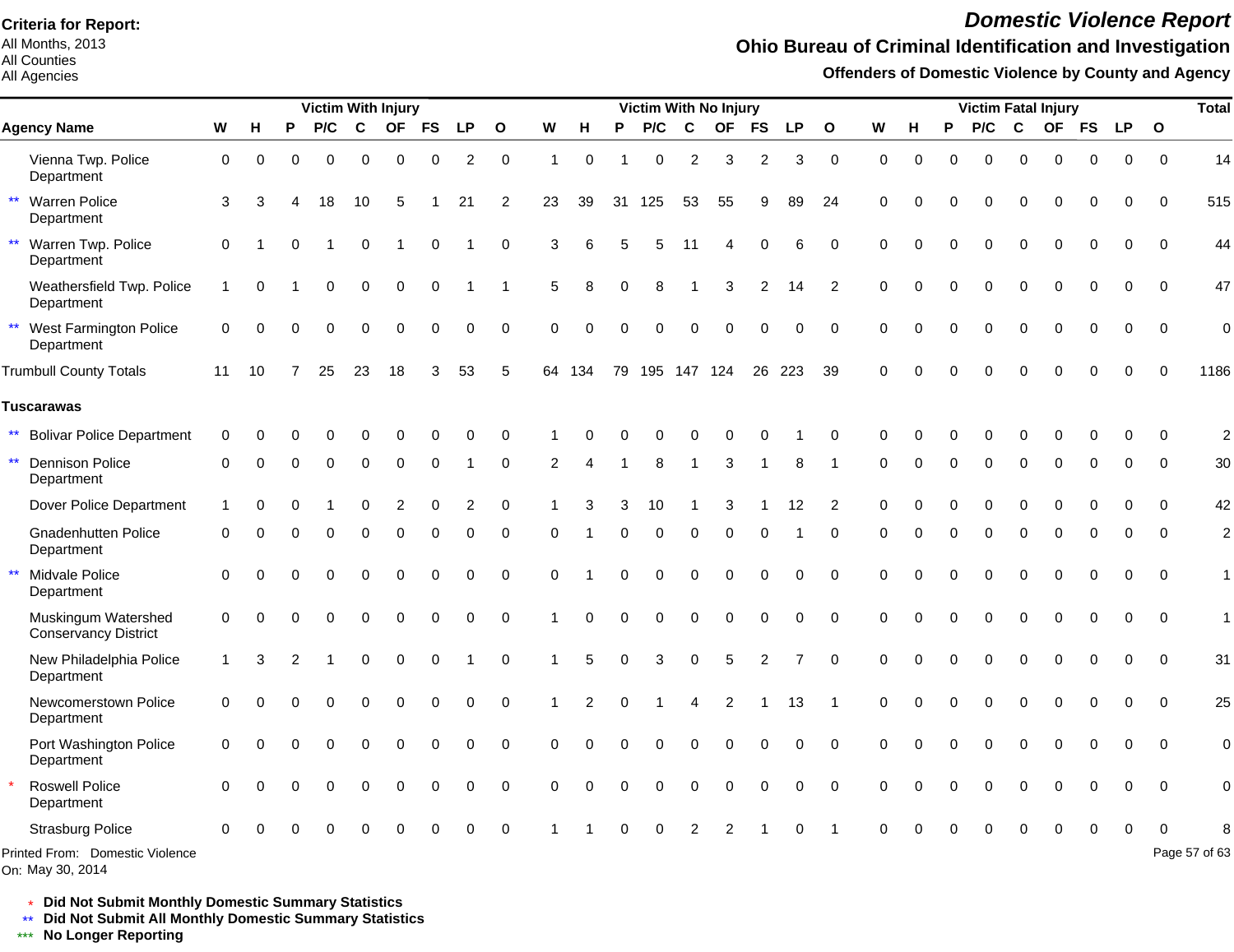**Criteria for Report:**
All Months, 2013
All Counties
All Agencies

# *Domestic Violence Report*

## Ohio Bureau of Criminal Identification and Investigation

### Offenders of Domestic Violence by County and Agency

| | Agency Name | Victim With Injury | | | | | | | | | Victim With No Injury | | | | | | | | | Victim Fatal Injury | | | | | | | | | Total |
|---|---|---|---|---|---|---|---|---|---|---|---|---|---|---|---|---|---|---|---|---|---|---|---|---|---|---|---|---|---|
| | | W | H | P | P/C | C | OF | FS | LP | O | W | H | P | P/C | C | OF | FS | LP | O | W | H | P | P/C | C | OF | FS | LP | O | |
| | Vienna Twp. Police Department | 0 | 0 | 0 | 0 | 0 | 0 | 0 | 2 | 0 | 1 | 0 | 1 | 0 | 2 | 3 | 2 | 3 | 0 | 0 | 0 | 0 | 0 | 0 | 0 | 0 | 0 | 0 | 14 |
| ** | Warren Police Department | 3 | 3 | 4 | 18 | 10 | 5 | 1 | 21 | 2 | 23 | 39 | 31 | 125 | 53 | 55 | 9 | 89 | 24 | 0 | 0 | 0 | 0 | 0 | 0 | 0 | 0 | 0 | 515 |
| ** | Warren Twp. Police Department | 0 | 1 | 0 | 1 | 0 | 1 | 0 | 1 | 0 | 3 | 6 | 5 | 5 | 11 | 4 | 0 | 6 | 0 | 0 | 0 | 0 | 0 | 0 | 0 | 0 | 0 | 0 | 44 |
| | Weathersfield Twp. Police Department | 1 | 0 | 1 | 0 | 0 | 0 | 0 | 1 | 1 | 5 | 8 | 0 | 8 | 1 | 3 | 2 | 14 | 2 | 0 | 0 | 0 | 0 | 0 | 0 | 0 | 0 | 0 | 47 |
| ** | West Farmington Police Department | 0 | 0 | 0 | 0 | 0 | 0 | 0 | 0 | 0 | 0 | 0 | 0 | 0 | 0 | 0 | 0 | 0 | 0 | 0 | 0 | 0 | 0 | 0 | 0 | 0 | 0 | 0 | 0 |
| | Trumbull County Totals | 11 | 10 | 7 | 25 | 23 | 18 | 3 | 53 | 5 | 64 | 134 | 79 | 195 | 147 | 124 | 26 | 223 | 39 | 0 | 0 | 0 | 0 | 0 | 0 | 0 | 0 | 0 | 1186 |
| | **Tuscarawas** | | | | | | | | | | | | | | | | | | | | | | | | | | | | |
| ** | Bolivar Police Department | 0 | 0 | 0 | 0 | 0 | 0 | 0 | 0 | 0 | 1 | 0 | 0 | 0 | 0 | 0 | 0 | 1 | 0 | 0 | 0 | 0 | 0 | 0 | 0 | 0 | 0 | 0 | 2 |
| ** | Dennison Police Department | 0 | 0 | 0 | 0 | 0 | 0 | 0 | 1 | 0 | 2 | 4 | 1 | 8 | 1 | 3 | 1 | 8 | 1 | 0 | 0 | 0 | 0 | 0 | 0 | 0 | 0 | 0 | 30 |
| | Dover Police Department | 1 | 0 | 0 | 1 | 0 | 2 | 0 | 2 | 0 | 1 | 3 | 3 | 10 | 1 | 3 | 1 | 12 | 2 | 0 | 0 | 0 | 0 | 0 | 0 | 0 | 0 | 0 | 42 |
| | Gnadenhutten Police Department | 0 | 0 | 0 | 0 | 0 | 0 | 0 | 0 | 0 | 0 | 1 | 0 | 0 | 0 | 0 | 0 | 1 | 0 | 0 | 0 | 0 | 0 | 0 | 0 | 0 | 0 | 0 | 2 |
| ** | Midvale Police Department | 0 | 0 | 0 | 0 | 0 | 0 | 0 | 0 | 0 | 0 | 1 | 0 | 0 | 0 | 0 | 0 | 0 | 0 | 0 | 0 | 0 | 0 | 0 | 0 | 0 | 0 | 0 | 1 |
| | Muskingum Watershed Conservancy District | 0 | 0 | 0 | 0 | 0 | 0 | 0 | 0 | 0 | 1 | 0 | 0 | 0 | 0 | 0 | 0 | 0 | 0 | 0 | 0 | 0 | 0 | 0 | 0 | 0 | 0 | 0 | 1 |
| | New Philadelphia Police Department | 1 | 3 | 2 | 1 | 0 | 0 | 0 | 1 | 0 | 1 | 5 | 0 | 3 | 0 | 5 | 2 | 7 | 0 | 0 | 0 | 0 | 0 | 0 | 0 | 0 | 0 | 0 | 31 |
| | Newcomerstown Police Department | 0 | 0 | 0 | 0 | 0 | 0 | 0 | 0 | 0 | 1 | 2 | 0 | 1 | 4 | 2 | 1 | 13 | 1 | 0 | 0 | 0 | 0 | 0 | 0 | 0 | 0 | 0 | 25 |
| | Port Washington Police Department | 0 | 0 | 0 | 0 | 0 | 0 | 0 | 0 | 0 | 0 | 0 | 0 | 0 | 0 | 0 | 0 | 0 | 0 | 0 | 0 | 0 | 0 | 0 | 0 | 0 | 0 | 0 | 0 |
| * | Roswell Police Department | 0 | 0 | 0 | 0 | 0 | 0 | 0 | 0 | 0 | 0 | 0 | 0 | 0 | 0 | 0 | 0 | 0 | 0 | 0 | 0 | 0 | 0 | 0 | 0 | 0 | 0 | 0 | 0 |
| | Strasburg Police | 0 | 0 | 0 | 0 | 0 | 0 | 0 | 0 | 0 | 1 | 1 | 0 | 0 | 2 | 2 | 1 | 0 | 1 | 0 | 0 | 0 | 0 | 0 | 0 | 0 | 0 | 0 | 8 |

Printed From: Domestic Violence
On: May 30, 2014

\* **Did Not Submit Monthly Domestic Summary Statistics**
** **Did Not Submit All Monthly Domestic Summary Statistics**
*** **No Longer Reporting**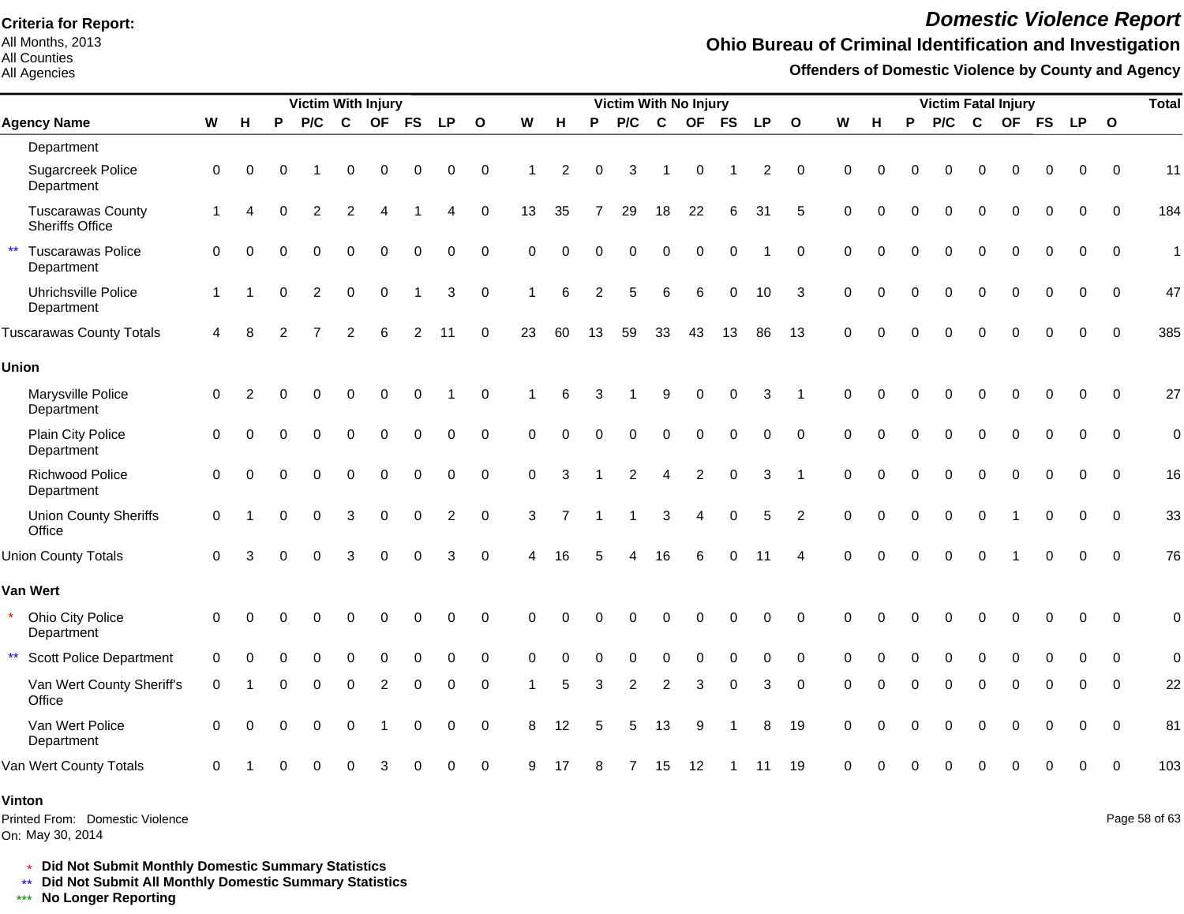# Domestic Violence Report

## Ohio Bureau of Criminal Identification and Investigation

### Offenders of Domestic Violence by County and Agency

**Criteria for Report:**
All Months, 2013
All Counties
All Agencies

| Agency Name | Victim With Injury | | | | | | | | | Victim With No Injury | | | | | | | | | Victim Fatal Injury | | | | | | | | | Total |
|---|---|---|---|---|---|---|---|---|---|---|---|---|---|---|---|---|---|---|---|---|---|---|---|---|---|---|---|---|
| | W | H | P | P/C | C | OF | FS | LP | O | W | H | P | P/C | C | OF | FS | LP | O | W | H | P | P/C | C | OF | FS | LP | O | |
| Department | | | | | | | | | | | | | | | | | | | | | | | | | | | | |
| Sugarcreek Police Department | 0 | 0 | 0 | 1 | 0 | 0 | 0 | 0 | 0 | 1 | 2 | 0 | 3 | 1 | 0 | 1 | 2 | 0 | 0 | 0 | 0 | 0 | 0 | 0 | 0 | 0 | 0 | 11 |
| Tuscarawas County Sheriffs Office | 1 | 4 | 0 | 2 | 2 | 4 | 1 | 4 | 0 | 13 | 35 | 7 | 29 | 18 | 22 | 6 | 31 | 5 | 0 | 0 | 0 | 0 | 0 | 0 | 0 | 0 | 0 | 184 |
| ** Tuscarawas Police Department | 0 | 0 | 0 | 0 | 0 | 0 | 0 | 0 | 0 | 0 | 0 | 0 | 0 | 0 | 0 | 0 | 1 | 0 | 0 | 0 | 0 | 0 | 0 | 0 | 0 | 0 | 0 | 1 |
| Uhrichsville Police Department | 1 | 1 | 0 | 2 | 0 | 0 | 1 | 3 | 0 | 1 | 6 | 2 | 5 | 6 | 6 | 0 | 10 | 3 | 0 | 0 | 0 | 0 | 0 | 0 | 0 | 0 | 0 | 47 |
| Tuscarawas County Totals | 4 | 8 | 2 | 7 | 2 | 6 | 2 | 11 | 0 | 23 | 60 | 13 | 59 | 33 | 43 | 13 | 86 | 13 | 0 | 0 | 0 | 0 | 0 | 0 | 0 | 0 | 0 | 385 |
| **Union** | | | | | | | | | | | | | | | | | | | | | | | | | | | | |
| Marysville Police Department | 0 | 2 | 0 | 0 | 0 | 0 | 0 | 1 | 0 | 1 | 6 | 3 | 1 | 9 | 0 | 0 | 3 | 1 | 0 | 0 | 0 | 0 | 0 | 0 | 0 | 0 | 0 | 27 |
| Plain City Police Department | 0 | 0 | 0 | 0 | 0 | 0 | 0 | 0 | 0 | 0 | 0 | 0 | 0 | 0 | 0 | 0 | 0 | 0 | 0 | 0 | 0 | 0 | 0 | 0 | 0 | 0 | 0 | 0 |
| Richwood Police Department | 0 | 0 | 0 | 0 | 0 | 0 | 0 | 0 | 0 | 0 | 3 | 1 | 2 | 4 | 2 | 0 | 3 | 1 | 0 | 0 | 0 | 0 | 0 | 0 | 0 | 0 | 0 | 16 |
| Union County Sheriffs Office | 0 | 1 | 0 | 0 | 3 | 0 | 0 | 2 | 0 | 3 | 7 | 1 | 1 | 3 | 4 | 0 | 5 | 2 | 0 | 0 | 0 | 0 | 0 | 1 | 0 | 0 | 0 | 33 |
| Union County Totals | 0 | 3 | 0 | 0 | 3 | 0 | 0 | 3 | 0 | 4 | 16 | 5 | 4 | 16 | 6 | 0 | 11 | 4 | 0 | 0 | 0 | 0 | 0 | 1 | 0 | 0 | 0 | 76 |
| **Van Wert** | | | | | | | | | | | | | | | | | | | | | | | | | | | | |
| * Ohio City Police Department | 0 | 0 | 0 | 0 | 0 | 0 | 0 | 0 | 0 | 0 | 0 | 0 | 0 | 0 | 0 | 0 | 0 | 0 | 0 | 0 | 0 | 0 | 0 | 0 | 0 | 0 | 0 | 0 |
| ** Scott Police Department | 0 | 0 | 0 | 0 | 0 | 0 | 0 | 0 | 0 | 0 | 0 | 0 | 0 | 0 | 0 | 0 | 0 | 0 | 0 | 0 | 0 | 0 | 0 | 0 | 0 | 0 | 0 | 0 |
| Van Wert County Sheriff's Office | 0 | 1 | 0 | 0 | 0 | 2 | 0 | 0 | 0 | 1 | 5 | 3 | 2 | 2 | 3 | 0 | 3 | 0 | 0 | 0 | 0 | 0 | 0 | 0 | 0 | 0 | 0 | 22 |
| Van Wert Police Department | 0 | 0 | 0 | 0 | 0 | 1 | 0 | 0 | 0 | 8 | 12 | 5 | 5 | 13 | 9 | 1 | 8 | 19 | 0 | 0 | 0 | 0 | 0 | 0 | 0 | 0 | 0 | 81 |
| Van Wert County Totals | 0 | 1 | 0 | 0 | 0 | 3 | 0 | 0 | 0 | 9 | 17 | 8 | 7 | 15 | 12 | 1 | 11 | 19 | 0 | 0 | 0 | 0 | 0 | 0 | 0 | 0 | 0 | 103 |
| **Vinton** | | | | | | | | | | | | | | | | | | | | | | | | | | | | |

Printed From: Domestic Violence
On: May 30, 2014

\* **Did Not Submit Monthly Domestic Summary Statistics**
\*\* **Did Not Submit All Monthly Domestic Summary Statistics**
\*\*\* **No Longer Reporting**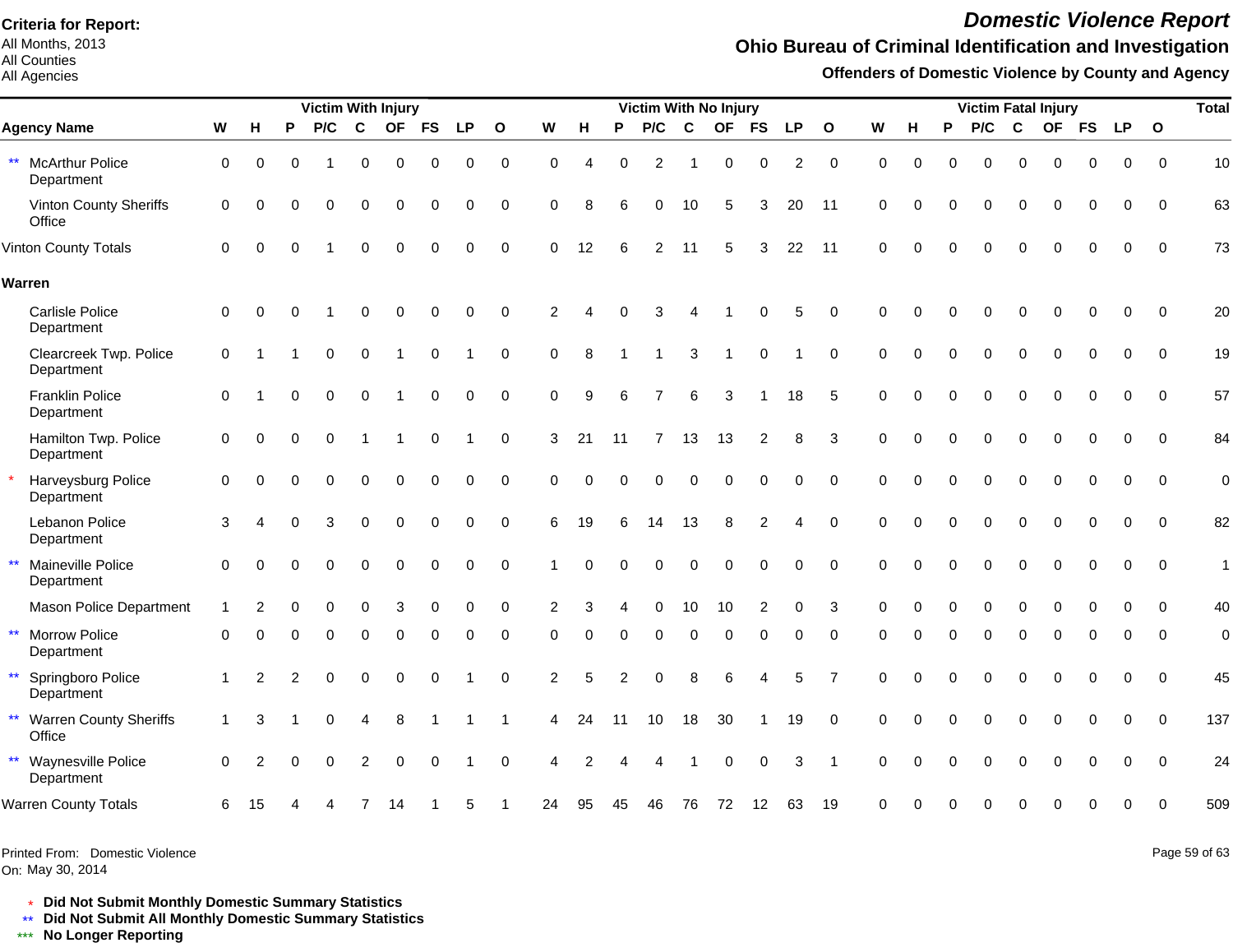**Criteria for Report:**
All Months, 2013
All Counties
All Agencies

# Domestic Violence Report

## Ohio Bureau of Criminal Identification and Investigation

### Offenders of Domestic Violence by County and Agency

| Agency Name | Victim With Injury | | | | | | | | | Victim With No Injury | | | | | | | | | Victim Fatal Injury | | | | | | | | | Total |
|---|---|---|---|---|---|---|---|---|---|---|---|---|---|---|---|---|---|---|---|---|---|---|---|---|---|---|---|---|
| | W | H | P | P/C | C | OF | FS | LP | O | W | H | P | P/C | C | OF | FS | LP | O | W | H | P | P/C | C | OF | FS | LP | O | |
| ** McArthur Police Department | 0 | 0 | 0 | 1 | 0 | 0 | 0 | 0 | 0 | 0 | 4 | 0 | 2 | 1 | 0 | 0 | 2 | 0 | 0 | 0 | 0 | 0 | 0 | 0 | 0 | 0 | 0 | 10 |
| Vinton County Sheriffs Office | 0 | 0 | 0 | 0 | 0 | 0 | 0 | 0 | 0 | 0 | 8 | 6 | 0 | 10 | 5 | 3 | 20 | 11 | 0 | 0 | 0 | 0 | 0 | 0 | 0 | 0 | 0 | 63 |
| Vinton County Totals | 0 | 0 | 0 | 1 | 0 | 0 | 0 | 0 | 0 | 0 | 12 | 6 | 2 | 11 | 5 | 3 | 22 | 11 | 0 | 0 | 0 | 0 | 0 | 0 | 0 | 0 | 0 | 73 |
| **Warren** | | | | | | | | | | | | | | | | | | | | | | | | | | | | |
| Carlisle Police Department | 0 | 0 | 0 | 1 | 0 | 0 | 0 | 0 | 0 | 2 | 4 | 0 | 3 | 4 | 1 | 0 | 5 | 0 | 0 | 0 | 0 | 0 | 0 | 0 | 0 | 0 | 0 | 20 |
| Clearcreek Twp. Police Department | 0 | 1 | 1 | 0 | 0 | 1 | 0 | 1 | 0 | 0 | 8 | 1 | 1 | 3 | 1 | 0 | 1 | 0 | 0 | 0 | 0 | 0 | 0 | 0 | 0 | 0 | 0 | 19 |
| Franklin Police Department | 0 | 1 | 0 | 0 | 0 | 1 | 0 | 0 | 0 | 0 | 9 | 6 | 7 | 6 | 3 | 1 | 18 | 5 | 0 | 0 | 0 | 0 | 0 | 0 | 0 | 0 | 0 | 57 |
| Hamilton Twp. Police Department | 0 | 0 | 0 | 0 | 1 | 1 | 0 | 1 | 0 | 3 | 21 | 11 | 7 | 13 | 13 | 2 | 8 | 3 | 0 | 0 | 0 | 0 | 0 | 0 | 0 | 0 | 0 | 84 |
| * Harveysburg Police Department | 0 | 0 | 0 | 0 | 0 | 0 | 0 | 0 | 0 | 0 | 0 | 0 | 0 | 0 | 0 | 0 | 0 | 0 | 0 | 0 | 0 | 0 | 0 | 0 | 0 | 0 | 0 | 0 |
| Lebanon Police Department | 3 | 4 | 0 | 3 | 0 | 0 | 0 | 0 | 0 | 6 | 19 | 6 | 14 | 13 | 8 | 2 | 4 | 0 | 0 | 0 | 0 | 0 | 0 | 0 | 0 | 0 | 0 | 82 |
| ** Maineville Police Department | 0 | 0 | 0 | 0 | 0 | 0 | 0 | 0 | 0 | 1 | 0 | 0 | 0 | 0 | 0 | 0 | 0 | 0 | 0 | 0 | 0 | 0 | 0 | 0 | 0 | 0 | 0 | 1 |
| Mason Police Department | 1 | 2 | 0 | 0 | 0 | 3 | 0 | 0 | 0 | 2 | 3 | 4 | 0 | 10 | 10 | 2 | 0 | 3 | 0 | 0 | 0 | 0 | 0 | 0 | 0 | 0 | 0 | 40 |
| ** Morrow Police Department | 0 | 0 | 0 | 0 | 0 | 0 | 0 | 0 | 0 | 0 | 0 | 0 | 0 | 0 | 0 | 0 | 0 | 0 | 0 | 0 | 0 | 0 | 0 | 0 | 0 | 0 | 0 | 0 |
| ** Springboro Police Department | 1 | 2 | 2 | 0 | 0 | 0 | 0 | 1 | 0 | 2 | 5 | 2 | 0 | 8 | 6 | 4 | 5 | 7 | 0 | 0 | 0 | 0 | 0 | 0 | 0 | 0 | 0 | 45 |
| ** Warren County Sheriffs Office | 1 | 3 | 1 | 0 | 4 | 8 | 1 | 1 | 1 | 4 | 24 | 11 | 10 | 18 | 30 | 1 | 19 | 0 | 0 | 0 | 0 | 0 | 0 | 0 | 0 | 0 | 0 | 137 |
| ** Waynesville Police Department | 0 | 2 | 0 | 0 | 2 | 0 | 0 | 1 | 0 | 4 | 2 | 4 | 4 | 1 | 0 | 0 | 3 | 1 | 0 | 0 | 0 | 0 | 0 | 0 | 0 | 0 | 0 | 24 |
| Warren County Totals | 6 | 15 | 4 | 4 | 7 | 14 | 1 | 5 | 1 | 24 | 95 | 45 | 46 | 76 | 72 | 12 | 63 | 19 | 0 | 0 | 0 | 0 | 0 | 0 | 0 | 0 | 0 | 509 |

Printed From: Domestic Violence
On: May 30, 2014

\* **Did Not Submit Monthly Domestic Summary Statistics**
\** **Did Not Submit All Monthly Domestic Summary Statistics**
\*** **No Longer Reporting**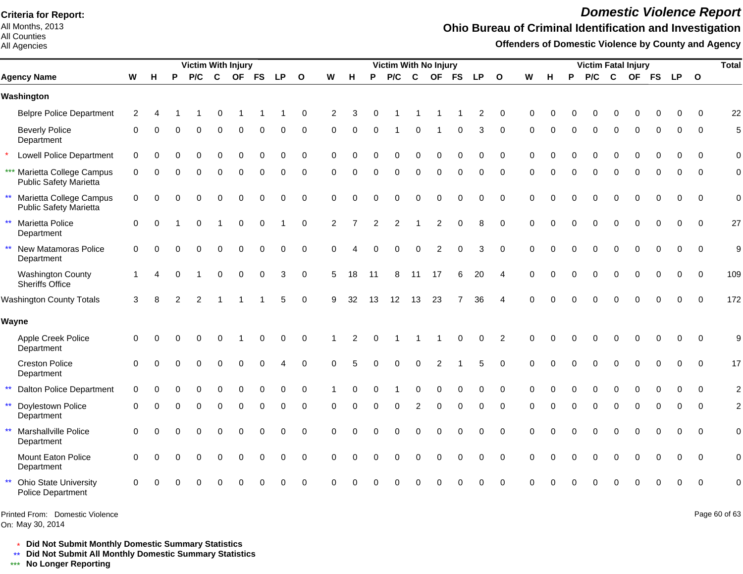**Criteria for Report:**
All Months, 2013
All Counties
All Agencies

# *Domestic Violence Report*

## Ohio Bureau of Criminal Identification and Investigation

### Offenders of Domestic Violence by County and Agency

| Agency Name | Victim With Injury | | | | | | | | | Victim With No Injury | | | | | | | | | Victim Fatal Injury | | | | | | | | | Total |
|---|---|---|---|---|---|---|---|---|---|---|---|---|---|---|---|---|---|---|---|---|---|---|---|---|---|---|---|---|
| | W | H | P | P/C | C | OF | FS | LP | O | W | H | P | P/C | C | OF | FS | LP | O | W | H | P | P/C | C | OF | FS | LP | O | |
| **Washington** | | | | | | | | | | | | | | | | | | | | | | | | | | | | |
| Belpre Police Department | 2 | 4 | 1 | 1 | 0 | 1 | 1 | 1 | 0 | 2 | 3 | 0 | 1 | 1 | 1 | 1 | 2 | 0 | 0 | 0 | 0 | 0 | 0 | 0 | 0 | 0 | 0 | 22 |
| Beverly Police Department | 0 | 0 | 0 | 0 | 0 | 0 | 0 | 0 | 0 | 0 | 0 | 0 | 1 | 0 | 1 | 0 | 3 | 0 | 0 | 0 | 0 | 0 | 0 | 0 | 0 | 0 | 0 | 5 |
| * Lowell Police Department | 0 | 0 | 0 | 0 | 0 | 0 | 0 | 0 | 0 | 0 | 0 | 0 | 0 | 0 | 0 | 0 | 0 | 0 | 0 | 0 | 0 | 0 | 0 | 0 | 0 | 0 | 0 | 0 |
| *** Marietta College Campus Public Safety Marietta | 0 | 0 | 0 | 0 | 0 | 0 | 0 | 0 | 0 | 0 | 0 | 0 | 0 | 0 | 0 | 0 | 0 | 0 | 0 | 0 | 0 | 0 | 0 | 0 | 0 | 0 | 0 | 0 |
| ** Marietta College Campus Public Safety Marietta | 0 | 0 | 0 | 0 | 0 | 0 | 0 | 0 | 0 | 0 | 0 | 0 | 0 | 0 | 0 | 0 | 0 | 0 | 0 | 0 | 0 | 0 | 0 | 0 | 0 | 0 | 0 | 0 |
| ** Marietta Police Department | 0 | 0 | 1 | 0 | 1 | 0 | 0 | 1 | 0 | 2 | 7 | 2 | 2 | 1 | 2 | 0 | 8 | 0 | 0 | 0 | 0 | 0 | 0 | 0 | 0 | 0 | 0 | 27 |
| ** New Matamoras Police Department | 0 | 0 | 0 | 0 | 0 | 0 | 0 | 0 | 0 | 0 | 4 | 0 | 0 | 0 | 2 | 0 | 3 | 0 | 0 | 0 | 0 | 0 | 0 | 0 | 0 | 0 | 0 | 9 |
| Washington County Sheriffs Office | 1 | 4 | 0 | 1 | 0 | 0 | 0 | 3 | 0 | 5 | 18 | 11 | 8 | 11 | 17 | 6 | 20 | 4 | 0 | 0 | 0 | 0 | 0 | 0 | 0 | 0 | 0 | 109 |
| Washington County Totals | 3 | 8 | 2 | 2 | 1 | 1 | 1 | 5 | 0 | 9 | 32 | 13 | 12 | 13 | 23 | 7 | 36 | 4 | 0 | 0 | 0 | 0 | 0 | 0 | 0 | 0 | 0 | 172 |
| **Wayne** | | | | | | | | | | | | | | | | | | | | | | | | | | | | |
| Apple Creek Police Department | 0 | 0 | 0 | 0 | 0 | 1 | 0 | 0 | 0 | 1 | 2 | 0 | 1 | 1 | 1 | 0 | 0 | 2 | 0 | 0 | 0 | 0 | 0 | 0 | 0 | 0 | 0 | 9 |
| Creston Police Department | 0 | 0 | 0 | 0 | 0 | 0 | 0 | 4 | 0 | 0 | 5 | 0 | 0 | 0 | 2 | 1 | 5 | 0 | 0 | 0 | 0 | 0 | 0 | 0 | 0 | 0 | 0 | 17 |
| ** Dalton Police Department | 0 | 0 | 0 | 0 | 0 | 0 | 0 | 0 | 0 | 1 | 0 | 0 | 1 | 0 | 0 | 0 | 0 | 0 | 0 | 0 | 0 | 0 | 0 | 0 | 0 | 0 | 0 | 2 |
| ** Doylestown Police Department | 0 | 0 | 0 | 0 | 0 | 0 | 0 | 0 | 0 | 0 | 0 | 0 | 0 | 2 | 0 | 0 | 0 | 0 | 0 | 0 | 0 | 0 | 0 | 0 | 0 | 0 | 0 | 2 |
| ** Marshallville Police Department | 0 | 0 | 0 | 0 | 0 | 0 | 0 | 0 | 0 | 0 | 0 | 0 | 0 | 0 | 0 | 0 | 0 | 0 | 0 | 0 | 0 | 0 | 0 | 0 | 0 | 0 | 0 | 0 |
| Mount Eaton Police Department | 0 | 0 | 0 | 0 | 0 | 0 | 0 | 0 | 0 | 0 | 0 | 0 | 0 | 0 | 0 | 0 | 0 | 0 | 0 | 0 | 0 | 0 | 0 | 0 | 0 | 0 | 0 | 0 |
| ** Ohio State University Police Department | 0 | 0 | 0 | 0 | 0 | 0 | 0 | 0 | 0 | 0 | 0 | 0 | 0 | 0 | 0 | 0 | 0 | 0 | 0 | 0 | 0 | 0 | 0 | 0 | 0 | 0 | 0 | 0 |

Printed From: Domestic Violence
On: May 30, 2014

\* **Did Not Submit Monthly Domestic Summary Statistics**
\** **Did Not Submit All Monthly Domestic Summary Statistics**
\*** **No Longer Reporting**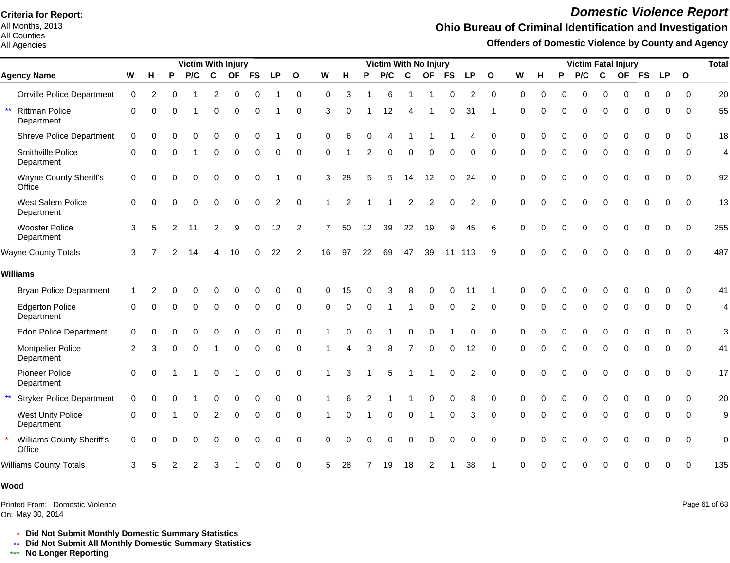**Criteria for Report:**
All Months, 2013
All Counties
All Agencies

# *Domestic Violence Report*

## Ohio Bureau of Criminal Identification and Investigation

### Offenders of Domestic Violence by County and Agency

| | Agency Name | Victim With Injury | | | | | | | | | Victim With No Injury | | | | | | | | | Victim Fatal Injury | | | | | | | | | Total |
|---|---|---|---|---|---|---|---|---|---|---|---|---|---|---|---|---|---|---|---|---|---|---|---|---|---|---|---|---|---|
| | | W | H | P | P/C | C | OF | FS | LP | O | W | H | P | P/C | C | OF | FS | LP | O | W | H | P | P/C | C | OF | FS | LP | O | |
| | Orrville Police Department | 0 | 2 | 0 | 1 | 2 | 0 | 0 | 1 | 0 | 0 | 3 | 1 | 6 | 1 | 1 | 0 | 2 | 0 | 0 | 0 | 0 | 0 | 0 | 0 | 0 | 0 | 0 | 20 |
| ** | Rittman Police Department | 0 | 0 | 0 | 1 | 0 | 0 | 0 | 1 | 0 | 3 | 0 | 1 | 12 | 4 | 1 | 0 | 31 | 1 | 0 | 0 | 0 | 0 | 0 | 0 | 0 | 0 | 0 | 55 |
| | Shreve Police Department | 0 | 0 | 0 | 0 | 0 | 0 | 0 | 1 | 0 | 0 | 6 | 0 | 4 | 1 | 1 | 1 | 4 | 0 | 0 | 0 | 0 | 0 | 0 | 0 | 0 | 0 | 0 | 18 |
| | Smithville Police Department | 0 | 0 | 0 | 1 | 0 | 0 | 0 | 0 | 0 | 0 | 1 | 2 | 0 | 0 | 0 | 0 | 0 | 0 | 0 | 0 | 0 | 0 | 0 | 0 | 0 | 0 | 0 | 4 |
| | Wayne County Sheriff's Office | 0 | 0 | 0 | 0 | 0 | 0 | 0 | 1 | 0 | 3 | 28 | 5 | 5 | 14 | 12 | 0 | 24 | 0 | 0 | 0 | 0 | 0 | 0 | 0 | 0 | 0 | 0 | 92 |
| | West Salem Police Department | 0 | 0 | 0 | 0 | 0 | 0 | 0 | 2 | 0 | 1 | 2 | 1 | 1 | 2 | 2 | 0 | 2 | 0 | 0 | 0 | 0 | 0 | 0 | 0 | 0 | 0 | 0 | 13 |
| | Wooster Police Department | 3 | 5 | 2 | 11 | 2 | 9 | 0 | 12 | 2 | 7 | 50 | 12 | 39 | 22 | 19 | 9 | 45 | 6 | 0 | 0 | 0 | 0 | 0 | 0 | 0 | 0 | 0 | 255 |
| Wayne County Totals | | 3 | 7 | 2 | 14 | 4 | 10 | 0 | 22 | 2 | 16 | 97 | 22 | 69 | 47 | 39 | 11 | 113 | 9 | 0 | 0 | 0 | 0 | 0 | 0 | 0 | 0 | 0 | 487 |
| **Williams** | | | | | | | | | | | | | | | | | | | | | | | | | | | | | |
| | Bryan Police Department | 1 | 2 | 0 | 0 | 0 | 0 | 0 | 0 | 0 | 0 | 15 | 0 | 3 | 8 | 0 | 0 | 11 | 1 | 0 | 0 | 0 | 0 | 0 | 0 | 0 | 0 | 0 | 41 |
| | Edgerton Police Department | 0 | 0 | 0 | 0 | 0 | 0 | 0 | 0 | 0 | 0 | 0 | 0 | 1 | 1 | 0 | 0 | 2 | 0 | 0 | 0 | 0 | 0 | 0 | 0 | 0 | 0 | 0 | 4 |
| | Edon Police Department | 0 | 0 | 0 | 0 | 0 | 0 | 0 | 0 | 0 | 1 | 0 | 0 | 1 | 0 | 0 | 1 | 0 | 0 | 0 | 0 | 0 | 0 | 0 | 0 | 0 | 0 | 0 | 3 |
| | Montpelier Police Department | 2 | 3 | 0 | 0 | 1 | 0 | 0 | 0 | 0 | 1 | 4 | 3 | 8 | 7 | 0 | 0 | 12 | 0 | 0 | 0 | 0 | 0 | 0 | 0 | 0 | 0 | 0 | 41 |
| | Pioneer Police Department | 0 | 0 | 1 | 1 | 0 | 1 | 0 | 0 | 0 | 1 | 3 | 1 | 5 | 1 | 1 | 0 | 2 | 0 | 0 | 0 | 0 | 0 | 0 | 0 | 0 | 0 | 0 | 17 |
| ** | Stryker Police Department | 0 | 0 | 0 | 1 | 0 | 0 | 0 | 0 | 0 | 1 | 6 | 2 | 1 | 1 | 0 | 0 | 8 | 0 | 0 | 0 | 0 | 0 | 0 | 0 | 0 | 0 | 0 | 20 |
| | West Unity Police Department | 0 | 0 | 1 | 0 | 2 | 0 | 0 | 0 | 0 | 1 | 0 | 1 | 0 | 0 | 1 | 0 | 3 | 0 | 0 | 0 | 0 | 0 | 0 | 0 | 0 | 0 | 0 | 9 |
| * | Williams County Sheriff's Office | 0 | 0 | 0 | 0 | 0 | 0 | 0 | 0 | 0 | 0 | 0 | 0 | 0 | 0 | 0 | 0 | 0 | 0 | 0 | 0 | 0 | 0 | 0 | 0 | 0 | 0 | 0 | 0 |
| Williams County Totals | | 3 | 5 | 2 | 2 | 3 | 1 | 0 | 0 | 0 | 5 | 28 | 7 | 19 | 18 | 2 | 1 | 38 | 1 | 0 | 0 | 0 | 0 | 0 | 0 | 0 | 0 | 0 | 135 |
| **Wood** | | | | | | | | | | | | | | | | | | | | | | | | | | | | | |

Printed From: Domestic Violence
On: May 30, 2014

\* **Did Not Submit Monthly Domestic Summary Statistics**
\*\* **Did Not Submit All Monthly Domestic Summary Statistics**
\*\*\* **No Longer Reporting**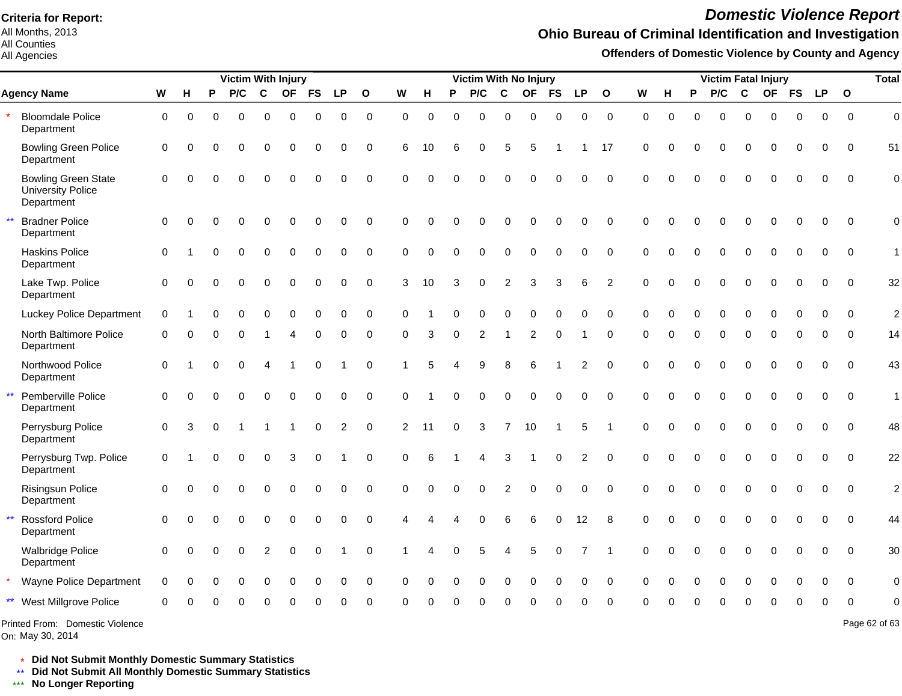**Criteria for Report:**
All Months, 2013
All Counties
All Agencies

# *Domestic Violence Report*

## Ohio Bureau of Criminal Identification and Investigation

### Offenders of Domestic Violence by County and Agency

| | Agency Name | Victim With Injury | | | | | | | | | Victim With No Injury | | | | | | | | | Victim Fatal Injury | | | | | | | | | Total |
|---|---|---|---|---|---|---|---|---|---|---|---|---|---|---|---|---|---|---|---|---|---|---|---|---|---|---|---|---|---|
| | | W | H | P | P/C | C | OF | FS | LP | O | W | H | P | P/C | C | OF | FS | LP | O | W | H | P | P/C | C | OF | FS | LP | O | |
| * | Bloomdale Police Department | 0 | 0 | 0 | 0 | 0 | 0 | 0 | 0 | 0 | 0 | 0 | 0 | 0 | 0 | 0 | 0 | 0 | 0 | 0 | 0 | 0 | 0 | 0 | 0 | 0 | 0 | 0 | 0 |
| | Bowling Green Police Department | 0 | 0 | 0 | 0 | 0 | 0 | 0 | 0 | 0 | 6 | 10 | 6 | 0 | 5 | 5 | 1 | 1 | 17 | 0 | 0 | 0 | 0 | 0 | 0 | 0 | 0 | 0 | 51 |
| | Bowling Green State University Police Department | 0 | 0 | 0 | 0 | 0 | 0 | 0 | 0 | 0 | 0 | 0 | 0 | 0 | 0 | 0 | 0 | 0 | 0 | 0 | 0 | 0 | 0 | 0 | 0 | 0 | 0 | 0 | 0 |
| ** | Bradner Police Department | 0 | 0 | 0 | 0 | 0 | 0 | 0 | 0 | 0 | 0 | 0 | 0 | 0 | 0 | 0 | 0 | 0 | 0 | 0 | 0 | 0 | 0 | 0 | 0 | 0 | 0 | 0 | 0 |
| | Haskins Police Department | 0 | 1 | 0 | 0 | 0 | 0 | 0 | 0 | 0 | 0 | 0 | 0 | 0 | 0 | 0 | 0 | 0 | 0 | 0 | 0 | 0 | 0 | 0 | 0 | 0 | 0 | 0 | 1 |
| | Lake Twp. Police Department | 0 | 0 | 0 | 0 | 0 | 0 | 0 | 0 | 0 | 3 | 10 | 3 | 0 | 2 | 3 | 3 | 6 | 2 | 0 | 0 | 0 | 0 | 0 | 0 | 0 | 0 | 0 | 32 |
| | Luckey Police Department | 0 | 1 | 0 | 0 | 0 | 0 | 0 | 0 | 0 | 0 | 1 | 0 | 0 | 0 | 0 | 0 | 0 | 0 | 0 | 0 | 0 | 0 | 0 | 0 | 0 | 0 | 0 | 2 |
| | North Baltimore Police Department | 0 | 0 | 0 | 0 | 1 | 4 | 0 | 0 | 0 | 0 | 3 | 0 | 2 | 1 | 2 | 0 | 1 | 0 | 0 | 0 | 0 | 0 | 0 | 0 | 0 | 0 | 0 | 14 |
| | Northwood Police Department | 0 | 1 | 0 | 0 | 4 | 1 | 0 | 1 | 0 | 1 | 5 | 4 | 9 | 8 | 6 | 1 | 2 | 0 | 0 | 0 | 0 | 0 | 0 | 0 | 0 | 0 | 0 | 43 |
| ** | Pemberville Police Department | 0 | 0 | 0 | 0 | 0 | 0 | 0 | 0 | 0 | 0 | 1 | 0 | 0 | 0 | 0 | 0 | 0 | 0 | 0 | 0 | 0 | 0 | 0 | 0 | 0 | 0 | 0 | 1 |
| | Perrysburg Police Department | 0 | 3 | 0 | 1 | 1 | 1 | 0 | 2 | 0 | 2 | 11 | 0 | 3 | 7 | 10 | 1 | 5 | 1 | 0 | 0 | 0 | 0 | 0 | 0 | 0 | 0 | 0 | 48 |
| | Perrysburg Twp. Police Department | 0 | 1 | 0 | 0 | 0 | 3 | 0 | 1 | 0 | 0 | 6 | 1 | 4 | 3 | 1 | 0 | 2 | 0 | 0 | 0 | 0 | 0 | 0 | 0 | 0 | 0 | 0 | 22 |
| | Risingsun Police Department | 0 | 0 | 0 | 0 | 0 | 0 | 0 | 0 | 0 | 0 | 0 | 0 | 0 | 2 | 0 | 0 | 0 | 0 | 0 | 0 | 0 | 0 | 0 | 0 | 0 | 0 | 0 | 2 |
| ** | Rossford Police Department | 0 | 0 | 0 | 0 | 0 | 0 | 0 | 0 | 0 | 4 | 4 | 4 | 0 | 6 | 6 | 0 | 12 | 8 | 0 | 0 | 0 | 0 | 0 | 0 | 0 | 0 | 0 | 44 |
| | Walbridge Police Department | 0 | 0 | 0 | 0 | 2 | 0 | 0 | 1 | 0 | 1 | 4 | 0 | 5 | 4 | 5 | 0 | 7 | 1 | 0 | 0 | 0 | 0 | 0 | 0 | 0 | 0 | 0 | 30 |
| * | Wayne Police Department | 0 | 0 | 0 | 0 | 0 | 0 | 0 | 0 | 0 | 0 | 0 | 0 | 0 | 0 | 0 | 0 | 0 | 0 | 0 | 0 | 0 | 0 | 0 | 0 | 0 | 0 | 0 | 0 |
| ** | West Millgrove Police | 0 | 0 | 0 | 0 | 0 | 0 | 0 | 0 | 0 | 0 | 0 | 0 | 0 | 0 | 0 | 0 | 0 | 0 | 0 | 0 | 0 | 0 | 0 | 0 | 0 | 0 | 0 | 0 |

Printed From: Domestic Violence
On: May 30, 2014

\* **Did Not Submit Monthly Domestic Summary Statistics**
** **Did Not Submit All Monthly Domestic Summary Statistics**
*** **No Longer Reporting**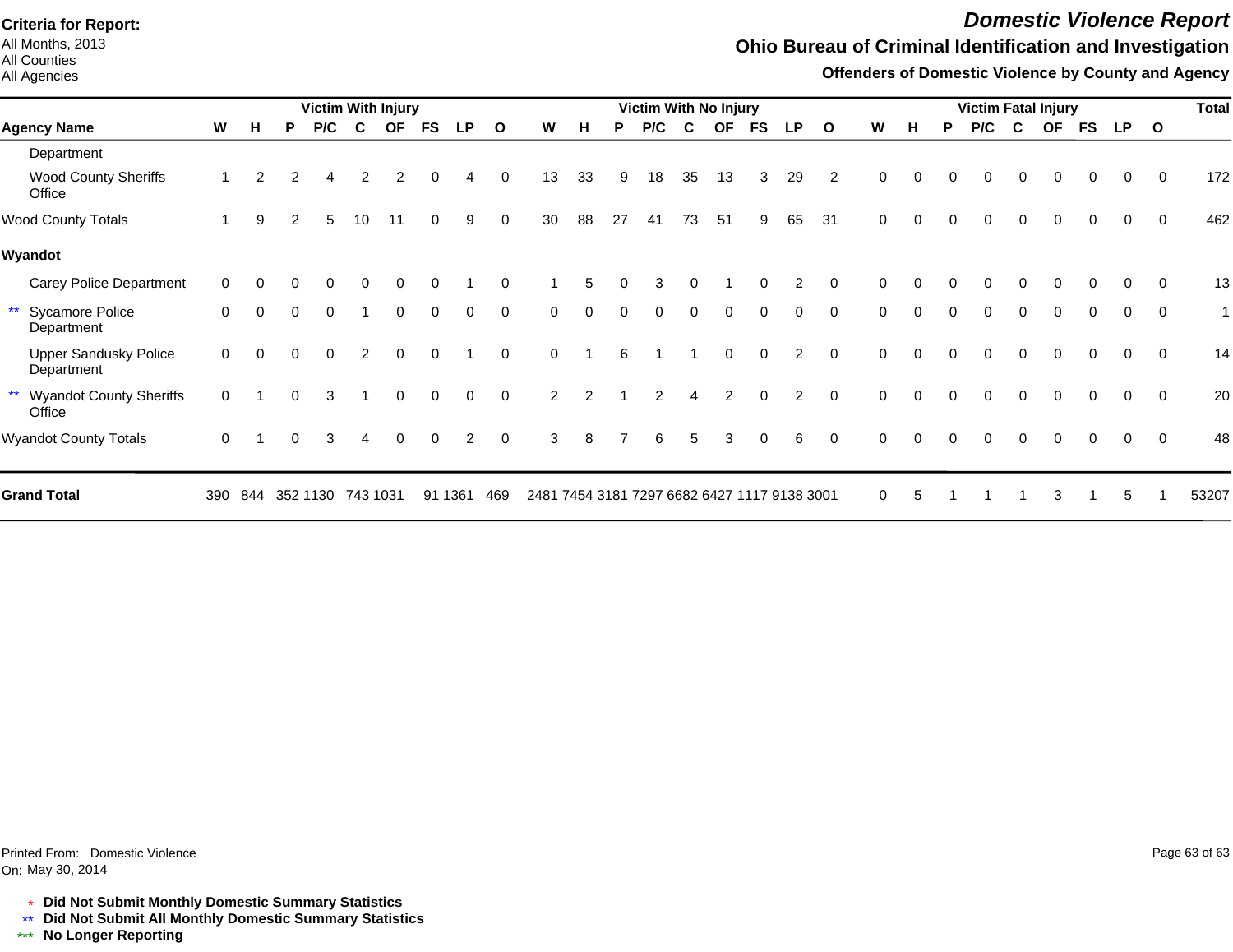**Criteria for Report:**
All Months, 2013
All Counties
All Agencies

# *Domestic Violence Report*

## Ohio Bureau of Criminal Identification and Investigation

### Offenders of Domestic Violence by County and Agency

| | Victim With Injury | | | | | | | | | Victim With No Injury | | | | | | | | | Victim Fatal Injury | | | | | | | | | Total |
|---|---|---|---|---|---|---|---|---|---|---|---|---|---|---|---|---|---|---|---|---|---|---|---|---|---|---|---|---|
| **Agency Name** | **W** | **H** | **P** | **P/C** | **C** | **OF** | **FS** | **LP** | **O** | **W** | **H** | **P** | **P/C** | **C** | **OF** | **FS** | **LP** | **O** | **W** | **H** | **P** | **P/C** | **C** | **OF** | **FS** | **LP** | **O** | |
| Department | | | | | | | | | | | | | | | | | | | | | | | | | | | | |
| Wood County Sheriffs Office | 1 | 2 | 2 | 4 | 2 | 2 | 0 | 4 | 0 | 13 | 33 | 9 | 18 | 35 | 13 | 3 | 29 | 2 | 0 | 0 | 0 | 0 | 0 | 0 | 0 | 0 | 0 | 172 |
| Wood County Totals | 1 | 9 | 2 | 5 | 10 | 11 | 0 | 9 | 0 | 30 | 88 | 27 | 41 | 73 | 51 | 9 | 65 | 31 | 0 | 0 | 0 | 0 | 0 | 0 | 0 | 0 | 0 | 462 |
| **Wyandot** | | | | | | | | | | | | | | | | | | | | | | | | | | | | |
| Carey Police Department | 0 | 0 | 0 | 0 | 0 | 0 | 0 | 1 | 0 | 1 | 5 | 0 | 3 | 0 | 1 | 0 | 2 | 0 | 0 | 0 | 0 | 0 | 0 | 0 | 0 | 0 | 0 | 13 |
| ** Sycamore Police Department | 0 | 0 | 0 | 0 | 1 | 0 | 0 | 0 | 0 | 0 | 0 | 0 | 0 | 0 | 0 | 0 | 0 | 0 | 0 | 0 | 0 | 0 | 0 | 0 | 0 | 0 | 0 | 1 |
| Upper Sandusky Police Department | 0 | 0 | 0 | 0 | 2 | 0 | 0 | 1 | 0 | 0 | 1 | 6 | 1 | 1 | 0 | 0 | 2 | 0 | 0 | 0 | 0 | 0 | 0 | 0 | 0 | 0 | 0 | 14 |
| ** Wyandot County Sheriffs Office | 0 | 1 | 0 | 3 | 1 | 0 | 0 | 0 | 0 | 2 | 2 | 1 | 2 | 4 | 2 | 0 | 2 | 0 | 0 | 0 | 0 | 0 | 0 | 0 | 0 | 0 | 0 | 20 |
| Wyandot County Totals | 0 | 1 | 0 | 3 | 4 | 0 | 0 | 2 | 0 | 3 | 8 | 7 | 6 | 5 | 3 | 0 | 6 | 0 | 0 | 0 | 0 | 0 | 0 | 0 | 0 | 0 | 0 | 48 |
| **Grand Total** | 390 | 844 | 352 | 1130 | 743 | 1031 | 91 | 1361 | 469 | 2481 | 7454 | 3181 | 7297 | 6682 | 6427 | 1117 | 9138 | 3001 | 0 | 5 | 1 | 1 | 1 | 3 | 1 | 5 | 1 | 53207 |

Printed From: Domestic Violence
On: May 30, 2014

\* **Did Not Submit Monthly Domestic Summary Statistics**
** **Did Not Submit All Monthly Domestic Summary Statistics**
*** **No Longer Reporting**